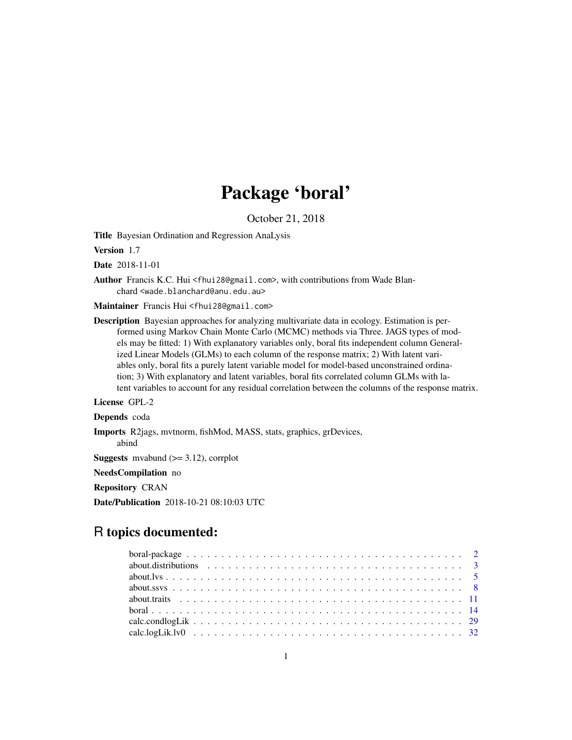# Package 'boral'

October 21, 2018

**Title** Bayesian Ordination and Regression AnaLysis

**Version** 1.7

**Date** 2018-11-01

**Author** Francis K.C. Hui <fhui28@gmail.com>, with contributions from Wade Blanchard <wade.blanchard@anu.edu.au>

**Maintainer** Francis Hui <fhui28@gmail.com>

**Description** Bayesian approaches for analyzing multivariate data in ecology. Estimation is performed using Markov Chain Monte Carlo (MCMC) methods via Three. JAGS types of models may be fitted: 1) With explanatory variables only, boral fits independent column Generalized Linear Models (GLMs) to each column of the response matrix; 2) With latent variables only, boral fits a purely latent variable model for model-based unconstrained ordination; 3) With explanatory and latent variables, boral fits correlated column GLMs with latent variables to account for any residual correlation between the columns of the response matrix.

**License** GPL-2

**Depends** coda

**Imports** R2jags, mvtnorm, fishMod, MASS, stats, graphics, grDevices, abind

**Suggests** mvabund (>= 3.12), corrplot

**NeedsCompilation** no

**Repository** CRAN

**Date/Publication** 2018-10-21 08:10:03 UTC

## R topics documented:

- boral-package . . . . . . . . . . . . . . . . . . . . . . . . . . . . . . . . . . . . . . . . 2
- about.distributions . . . . . . . . . . . . . . . . . . . . . . . . . . . . . . . . . . . . . 3
- about.lvs . . . . . . . . . . . . . . . . . . . . . . . . . . . . . . . . . . . . . . . . . . . 5
- about.ssvs . . . . . . . . . . . . . . . . . . . . . . . . . . . . . . . . . . . . . . . . . . 8
- about.traits . . . . . . . . . . . . . . . . . . . . . . . . . . . . . . . . . . . . . . . . . 11
- boral . . . . . . . . . . . . . . . . . . . . . . . . . . . . . . . . . . . . . . . . . . . . . 14
- calc.condlogLik . . . . . . . . . . . . . . . . . . . . . . . . . . . . . . . . . . . . . . . 29
- calc.logLik.lv0 . . . . . . . . . . . . . . . . . . . . . . . . . . . . . . . . . . . . . . . 32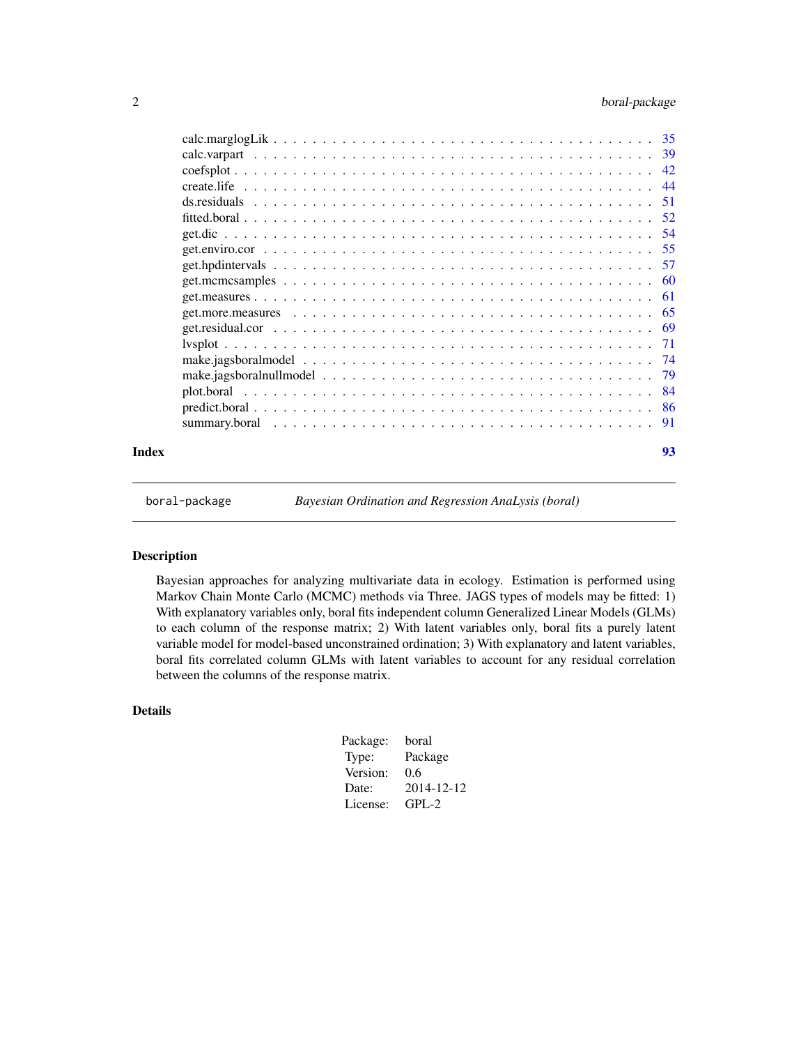calc.marglogLik . . . . . . . . . . . . . . . . . . . . . . . . . . . . . . . . . . . . . . . . 35
calc.varpart . . . . . . . . . . . . . . . . . . . . . . . . . . . . . . . . . . . . . . . . . 39
coefsplot . . . . . . . . . . . . . . . . . . . . . . . . . . . . . . . . . . . . . . . . . . . 42
create.life . . . . . . . . . . . . . . . . . . . . . . . . . . . . . . . . . . . . . . . . . . 44
ds.residuals . . . . . . . . . . . . . . . . . . . . . . . . . . . . . . . . . . . . . . . . . 51
fitted.boral . . . . . . . . . . . . . . . . . . . . . . . . . . . . . . . . . . . . . . . . . . 52
get.dic . . . . . . . . . . . . . . . . . . . . . . . . . . . . . . . . . . . . . . . . . . . . 54
get.enviro.cor . . . . . . . . . . . . . . . . . . . . . . . . . . . . . . . . . . . . . . . . 55
get.hpdintervals . . . . . . . . . . . . . . . . . . . . . . . . . . . . . . . . . . . . . . . 57
get.mcmcsamples . . . . . . . . . . . . . . . . . . . . . . . . . . . . . . . . . . . . . . . 60
get.measures . . . . . . . . . . . . . . . . . . . . . . . . . . . . . . . . . . . . . . . . . 61
get.more.measures . . . . . . . . . . . . . . . . . . . . . . . . . . . . . . . . . . . . . . 65
get.residual.cor . . . . . . . . . . . . . . . . . . . . . . . . . . . . . . . . . . . . . . . 69
lvsplot . . . . . . . . . . . . . . . . . . . . . . . . . . . . . . . . . . . . . . . . . . . . 71
make.jagsboralmodel . . . . . . . . . . . . . . . . . . . . . . . . . . . . . . . . . . . . . 74
make.jagsboralnullmodel . . . . . . . . . . . . . . . . . . . . . . . . . . . . . . . . . . . 79
plot.boral . . . . . . . . . . . . . . . . . . . . . . . . . . . . . . . . . . . . . . . . . . . 84
predict.boral . . . . . . . . . . . . . . . . . . . . . . . . . . . . . . . . . . . . . . . . . 86
summary.boral . . . . . . . . . . . . . . . . . . . . . . . . . . . . . . . . . . . . . . . . . 91

**Index** **93**

---

`boral-package` *Bayesian Ordination and Regression AnaLysis (boral)*

---

## Description

Bayesian approaches for analyzing multivariate data in ecology. Estimation is performed using Markov Chain Monte Carlo (MCMC) methods via Three. JAGS types of models may be fitted: 1) With explanatory variables only, boral fits independent column Generalized Linear Models (GLMs) to each column of the response matrix; 2) With latent variables only, boral fits a purely latent variable model for model-based unconstrained ordination; 3) With explanatory and latent variables, boral fits correlated column GLMs with latent variables to account for any residual correlation between the columns of the response matrix.

## Details

| | |
|---|---|
| Package: | boral |
| Type: | Package |
| Version: | 0.6 |
| Date: | 2014-12-12 |
| License: | GPL-2 |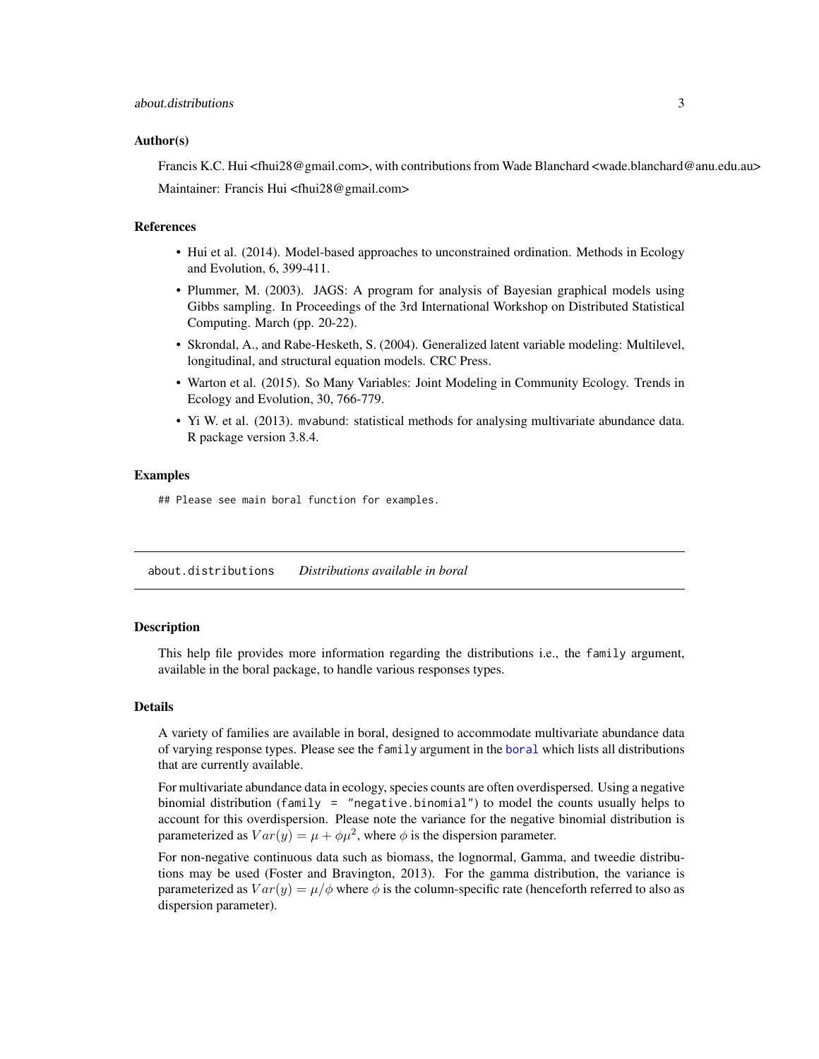### Author(s)

Francis K.C. Hui <fhui28@gmail.com>, with contributions from Wade Blanchard <wade.blanchard@anu.edu.au>

Maintainer: Francis Hui <fhui28@gmail.com>

### References

- Hui et al. (2014). Model-based approaches to unconstrained ordination. Methods in Ecology and Evolution, 6, 399-411.
- Plummer, M. (2003). JAGS: A program for analysis of Bayesian graphical models using Gibbs sampling. In Proceedings of the 3rd International Workshop on Distributed Statistical Computing. March (pp. 20-22).
- Skrondal, A., and Rabe-Hesketh, S. (2004). Generalized latent variable modeling: Multilevel, longitudinal, and structural equation models. CRC Press.
- Warton et al. (2015). So Many Variables: Joint Modeling in Community Ecology. Trends in Ecology and Evolution, 30, 766-779.
- Yi W. et al. (2013). `mvabund`: statistical methods for analysing multivariate abundance data. R package version 3.8.4.

### Examples

```
## Please see main boral function for examples.
```

---

## about.distributions — *Distributions available in boral*

### Description

This help file provides more information regarding the distributions i.e., the `family` argument, available in the boral package, to handle various responses types.

### Details

A variety of families are available in boral, designed to accommodate multivariate abundance data of varying response types. Please see the `family` argument in the `boral` which lists all distributions that are currently available.

For multivariate abundance data in ecology, species counts are often overdispersed. Using a negative binomial distribution (`family = "negative.binomial"`) to model the counts usually helps to account for this overdispersion. Please note the variance for the negative binomial distribution is parameterized as $Var(y) = \mu + \phi\mu^2$, where $\phi$ is the dispersion parameter.

For non-negative continuous data such as biomass, the lognormal, Gamma, and tweedie distributions may be used (Foster and Bravington, 2013). For the gamma distribution, the variance is parameterized as $Var(y) = \mu/\phi$ where $\phi$ is the column-specific rate (henceforth referred to also as dispersion parameter).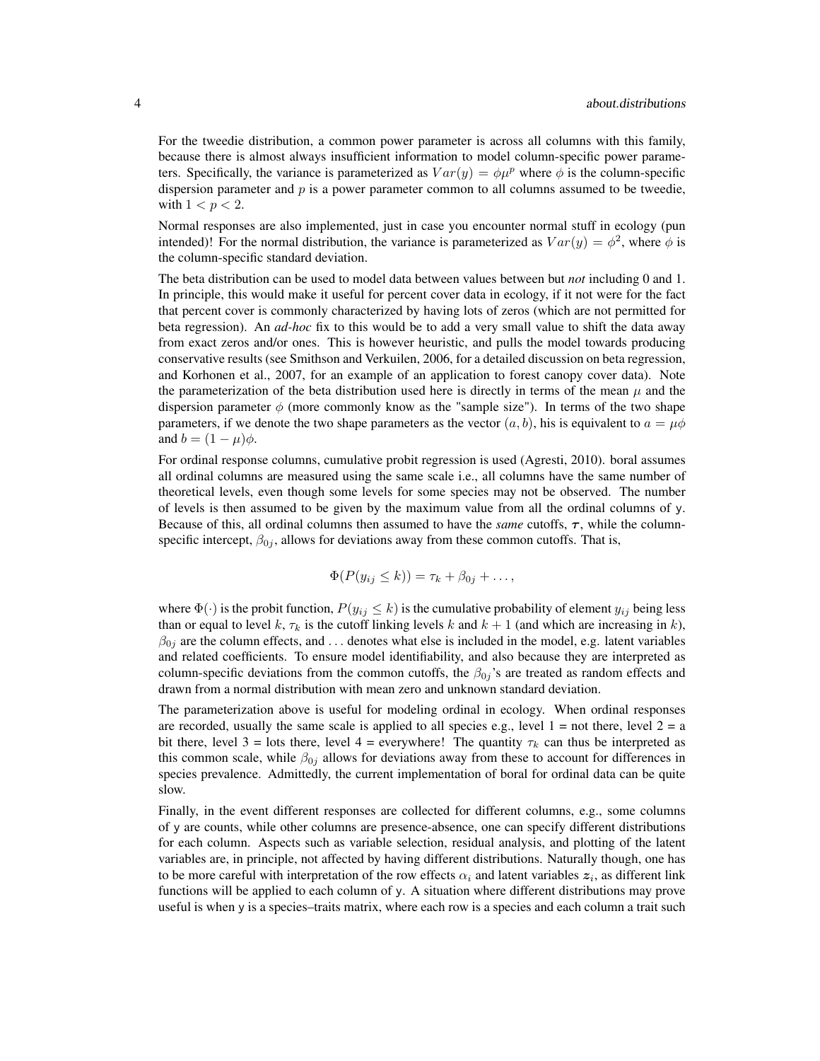For the tweedie distribution, a common power parameter is across all columns with this family, because there is almost always insufficient information to model column-specific power parameters. Specifically, the variance is parameterized as $Var(y) = \phi\mu^p$ where $\phi$ is the column-specific dispersion parameter and $p$ is a power parameter common to all columns assumed to be tweedie, with $1 < p < 2$.

Normal responses are also implemented, just in case you encounter normal stuff in ecology (pun intended)! For the normal distribution, the variance is parameterized as $Var(y) = \phi^2$, where $\phi$ is the column-specific standard deviation.

The beta distribution can be used to model data between values between but *not* including 0 and 1. In principle, this would make it useful for percent cover data in ecology, if it not were for the fact that percent cover is commonly characterized by having lots of zeros (which are not permitted for beta regression). An *ad-hoc* fix to this would be to add a very small value to shift the data away from exact zeros and/or ones. This is however heuristic, and pulls the model towards producing conservative results (see Smithson and Verkuilen, 2006, for a detailed discussion on beta regression, and Korhonen et al., 2007, for an example of an application to forest canopy cover data). Note the parameterization of the beta distribution used here is directly in terms of the mean $\mu$ and the dispersion parameter $\phi$ (more commonly know as the "sample size"). In terms of the two shape parameters, if we denote the two shape parameters as the vector $(a, b)$, his is equivalent to $a = \mu\phi$ and $b = (1 - \mu)\phi$.

For ordinal response columns, cumulative probit regression is used (Agresti, 2010). boral assumes all ordinal columns are measured using the same scale i.e., all columns have the same number of theoretical levels, even though some levels for some species may not be observed. The number of levels is then assumed to be given by the maximum value from all the ordinal columns of y. Because of this, all ordinal columns then assumed to have the *same* cutoffs, $\boldsymbol{\tau}$, while the column-specific intercept, $\beta_{0j}$, allows for deviations away from these common cutoffs. That is,

$$\Phi(P(y_{ij} \leq k)) = \tau_k + \beta_{0j} + \ldots,$$

where $\Phi(\cdot)$ is the probit function, $P(y_{ij} \leq k)$ is the cumulative probability of element $y_{ij}$ being less than or equal to level $k$, $\tau_k$ is the cutoff linking levels $k$ and $k+1$ (and which are increasing in $k$), $\beta_{0j}$ are the column effects, and $\ldots$ denotes what else is included in the model, e.g. latent variables and related coefficients. To ensure model identifiability, and also because they are interpreted as column-specific deviations from the common cutoffs, the $\beta_{0j}$'s are treated as random effects and drawn from a normal distribution with mean zero and unknown standard deviation.

The parameterization above is useful for modeling ordinal in ecology. When ordinal responses are recorded, usually the same scale is applied to all species e.g., level 1 = not there, level 2 = a bit there, level 3 = lots there, level 4 = everywhere! The quantity $\tau_k$ can thus be interpreted as this common scale, while $\beta_{0j}$ allows for deviations away from these to account for differences in species prevalence. Admittedly, the current implementation of boral for ordinal data can be quite slow.

Finally, in the event different responses are collected for different columns, e.g., some columns of y are counts, while other columns are presence-absence, one can specify different distributions for each column. Aspects such as variable selection, residual analysis, and plotting of the latent variables are, in principle, not affected by having different distributions. Naturally though, one has to be more careful with interpretation of the row effects $\alpha_i$ and latent variables $\boldsymbol{z}_i$, as different link functions will be applied to each column of y. A situation where different distributions may prove useful is when y is a species–traits matrix, where each row is a species and each column a trait such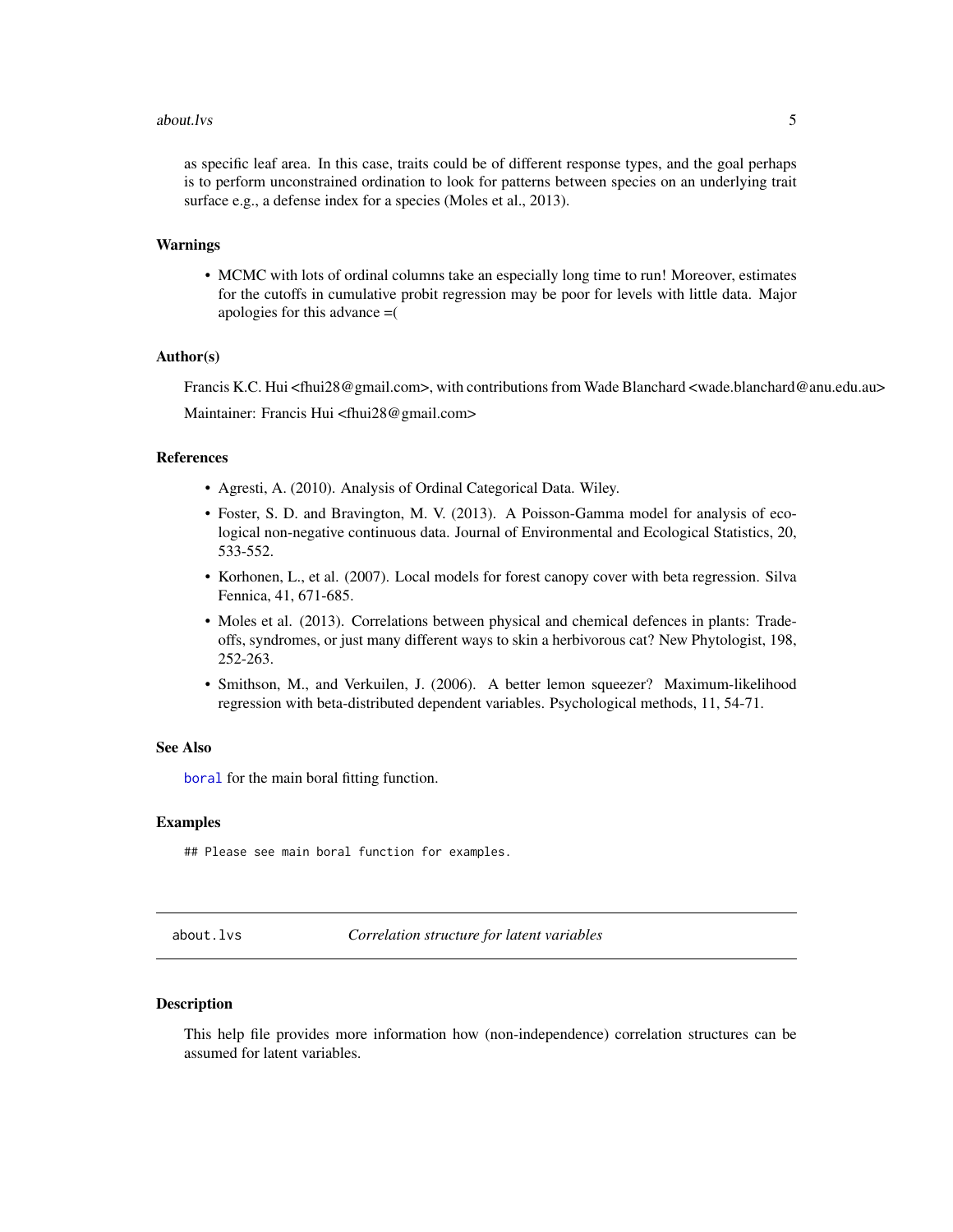as specific leaf area. In this case, traits could be of different response types, and the goal perhaps is to perform unconstrained ordination to look for patterns between species on an underlying trait surface e.g., a defense index for a species (Moles et al., 2013).

### Warnings

- MCMC with lots of ordinal columns take an especially long time to run! Moreover, estimates for the cutoffs in cumulative probit regression may be poor for levels with little data. Major apologies for this advance =(

### Author(s)

Francis K.C. Hui <fhui28@gmail.com>, with contributions from Wade Blanchard <wade.blanchard@anu.edu.au>

Maintainer: Francis Hui <fhui28@gmail.com>

### References

- Agresti, A. (2010). Analysis of Ordinal Categorical Data. Wiley.
- Foster, S. D. and Bravington, M. V. (2013). A Poisson-Gamma model for analysis of ecological non-negative continuous data. Journal of Environmental and Ecological Statistics, 20, 533-552.
- Korhonen, L., et al. (2007). Local models for forest canopy cover with beta regression. Silva Fennica, 41, 671-685.
- Moles et al. (2013). Correlations between physical and chemical defences in plants: Trade-offs, syndromes, or just many different ways to skin a herbivorous cat? New Phytologist, 198, 252-263.
- Smithson, M., and Verkuilen, J. (2006). A better lemon squeezer? Maximum-likelihood regression with beta-distributed dependent variables. Psychological methods, 11, 54-71.

### See Also

`boral` for the main boral fitting function.

### Examples

```
## Please see main boral function for examples.
```

---

## about.lvs — *Correlation structure for latent variables*

### Description

This help file provides more information how (non-independence) correlation structures can be assumed for latent variables.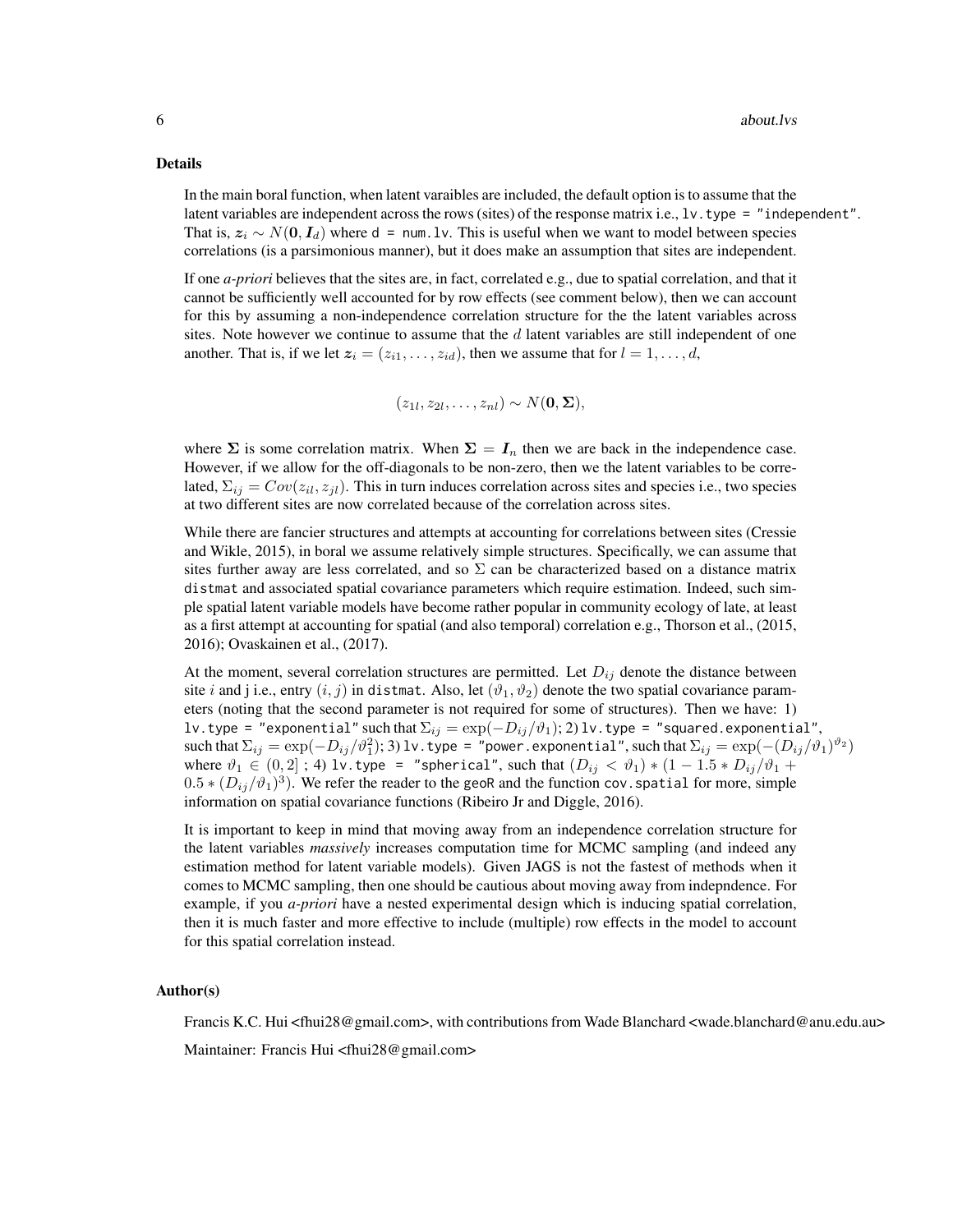## Details

In the main boral function, when latent varaibles are included, the default option is to assume that the latent variables are independent across the rows (sites) of the response matrix i.e., `lv.type = "independent"`. That is, $\boldsymbol{z}_i \sim N(\boldsymbol{0}, \boldsymbol{I}_d)$ where `d = num.lv`. This is useful when we want to model between species correlations (is a parsimonious manner), but it does make an assumption that sites are independent.

If one *a-priori* believes that the sites are, in fact, correlated e.g., due to spatial correlation, and that it cannot be sufficiently well accounted for by row effects (see comment below), then we can account for this by assuming a non-independence correlation structure for the the latent variables across sites. Note however we continue to assume that the $d$ latent variables are still independent of one another. That is, if we let $\boldsymbol{z}_i = (z_{i1}, \ldots, z_{id})$, then we assume that for $l = 1, \ldots, d$,

$$(z_{1l}, z_{2l}, \ldots, z_{nl}) \sim N(\boldsymbol{0}, \boldsymbol{\Sigma}),$$

where $\boldsymbol{\Sigma}$ is some correlation matrix. When $\boldsymbol{\Sigma} = \boldsymbol{I}_n$ then we are back in the independence case. However, if we allow for the off-diagonals to be non-zero, then we the latent variables to be correlated, $\Sigma_{ij} = Cov(z_{il}, z_{jl})$. This in turn induces correlation across sites and species i.e., two species at two different sites are now correlated because of the correlation across sites.

While there are fancier structures and attempts at accounting for correlations between sites (Cressie and Wikle, 2015), in boral we assume relatively simple structures. Specifically, we can assume that sites further away are less correlated, and so $\Sigma$ can be characterized based on a distance matrix `distmat` and associated spatial covariance parameters which require estimation. Indeed, such simple spatial latent variable models have become rather popular in community ecology of late, at least as a first attempt at accounting for spatial (and also temporal) correlation e.g., Thorson et al., (2015, 2016); Ovaskainen et al., (2017).

At the moment, several correlation structures are permitted. Let $D_{ij}$ denote the distance between site $i$ and j i.e., entry $(i, j)$ in `distmat`. Also, let $(\vartheta_1, \vartheta_2)$ denote the two spatial covariance parameters (noting that the second parameter is not required for some of structures). Then we have: 1) `lv.type = "exponential"` such that $\Sigma_{ij} = \exp(-D_{ij}/\vartheta_1)$; 2) `lv.type = "squared.exponential"`, such that $\Sigma_{ij} = \exp(-D_{ij}/\vartheta_1^2)$; 3) `lv.type = "power.exponential"`, such that $\Sigma_{ij} = \exp(-(D_{ij}/\vartheta_1)^{\vartheta_2})$ where $\vartheta_1 \in (0, 2]$ ; 4) `lv.type = "spherical"`, such that $(D_{ij} < \vartheta_1) * (1 - 1.5 * D_{ij}/\vartheta_1 + 0.5 * (D_{ij}/\vartheta_1)^3)$. We refer the reader to the `geoR` and the function `cov.spatial` for more, simple information on spatial covariance functions (Ribeiro Jr and Diggle, 2016).

It is important to keep in mind that moving away from an independence correlation structure for the latent variables *massively* increases computation time for MCMC sampling (and indeed any estimation method for latent variable models). Given JAGS is not the fastest of methods when it comes to MCMC sampling, then one should be cautious about moving away from indepndence. For example, if you *a-priori* have a nested experimental design which is inducing spatial correlation, then it is much faster and more effective to include (multiple) row effects in the model to account for this spatial correlation instead.

## Author(s)

Francis K.C. Hui <fhui28@gmail.com>, with contributions from Wade Blanchard <wade.blanchard@anu.edu.au>

Maintainer: Francis Hui <fhui28@gmail.com>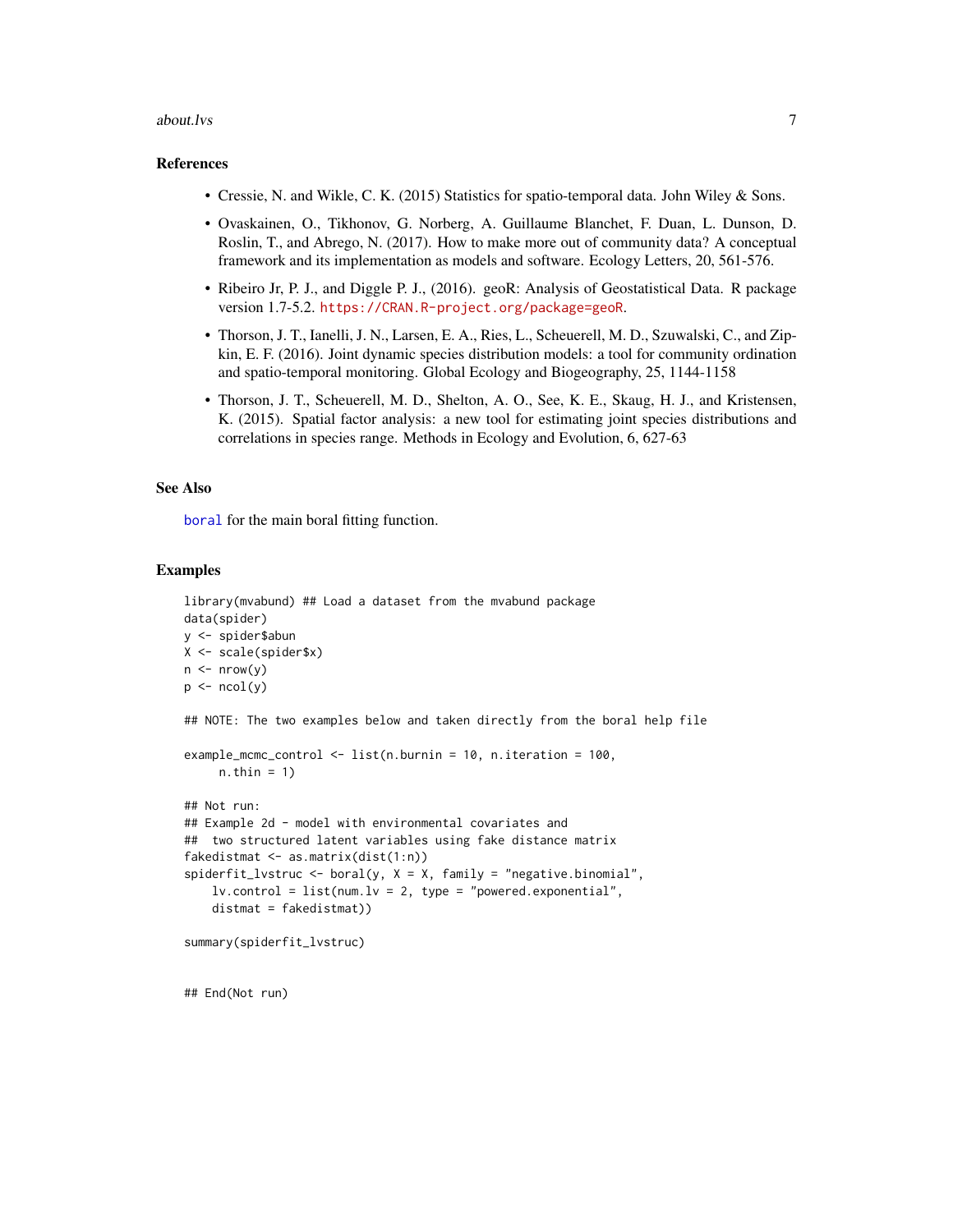### References

- Cressie, N. and Wikle, C. K. (2015) Statistics for spatio-temporal data. John Wiley & Sons.
- Ovaskainen, O., Tikhonov, G. Norberg, A. Guillaume Blanchet, F. Duan, L. Dunson, D. Roslin, T., and Abrego, N. (2017). How to make more out of community data? A conceptual framework and its implementation as models and software. Ecology Letters, 20, 561-576.
- Ribeiro Jr, P. J., and Diggle P. J., (2016). geoR: Analysis of Geostatistical Data. R package version 1.7-5.2. https://CRAN.R-project.org/package=geoR.
- Thorson, J. T., Ianelli, J. N., Larsen, E. A., Ries, L., Scheuerell, M. D., Szuwalski, C., and Zipkin, E. F. (2016). Joint dynamic species distribution models: a tool for community ordination and spatio-temporal monitoring. Global Ecology and Biogeography, 25, 1144-1158
- Thorson, J. T., Scheuerell, M. D., Shelton, A. O., See, K. E., Skaug, H. J., and Kristensen, K. (2015). Spatial factor analysis: a new tool for estimating joint species distributions and correlations in species range. Methods in Ecology and Evolution, 6, 627-63

### See Also

boral for the main boral fitting function.

### Examples

```
library(mvabund) ## Load a dataset from the mvabund package
data(spider)
y <- spider$abun
X <- scale(spider$x)
n <- nrow(y)
p <- ncol(y)

## NOTE: The two examples below and taken directly from the boral help file

example_mcmc_control <- list(n.burnin = 10, n.iteration = 100,
     n.thin = 1)

## Not run:
## Example 2d - model with environmental covariates and
##  two structured latent variables using fake distance matrix
fakedistmat <- as.matrix(dist(1:n))
spiderfit_lvstruc <- boral(y, X = X, family = "negative.binomial",
    lv.control = list(num.lv = 2, type = "powered.exponential",
    distmat = fakedistmat))

summary(spiderfit_lvstruc)


## End(Not run)
```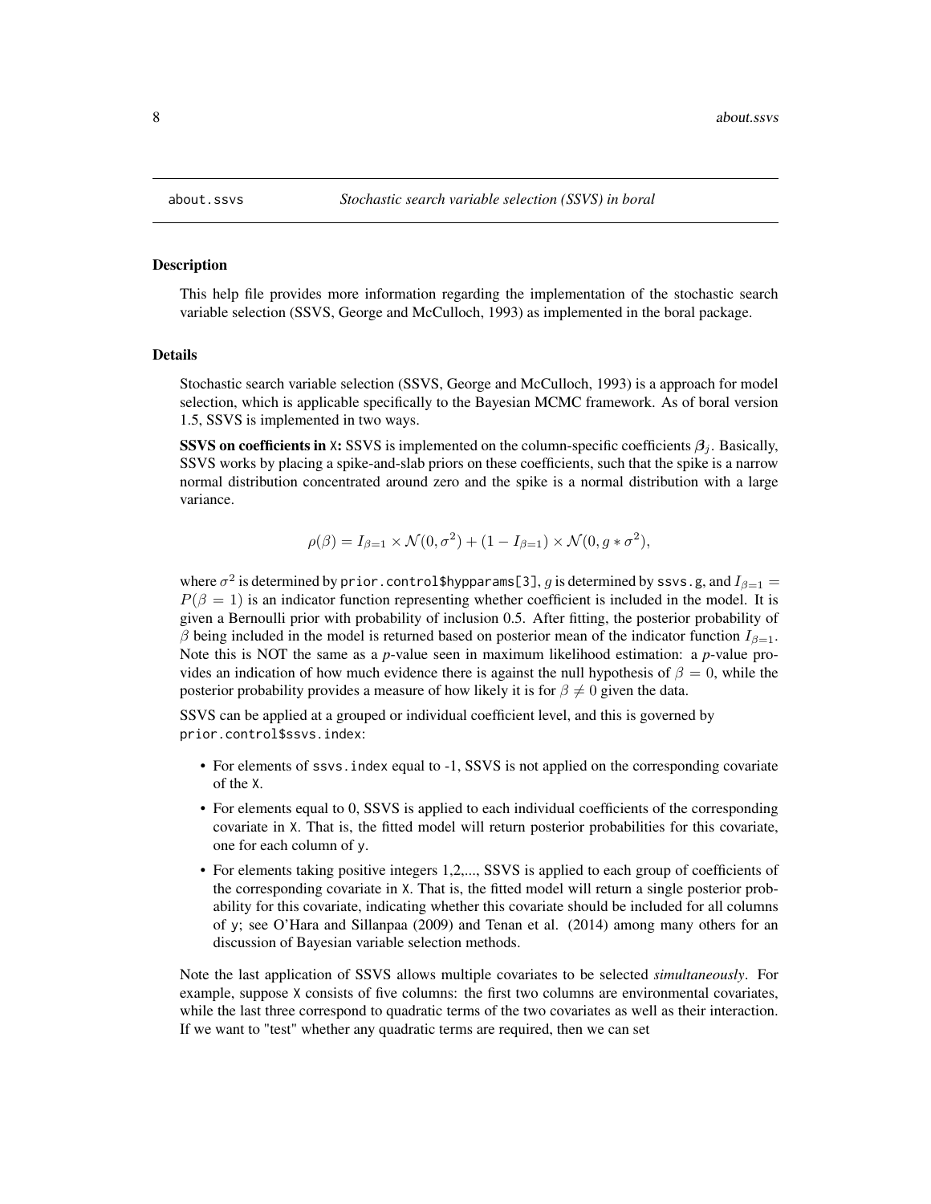`about.ssvs` *Stochastic search variable selection (SSVS) in boral*

## Description

This help file provides more information regarding the implementation of the stochastic search variable selection (SSVS, George and McCulloch, 1993) as implemented in the boral package.

## Details

Stochastic search variable selection (SSVS, George and McCulloch, 1993) is a approach for model selection, which is applicable specifically to the Bayesian MCMC framework. As of boral version 1.5, SSVS is implemented in two ways.

**SSVS on coefficients in `X`:** SSVS is implemented on the column-specific coefficients $\boldsymbol{\beta}_j$. Basically, SSVS works by placing a spike-and-slab priors on these coefficients, such that the spike is a narrow normal distribution concentrated around zero and the spike is a normal distribution with a large variance.

$$\rho(\beta) = I_{\beta=1} \times \mathcal{N}(0, \sigma^2) + (1 - I_{\beta=1}) \times \mathcal{N}(0, g * \sigma^2),$$

where $\sigma^2$ is determined by `prior.control$hypparams[3]`, $g$ is determined by `ssvs.g`, and $I_{\beta=1} = P(\beta = 1)$ is an indicator function representing whether coefficient is included in the model. It is given a Bernoulli prior with probability of inclusion 0.5. After fitting, the posterior probability of $\beta$ being included in the model is returned based on posterior mean of the indicator function $I_{\beta=1}$. Note this is NOT the same as a *p*-value seen in maximum likelihood estimation: a *p*-value provides an indication of how much evidence there is against the null hypothesis of $\beta = 0$, while the posterior probability provides a measure of how likely it is for $\beta \neq 0$ given the data.

SSVS can be applied at a grouped or individual coefficient level, and this is governed by `prior.control$ssvs.index`:

- For elements of `ssvs.index` equal to -1, SSVS is not applied on the corresponding covariate of the `X`.
- For elements equal to 0, SSVS is applied to each individual coefficients of the corresponding covariate in `X`. That is, the fitted model will return posterior probabilities for this covariate, one for each column of `y`.
- For elements taking positive integers 1,2,..., SSVS is applied to each group of coefficients of the corresponding covariate in `X`. That is, the fitted model will return a single posterior probability for this covariate, indicating whether this covariate should be included for all columns of `y`; see O'Hara and Sillanpaa (2009) and Tenan et al. (2014) among many others for an discussion of Bayesian variable selection methods.

Note the last application of SSVS allows multiple covariates to be selected *simultaneously*. For example, suppose `X` consists of five columns: the first two columns are environmental covariates, while the last three correspond to quadratic terms of the two covariates as well as their interaction. If we want to "test" whether any quadratic terms are required, then we can set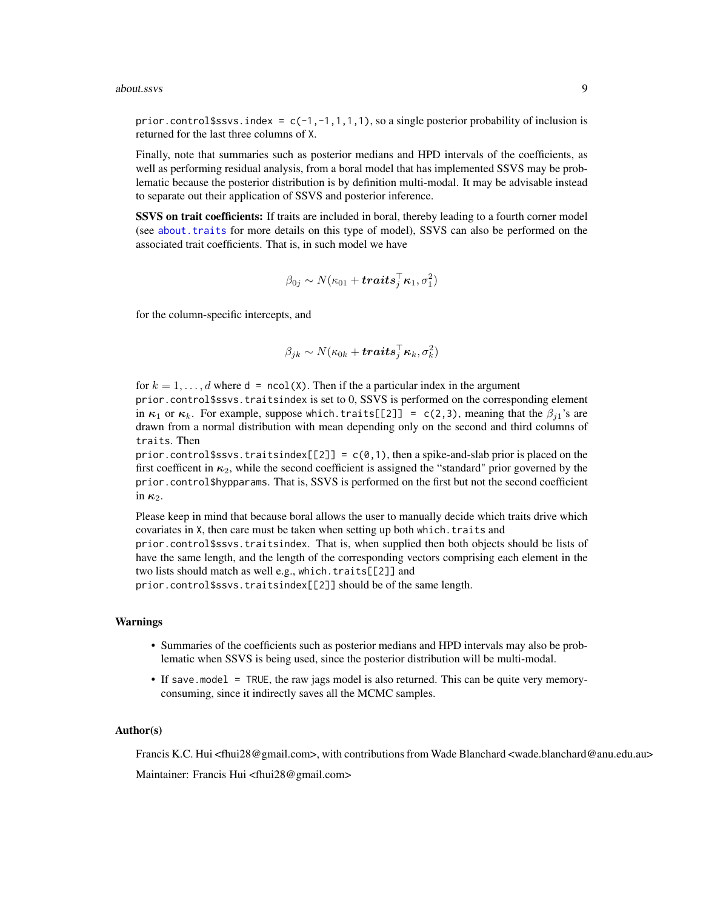`prior.control$ssvs.index = c(-1,-1,1,1,1)`, so a single posterior probability of inclusion is returned for the last three columns of `X`.

Finally, note that summaries such as posterior medians and HPD intervals of the coefficients, as well as performing residual analysis, from a boral model that has implemented SSVS may be problematic because the posterior distribution is by definition multi-modal. It may be advisable instead to separate out their application of SSVS and posterior inference.

**SSVS on trait coefficients:** If traits are included in boral, thereby leading to a fourth corner model (see `about.traits` for more details on this type of model), SSVS can also be performed on the associated trait coefficients. That is, in such model we have

$$\beta_{0j} \sim N(\kappa_{01} + \boldsymbol{traits}_j^\top \boldsymbol{\kappa}_1, \sigma_1^2)$$

for the column-specific intercepts, and

$$\beta_{jk} \sim N(\kappa_{0k} + \boldsymbol{traits}_j^\top \boldsymbol{\kappa}_k, \sigma_k^2)$$

for $k = 1, \ldots, d$ where `d = ncol(X)`. Then if the a particular index in the argument `prior.control$ssvs.traitsindex` is set to 0, SSVS is performed on the corresponding element in $\boldsymbol{\kappa}_1$ or $\boldsymbol{\kappa}_k$. For example, suppose `which.traits[[2]] = c(2,3)`, meaning that the $\beta_{j1}$'s are drawn from a normal distribution with mean depending only on the second and third columns of `traits`. Then `prior.control$ssvs.traitsindex[[2]] = c(0,1)`, then a spike-and-slab prior is placed on the first coefficent in $\boldsymbol{\kappa}_2$, while the second coefficient is assigned the "standard" prior governed by the `prior.control$hypparams`. That is, SSVS is performed on the first but not the second coefficient in $\boldsymbol{\kappa}_2$.

Please keep in mind that because boral allows the user to manually decide which traits drive which covariates in `X`, then care must be taken when setting up both `which.traits` and `prior.control$ssvs.traitsindex`. That is, when supplied then both objects should be lists of have the same length, and the length of the corresponding vectors comprising each element in the two lists should match as well e.g., `which.traits[[2]]` and `prior.control$ssvs.traitsindex[[2]]` should be of the same length.

## Warnings

- Summaries of the coefficients such as posterior medians and HPD intervals may also be problematic when SSVS is being used, since the posterior distribution will be multi-modal.
- If `save.model = TRUE`, the raw jags model is also returned. This can be quite very memory-consuming, since it indirectly saves all the MCMC samples.

## Author(s)

Francis K.C. Hui <fhui28@gmail.com>, with contributions from Wade Blanchard <wade.blanchard@anu.edu.au>

Maintainer: Francis Hui <fhui28@gmail.com>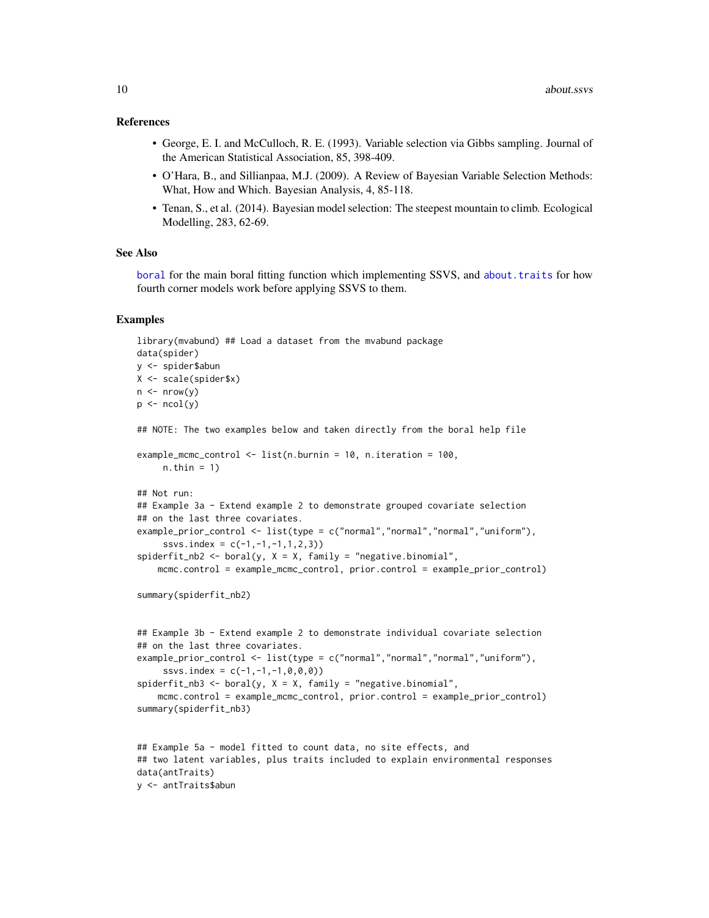## References

- George, E. I. and McCulloch, R. E. (1993). Variable selection via Gibbs sampling. Journal of the American Statistical Association, 85, 398-409.
- O'Hara, B., and Sillianpaa, M.J. (2009). A Review of Bayesian Variable Selection Methods: What, How and Which. Bayesian Analysis, 4, 85-118.
- Tenan, S., et al. (2014). Bayesian model selection: The steepest mountain to climb. Ecological Modelling, 283, 62-69.

## See Also

boral for the main boral fitting function which implementing SSVS, and about.traits for how fourth corner models work before applying SSVS to them.

## Examples

```
library(mvabund) ## Load a dataset from the mvabund package
data(spider)
y <- spider$abun
X <- scale(spider$x)
n <- nrow(y)
p <- ncol(y)

## NOTE: The two examples below and taken directly from the boral help file

example_mcmc_control <- list(n.burnin = 10, n.iteration = 100,
     n.thin = 1)

## Not run:
## Example 3a - Extend example 2 to demonstrate grouped covariate selection
## on the last three covariates.
example_prior_control <- list(type = c("normal","normal","normal","uniform"),
     ssvs.index = c(-1,-1,-1,1,2,3))
spiderfit_nb2 <- boral(y, X = X, family = "negative.binomial",
    mcmc.control = example_mcmc_control, prior.control = example_prior_control)

summary(spiderfit_nb2)


## Example 3b - Extend example 2 to demonstrate individual covariate selection
## on the last three covariates.
example_prior_control <- list(type = c("normal","normal","normal","uniform"),
     ssvs.index = c(-1,-1,-1,0,0,0))
spiderfit_nb3 <- boral(y, X = X, family = "negative.binomial",
    mcmc.control = example_mcmc_control, prior.control = example_prior_control)
summary(spiderfit_nb3)


## Example 5a - model fitted to count data, no site effects, and
## two latent variables, plus traits included to explain environmental responses
data(antTraits)
y <- antTraits$abun
```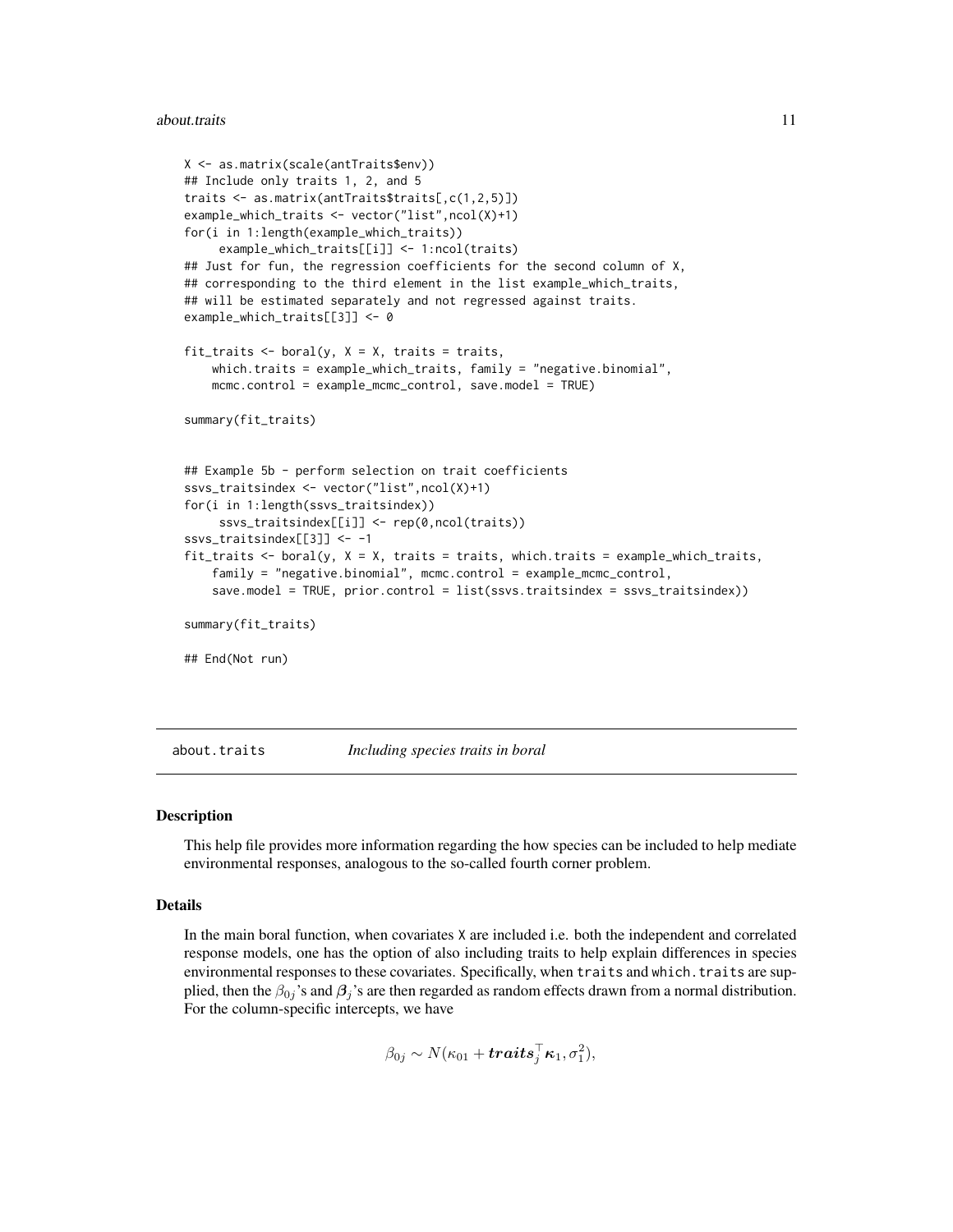```
X <- as.matrix(scale(antTraits$env))
## Include only traits 1, 2, and 5
traits <- as.matrix(antTraits$traits[,c(1,2,5)])
example_which_traits <- vector("list",ncol(X)+1)
for(i in 1:length(example_which_traits))
     example_which_traits[[i]] <- 1:ncol(traits)
## Just for fun, the regression coefficients for the second column of X,
## corresponding to the third element in the list example_which_traits,
## will be estimated separately and not regressed against traits.
example_which_traits[[3]] <- 0

fit_traits <- boral(y, X = X, traits = traits,
    which.traits = example_which_traits, family = "negative.binomial",
    mcmc.control = example_mcmc_control, save.model = TRUE)

summary(fit_traits)


## Example 5b - perform selection on trait coefficients
ssvs_traitsindex <- vector("list",ncol(X)+1)
for(i in 1:length(ssvs_traitsindex))
     ssvs_traitsindex[[i]] <- rep(0,ncol(traits))
ssvs_traitsindex[[3]] <- -1
fit_traits <- boral(y, X = X, traits = traits, which.traits = example_which_traits,
    family = "negative.binomial", mcmc.control = example_mcmc_control,
    save.model = TRUE, prior.control = list(ssvs.traitsindex = ssvs_traitsindex))

summary(fit_traits)

## End(Not run)
```

## about.traits — *Including species traits in boral*

### Description

This help file provides more information regarding the how species can be included to help mediate environmental responses, analogous to the so-called fourth corner problem.

### Details

In the main boral function, when covariates `X` are included i.e. both the independent and correlated response models, one has the option of also including traits to help explain differences in species environmental responses to these covariates. Specifically, when `traits` and `which.traits` are supplied, then the $\beta_{0j}$'s and $\boldsymbol{\beta}_j$'s are then regarded as random effects drawn from a normal distribution. For the column-specific intercepts, we have

$$\beta_{0j} \sim N(\kappa_{01} + \boldsymbol{traits}_j^\top \boldsymbol{\kappa}_1, \sigma_1^2),$$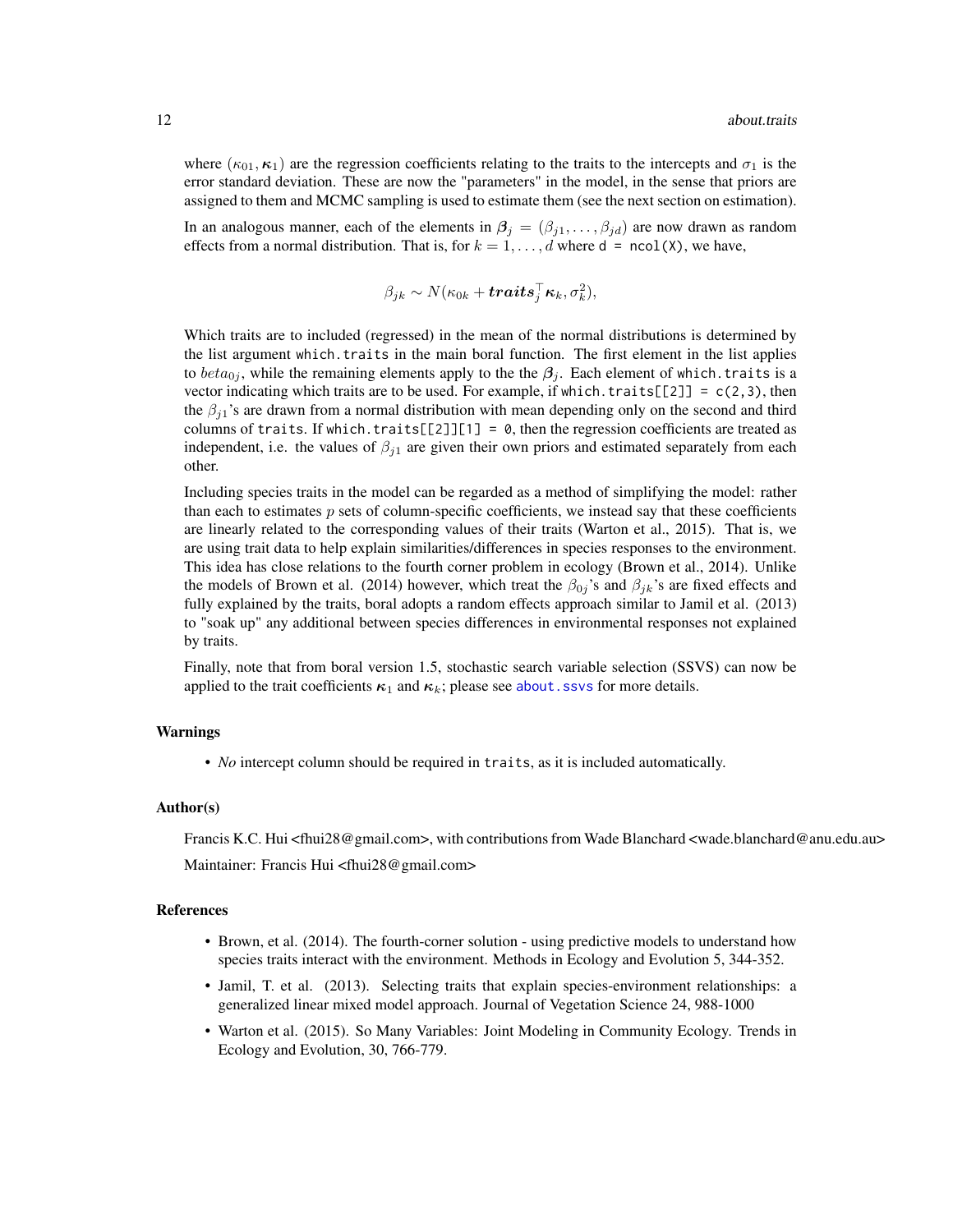where $(\kappa_{01}, \boldsymbol{\kappa}_1)$ are the regression coefficients relating to the traits to the intercepts and $\sigma_1$ is the error standard deviation. These are now the "parameters" in the model, in the sense that priors are assigned to them and MCMC sampling is used to estimate them (see the next section on estimation).

In an analogous manner, each of the elements in $\boldsymbol{\beta}_j = (\beta_{j1}, \ldots, \beta_{jd})$ are now drawn as random effects from a normal distribution. That is, for $k = 1, \ldots, d$ where `d = ncol(X)`, we have,

$$\beta_{jk} \sim N(\kappa_{0k} + \boldsymbol{traits}_j^\top \boldsymbol{\kappa}_k, \sigma_k^2),$$

Which traits are to included (regressed) in the mean of the normal distributions is determined by the list argument `which.traits` in the main boral function. The first element in the list applies to $beta_{0j}$, while the remaining elements apply to the the $\boldsymbol{\beta}_j$. Each element of `which.traits` is a vector indicating which traits are to be used. For example, if `which.traits[[2]] = c(2,3)`, then the $\beta_{j1}$'s are drawn from a normal distribution with mean depending only on the second and third columns of `traits`. If `which.traits[[2]][1] = 0`, then the regression coefficients are treated as independent, i.e. the values of $\beta_{j1}$ are given their own priors and estimated separately from each other.

Including species traits in the model can be regarded as a method of simplifying the model: rather than each to estimates $p$ sets of column-specific coefficients, we instead say that these coefficients are linearly related to the corresponding values of their traits (Warton et al., 2015). That is, we are using trait data to help explain similarities/differences in species responses to the environment. This idea has close relations to the fourth corner problem in ecology (Brown et al., 2014). Unlike the models of Brown et al. (2014) however, which treat the $\beta_{0j}$'s and $\beta_{jk}$'s are fixed effects and fully explained by the traits, boral adopts a random effects approach similar to Jamil et al. (2013) to "soak up" any additional between species differences in environmental responses not explained by traits.

Finally, note that from boral version 1.5, stochastic search variable selection (SSVS) can now be applied to the trait coefficients $\boldsymbol{\kappa}_1$ and $\boldsymbol{\kappa}_k$; please see `about.ssvs` for more details.

## Warnings

- *No* intercept column should be required in `traits`, as it is included automatically.

## Author(s)

Francis K.C. Hui <fhui28@gmail.com>, with contributions from Wade Blanchard <wade.blanchard@anu.edu.au>

Maintainer: Francis Hui <fhui28@gmail.com>

## References

- Brown, et al. (2014). The fourth-corner solution - using predictive models to understand how species traits interact with the environment. Methods in Ecology and Evolution 5, 344-352.
- Jamil, T. et al. (2013). Selecting traits that explain species-environment relationships: a generalized linear mixed model approach. Journal of Vegetation Science 24, 988-1000
- Warton et al. (2015). So Many Variables: Joint Modeling in Community Ecology. Trends in Ecology and Evolution, 30, 766-779.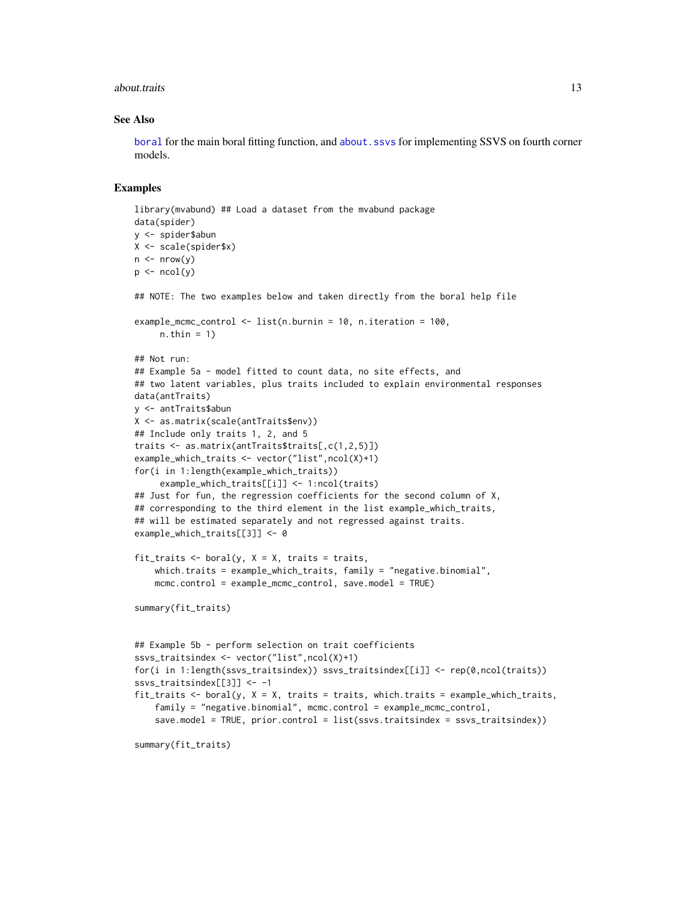### See Also

boral for the main boral fitting function, and about.ssvs for implementing SSVS on fourth corner models.

### Examples

```
library(mvabund) ## Load a dataset from the mvabund package
data(spider)
y <- spider$abun
X <- scale(spider$x)
n <- nrow(y)
p <- ncol(y)

## NOTE: The two examples below and taken directly from the boral help file

example_mcmc_control <- list(n.burnin = 10, n.iteration = 100,
     n.thin = 1)

## Not run:
## Example 5a - model fitted to count data, no site effects, and
## two latent variables, plus traits included to explain environmental responses
data(antTraits)
y <- antTraits$abun
X <- as.matrix(scale(antTraits$env))
## Include only traits 1, 2, and 5
traits <- as.matrix(antTraits$traits[,c(1,2,5)])
example_which_traits <- vector("list",ncol(X)+1)
for(i in 1:length(example_which_traits))
     example_which_traits[[i]] <- 1:ncol(traits)
## Just for fun, the regression coefficients for the second column of X,
## corresponding to the third element in the list example_which_traits,
## will be estimated separately and not regressed against traits.
example_which_traits[[3]] <- 0

fit_traits <- boral(y, X = X, traits = traits,
    which.traits = example_which_traits, family = "negative.binomial",
    mcmc.control = example_mcmc_control, save.model = TRUE)

summary(fit_traits)


## Example 5b - perform selection on trait coefficients
ssvs_traitsindex <- vector("list",ncol(X)+1)
for(i in 1:length(ssvs_traitsindex)) ssvs_traitsindex[[i]] <- rep(0,ncol(traits))
ssvs_traitsindex[[3]] <- -1
fit_traits <- boral(y, X = X, traits = traits, which.traits = example_which_traits,
    family = "negative.binomial", mcmc.control = example_mcmc_control,
    save.model = TRUE, prior.control = list(ssvs.traitsindex = ssvs_traitsindex))

summary(fit_traits)
```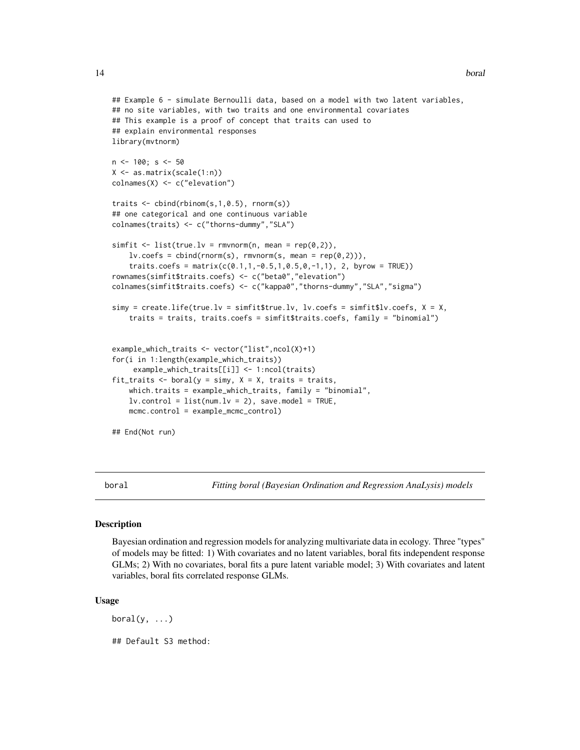```
## Example 6 - simulate Bernoulli data, based on a model with two latent variables,
## no site variables, with two traits and one environmental covariates
## This example is a proof of concept that traits can used to
## explain environmental responses
library(mvtnorm)

n <- 100; s <- 50
X <- as.matrix(scale(1:n))
colnames(X) <- c("elevation")

traits <- cbind(rbinom(s,1,0.5), rnorm(s))
## one categorical and one continuous variable
colnames(traits) <- c("thorns-dummy","SLA")

simfit <- list(true.lv = rmvnorm(n, mean = rep(0,2)),
    lv.coefs = cbind(rnorm(s), rmvnorm(s, mean = rep(0,2))),
    traits.coefs = matrix(c(0.1,1,-0.5,1,0.5,0,-1,1), 2, byrow = TRUE))
rownames(simfit$traits.coefs) <- c("beta0","elevation")
colnames(simfit$traits.coefs) <- c("kappa0","thorns-dummy","SLA","sigma")

simy = create.life(true.lv = simfit$true.lv, lv.coefs = simfit$lv.coefs, X = X,
    traits = traits, traits.coefs = simfit$traits.coefs, family = "binomial")


example_which_traits <- vector("list",ncol(X)+1)
for(i in 1:length(example_which_traits))
     example_which_traits[[i]] <- 1:ncol(traits)
fit_traits <- boral(y = simy, X = X, traits = traits,
    which.traits = example_which_traits, family = "binomial",
    lv.control = list(num.lv = 2), save.model = TRUE,
    mcmc.control = example_mcmc_control)

## End(Not run)
```

---

boral *Fitting boral (Bayesian Ordination and Regression AnaLysis) models*

---

### Description

Bayesian ordination and regression models for analyzing multivariate data in ecology. Three "types" of models may be fitted: 1) With covariates and no latent variables, boral fits independent response GLMs; 2) With no covariates, boral fits a pure latent variable model; 3) With covariates and latent variables, boral fits correlated response GLMs.

### Usage

```
boral(y, ...)

## Default S3 method:
```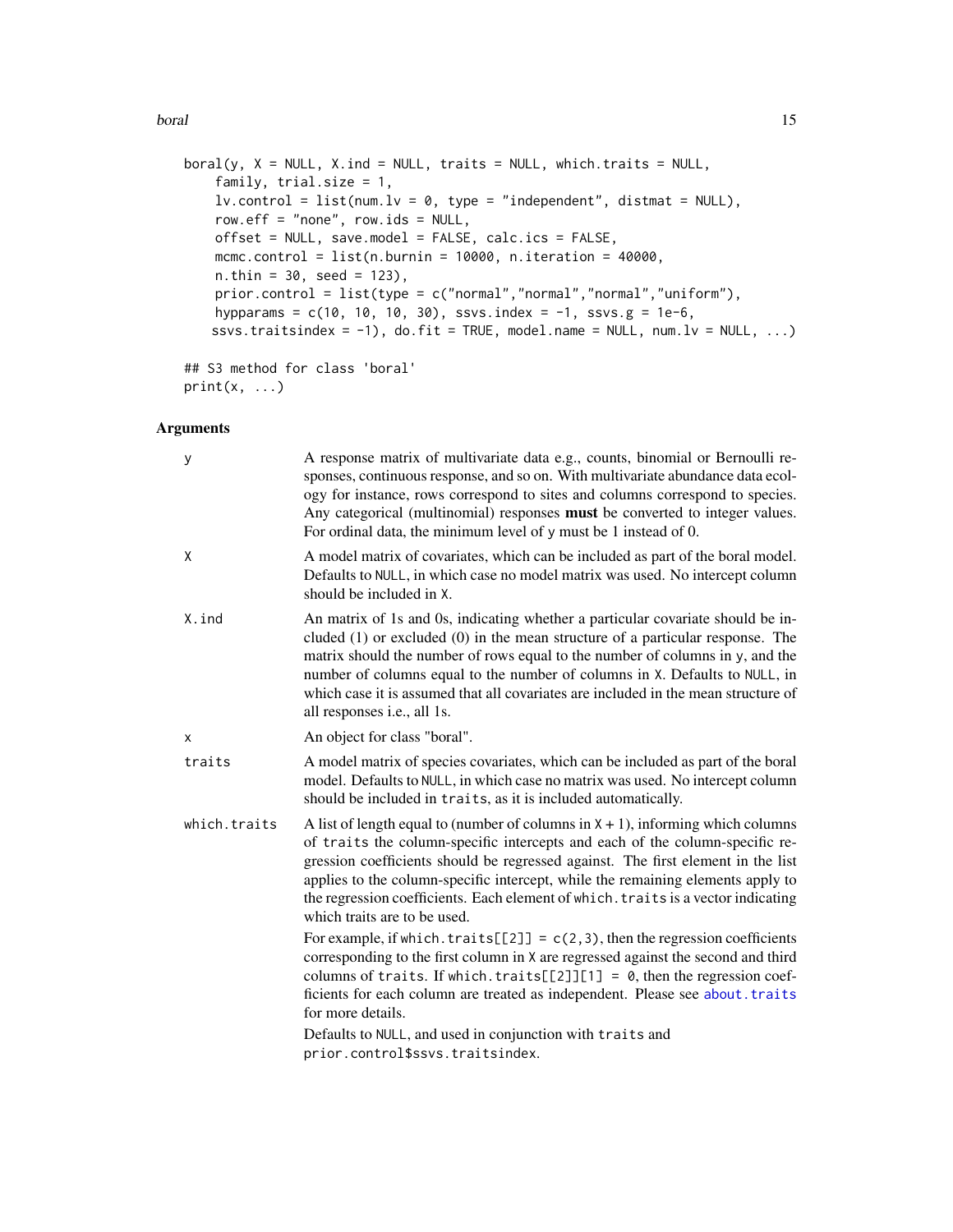```
boral(y, X = NULL, X.ind = NULL, traits = NULL, which.traits = NULL,
    family, trial.size = 1,
    lv.control = list(num.lv = 0, type = "independent", distmat = NULL),
    row.eff = "none", row.ids = NULL,
    offset = NULL, save.model = FALSE, calc.ics = FALSE,
    mcmc.control = list(n.burnin = 10000, n.iteration = 40000,
    n.thin = 30, seed = 123),
    prior.control = list(type = c("normal","normal","normal","uniform"),
    hypparams = c(10, 10, 10, 30), ssvs.index = -1, ssvs.g = 1e-6,
    ssvs.traitsindex = -1), do.fit = TRUE, model.name = NULL, num.lv = NULL, ...)

## S3 method for class 'boral'
print(x, ...)
```

## Arguments

`y` A response matrix of multivariate data e.g., counts, binomial or Bernoulli responses, continuous response, and so on. With multivariate abundance data ecology for instance, rows correspond to sites and columns correspond to species. Any categorical (multinomial) responses **must** be converted to integer values. For ordinal data, the minimum level of `y` must be 1 instead of 0.

`X` A model matrix of covariates, which can be included as part of the boral model. Defaults to `NULL`, in which case no model matrix was used. No intercept column should be included in `X`.

`X.ind` An matrix of 1s and 0s, indicating whether a particular covariate should be included (1) or excluded (0) in the mean structure of a particular response. The matrix should the number of rows equal to the number of columns in `y`, and the number of columns equal to the number of columns in `X`. Defaults to `NULL`, in which case it is assumed that all covariates are included in the mean structure of all responses i.e., all 1s.

`x` An object for class "boral".

`traits` A model matrix of species covariates, which can be included as part of the boral model. Defaults to `NULL`, in which case no matrix was used. No intercept column should be included in `traits`, as it is included automatically.

`which.traits` A list of length equal to (number of columns in `X + 1`), informing which columns of `traits` the column-specific intercepts and each of the column-specific regression coefficients should be regressed against. The first element in the list applies to the column-specific intercept, while the remaining elements apply to the regression coefficients. Each element of `which.traits` is a vector indicating which traits are to be used.

For example, if `which.traits[[2]] = c(2,3)`, then the regression coefficients corresponding to the first column in `X` are regressed against the second and third columns of `traits`. If `which.traits[[2]][1] = 0`, then the regression coefficients for each column are treated as independent. Please see `about.traits` for more details.

Defaults to `NULL`, and used in conjunction with `traits` and `prior.control$ssvs.traitsindex`.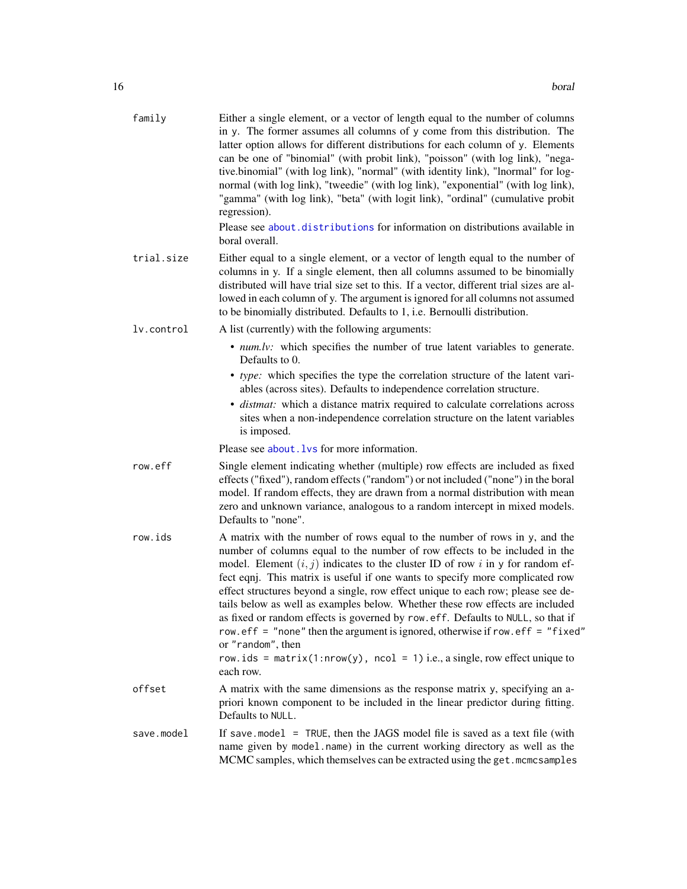`family` Either a single element, or a vector of length equal to the number of columns in `y`. The former assumes all columns of `y` come from this distribution. The latter option allows for different distributions for each column of `y`. Elements can be one of "binomial" (with probit link), "poisson" (with log link), "negative.binomial" (with log link), "normal" (with identity link), "lnormal" for log-normal (with log link), "tweedie" (with log link), "exponential" (with log link), "gamma" (with log link), "beta" (with logit link), "ordinal" (cumulative probit regression).

Please see `about.distributions` for information on distributions available in boral overall.

`trial.size` Either equal to a single element, or a vector of length equal to the number of columns in y. If a single element, then all columns assumed to be binomially distributed will have trial size set to this. If a vector, different trial sizes are allowed in each column of y. The argument is ignored for all columns not assumed to be binomially distributed. Defaults to 1, i.e. Bernoulli distribution.

`lv.control` A list (currently) with the following arguments:

- *num.lv:* which specifies the number of true latent variables to generate. Defaults to 0.
- *type:* which specifies the type the correlation structure of the latent variables (across sites). Defaults to independence correlation structure.
- *distmat:* which a distance matrix required to calculate correlations across sites when a non-independence correlation structure on the latent variables is imposed.

Please see `about.lvs` for more information.

`row.eff` Single element indicating whether (multiple) row effects are included as fixed effects ("fixed"), random effects ("random") or not included ("none") in the boral model. If random effects, they are drawn from a normal distribution with mean zero and unknown variance, analogous to a random intercept in mixed models. Defaults to "none".

`row.ids` A matrix with the number of rows equal to the number of rows in `y`, and the number of columns equal to the number of row effects to be included in the model. Element $(i, j)$ indicates to the cluster ID of row $i$ in `y` for random effect eqnj. This matrix is useful if one wants to specify more complicated row effect structures beyond a single, row effect unique to each row; please see details below as well as examples below. Whether these row effects are included as fixed or random effects is governed by `row.eff`. Defaults to `NULL`, so that if `row.eff = "none"` then the argument is ignored, otherwise if `row.eff = "fixed"` or `"random"`, then
`row.ids = matrix(1:nrow(y), ncol = 1)` i.e., a single, row effect unique to each row.

`offset` A matrix with the same dimensions as the response matrix `y`, specifying an a-priori known component to be included in the linear predictor during fitting. Defaults to `NULL`.

`save.model` If `save.model = TRUE`, then the JAGS model file is saved as a text file (with name given by `model.name`) in the current working directory as well as the MCMC samples, which themselves can be extracted using the `get.mcmcsamples`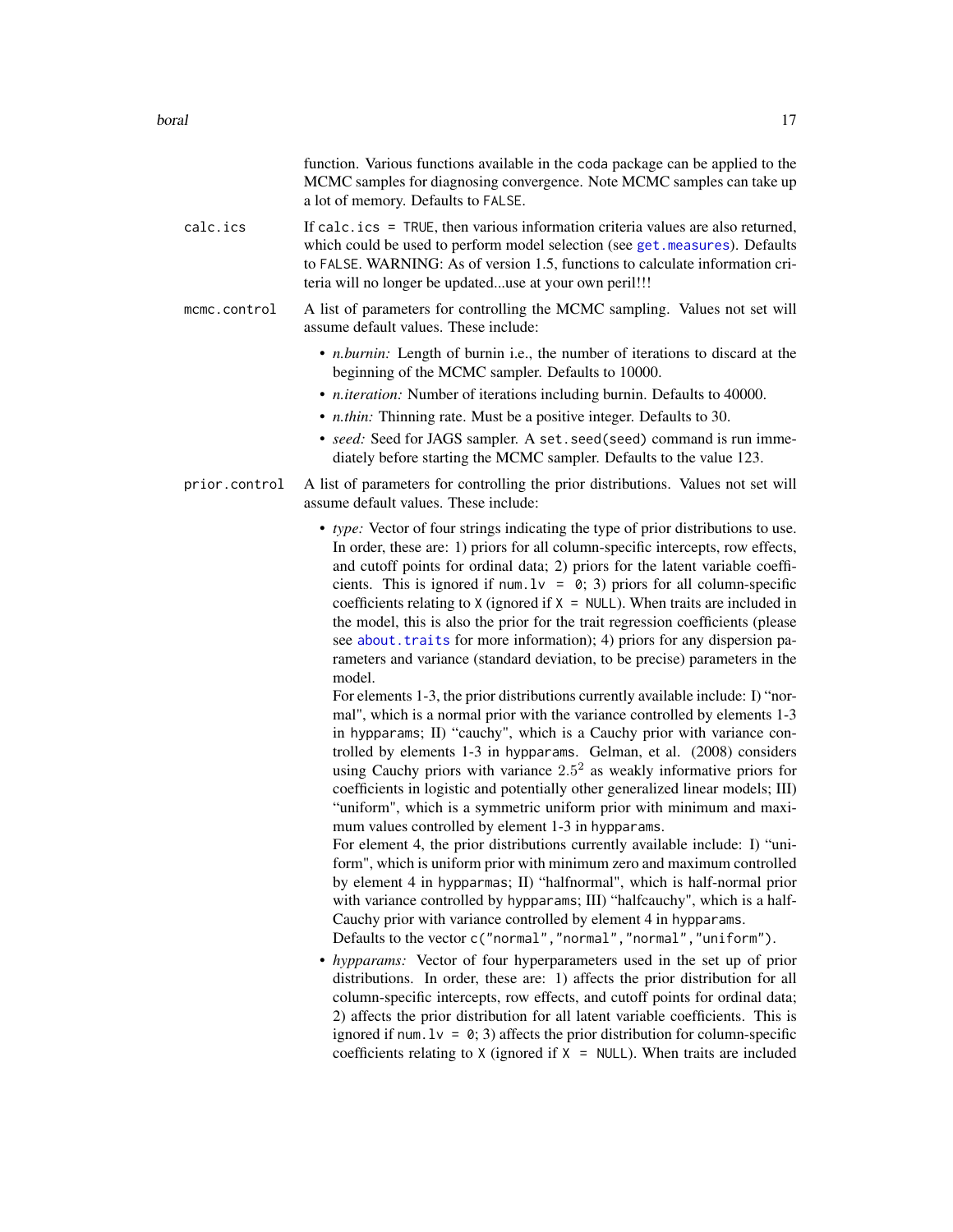function. Various functions available in the coda package can be applied to the MCMC samples for diagnosing convergence. Note MCMC samples can take up a lot of memory. Defaults to `FALSE`.

**calc.ics**
If `calc.ics = TRUE`, then various information criteria values are also returned, which could be used to perform model selection (see `get.measures`). Defaults to `FALSE`. WARNING: As of version 1.5, functions to calculate information criteria will no longer be updated...use at your own peril!!!

**mcmc.control**
A list of parameters for controlling the MCMC sampling. Values not set will assume default values. These include:

- *n.burnin:* Length of burnin i.e., the number of iterations to discard at the beginning of the MCMC sampler. Defaults to 10000.
- *n.iteration:* Number of iterations including burnin. Defaults to 40000.
- *n.thin:* Thinning rate. Must be a positive integer. Defaults to 30.
- *seed:* Seed for JAGS sampler. A `set.seed(seed)` command is run immediately before starting the MCMC sampler. Defaults to the value 123.

**prior.control**
A list of parameters for controlling the prior distributions. Values not set will assume default values. These include:

- *type:* Vector of four strings indicating the type of prior distributions to use. In order, these are: 1) priors for all column-specific intercepts, row effects, and cutoff points for ordinal data; 2) priors for the latent variable coefficients. This is ignored if `num.lv = 0`; 3) priors for all column-specific coefficients relating to `X` (ignored if `X = NULL`). When traits are included in the model, this is also the prior for the trait regression coefficients (please see `about.traits` for more information); 4) priors for any dispersion parameters and variance (standard deviation, to be precise) parameters in the model.
  For elements 1-3, the prior distributions currently available include: I) "normal", which is a normal prior with the variance controlled by elements 1-3 in `hypparams`; II) "cauchy", which is a Cauchy prior with variance controlled by elements 1-3 in `hypparams`. Gelman, et al. (2008) considers using Cauchy priors with variance $2.5^2$ as weakly informative priors for coefficients in logistic and potentially other generalized linear models; III) "uniform", which is a symmetric uniform prior with minimum and maximum values controlled by element 1-3 in `hypparams`.
  For element 4, the prior distributions currently available include: I) "uniform", which is uniform prior with minimum zero and maximum controlled by element 4 in `hypparmas`; II) "halfnormal", which is half-normal prior with variance controlled by `hypparams`; III) "halfcauchy", which is a half-Cauchy prior with variance controlled by element 4 in `hypparams`.
  Defaults to the vector `c("normal","normal","normal","uniform")`.
- *hypparams:* Vector of four hyperparameters used in the set up of prior distributions. In order, these are: 1) affects the prior distribution for all column-specific intercepts, row effects, and cutoff points for ordinal data; 2) affects the prior distribution for all latent variable coefficients. This is ignored if `num.lv = 0`; 3) affects the prior distribution for column-specific coefficients relating to `X` (ignored if `X = NULL`). When traits are included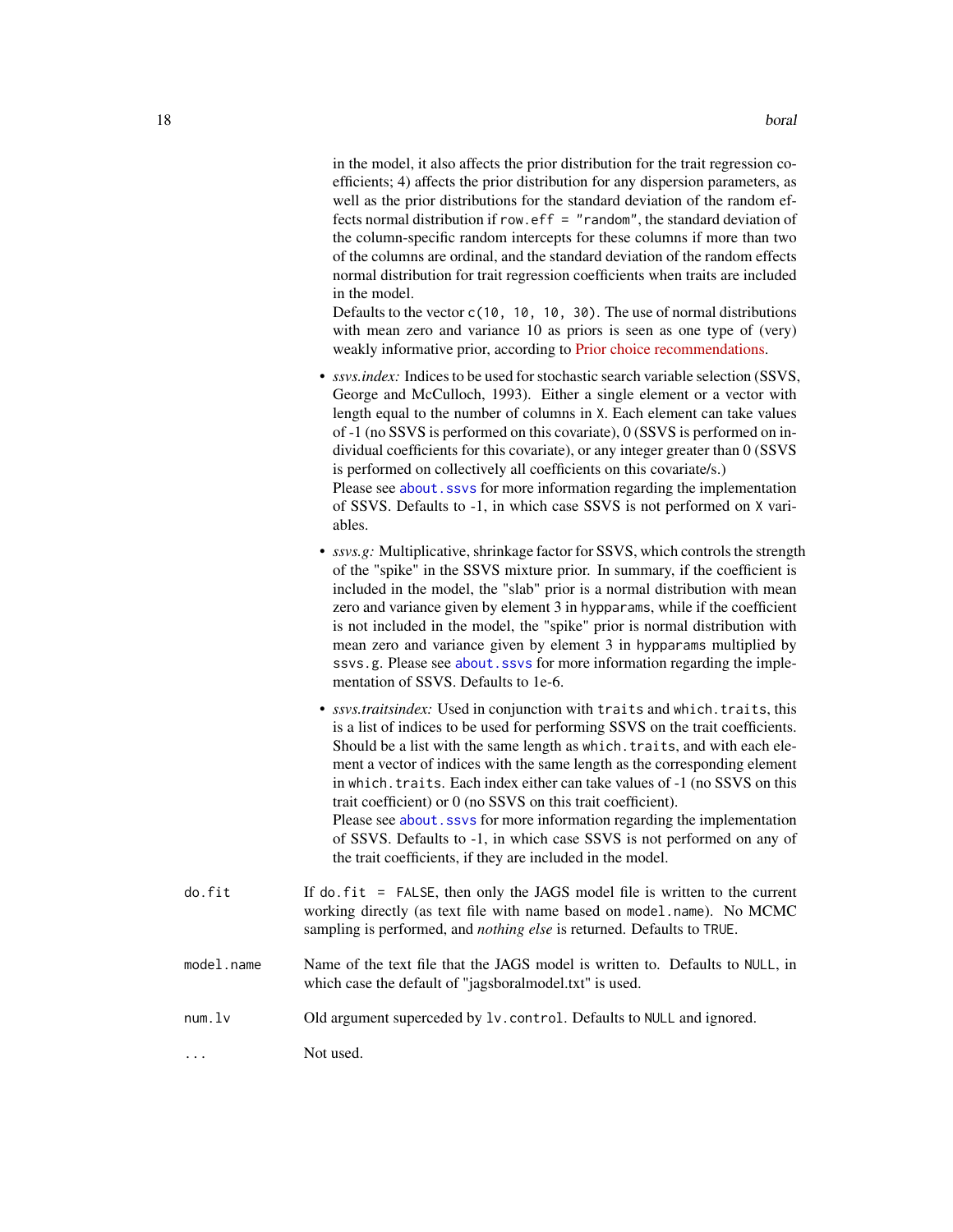in the model, it also affects the prior distribution for the trait regression coefficients; 4) affects the prior distribution for any dispersion parameters, as well as the prior distributions for the standard deviation of the random effects normal distribution if `row.eff = "random"`, the standard deviation of the column-specific random intercepts for these columns if more than two of the columns are ordinal, and the standard deviation of the random effects normal distribution for trait regression coefficients when traits are included in the model.

Defaults to the vector `c(10, 10, 10, 30)`. The use of normal distributions with mean zero and variance 10 as priors is seen as one type of (very) weakly informative prior, according to Prior choice recommendations.

- *ssvs.index:* Indices to be used for stochastic search variable selection (SSVS, George and McCulloch, 1993). Either a single element or a vector with length equal to the number of columns in `X`. Each element can take values of -1 (no SSVS is performed on this covariate), 0 (SSVS is performed on individual coefficients for this covariate), or any integer greater than 0 (SSVS is performed on collectively all coefficients on this covariate/s.)
  Please see `about.ssvs` for more information regarding the implementation of SSVS. Defaults to -1, in which case SSVS is not performed on `X` variables.
- *ssvs.g:* Multiplicative, shrinkage factor for SSVS, which controls the strength of the "spike" in the SSVS mixture prior. In summary, if the coefficient is included in the model, the "slab" prior is a normal distribution with mean zero and variance given by element 3 in `hypparams`, while if the coefficient is not included in the model, the "spike" prior is normal distribution with mean zero and variance given by element 3 in `hypparams` multiplied by `ssvs.g`. Please see `about.ssvs` for more information regarding the implementation of SSVS. Defaults to 1e-6.
- *ssvs.traitsindex:* Used in conjunction with `traits` and `which.traits`, this is a list of indices to be used for performing SSVS on the trait coefficients. Should be a list with the same length as `which.traits`, and with each element a vector of indices with the same length as the corresponding element in `which.traits`. Each index either can take values of -1 (no SSVS on this trait coefficient) or 0 (no SSVS on this trait coefficient).
  Please see `about.ssvs` for more information regarding the implementation of SSVS. Defaults to -1, in which case SSVS is not performed on any of the trait coefficients, if they are included in the model.

`do.fit` If `do.fit = FALSE`, then only the JAGS model file is written to the current working directly (as text file with name based on `model.name`). No MCMC sampling is performed, and *nothing else* is returned. Defaults to `TRUE`.

`model.name` Name of the text file that the JAGS model is written to. Defaults to `NULL`, in which case the default of "jagsboralmodel.txt" is used.

`num.lv` Old argument superceded by `lv.control`. Defaults to `NULL` and ignored.

`...` Not used.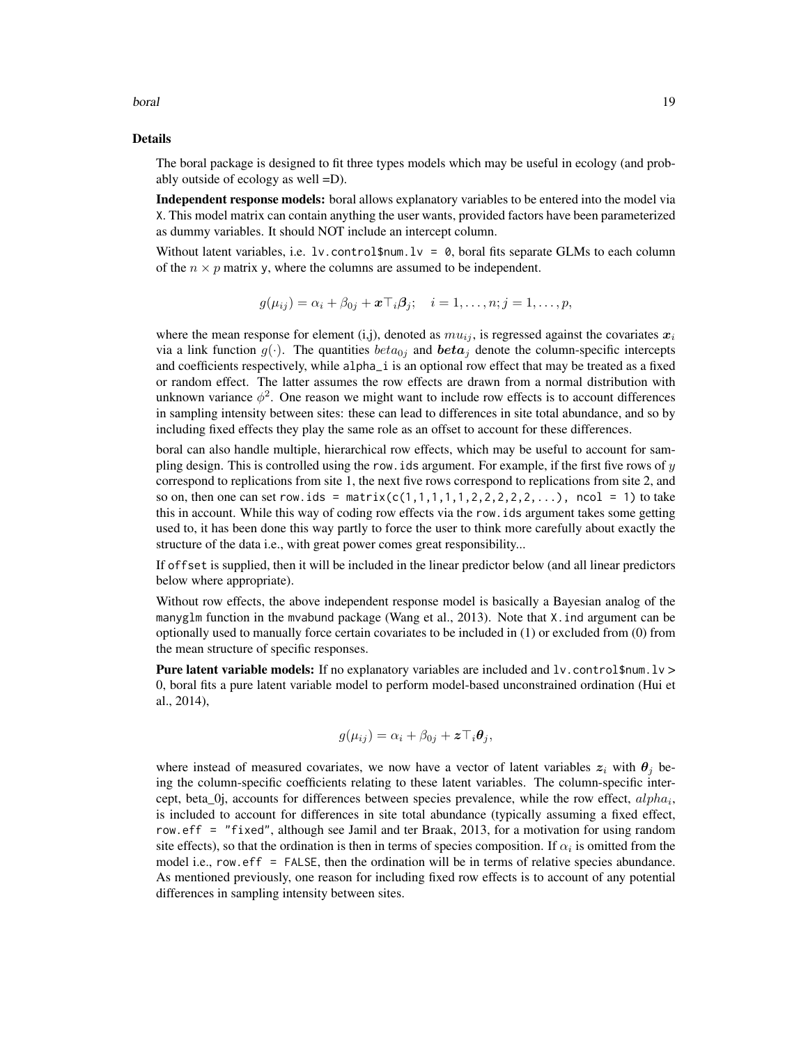## Details

The boral package is designed to fit three types models which may be useful in ecology (and probably outside of ecology as well =D).

**Independent response models:** boral allows explanatory variables to be entered into the model via `X`. This model matrix can contain anything the user wants, provided factors have been parameterized as dummy variables. It should NOT include an intercept column.

Without latent variables, i.e. `lv.control$num.lv = 0`, boral fits separate GLMs to each column of the $n \times p$ matrix `y`, where the columns are assumed to be independent.

$$g(\mu_{ij}) = \alpha_i + \beta_{0j} + \boldsymbol{x}\top_i \boldsymbol{\beta}_j; \quad i = 1, \ldots, n; j = 1, \ldots, p,$$

where the mean response for element (i,j), denoted as $mu_{ij}$, is regressed against the covariates $\boldsymbol{x}_i$ via a link function $g(\cdot)$. The quantities $beta_{0j}$ and $\boldsymbol{beta}_j$ denote the column-specific intercepts and coefficients respectively, while `alpha_i` is an optional row effect that may be treated as a fixed or random effect. The latter assumes the row effects are drawn from a normal distribution with unknown variance $\phi^2$. One reason we might want to include row effects is to account differences in sampling intensity between sites: these can lead to differences in site total abundance, and so by including fixed effects they play the same role as an offset to account for these differences.

boral can also handle multiple, hierarchical row effects, which may be useful to account for sampling design. This is controlled using the `row.ids` argument. For example, if the first five rows of $y$ correspond to replications from site 1, the next five rows correspond to replications from site 2, and so on, then one can set `row.ids = matrix(c(1,1,1,1,1,2,2,2,2,2,...), ncol = 1)` to take this in account. While this way of coding row effects via the `row.ids` argument takes some getting used to, it has been done this way partly to force the user to think more carefully about exactly the structure of the data i.e., with great power comes great responsibility...

If `offset` is supplied, then it will be included in the linear predictor below (and all linear predictors below where appropriate).

Without row effects, the above independent response model is basically a Bayesian analog of the `manyglm` function in the `mvabund` package (Wang et al., 2013). Note that `X.ind` argument can be optionally used to manually force certain covariates to be included in (1) or excluded from (0) from the mean structure of specific responses.

**Pure latent variable models:** If no explanatory variables are included and `lv.control$num.lv >` 0, boral fits a pure latent variable model to perform model-based unconstrained ordination (Hui et al., 2014),

$$g(\mu_{ij}) = \alpha_i + \beta_{0j} + \boldsymbol{z}\top_i \boldsymbol{\theta}_j,$$

where instead of measured covariates, we now have a vector of latent variables $\boldsymbol{z}_i$ with $\boldsymbol{\theta}_j$ being the column-specific coefficients relating to these latent variables. The column-specific intercept, beta_0j, accounts for differences between species prevalence, while the row effect, $alpha_i$, is included to account for differences in site total abundance (typically assuming a fixed effect, `row.eff = "fixed"`, although see Jamil and ter Braak, 2013, for a motivation for using random site effects), so that the ordination is then in terms of species composition. If $\alpha_i$ is omitted from the model i.e., `row.eff = FALSE`, then the ordination will be in terms of relative species abundance. As mentioned previously, one reason for including fixed row effects is to account of any potential differences in sampling intensity between sites.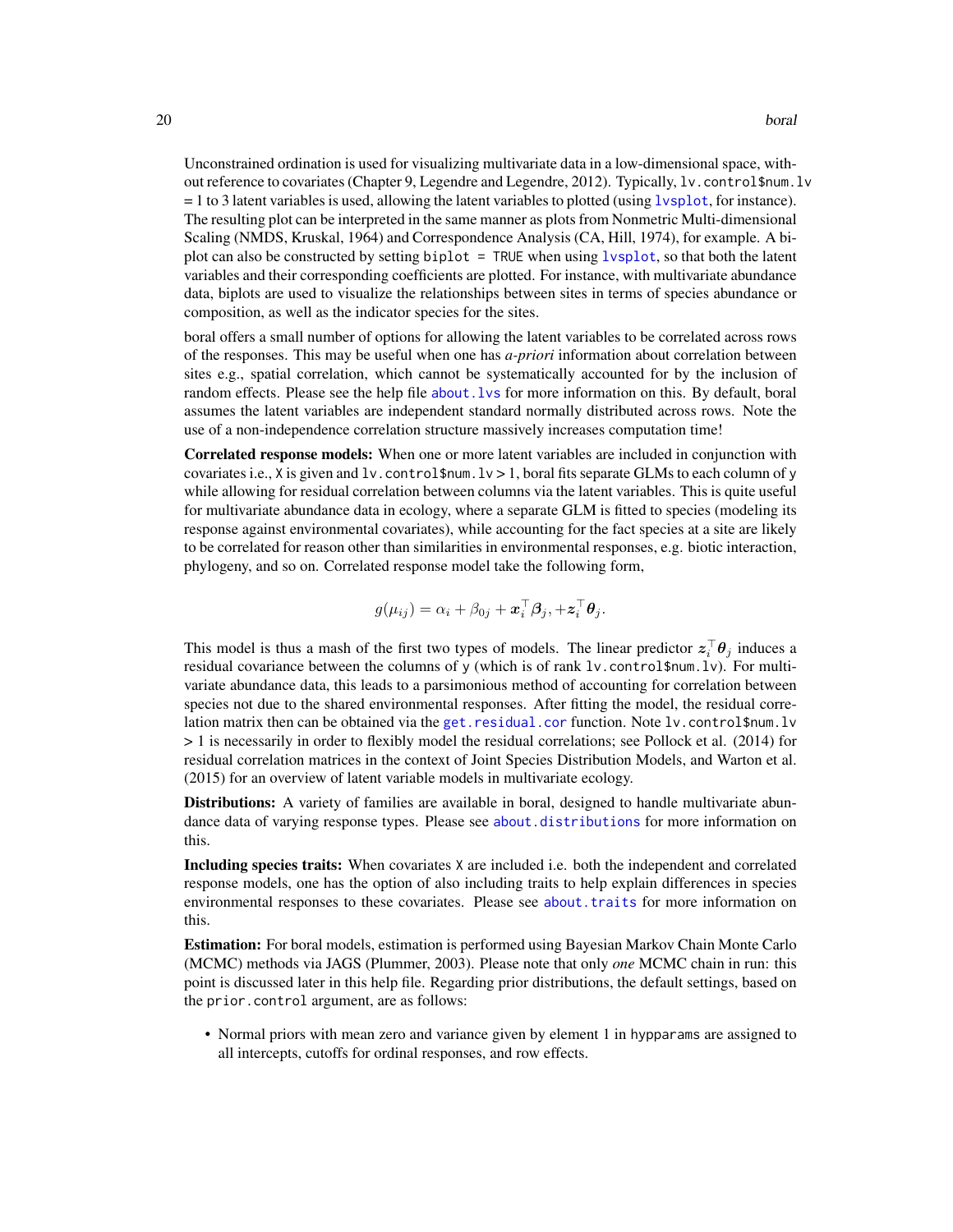Unconstrained ordination is used for visualizing multivariate data in a low-dimensional space, without reference to covariates (Chapter 9, Legendre and Legendre, 2012). Typically, `lv.control$num.lv` = 1 to 3 latent variables is used, allowing the latent variables to plotted (using `lvsplot`, for instance). The resulting plot can be interpreted in the same manner as plots from Nonmetric Multi-dimensional Scaling (NMDS, Kruskal, 1964) and Correspondence Analysis (CA, Hill, 1974), for example. A biplot can also be constructed by setting `biplot = TRUE` when using `lvsplot`, so that both the latent variables and their corresponding coefficients are plotted. For instance, with multivariate abundance data, biplots are used to visualize the relationships between sites in terms of species abundance or composition, as well as the indicator species for the sites.

boral offers a small number of options for allowing the latent variables to be correlated across rows of the responses. This may be useful when one has *a-priori* information about correlation between sites e.g., spatial correlation, which cannot be systematically accounted for by the inclusion of random effects. Please see the help file `about.lvs` for more information on this. By default, boral assumes the latent variables are independent standard normally distributed across rows. Note the use of a non-independence correlation structure massively increases computation time!

**Correlated response models:** When one or more latent variables are included in conjunction with covariates i.e., `X` is given and `lv.control$num.lv` > 1, boral fits separate GLMs to each column of `y` while allowing for residual correlation between columns via the latent variables. This is quite useful for multivariate abundance data in ecology, where a separate GLM is fitted to species (modeling its response against environmental covariates), while accounting for the fact species at a site are likely to be correlated for reason other than similarities in environmental responses, e.g. biotic interaction, phylogeny, and so on. Correlated response model take the following form,

$$g(\mu_{ij}) = \alpha_i + \beta_{0j} + \boldsymbol{x}_i^\top \boldsymbol{\beta}_j, + \boldsymbol{z}_i^\top \boldsymbol{\theta}_j.$$

This model is thus a mash of the first two types of models. The linear predictor $\boldsymbol{z}_i^\top \boldsymbol{\theta}_j$ induces a residual covariance between the columns of `y` (which is of rank `lv.control$num.lv`). For multivariate abundance data, this leads to a parsimonious method of accounting for correlation between species not due to the shared environmental responses. After fitting the model, the residual correlation matrix then can be obtained via the `get.residual.cor` function. Note `lv.control$num.lv` > 1 is necessarily in order to flexibly model the residual correlations; see Pollock et al. (2014) for residual correlation matrices in the context of Joint Species Distribution Models, and Warton et al. (2015) for an overview of latent variable models in multivariate ecology.

**Distributions:** A variety of families are available in boral, designed to handle multivariate abundance data of varying response types. Please see `about.distributions` for more information on this.

**Including species traits:** When covariates `X` are included i.e. both the independent and correlated response models, one has the option of also including traits to help explain differences in species environmental responses to these covariates. Please see `about.traits` for more information on this.

**Estimation:** For boral models, estimation is performed using Bayesian Markov Chain Monte Carlo (MCMC) methods via JAGS (Plummer, 2003). Please note that only *one* MCMC chain in run: this point is discussed later in this help file. Regarding prior distributions, the default settings, based on the `prior.control` argument, are as follows:

- Normal priors with mean zero and variance given by element 1 in `hypparams` are assigned to all intercepts, cutoffs for ordinal responses, and row effects.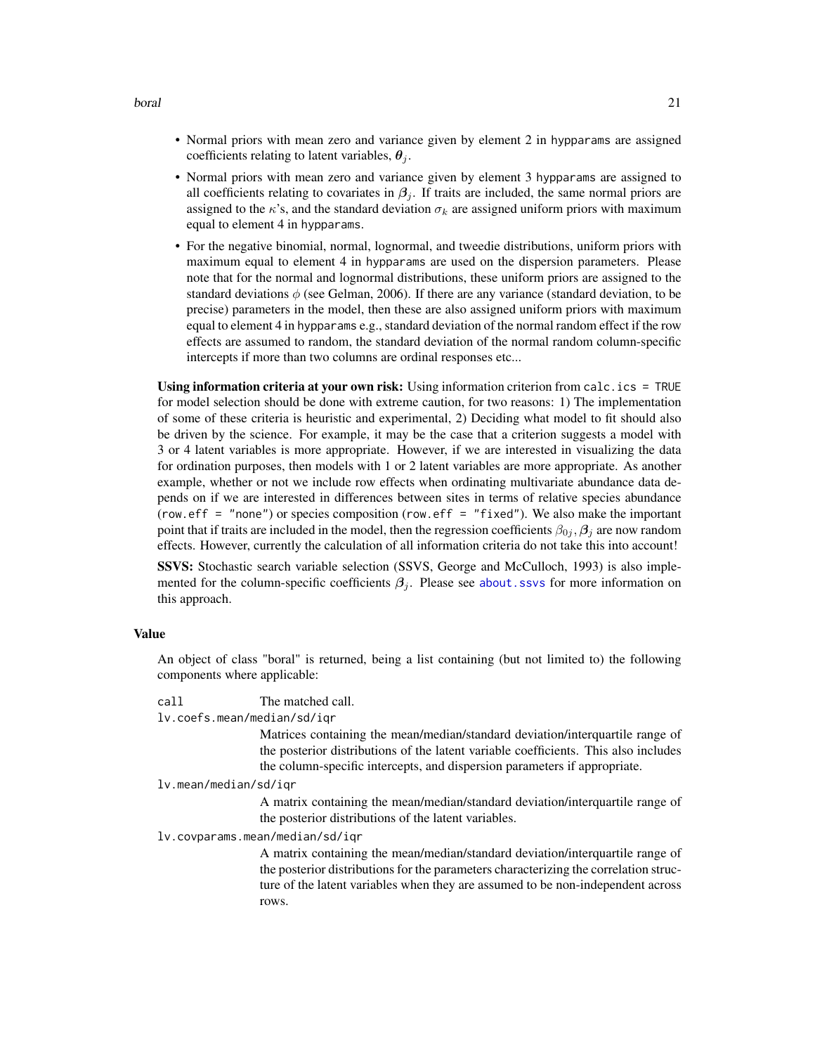- Normal priors with mean zero and variance given by element 2 in `hypparams` are assigned coefficients relating to latent variables, $\boldsymbol{\theta}_j$.
- Normal priors with mean zero and variance given by element 3 `hypparams` are assigned to all coefficients relating to covariates in $\boldsymbol{\beta}_j$. If traits are included, the same normal priors are assigned to the $\kappa$'s, and the standard deviation $\sigma_k$ are assigned uniform priors with maximum equal to element 4 in `hypparams`.
- For the negative binomial, normal, lognormal, and tweedie distributions, uniform priors with maximum equal to element 4 in `hypparams` are used on the dispersion parameters. Please note that for the normal and lognormal distributions, these uniform priors are assigned to the standard deviations $\phi$ (see Gelman, 2006). If there are any variance (standard deviation, to be precise) parameters in the model, then these are also assigned uniform priors with maximum equal to element 4 in `hypparams` e.g., standard deviation of the normal random effect if the row effects are assumed to random, the standard deviation of the normal random column-specific intercepts if more than two columns are ordinal responses etc...

**Using information criteria at your own risk:** Using information criterion from `calc.ics = TRUE` for model selection should be done with extreme caution, for two reasons: 1) The implementation of some of these criteria is heuristic and experimental, 2) Deciding what model to fit should also be driven by the science. For example, it may be the case that a criterion suggests a model with 3 or 4 latent variables is more appropriate. However, if we are interested in visualizing the data for ordination purposes, then models with 1 or 2 latent variables are more appropriate. As another example, whether or not we include row effects when ordinating multivariate abundance data depends on if we are interested in differences between sites in terms of relative species abundance (`row.eff = "none"`) or species composition (`row.eff = "fixed"`). We also make the important point that if traits are included in the model, then the regression coefficients $\beta_{0j}, \boldsymbol{\beta}_j$ are now random effects. However, currently the calculation of all information criteria do not take this into account!

**SSVS:** Stochastic search variable selection (SSVS, George and McCulloch, 1993) is also implemented for the column-specific coefficients $\boldsymbol{\beta}_j$. Please see `about.ssvs` for more information on this approach.

### Value

An object of class "boral" is returned, being a list containing (but not limited to) the following components where applicable:

`call` The matched call.

`lv.coefs.mean/median/sd/iqr`
: Matrices containing the mean/median/standard deviation/interquartile range of the posterior distributions of the latent variable coefficients. This also includes the column-specific intercepts, and dispersion parameters if appropriate.

`lv.mean/median/sd/iqr`
: A matrix containing the mean/median/standard deviation/interquartile range of the posterior distributions of the latent variables.

`lv.covparams.mean/median/sd/iqr`
: A matrix containing the mean/median/standard deviation/interquartile range of the posterior distributions for the parameters characterizing the correlation structure of the latent variables when they are assumed to be non-independent across rows.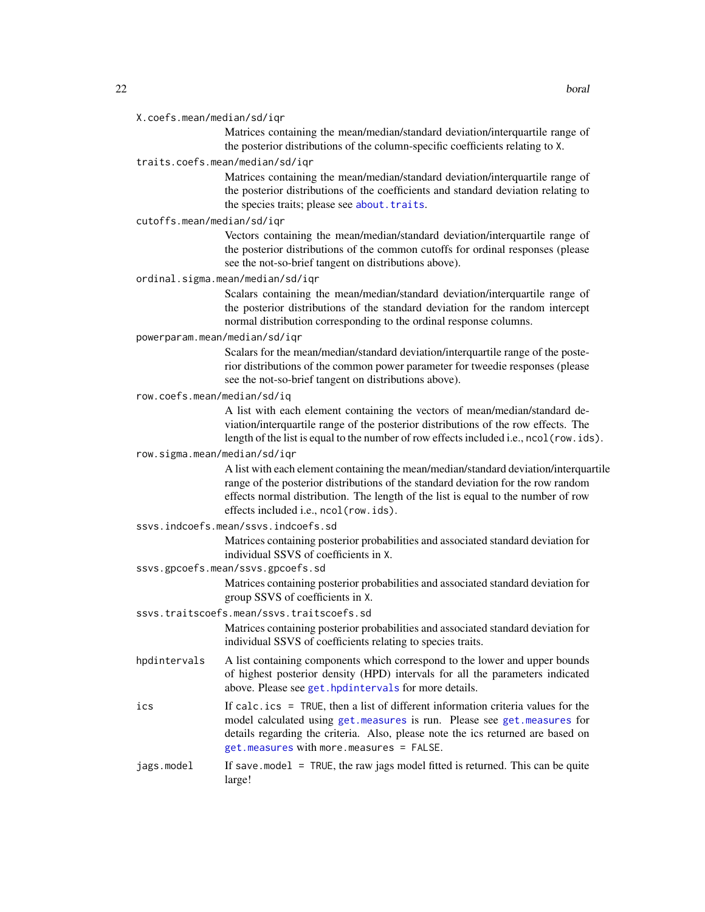`X.coefs.mean/median/sd/iqr`
: Matrices containing the mean/median/standard deviation/interquartile range of the posterior distributions of the column-specific coefficients relating to `X`.

`traits.coefs.mean/median/sd/iqr`
: Matrices containing the mean/median/standard deviation/interquartile range of the posterior distributions of the coefficients and standard deviation relating to the species traits; please see `about.traits`.

`cutoffs.mean/median/sd/iqr`
: Vectors containing the mean/median/standard deviation/interquartile range of the posterior distributions of the common cutoffs for ordinal responses (please see the not-so-brief tangent on distributions above).

`ordinal.sigma.mean/median/sd/iqr`
: Scalars containing the mean/median/standard deviation/interquartile range of the posterior distributions of the standard deviation for the random intercept normal distribution corresponding to the ordinal response columns.

`powerparam.mean/median/sd/iqr`
: Scalars for the mean/median/standard deviation/interquartile range of the posterior distributions of the common power parameter for tweedie responses (please see the not-so-brief tangent on distributions above).

`row.coefs.mean/median/sd/iq`
: A list with each element containing the vectors of mean/median/standard deviation/interquartile range of the posterior distributions of the row effects. The length of the list is equal to the number of row effects included i.e., `ncol(row.ids)`.

`row.sigma.mean/median/sd/iqr`
: A list with each element containing the mean/median/standard deviation/interquartile range of the posterior distributions of the standard deviation for the row random effects normal distribution. The length of the list is equal to the number of row effects included i.e., `ncol(row.ids)`.

`ssvs.indcoefs.mean/ssvs.indcoefs.sd`
: Matrices containing posterior probabilities and associated standard deviation for individual SSVS of coefficients in `X`.

`ssvs.gpcoefs.mean/ssvs.gpcoefs.sd`
: Matrices containing posterior probabilities and associated standard deviation for group SSVS of coefficients in `X`.

`ssvs.traitscoefs.mean/ssvs.traitscoefs.sd`
: Matrices containing posterior probabilities and associated standard deviation for individual SSVS of coefficients relating to species traits.

`hpdintervals`
: A list containing components which correspond to the lower and upper bounds of highest posterior density (HPD) intervals for all the parameters indicated above. Please see `get.hpdintervals` for more details.

`ics`
: If `calc.ics = TRUE`, then a list of different information criteria values for the model calculated using `get.measures` is run. Please see `get.measures` for details regarding the criteria. Also, please note the ics returned are based on `get.measures` with `more.measures = FALSE`.

`jags.model`
: If `save.model = TRUE`, the raw jags model fitted is returned. This can be quite large!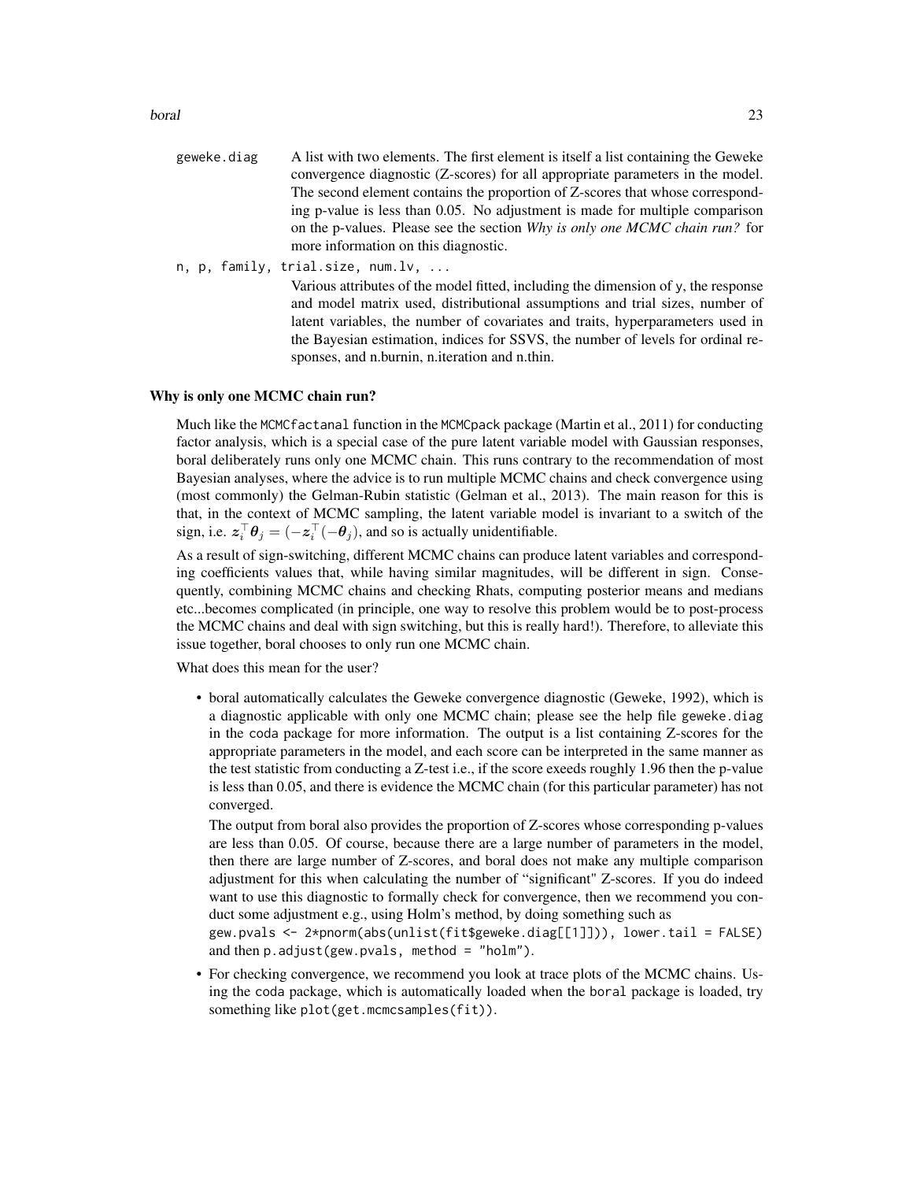geweke.diag
: A list with two elements. The first element is itself a list containing the Geweke convergence diagnostic (Z-scores) for all appropriate parameters in the model. The second element contains the proportion of Z-scores that whose corresponding p-value is less than 0.05. No adjustment is made for multiple comparison on the p-values. Please see the section *Why is only one MCMC chain run?* for more information on this diagnostic.

n, p, family, trial.size, num.lv, ...
: Various attributes of the model fitted, including the dimension of y, the response and model matrix used, distributional assumptions and trial sizes, number of latent variables, the number of covariates and traits, hyperparameters used in the Bayesian estimation, indices for SSVS, the number of levels for ordinal responses, and n.burnin, n.iteration and n.thin.

### Why is only one MCMC chain run?

Much like the `MCMCfactanal` function in the `MCMCpack` package (Martin et al., 2011) for conducting factor analysis, which is a special case of the pure latent variable model with Gaussian responses, boral deliberately runs only one MCMC chain. This runs contrary to the recommendation of most Bayesian analyses, where the advice is to run multiple MCMC chains and check convergence using (most commonly) the Gelman-Rubin statistic (Gelman et al., 2013). The main reason for this is that, in the context of MCMC sampling, the latent variable model is invariant to a switch of the sign, i.e. $\boldsymbol{z}_i^\top \boldsymbol{\theta}_j = (-\boldsymbol{z}_i^\top(-\boldsymbol{\theta}_j)$, and so is actually unidentifiable.

As a result of sign-switching, different MCMC chains can produce latent variables and corresponding coefficients values that, while having similar magnitudes, will be different in sign. Consequently, combining MCMC chains and checking Rhats, computing posterior means and medians etc...becomes complicated (in principle, one way to resolve this problem would be to post-process the MCMC chains and deal with sign switching, but this is really hard!). Therefore, to alleviate this issue together, boral chooses to only run one MCMC chain.

What does this mean for the user?

- boral automatically calculates the Geweke convergence diagnostic (Geweke, 1992), which is a diagnostic applicable with only one MCMC chain; please see the help file `geweke.diag` in the `coda` package for more information. The output is a list containing Z-scores for the appropriate parameters in the model, and each score can be interpreted in the same manner as the test statistic from conducting a Z-test i.e., if the score exeeds roughly 1.96 then the p-value is less than 0.05, and there is evidence the MCMC chain (for this particular parameter) has not converged.

  The output from boral also provides the proportion of Z-scores whose corresponding p-values are less than 0.05. Of course, because there are a large number of parameters in the model, then there are large number of Z-scores, and boral does not make any multiple comparison adjustment for this when calculating the number of "significant" Z-scores. If you do indeed want to use this diagnostic to formally check for convergence, then we recommend you conduct some adjustment e.g., using Holm's method, by doing something such as
  `gew.pvals <- 2*pnorm(abs(unlist(fit$geweke.diag[[1]])), lower.tail = FALSE)`
  and then `p.adjust(gew.pvals, method = "holm")`.

- For checking convergence, we recommend you look at trace plots of the MCMC chains. Using the `coda` package, which is automatically loaded when the `boral` package is loaded, try something like `plot(get.mcmcsamples(fit))`.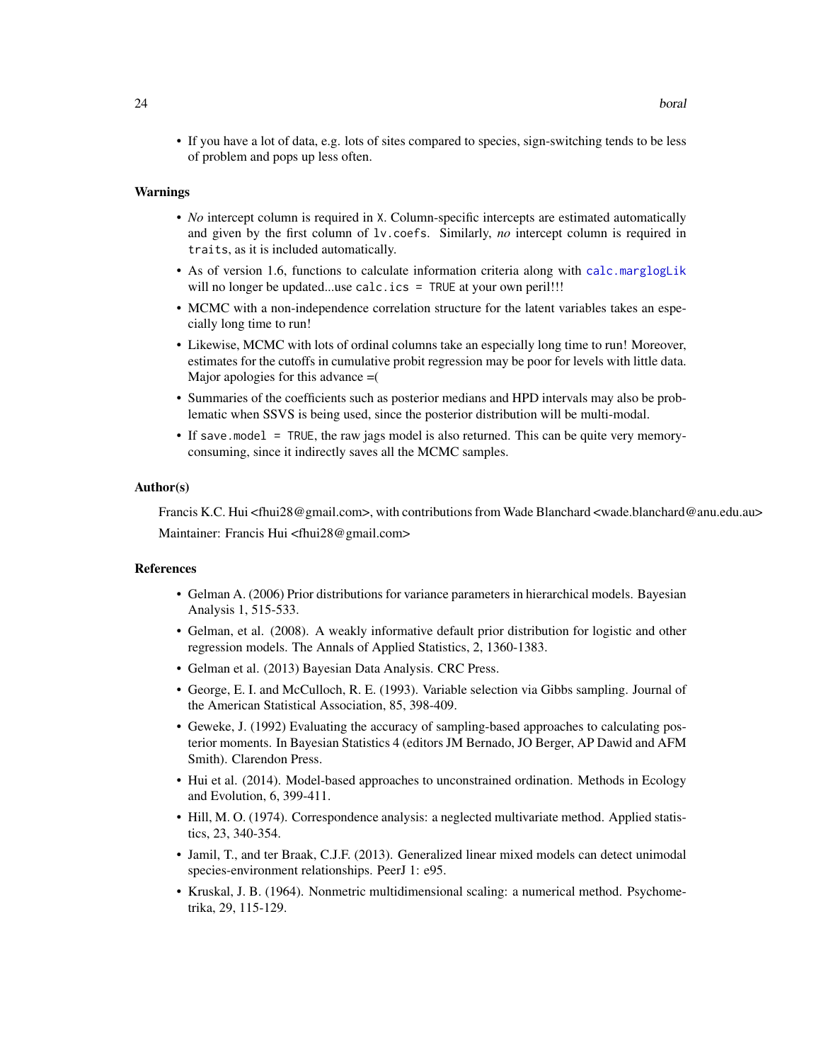- If you have a lot of data, e.g. lots of sites compared to species, sign-switching tends to be less of problem and pops up less often.

### Warnings

- *No* intercept column is required in `X`. Column-specific intercepts are estimated automatically and given by the first column of `lv.coefs`. Similarly, *no* intercept column is required in `traits`, as it is included automatically.
- As of version 1.6, functions to calculate information criteria along with `calc.marglogLik` will no longer be updated...use `calc.ics = TRUE` at your own peril!!!
- MCMC with a non-independence correlation structure for the latent variables takes an especially long time to run!
- Likewise, MCMC with lots of ordinal columns take an especially long time to run! Moreover, estimates for the cutoffs in cumulative probit regression may be poor for levels with little data. Major apologies for this advance =(
- Summaries of the coefficients such as posterior medians and HPD intervals may also be problematic when SSVS is being used, since the posterior distribution will be multi-modal.
- If `save.model = TRUE`, the raw jags model is also returned. This can be quite very memory-consuming, since it indirectly saves all the MCMC samples.

### Author(s)

Francis K.C. Hui <fhui28@gmail.com>, with contributions from Wade Blanchard <wade.blanchard@anu.edu.au>

Maintainer: Francis Hui <fhui28@gmail.com>

### References

- Gelman A. (2006) Prior distributions for variance parameters in hierarchical models. Bayesian Analysis 1, 515-533.
- Gelman, et al. (2008). A weakly informative default prior distribution for logistic and other regression models. The Annals of Applied Statistics, 2, 1360-1383.
- Gelman et al. (2013) Bayesian Data Analysis. CRC Press.
- George, E. I. and McCulloch, R. E. (1993). Variable selection via Gibbs sampling. Journal of the American Statistical Association, 85, 398-409.
- Geweke, J. (1992) Evaluating the accuracy of sampling-based approaches to calculating posterior moments. In Bayesian Statistics 4 (editors JM Bernado, JO Berger, AP Dawid and AFM Smith). Clarendon Press.
- Hui et al. (2014). Model-based approaches to unconstrained ordination. Methods in Ecology and Evolution, 6, 399-411.
- Hill, M. O. (1974). Correspondence analysis: a neglected multivariate method. Applied statistics, 23, 340-354.
- Jamil, T., and ter Braak, C.J.F. (2013). Generalized linear mixed models can detect unimodal species-environment relationships. PeerJ 1: e95.
- Kruskal, J. B. (1964). Nonmetric multidimensional scaling: a numerical method. Psychometrika, 29, 115-129.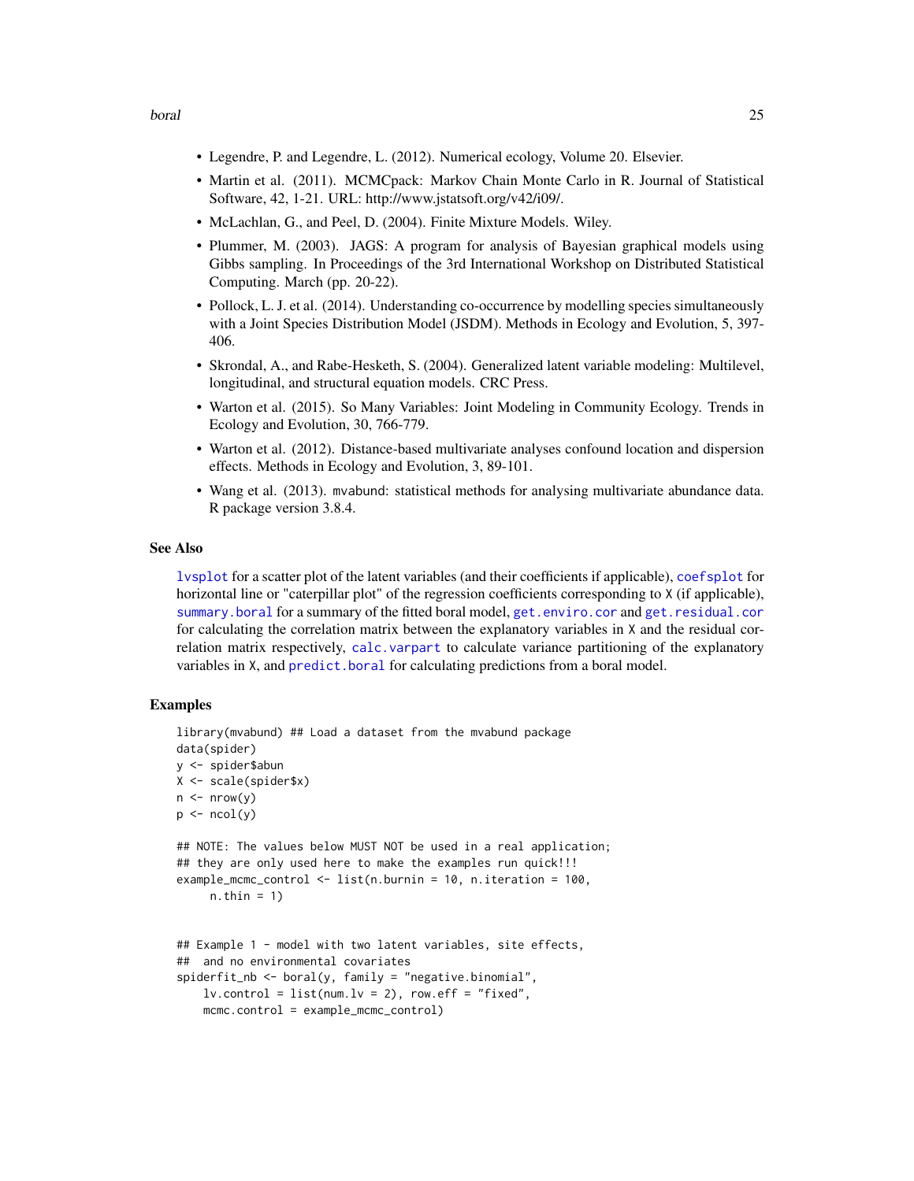- Legendre, P. and Legendre, L. (2012). Numerical ecology, Volume 20. Elsevier.
- Martin et al. (2011). MCMCpack: Markov Chain Monte Carlo in R. Journal of Statistical Software, 42, 1-21. URL: http://www.jstatsoft.org/v42/i09/.
- McLachlan, G., and Peel, D. (2004). Finite Mixture Models. Wiley.
- Plummer, M. (2003). JAGS: A program for analysis of Bayesian graphical models using Gibbs sampling. In Proceedings of the 3rd International Workshop on Distributed Statistical Computing. March (pp. 20-22).
- Pollock, L. J. et al. (2014). Understanding co-occurrence by modelling species simultaneously with a Joint Species Distribution Model (JSDM). Methods in Ecology and Evolution, 5, 397-406.
- Skrondal, A., and Rabe-Hesketh, S. (2004). Generalized latent variable modeling: Multilevel, longitudinal, and structural equation models. CRC Press.
- Warton et al. (2015). So Many Variables: Joint Modeling in Community Ecology. Trends in Ecology and Evolution, 30, 766-779.
- Warton et al. (2012). Distance-based multivariate analyses confound location and dispersion effects. Methods in Ecology and Evolution, 3, 89-101.
- Wang et al. (2013). `mvabund`: statistical methods for analysing multivariate abundance data. R package version 3.8.4.

## See Also

`lvsplot` for a scatter plot of the latent variables (and their coefficients if applicable), `coefsplot` for horizontal line or "caterpillar plot" of the regression coefficients corresponding to `X` (if applicable), `summary.boral` for a summary of the fitted boral model, `get.enviro.cor` and `get.residual.cor` for calculating the correlation matrix between the explanatory variables in `X` and the residual correlation matrix respectively, `calc.varpart` to calculate variance partitioning of the explanatory variables in `X`, and `predict.boral` for calculating predictions from a boral model.

## Examples

```
library(mvabund) ## Load a dataset from the mvabund package
data(spider)
y <- spider$abun
X <- scale(spider$x)
n <- nrow(y)
p <- ncol(y)

## NOTE: The values below MUST NOT be used in a real application;
## they are only used here to make the examples run quick!!!
example_mcmc_control <- list(n.burnin = 10, n.iteration = 100,
     n.thin = 1)


## Example 1 - model with two latent variables, site effects,
##  and no environmental covariates
spiderfit_nb <- boral(y, family = "negative.binomial",
    lv.control = list(num.lv = 2), row.eff = "fixed",
    mcmc.control = example_mcmc_control)
```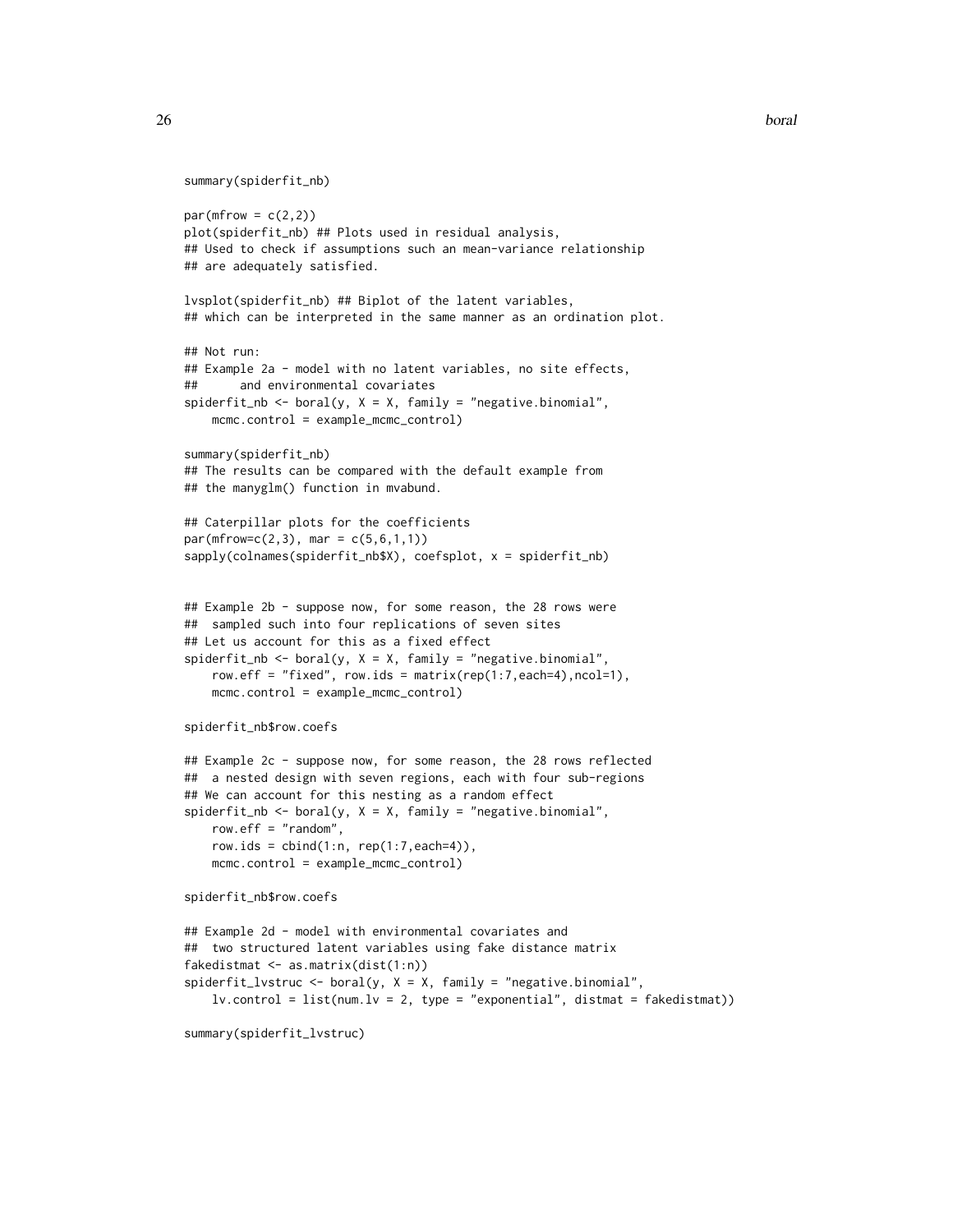```
summary(spiderfit_nb)

par(mfrow = c(2,2))
plot(spiderfit_nb) ## Plots used in residual analysis,
## Used to check if assumptions such an mean-variance relationship
## are adequately satisfied.

lvsplot(spiderfit_nb) ## Biplot of the latent variables,
## which can be interpreted in the same manner as an ordination plot.

## Not run:
## Example 2a - model with no latent variables, no site effects,
##      and environmental covariates
spiderfit_nb <- boral(y, X = X, family = "negative.binomial",
    mcmc.control = example_mcmc_control)

summary(spiderfit_nb)
## The results can be compared with the default example from
## the manyglm() function in mvabund.

## Caterpillar plots for the coefficients
par(mfrow=c(2,3), mar = c(5,6,1,1))
sapply(colnames(spiderfit_nb$X), coefsplot, x = spiderfit_nb)


## Example 2b - suppose now, for some reason, the 28 rows were
##  sampled such into four replications of seven sites
## Let us account for this as a fixed effect
spiderfit_nb <- boral(y, X = X, family = "negative.binomial",
    row.eff = "fixed", row.ids = matrix(rep(1:7,each=4),ncol=1),
    mcmc.control = example_mcmc_control)

spiderfit_nb$row.coefs

## Example 2c - suppose now, for some reason, the 28 rows reflected
##  a nested design with seven regions, each with four sub-regions
## We can account for this nesting as a random effect
spiderfit_nb <- boral(y, X = X, family = "negative.binomial",
    row.eff = "random",
    row.ids = cbind(1:n, rep(1:7,each=4)),
    mcmc.control = example_mcmc_control)

spiderfit_nb$row.coefs

## Example 2d - model with environmental covariates and
##  two structured latent variables using fake distance matrix
fakedistmat <- as.matrix(dist(1:n))
spiderfit_lvstruc <- boral(y, X = X, family = "negative.binomial",
    lv.control = list(num.lv = 2, type = "exponential", distmat = fakedistmat))

summary(spiderfit_lvstruc)
```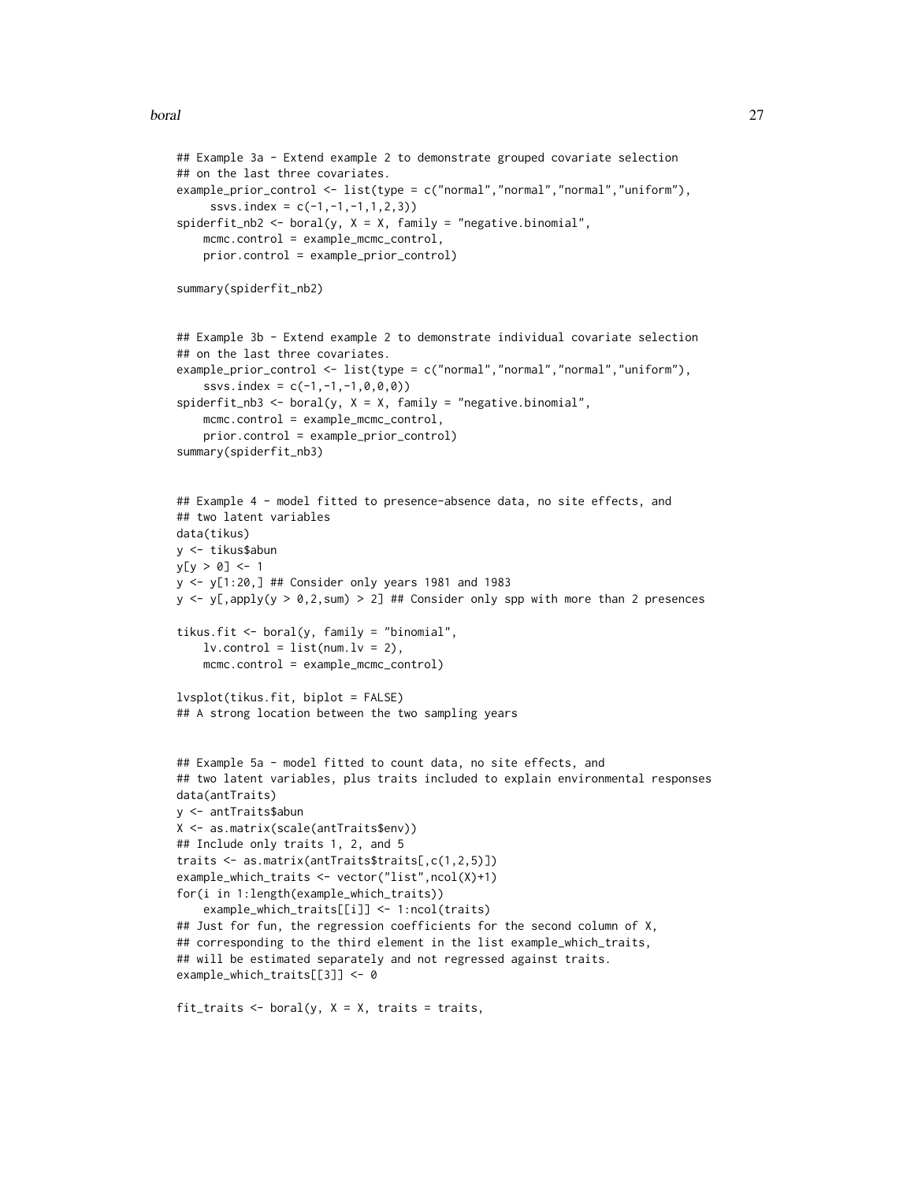```
## Example 3a - Extend example 2 to demonstrate grouped covariate selection
## on the last three covariates.
example_prior_control <- list(type = c("normal","normal","normal","uniform"),
     ssvs.index = c(-1,-1,-1,1,2,3))
spiderfit_nb2 <- boral(y, X = X, family = "negative.binomial",
    mcmc.control = example_mcmc_control,
    prior.control = example_prior_control)

summary(spiderfit_nb2)


## Example 3b - Extend example 2 to demonstrate individual covariate selection
## on the last three covariates.
example_prior_control <- list(type = c("normal","normal","normal","uniform"),
    ssvs.index = c(-1,-1,-1,0,0,0))
spiderfit_nb3 <- boral(y, X = X, family = "negative.binomial",
    mcmc.control = example_mcmc_control,
    prior.control = example_prior_control)
summary(spiderfit_nb3)


## Example 4 - model fitted to presence-absence data, no site effects, and
## two latent variables
data(tikus)
y <- tikus$abun
y[y > 0] <- 1
y <- y[1:20,] ## Consider only years 1981 and 1983
y <- y[,apply(y > 0,2,sum) > 2] ## Consider only spp with more than 2 presences

tikus.fit <- boral(y, family = "binomial",
    lv.control = list(num.lv = 2),
    mcmc.control = example_mcmc_control)

lvsplot(tikus.fit, biplot = FALSE)
## A strong location between the two sampling years


## Example 5a - model fitted to count data, no site effects, and
## two latent variables, plus traits included to explain environmental responses
data(antTraits)
y <- antTraits$abun
X <- as.matrix(scale(antTraits$env))
## Include only traits 1, 2, and 5
traits <- as.matrix(antTraits$traits[,c(1,2,5)])
example_which_traits <- vector("list",ncol(X)+1)
for(i in 1:length(example_which_traits))
    example_which_traits[[i]] <- 1:ncol(traits)
## Just for fun, the regression coefficients for the second column of X,
## corresponding to the third element in the list example_which_traits,
## will be estimated separately and not regressed against traits.
example_which_traits[[3]] <- 0

fit_traits <- boral(y, X = X, traits = traits,
```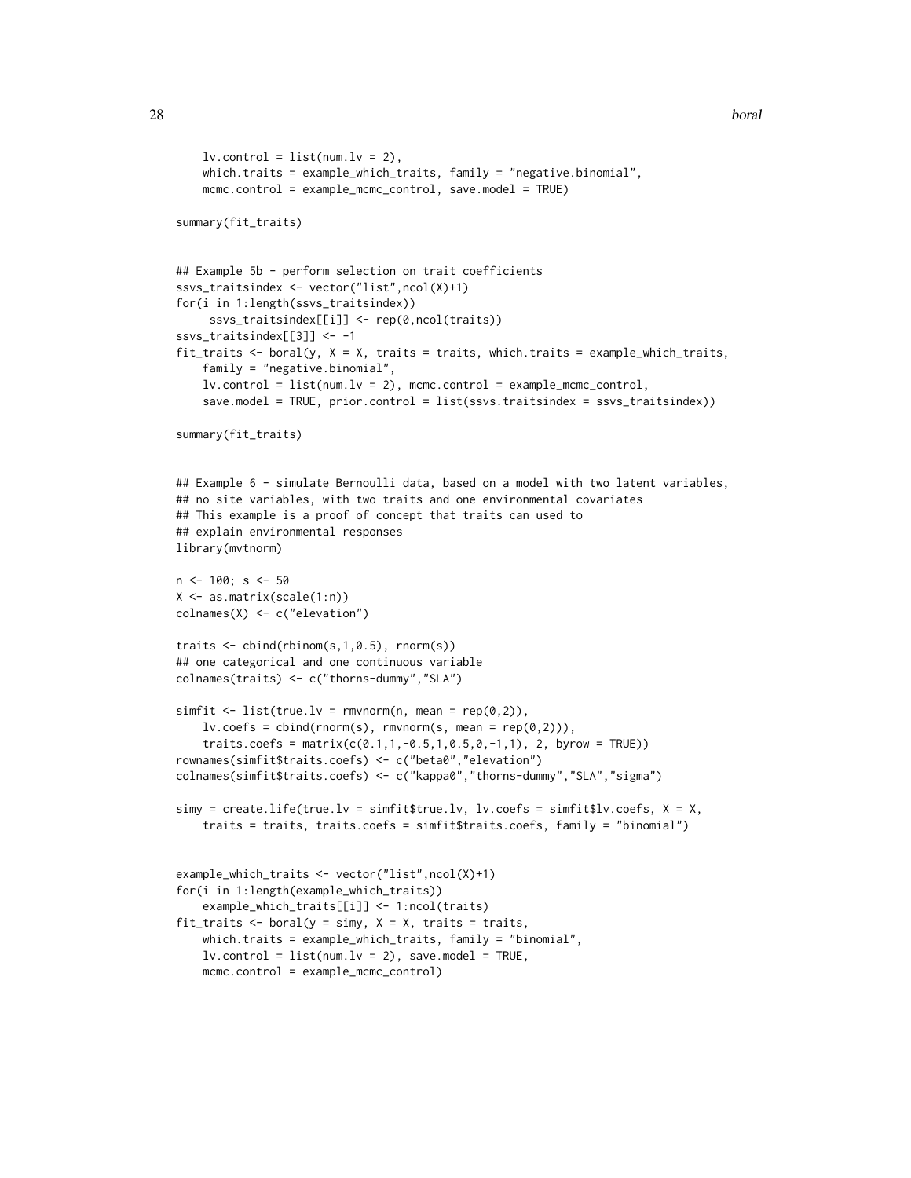```
    lv.control = list(num.lv = 2),
    which.traits = example_which_traits, family = "negative.binomial",
    mcmc.control = example_mcmc_control, save.model = TRUE)

summary(fit_traits)


## Example 5b - perform selection on trait coefficients
ssvs_traitsindex <- vector("list",ncol(X)+1)
for(i in 1:length(ssvs_traitsindex))
     ssvs_traitsindex[[i]] <- rep(0,ncol(traits))
ssvs_traitsindex[[3]] <- -1
fit_traits <- boral(y, X = X, traits = traits, which.traits = example_which_traits,
    family = "negative.binomial",
    lv.control = list(num.lv = 2), mcmc.control = example_mcmc_control,
    save.model = TRUE, prior.control = list(ssvs.traitsindex = ssvs_traitsindex))

summary(fit_traits)


## Example 6 - simulate Bernoulli data, based on a model with two latent variables,
## no site variables, with two traits and one environmental covariates
## This example is a proof of concept that traits can used to
## explain environmental responses
library(mvtnorm)

n <- 100; s <- 50
X <- as.matrix(scale(1:n))
colnames(X) <- c("elevation")

traits <- cbind(rbinom(s,1,0.5), rnorm(s))
## one categorical and one continuous variable
colnames(traits) <- c("thorns-dummy","SLA")

simfit <- list(true.lv = rmvnorm(n, mean = rep(0,2)),
    lv.coefs = cbind(rnorm(s), rmvnorm(s, mean = rep(0,2))),
    traits.coefs = matrix(c(0.1,1,-0.5,1,0.5,0,-1,1), 2, byrow = TRUE))
rownames(simfit$traits.coefs) <- c("beta0","elevation")
colnames(simfit$traits.coefs) <- c("kappa0","thorns-dummy","SLA","sigma")

simy = create.life(true.lv = simfit$true.lv, lv.coefs = simfit$lv.coefs, X = X,
    traits = traits, traits.coefs = simfit$traits.coefs, family = "binomial")


example_which_traits <- vector("list",ncol(X)+1)
for(i in 1:length(example_which_traits))
    example_which_traits[[i]] <- 1:ncol(traits)
fit_traits <- boral(y = simy, X = X, traits = traits,
    which.traits = example_which_traits, family = "binomial",
    lv.control = list(num.lv = 2), save.model = TRUE,
    mcmc.control = example_mcmc_control)
```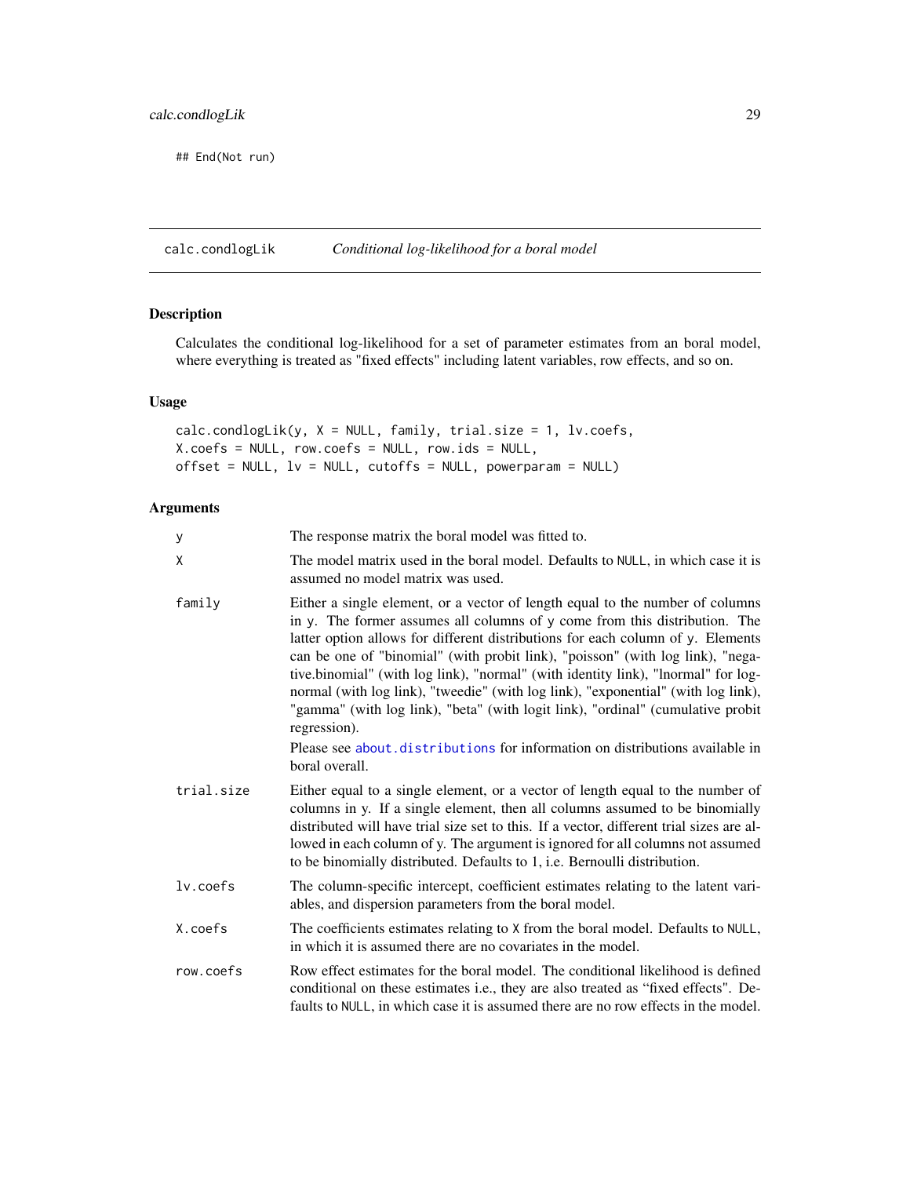```
## End(Not run)
```

## calc.condlogLik — *Conditional log-likelihood for a boral model*

### Description

Calculates the conditional log-likelihood for a set of parameter estimates from an boral model, where everything is treated as "fixed effects" including latent variables, row effects, and so on.

### Usage

```
calc.condlogLik(y, X = NULL, family, trial.size = 1, lv.coefs,
X.coefs = NULL, row.coefs = NULL, row.ids = NULL,
offset = NULL, lv = NULL, cutoffs = NULL, powerparam = NULL)
```

### Arguments

| | |
|---|---|
| `y` | The response matrix the boral model was fitted to. |
| `X` | The model matrix used in the boral model. Defaults to `NULL`, in which case it is assumed no model matrix was used. |
| `family` | Either a single element, or a vector of length equal to the number of columns in `y`. The former assumes all columns of `y` come from this distribution. The latter option allows for different distributions for each column of `y`. Elements can be one of "binomial" (with probit link), "poisson" (with log link), "negative.binomial" (with log link), "normal" (with identity link), "lnormal" for lognormal (with log link), "tweedie" (with log link), "exponential" (with log link), "gamma" (with log link), "beta" (with logit link), "ordinal" (cumulative probit regression).<br>Please see `about.distributions` for information on distributions available in boral overall. |
| `trial.size` | Either equal to a single element, or a vector of length equal to the number of columns in y. If a single element, then all columns assumed to be binomially distributed will have trial size set to this. If a vector, different trial sizes are allowed in each column of y. The argument is ignored for all columns not assumed to be binomially distributed. Defaults to 1, i.e. Bernoulli distribution. |
| `lv.coefs` | The column-specific intercept, coefficient estimates relating to the latent variables, and dispersion parameters from the boral model. |
| `X.coefs` | The coefficients estimates relating to `X` from the boral model. Defaults to `NULL`, in which it is assumed there are no covariates in the model. |
| `row.coefs` | Row effect estimates for the boral model. The conditional likelihood is defined conditional on these estimates i.e., they are also treated as "fixed effects". Defaults to `NULL`, in which case it is assumed there are no row effects in the model. |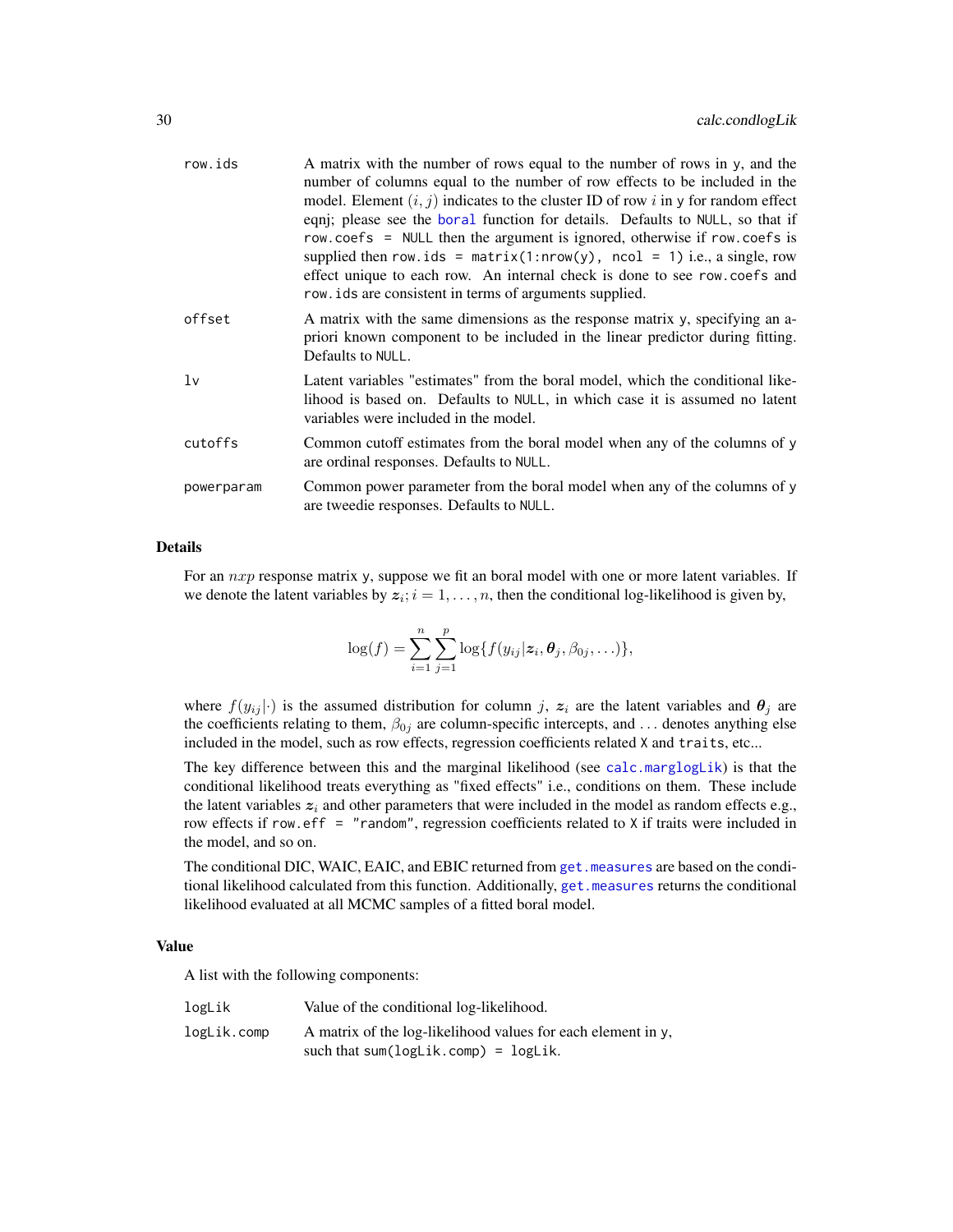| | |
|---|---|
| row.ids | A matrix with the number of rows equal to the number of rows in y, and the number of columns equal to the number of row effects to be included in the model. Element $(i, j)$ indicates to the cluster ID of row $i$ in y for random effect eqnj; please see the boral function for details. Defaults to NULL, so that if row.coefs = NULL then the argument is ignored, otherwise if row.coefs is supplied then row.ids = matrix(1:nrow(y), ncol = 1) i.e., a single, row effect unique to each row. An internal check is done to see row.coefs and row.ids are consistent in terms of arguments supplied. |
| offset | A matrix with the same dimensions as the response matrix y, specifying an a-priori known component to be included in the linear predictor during fitting. Defaults to NULL. |
| lv | Latent variables "estimates" from the boral model, which the conditional likelihood is based on. Defaults to NULL, in which case it is assumed no latent variables were included in the model. |
| cutoffs | Common cutoff estimates from the boral model when any of the columns of y are ordinal responses. Defaults to NULL. |
| powerparam | Common power parameter from the boral model when any of the columns of y are tweedie responses. Defaults to NULL. |

## Details

For an $nxp$ response matrix y, suppose we fit an boral model with one or more latent variables. If we denote the latent variables by $\boldsymbol{z}_i; i = 1, \ldots, n$, then the conditional log-likelihood is given by,

$$\log(f) = \sum_{i=1}^{n} \sum_{j=1}^{p} \log\{f(y_{ij}|\boldsymbol{z}_i, \boldsymbol{\theta}_j, \beta_{0j}, \ldots)\},$$

where $f(y_{ij}|\cdot)$ is the assumed distribution for column $j$, $\boldsymbol{z}_i$ are the latent variables and $\boldsymbol{\theta}_j$ are the coefficients relating to them, $\beta_{0j}$ are column-specific intercepts, and $\ldots$ denotes anything else included in the model, such as row effects, regression coefficients related X and traits, etc...

The key difference between this and the marginal likelihood (see calc.marglogLik) is that the conditional likelihood treats everything as "fixed effects" i.e., conditions on them. These include the latent variables $\boldsymbol{z}_i$ and other parameters that were included in the model as random effects e.g., row effects if row.eff = "random", regression coefficients related to X if traits were included in the model, and so on.

The conditional DIC, WAIC, EAIC, and EBIC returned from get.measures are based on the conditional likelihood calculated from this function. Additionally, get.measures returns the conditional likelihood evaluated at all MCMC samples of a fitted boral model.

## Value

A list with the following components:

| | |
|---|---|
| logLik | Value of the conditional log-likelihood. |
| logLik.comp | A matrix of the log-likelihood values for each element in y, such that sum(logLik.comp) = logLik. |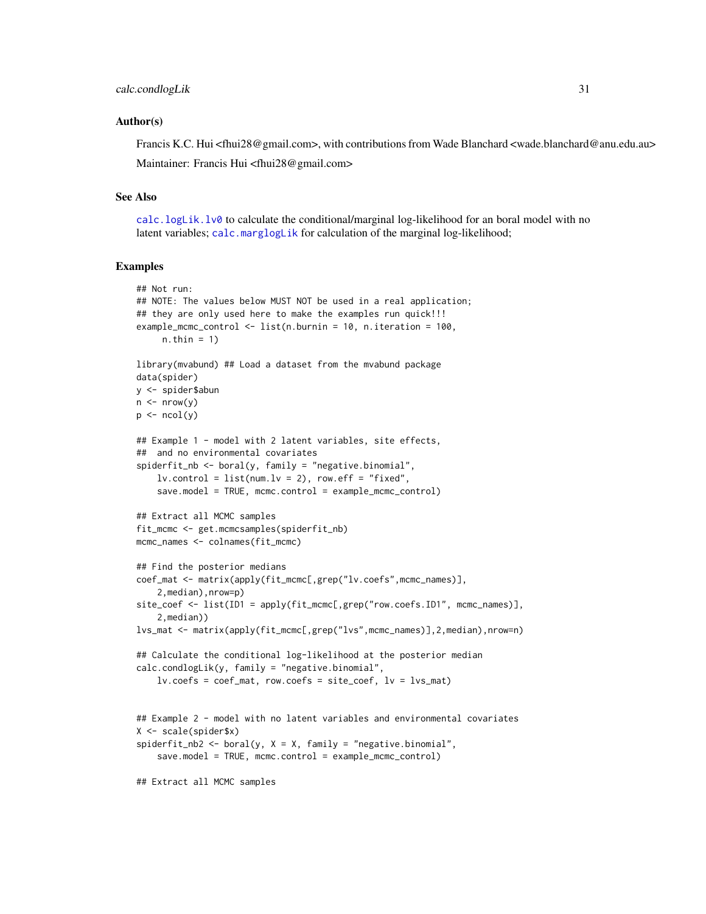### Author(s)

Francis K.C. Hui <fhui28@gmail.com>, with contributions from Wade Blanchard <wade.blanchard@anu.edu.au>

Maintainer: Francis Hui <fhui28@gmail.com>

### See Also

calc.logLik.lv0 to calculate the conditional/marginal log-likelihood for an boral model with no latent variables; calc.marglogLik for calculation of the marginal log-likelihood;

### Examples

```
## Not run:
## NOTE: The values below MUST NOT be used in a real application;
## they are only used here to make the examples run quick!!!
example_mcmc_control <- list(n.burnin = 10, n.iteration = 100,
     n.thin = 1)

library(mvabund) ## Load a dataset from the mvabund package
data(spider)
y <- spider$abun
n <- nrow(y)
p <- ncol(y)

## Example 1 - model with 2 latent variables, site effects,
##  and no environmental covariates
spiderfit_nb <- boral(y, family = "negative.binomial",
    lv.control = list(num.lv = 2), row.eff = "fixed",
    save.model = TRUE, mcmc.control = example_mcmc_control)

## Extract all MCMC samples
fit_mcmc <- get.mcmcsamples(spiderfit_nb)
mcmc_names <- colnames(fit_mcmc)

## Find the posterior medians
coef_mat <- matrix(apply(fit_mcmc[,grep("lv.coefs",mcmc_names)],
    2,median),nrow=p)
site_coef <- list(ID1 = apply(fit_mcmc[,grep("row.coefs.ID1", mcmc_names)],
    2,median))
lvs_mat <- matrix(apply(fit_mcmc[,grep("lvs",mcmc_names)],2,median),nrow=n)

## Calculate the conditional log-likelihood at the posterior median
calc.condlogLik(y, family = "negative.binomial",
    lv.coefs = coef_mat, row.coefs = site_coef, lv = lvs_mat)


## Example 2 - model with no latent variables and environmental covariates
X <- scale(spider$x)
spiderfit_nb2 <- boral(y, X = X, family = "negative.binomial",
    save.model = TRUE, mcmc.control = example_mcmc_control)

## Extract all MCMC samples
```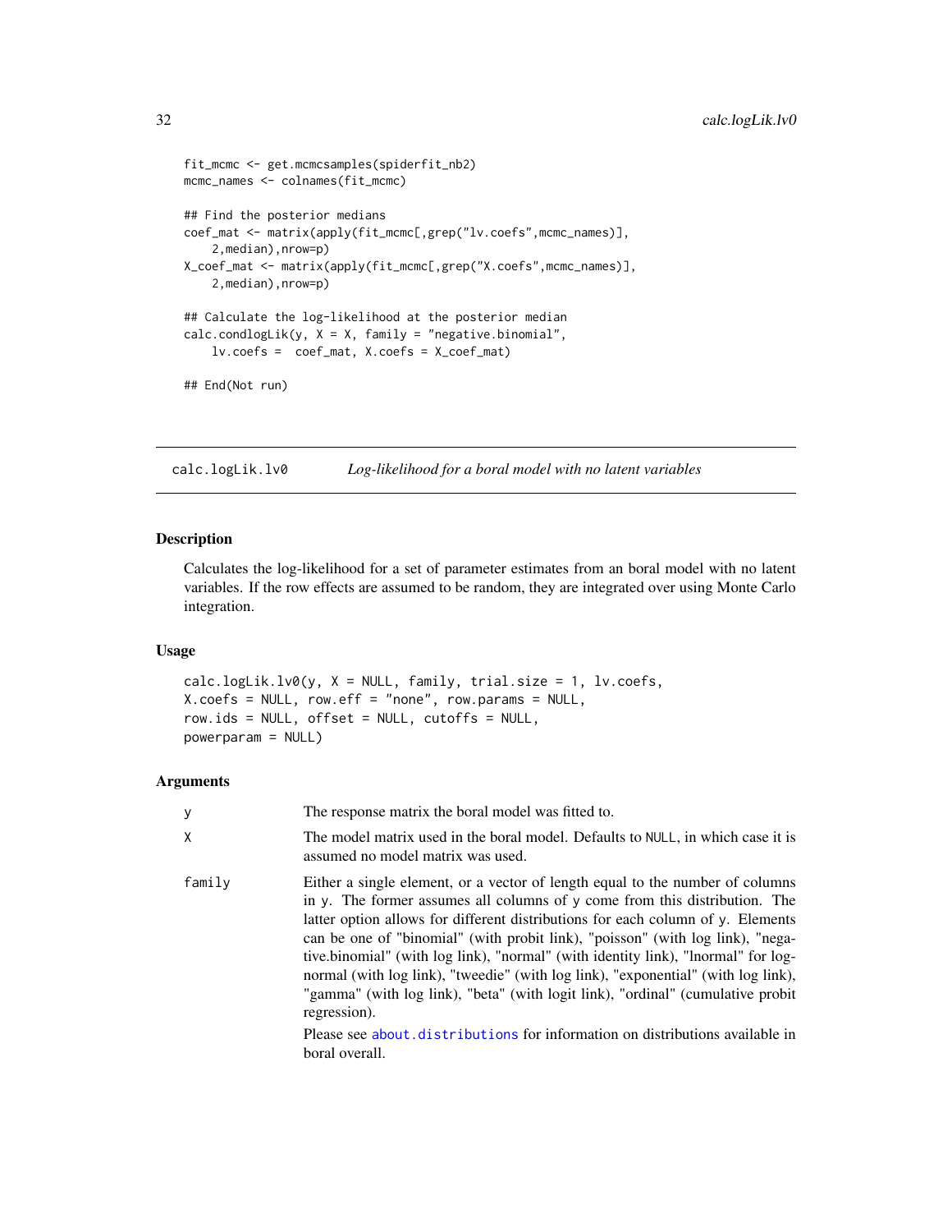```
fit_mcmc <- get.mcmcsamples(spiderfit_nb2)
mcmc_names <- colnames(fit_mcmc)

## Find the posterior medians
coef_mat <- matrix(apply(fit_mcmc[,grep("lv.coefs",mcmc_names)],
    2,median),nrow=p)
X_coef_mat <- matrix(apply(fit_mcmc[,grep("X.coefs",mcmc_names)],
    2,median),nrow=p)

## Calculate the log-likelihood at the posterior median
calc.condlogLik(y, X = X, family = "negative.binomial",
    lv.coefs =  coef_mat, X.coefs = X_coef_mat)

## End(Not run)
```

## calc.logLik.lv0 — *Log-likelihood for a boral model with no latent variables*

### Description

Calculates the log-likelihood for a set of parameter estimates from an boral model with no latent variables. If the row effects are assumed to be random, they are integrated over using Monte Carlo integration.

### Usage

```
calc.logLik.lv0(y, X = NULL, family, trial.size = 1, lv.coefs,
X.coefs = NULL, row.eff = "none", row.params = NULL,
row.ids = NULL, offset = NULL, cutoffs = NULL,
powerparam = NULL)
```

### Arguments

| | |
|---|---|
| y | The response matrix the boral model was fitted to. |
| X | The model matrix used in the boral model. Defaults to NULL, in which case it is assumed no model matrix was used. |
| family | Either a single element, or a vector of length equal to the number of columns in y. The former assumes all columns of y come from this distribution. The latter option allows for different distributions for each column of y. Elements can be one of "binomial" (with probit link), "poisson" (with log link), "negative.binomial" (with log link), "normal" (with identity link), "lnormal" for log-normal (with log link), "tweedie" (with log link), "exponential" (with log link), "gamma" (with log link), "beta" (with logit link), "ordinal" (cumulative probit regression). <br><br> Please see about.distributions for information on distributions available in boral overall. |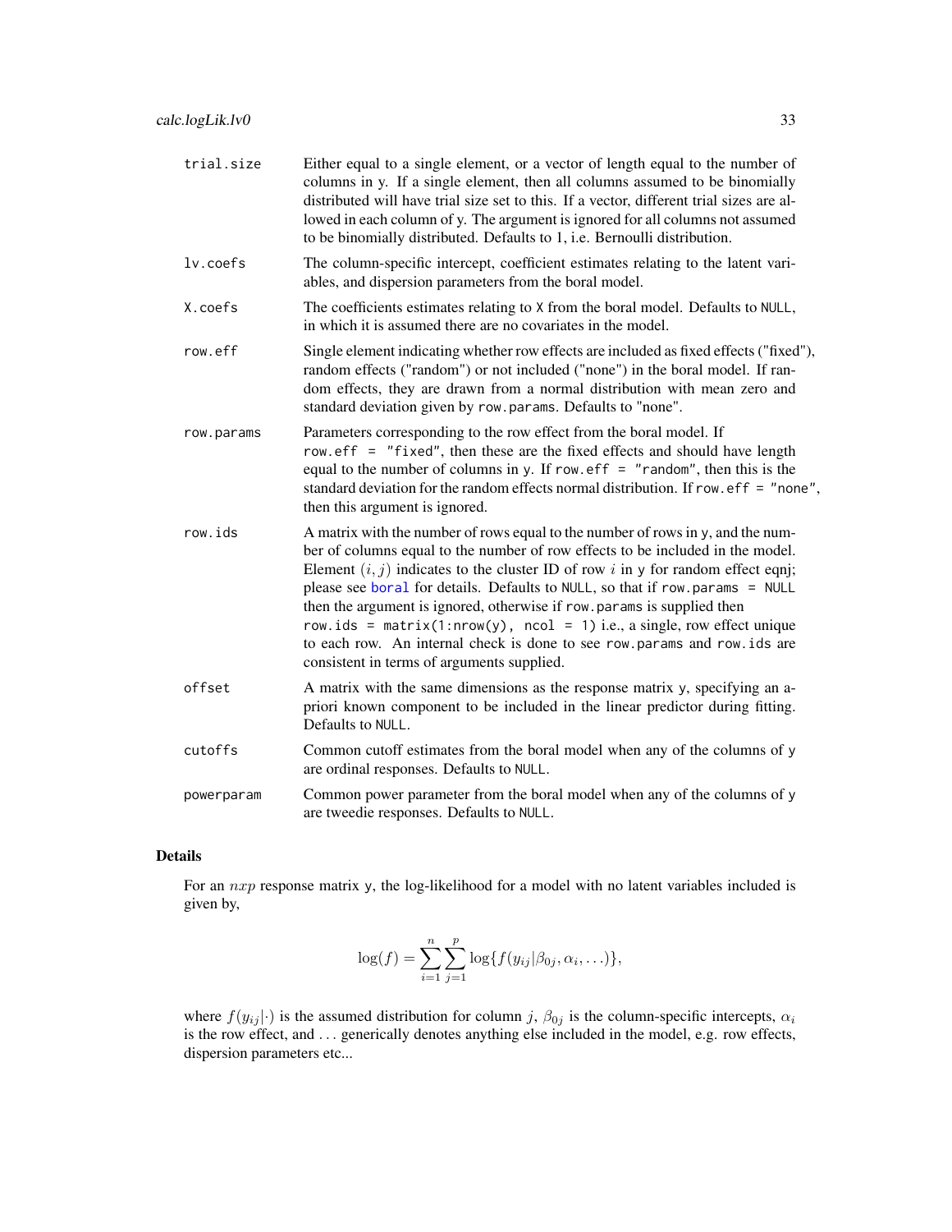| | |
|---|---|
| trial.size | Either equal to a single element, or a vector of length equal to the number of columns in y. If a single element, then all columns assumed to be binomially distributed will have trial size set to this. If a vector, different trial sizes are allowed in each column of y. The argument is ignored for all columns not assumed to be binomially distributed. Defaults to 1, i.e. Bernoulli distribution. |
| lv.coefs | The column-specific intercept, coefficient estimates relating to the latent variables, and dispersion parameters from the boral model. |
| X.coefs | The coefficients estimates relating to X from the boral model. Defaults to NULL, in which it is assumed there are no covariates in the model. |
| row.eff | Single element indicating whether row effects are included as fixed effects ("fixed"), random effects ("random") or not included ("none") in the boral model. If random effects, they are drawn from a normal distribution with mean zero and standard deviation given by row.params. Defaults to "none". |
| row.params | Parameters corresponding to the row effect from the boral model. If row.eff = "fixed", then these are the fixed effects and should have length equal to the number of columns in y. If row.eff = "random", then this is the standard deviation for the random effects normal distribution. If row.eff = "none", then this argument is ignored. |
| row.ids | A matrix with the number of rows equal to the number of rows in y, and the number of columns equal to the number of row effects to be included in the model. Element $(i, j)$ indicates to the cluster ID of row $i$ in y for random effect eqnj; please see boral for details. Defaults to NULL, so that if row.params = NULL then the argument is ignored, otherwise if row.params is supplied then row.ids = matrix(1:nrow(y), ncol = 1) i.e., a single, row effect unique to each row. An internal check is done to see row.params and row.ids are consistent in terms of arguments supplied. |
| offset | A matrix with the same dimensions as the response matrix y, specifying an a-priori known component to be included in the linear predictor during fitting. Defaults to NULL. |
| cutoffs | Common cutoff estimates from the boral model when any of the columns of y are ordinal responses. Defaults to NULL. |
| powerparam | Common power parameter from the boral model when any of the columns of y are tweedie responses. Defaults to NULL. |

## Details

For an $nxp$ response matrix y, the log-likelihood for a model with no latent variables included is given by,

$$\log(f) = \sum_{i=1}^{n}\sum_{j=1}^{p}\log\{f(y_{ij}|\beta_{0j}, \alpha_i, \ldots)\},$$

where $f(y_{ij}|\cdot)$ is the assumed distribution for column $j$, $\beta_{0j}$ is the column-specific intercepts, $\alpha_i$ is the row effect, and $\ldots$ generically denotes anything else included in the model, e.g. row effects, dispersion parameters etc...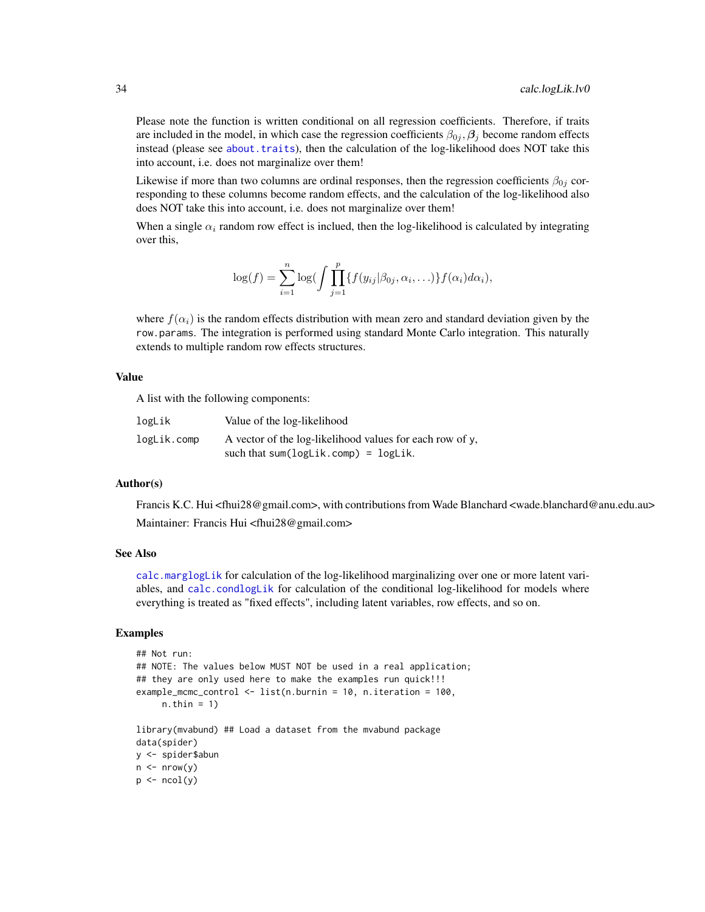Please note the function is written conditional on all regression coefficients. Therefore, if traits are included in the model, in which case the regression coefficients $\beta_{0j}, \boldsymbol{\beta}_j$ become random effects instead (please see `about.traits`), then the calculation of the log-likelihood does NOT take this into account, i.e. does not marginalize over them!

Likewise if more than two columns are ordinal responses, then the regression coefficients $\beta_{0j}$ corresponding to these columns become random effects, and the calculation of the log-likelihood also does NOT take this into account, i.e. does not marginalize over them!

When a single $\alpha_i$ random row effect is inclued, then the log-likelihood is calculated by integrating over this,

$$\log(f) = \sum_{i=1}^{n} \log(\int \prod_{j=1}^{p} \{f(y_{ij}|\beta_{0j}, \alpha_i, \ldots)\} f(\alpha_i) d\alpha_i),$$

where $f(\alpha_i)$ is the random effects distribution with mean zero and standard deviation given by the `row.params`. The integration is performed using standard Monte Carlo integration. This naturally extends to multiple random row effects structures.

## Value

A list with the following components:

| | |
|---|---|
| `logLik` | Value of the log-likelihood |
| `logLik.comp` | A vector of the log-likelihood values for each row of `y`, such that `sum(logLik.comp) = logLik`. |

## Author(s)

Francis K.C. Hui <fhui28@gmail.com>, with contributions from Wade Blanchard <wade.blanchard@anu.edu.au>

Maintainer: Francis Hui <fhui28@gmail.com>

## See Also

`calc.marglogLik` for calculation of the log-likelihood marginalizing over one or more latent variables, and `calc.condlogLik` for calculation of the conditional log-likelihood for models where everything is treated as "fixed effects", including latent variables, row effects, and so on.

## Examples

```
## Not run:
## NOTE: The values below MUST NOT be used in a real application;
## they are only used here to make the examples run quick!!!
example_mcmc_control <- list(n.burnin = 10, n.iteration = 100,
     n.thin = 1)

library(mvabund) ## Load a dataset from the mvabund package
data(spider)
y <- spider$abun
n <- nrow(y)
p <- ncol(y)
```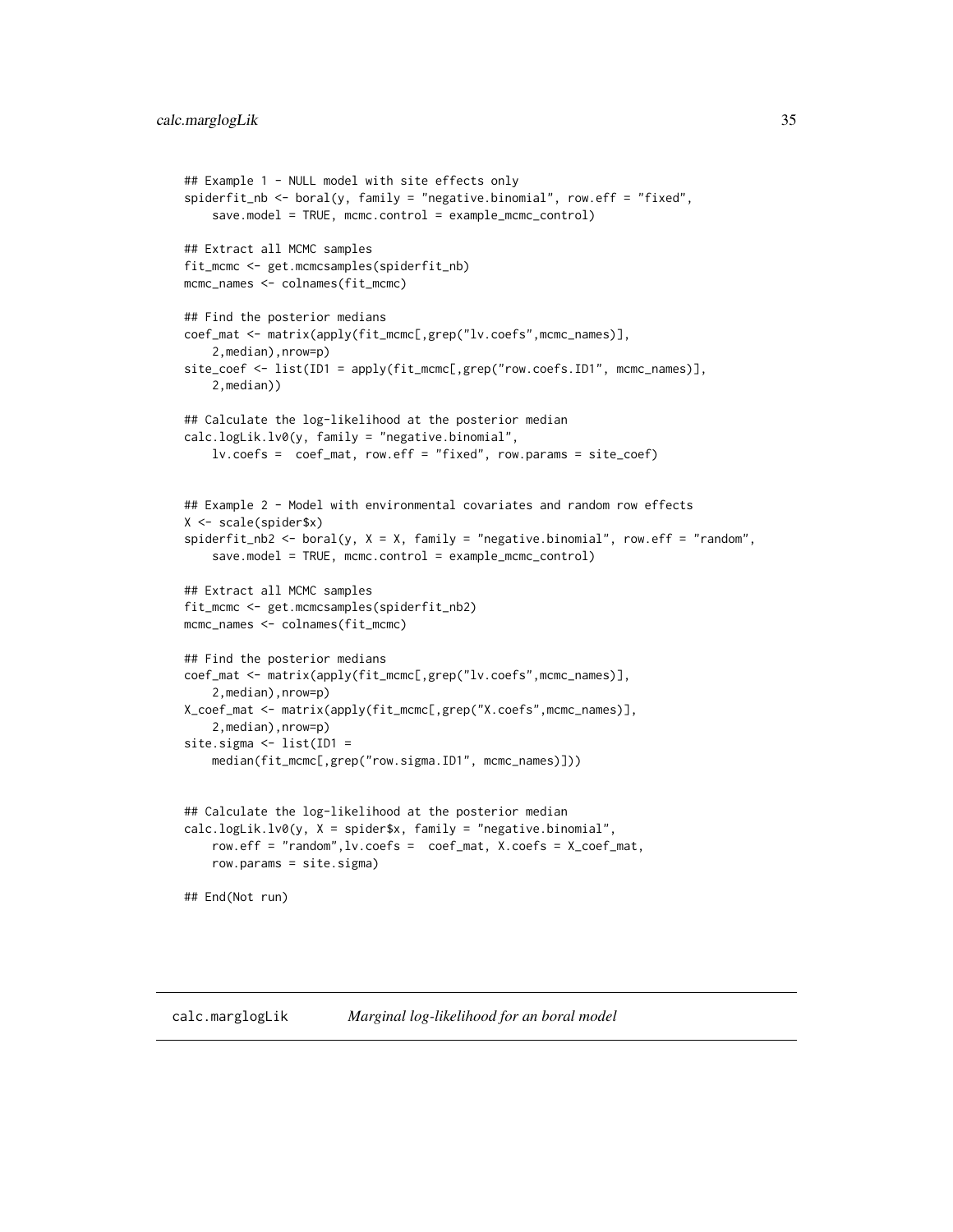```
## Example 1 - NULL model with site effects only
spiderfit_nb <- boral(y, family = "negative.binomial", row.eff = "fixed",
    save.model = TRUE, mcmc.control = example_mcmc_control)

## Extract all MCMC samples
fit_mcmc <- get.mcmcsamples(spiderfit_nb)
mcmc_names <- colnames(fit_mcmc)

## Find the posterior medians
coef_mat <- matrix(apply(fit_mcmc[,grep("lv.coefs",mcmc_names)],
    2,median),nrow=p)
site_coef <- list(ID1 = apply(fit_mcmc[,grep("row.coefs.ID1", mcmc_names)],
    2,median))

## Calculate the log-likelihood at the posterior median
calc.logLik.lv0(y, family = "negative.binomial",
    lv.coefs =  coef_mat, row.eff = "fixed", row.params = site_coef)


## Example 2 - Model with environmental covariates and random row effects
X <- scale(spider$x)
spiderfit_nb2 <- boral(y, X = X, family = "negative.binomial", row.eff = "random",
    save.model = TRUE, mcmc.control = example_mcmc_control)

## Extract all MCMC samples
fit_mcmc <- get.mcmcsamples(spiderfit_nb2)
mcmc_names <- colnames(fit_mcmc)

## Find the posterior medians
coef_mat <- matrix(apply(fit_mcmc[,grep("lv.coefs",mcmc_names)],
    2,median),nrow=p)
X_coef_mat <- matrix(apply(fit_mcmc[,grep("X.coefs",mcmc_names)],
    2,median),nrow=p)
site.sigma <- list(ID1 =
    median(fit_mcmc[,grep("row.sigma.ID1", mcmc_names)]))


## Calculate the log-likelihood at the posterior median
calc.logLik.lv0(y, X = spider$x, family = "negative.binomial",
    row.eff = "random",lv.coefs =  coef_mat, X.coefs = X_coef_mat,
    row.params = site.sigma)

## End(Not run)
```

---

calc.marglogLik *Marginal log-likelihood for an boral model*

---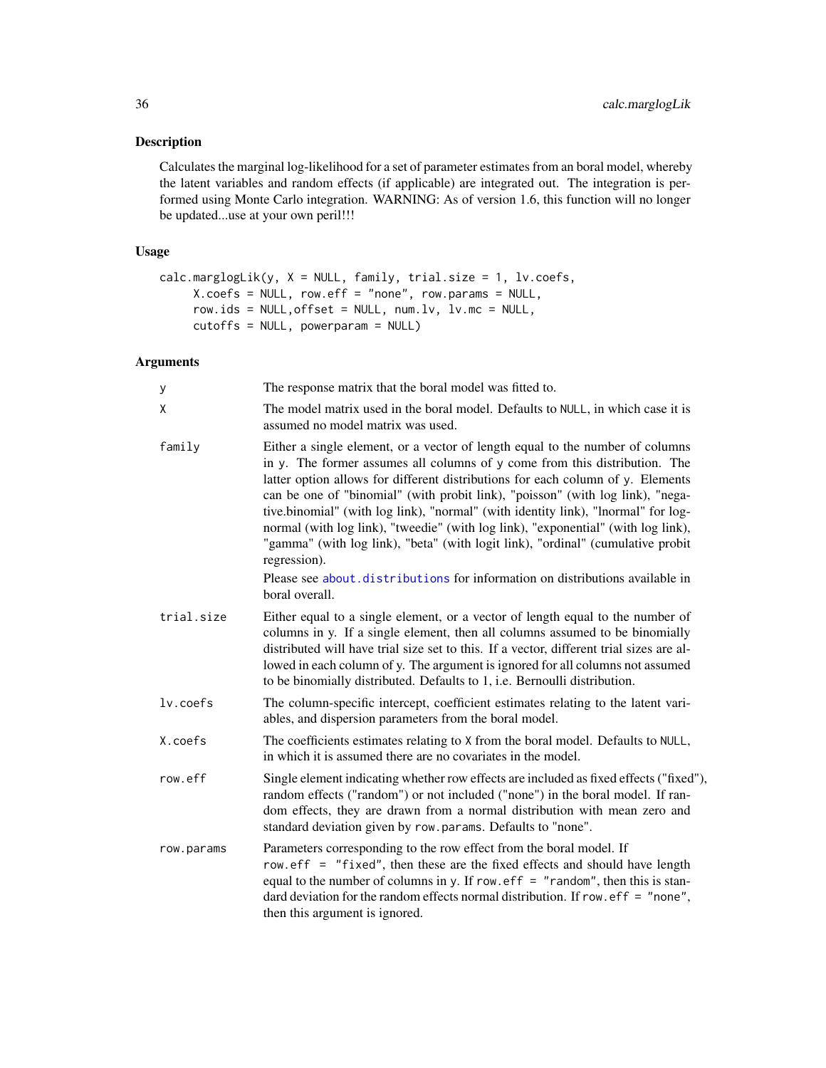## Description

Calculates the marginal log-likelihood for a set of parameter estimates from an boral model, whereby the latent variables and random effects (if applicable) are integrated out. The integration is performed using Monte Carlo integration. WARNING: As of version 1.6, this function will no longer be updated...use at your own peril!!!

## Usage

```
calc.marglogLik(y, X = NULL, family, trial.size = 1, lv.coefs,
     X.coefs = NULL, row.eff = "none", row.params = NULL,
     row.ids = NULL,offset = NULL, num.lv, lv.mc = NULL,
     cutoffs = NULL, powerparam = NULL)
```

## Arguments

| | |
|---|---|
| `y` | The response matrix that the boral model was fitted to. |
| `X` | The model matrix used in the boral model. Defaults to NULL, in which case it is assumed no model matrix was used. |
| `family` | Either a single element, or a vector of length equal to the number of columns in y. The former assumes all columns of y come from this distribution. The latter option allows for different distributions for each column of y. Elements can be one of "binomial" (with probit link), "poisson" (with log link), "negative.binomial" (with log link), "normal" (with identity link), "lnormal" for lognormal (with log link), "tweedie" (with log link), "exponential" (with log link), "gamma" (with log link), "beta" (with logit link), "ordinal" (cumulative probit regression). Please see about.distributions for information on distributions available in boral overall. |
| `trial.size` | Either equal to a single element, or a vector of length equal to the number of columns in y. If a single element, then all columns assumed to be binomially distributed will have trial size set to this. If a vector, different trial sizes are allowed in each column of y. The argument is ignored for all columns not assumed to be binomially distributed. Defaults to 1, i.e. Bernoulli distribution. |
| `lv.coefs` | The column-specific intercept, coefficient estimates relating to the latent variables, and dispersion parameters from the boral model. |
| `X.coefs` | The coefficients estimates relating to X from the boral model. Defaults to NULL, in which it is assumed there are no covariates in the model. |
| `row.eff` | Single element indicating whether row effects are included as fixed effects ("fixed"), random effects ("random") or not included ("none") in the boral model. If random effects, they are drawn from a normal distribution with mean zero and standard deviation given by row.params. Defaults to "none". |
| `row.params` | Parameters corresponding to the row effect from the boral model. If row.eff = "fixed", then these are the fixed effects and should have length equal to the number of columns in y. If row.eff = "random", then this is standard deviation for the random effects normal distribution. If row.eff = "none", then this argument is ignored. |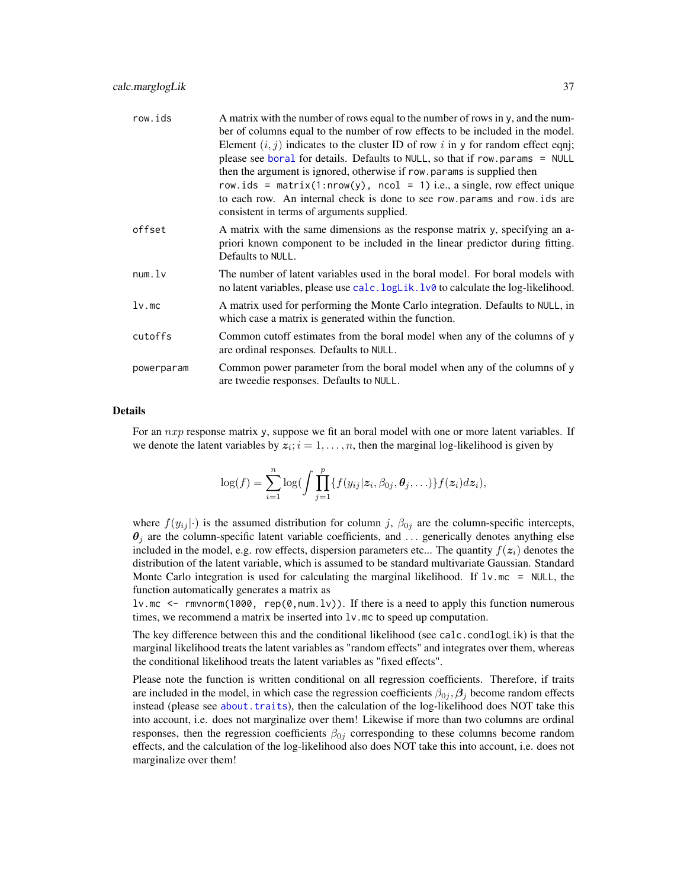| | |
|---|---|
| `row.ids` | A matrix with the number of rows equal to the number of rows in `y`, and the number of columns equal to the number of row effects to be included in the model. Element $(i, j)$ indicates to the cluster ID of row $i$ in `y` for random effect eqnj; please see `boral` for details. Defaults to `NULL`, so that if `row.params = NULL` then the argument is ignored, otherwise if `row.params` is supplied then `row.ids = matrix(1:nrow(y), ncol = 1)` i.e., a single, row effect unique to each row. An internal check is done to see `row.params` and `row.ids` are consistent in terms of arguments supplied. |
| `offset` | A matrix with the same dimensions as the response matrix `y`, specifying an a-priori known component to be included in the linear predictor during fitting. Defaults to `NULL`. |
| `num.lv` | The number of latent variables used in the boral model. For boral models with no latent variables, please use `calc.logLik.lv0` to calculate the log-likelihood. |
| `lv.mc` | A matrix used for performing the Monte Carlo integration. Defaults to `NULL`, in which case a matrix is generated within the function. |
| `cutoffs` | Common cutoff estimates from the boral model when any of the columns of `y` are ordinal responses. Defaults to `NULL`. |
| `powerparam` | Common power parameter from the boral model when any of the columns of `y` are tweedie responses. Defaults to `NULL`. |

## Details

For an $nxp$ response matrix `y`, suppose we fit an boral model with one or more latent variables. If we denote the latent variables by $\boldsymbol{z}_i; i = 1, \ldots, n$, then the marginal log-likelihood is given by

$$\log(f) = \sum_{i=1}^{n} \log\left(\int \prod_{j=1}^{p} \{f(y_{ij}|\boldsymbol{z}_i, \beta_{0j}, \boldsymbol{\theta}_j, \ldots)\} f(\boldsymbol{z}_i) d\boldsymbol{z}_i\right),$$

where $f(y_{ij}|\cdot)$ is the assumed distribution for column $j$, $\beta_{0j}$ are the column-specific intercepts, $\boldsymbol{\theta}_j$ are the column-specific latent variable coefficients, and $\ldots$ generically denotes anything else included in the model, e.g. row effects, dispersion parameters etc... The quantity $f(\boldsymbol{z}_i)$ denotes the distribution of the latent variable, which is assumed to be standard multivariate Gaussian. Standard Monte Carlo integration is used for calculating the marginal likelihood. If `lv.mc = NULL`, the function automatically generates a matrix as
`lv.mc <- rmvnorm(1000, rep(0,num.lv))`. If there is a need to apply this function numerous times, we recommend a matrix be inserted into `lv.mc` to speed up computation.

The key difference between this and the conditional likelihood (see `calc.condlogLik`) is that the marginal likelihood treats the latent variables as "random effects" and integrates over them, whereas the conditional likelihood treats the latent variables as "fixed effects".

Please note the function is written conditional on all regression coefficients. Therefore, if traits are included in the model, in which case the regression coefficients $\beta_{0j}, \boldsymbol{\beta}_j$ become random effects instead (please see `about.traits`), then the calculation of the log-likelihood does NOT take this into account, i.e. does not marginalize over them! Likewise if more than two columns are ordinal responses, then the regression coefficients $\beta_{0j}$ corresponding to these columns become random effects, and the calculation of the log-likelihood also does NOT take this into account, i.e. does not marginalize over them!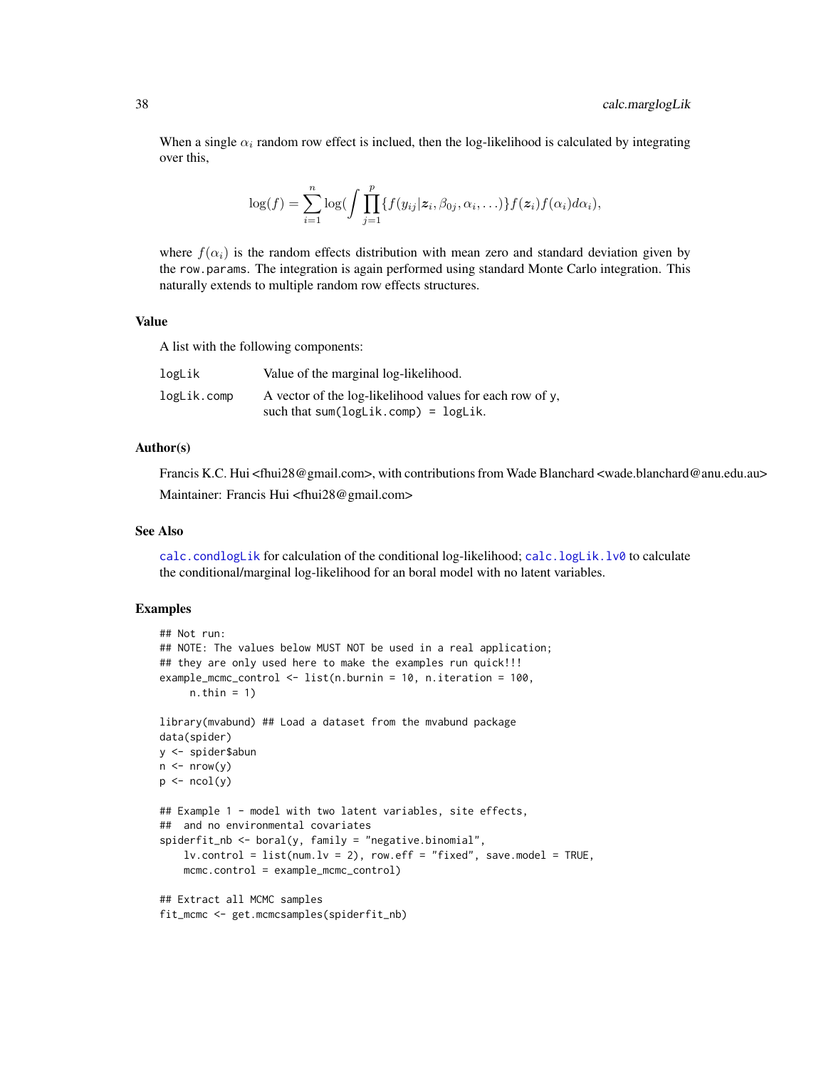When a single $\alpha_i$ random row effect is inclued, then the log-likelihood is calculated by integrating over this,

$$\log(f) = \sum_{i=1}^{n} \log(\int \prod_{j=1}^{p} \{f(y_{ij}|\boldsymbol{z}_i, \beta_{0j}, \alpha_i, \ldots)\} f(\boldsymbol{z}_i) f(\alpha_i) d\alpha_i),$$

where $f(\alpha_i)$ is the random effects distribution with mean zero and standard deviation given by the `row.params`. The integration is again performed using standard Monte Carlo integration. This naturally extends to multiple random row effects structures.

### Value

A list with the following components:

| | |
|---|---|
| `logLik` | Value of the marginal log-likelihood. |
| `logLik.comp` | A vector of the log-likelihood values for each row of y, such that `sum(logLik.comp) = logLik`. |

### Author(s)

Francis K.C. Hui <fhui28@gmail.com>, with contributions from Wade Blanchard <wade.blanchard@anu.edu.au>

Maintainer: Francis Hui <fhui28@gmail.com>

### See Also

`calc.condlogLik` for calculation of the conditional log-likelihood; `calc.logLik.lv0` to calculate the conditional/marginal log-likelihood for an boral model with no latent variables.

### Examples

```
## Not run:
## NOTE: The values below MUST NOT be used in a real application;
## they are only used here to make the examples run quick!!!
example_mcmc_control <- list(n.burnin = 10, n.iteration = 100,
     n.thin = 1)

library(mvabund) ## Load a dataset from the mvabund package
data(spider)
y <- spider$abun
n <- nrow(y)
p <- ncol(y)

## Example 1 - model with two latent variables, site effects,
##  and no environmental covariates
spiderfit_nb <- boral(y, family = "negative.binomial",
    lv.control = list(num.lv = 2), row.eff = "fixed", save.model = TRUE,
    mcmc.control = example_mcmc_control)

## Extract all MCMC samples
fit_mcmc <- get.mcmcsamples(spiderfit_nb)
```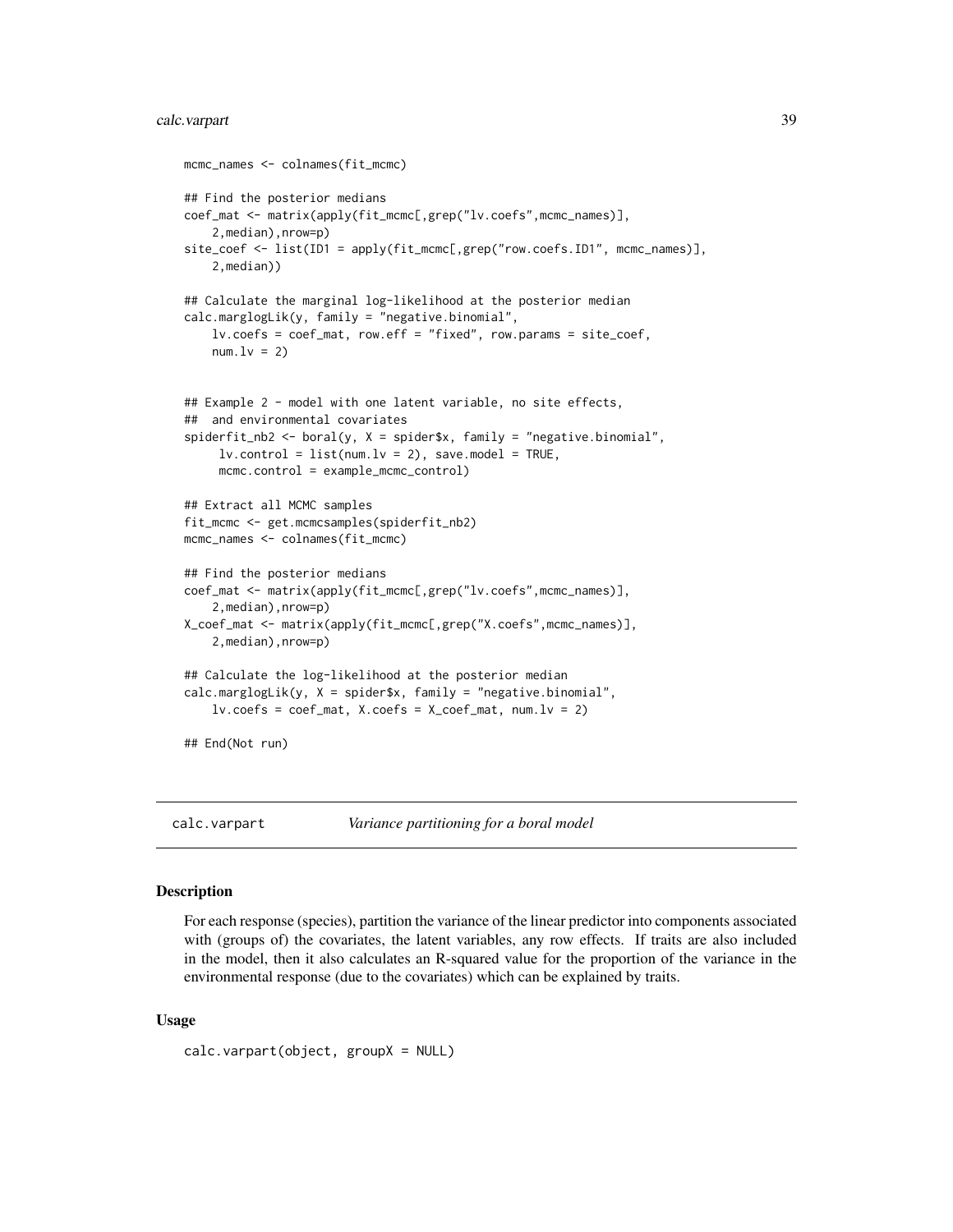```
mcmc_names <- colnames(fit_mcmc)

## Find the posterior medians
coef_mat <- matrix(apply(fit_mcmc[,grep("lv.coefs",mcmc_names)],
    2,median),nrow=p)
site_coef <- list(ID1 = apply(fit_mcmc[,grep("row.coefs.ID1", mcmc_names)],
    2,median))

## Calculate the marginal log-likelihood at the posterior median
calc.marglogLik(y, family = "negative.binomial",
    lv.coefs = coef_mat, row.eff = "fixed", row.params = site_coef,
    num.lv = 2)


## Example 2 - model with one latent variable, no site effects,
##  and environmental covariates
spiderfit_nb2 <- boral(y, X = spider$x, family = "negative.binomial",
     lv.control = list(num.lv = 2), save.model = TRUE,
     mcmc.control = example_mcmc_control)

## Extract all MCMC samples
fit_mcmc <- get.mcmcsamples(spiderfit_nb2)
mcmc_names <- colnames(fit_mcmc)

## Find the posterior medians
coef_mat <- matrix(apply(fit_mcmc[,grep("lv.coefs",mcmc_names)],
    2,median),nrow=p)
X_coef_mat <- matrix(apply(fit_mcmc[,grep("X.coefs",mcmc_names)],
    2,median),nrow=p)

## Calculate the log-likelihood at the posterior median
calc.marglogLik(y, X = spider$x, family = "negative.binomial",
    lv.coefs = coef_mat, X.coefs = X_coef_mat, num.lv = 2)

## End(Not run)
```

## calc.varpart — *Variance partitioning for a boral model*

### Description

For each response (species), partition the variance of the linear predictor into components associated with (groups of) the covariates, the latent variables, any row effects. If traits are also included in the model, then it also calculates an R-squared value for the proportion of the variance in the environmental response (due to the covariates) which can be explained by traits.

### Usage

```
calc.varpart(object, groupX = NULL)
```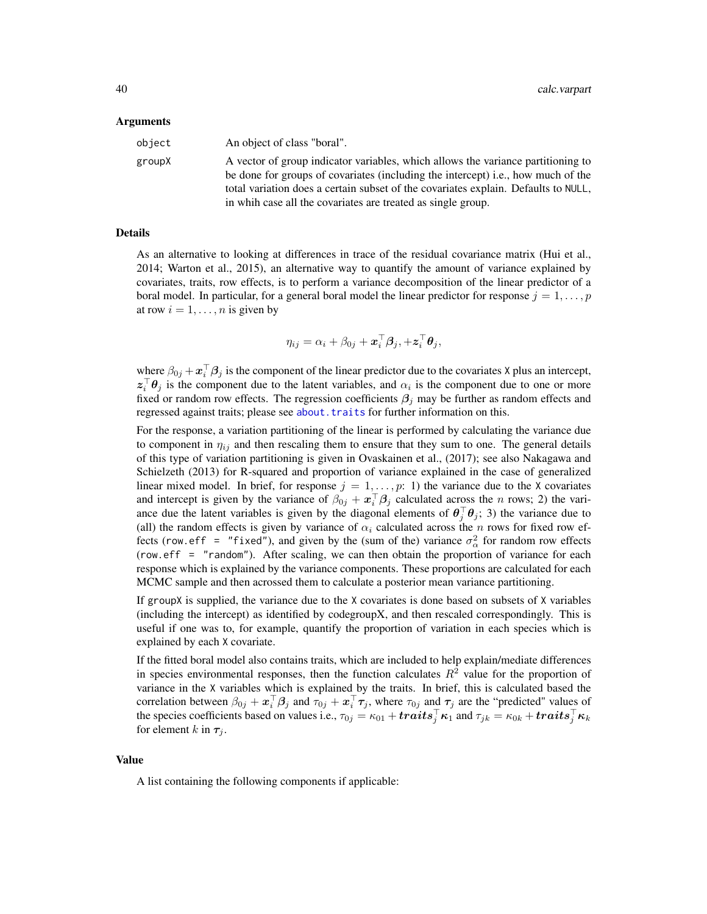## Arguments

| | |
|---|---|
| object | An object of class "boral". |
| groupX | A vector of group indicator variables, which allows the variance partitioning to be done for groups of covariates (including the intercept) i.e., how much of the total variation does a certain subset of the covariates explain. Defaults to NULL, in whih case all the covariates are treated as single group. |

## Details

As an alternative to looking at differences in trace of the residual covariance matrix (Hui et al., 2014; Warton et al., 2015), an alternative way to quantify the amount of variance explained by covariates, traits, row effects, is to perform a variance decomposition of the linear predictor of a boral model. In particular, for a general boral model the linear predictor for response $j = 1, \ldots, p$ at row $i = 1, \ldots, n$ is given by

$$\eta_{ij} = \alpha_i + \beta_{0j} + \boldsymbol{x}_i^\top \boldsymbol{\beta}_j, + \boldsymbol{z}_i^\top \boldsymbol{\theta}_j,$$

where $\beta_{0j} + \boldsymbol{x}_i^\top \boldsymbol{\beta}_j$ is the component of the linear predictor due to the covariates X plus an intercept, $\boldsymbol{z}_i^\top \boldsymbol{\theta}_j$ is the component due to the latent variables, and $\alpha_i$ is the component due to one or more fixed or random row effects. The regression coefficients $\boldsymbol{\beta}_j$ may be further as random effects and regressed against traits; please see about.traits for further information on this.

For the response, a variation partitioning of the linear is performed by calculating the variance due to component in $\eta_{ij}$ and then rescaling them to ensure that they sum to one. The general details of this type of variation partitioning is given in Ovaskainen et al., (2017); see also Nakagawa and Schielzeth (2013) for R-squared and proportion of variance explained in the case of generalized linear mixed model. In brief, for response $j = 1, \ldots, p$: 1) the variance due to the X covariates and intercept is given by the variance of $\beta_{0j} + \boldsymbol{x}_i^\top \boldsymbol{\beta}_j$ calculated across the $n$ rows; 2) the variance due the latent variables is given by the diagonal elements of $\boldsymbol{\theta}_j^\top \boldsymbol{\theta}_j$; 3) the variance due to (all) the random effects is given by variance of $\alpha_i$ calculated across the $n$ rows for fixed row effects (row.eff = "fixed"), and given by the (sum of the) variance $\sigma^2_\alpha$ for random row effects (row.eff = "random"). After scaling, we can then obtain the proportion of variance for each response which is explained by the variance components. These proportions are calculated for each MCMC sample and then acrossed them to calculate a posterior mean variance partitioning.

If groupX is supplied, the variance due to the X covariates is done based on subsets of X variables (including the intercept) as identified by codegroupX, and then rescaled correspondingly. This is useful if one was to, for example, quantify the proportion of variation in each species which is explained by each X covariate.

If the fitted boral model also contains traits, which are included to help explain/mediate differences in species environmental responses, then the function calculates $R^2$ value for the proportion of variance in the X variables which is explained by the traits. In brief, this is calculated based the correlation between $\beta_{0j} + \boldsymbol{x}_i^\top \boldsymbol{\beta}_j$ and $\tau_{0j} + \boldsymbol{x}_i^\top \boldsymbol{\tau}_j$, where $\tau_{0j}$ and $\boldsymbol{\tau}_j$ are the "predicted" values of the species coefficients based on values i.e., $\tau_{0j} = \kappa_{01} + \boldsymbol{traits}_j^\top \boldsymbol{\kappa}_1$ and $\tau_{jk} = \kappa_{0k} + \boldsymbol{traits}_j^\top \boldsymbol{\kappa}_k$ for element $k$ in $\boldsymbol{\tau}_j$.

## Value

A list containing the following components if applicable: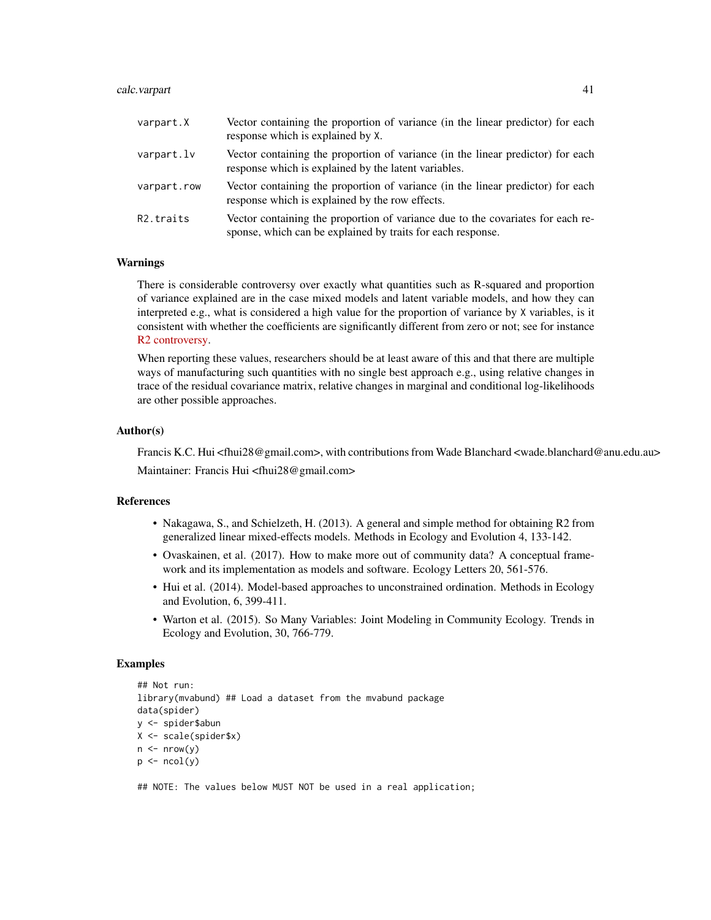| | |
|---|---|
| `varpart.X` | Vector containing the proportion of variance (in the linear predictor) for each response which is explained by `X`. |
| `varpart.lv` | Vector containing the proportion of variance (in the linear predictor) for each response which is explained by the latent variables. |
| `varpart.row` | Vector containing the proportion of variance (in the linear predictor) for each response which is explained by the row effects. |
| `R2.traits` | Vector containing the proportion of variance due to the covariates for each response, which can be explained by traits for each response. |

## Warnings

There is considerable controversy over exactly what quantities such as R-squared and proportion of variance explained are in the case mixed models and latent variable models, and how they can interpreted e.g., what is considered a high value for the proportion of variance by `X` variables, is it consistent with whether the coefficients are significantly different from zero or not; see for instance R2 controversy.

When reporting these values, researchers should be at least aware of this and that there are multiple ways of manufacturing such quantities with no single best approach e.g., using relative changes in trace of the residual covariance matrix, relative changes in marginal and conditional log-likelihoods are other possible approaches.

## Author(s)

Francis K.C. Hui <fhui28@gmail.com>, with contributions from Wade Blanchard <wade.blanchard@anu.edu.au>

Maintainer: Francis Hui <fhui28@gmail.com>

## References

- Nakagawa, S., and Schielzeth, H. (2013). A general and simple method for obtaining R2 from generalized linear mixed-effects models. Methods in Ecology and Evolution 4, 133-142.
- Ovaskainen, et al. (2017). How to make more out of community data? A conceptual framework and its implementation as models and software. Ecology Letters 20, 561-576.
- Hui et al. (2014). Model-based approaches to unconstrained ordination. Methods in Ecology and Evolution, 6, 399-411.
- Warton et al. (2015). So Many Variables: Joint Modeling in Community Ecology. Trends in Ecology and Evolution, 30, 766-779.

## Examples

```
## Not run:
library(mvabund) ## Load a dataset from the mvabund package
data(spider)
y <- spider$abun
X <- scale(spider$x)
n <- nrow(y)
p <- ncol(y)

## NOTE: The values below MUST NOT be used in a real application;
```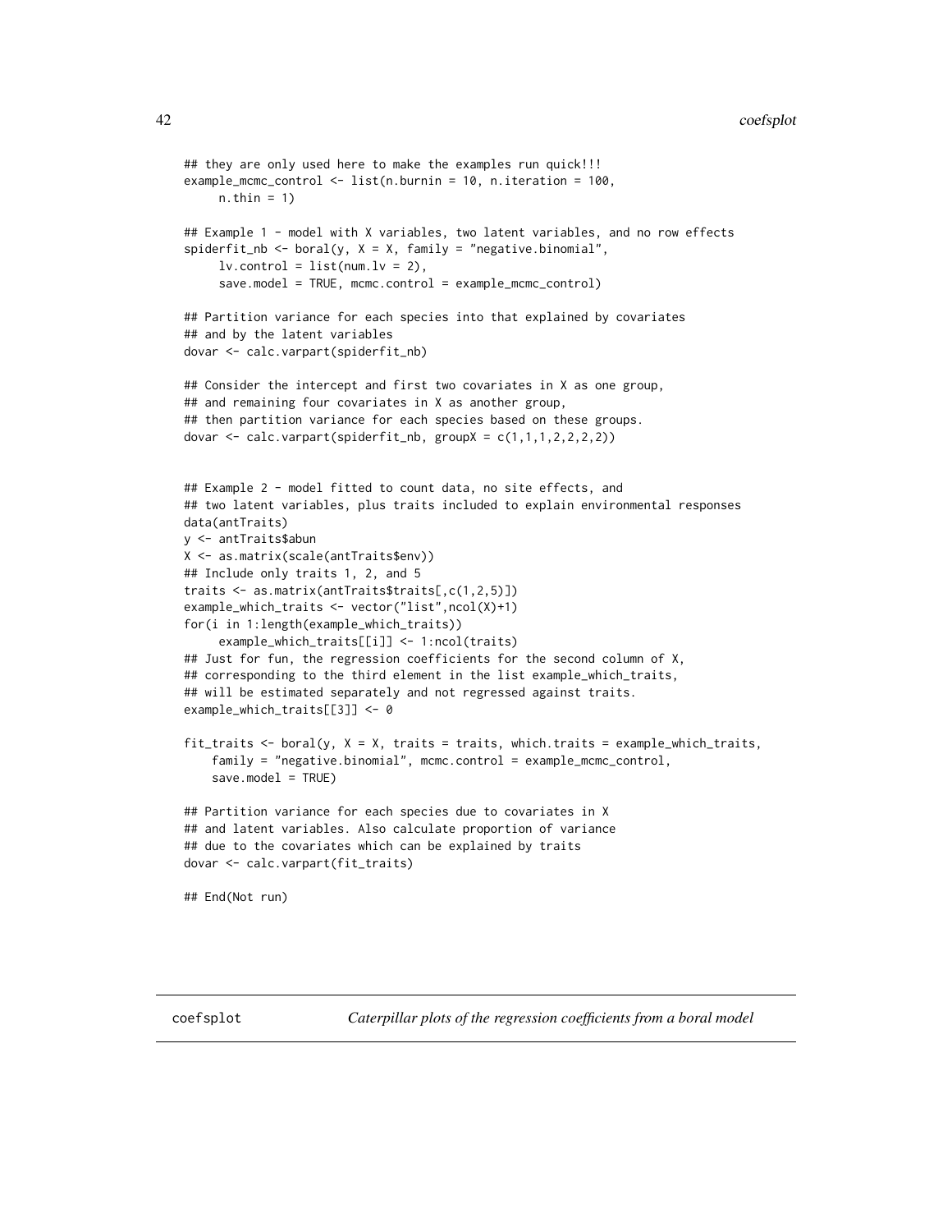```
## they are only used here to make the examples run quick!!!
example_mcmc_control <- list(n.burnin = 10, n.iteration = 100,
     n.thin = 1)

## Example 1 - model with X variables, two latent variables, and no row effects
spiderfit_nb <- boral(y, X = X, family = "negative.binomial",
     lv.control = list(num.lv = 2),
     save.model = TRUE, mcmc.control = example_mcmc_control)

## Partition variance for each species into that explained by covariates
## and by the latent variables
dovar <- calc.varpart(spiderfit_nb)

## Consider the intercept and first two covariates in X as one group,
## and remaining four covariates in X as another group,
## then partition variance for each species based on these groups.
dovar <- calc.varpart(spiderfit_nb, groupX = c(1,1,1,2,2,2,2))


## Example 2 - model fitted to count data, no site effects, and
## two latent variables, plus traits included to explain environmental responses
data(antTraits)
y <- antTraits$abun
X <- as.matrix(scale(antTraits$env))
## Include only traits 1, 2, and 5
traits <- as.matrix(antTraits$traits[,c(1,2,5)])
example_which_traits <- vector("list",ncol(X)+1)
for(i in 1:length(example_which_traits))
     example_which_traits[[i]] <- 1:ncol(traits)
## Just for fun, the regression coefficients for the second column of X,
## corresponding to the third element in the list example_which_traits,
## will be estimated separately and not regressed against traits.
example_which_traits[[3]] <- 0

fit_traits <- boral(y, X = X, traits = traits, which.traits = example_which_traits,
    family = "negative.binomial", mcmc.control = example_mcmc_control,
    save.model = TRUE)

## Partition variance for each species due to covariates in X
## and latent variables. Also calculate proportion of variance
## due to the covariates which can be explained by traits
dovar <- calc.varpart(fit_traits)

## End(Not run)
```

## coefsplot *Caterpillar plots of the regression coefficients from a boral model*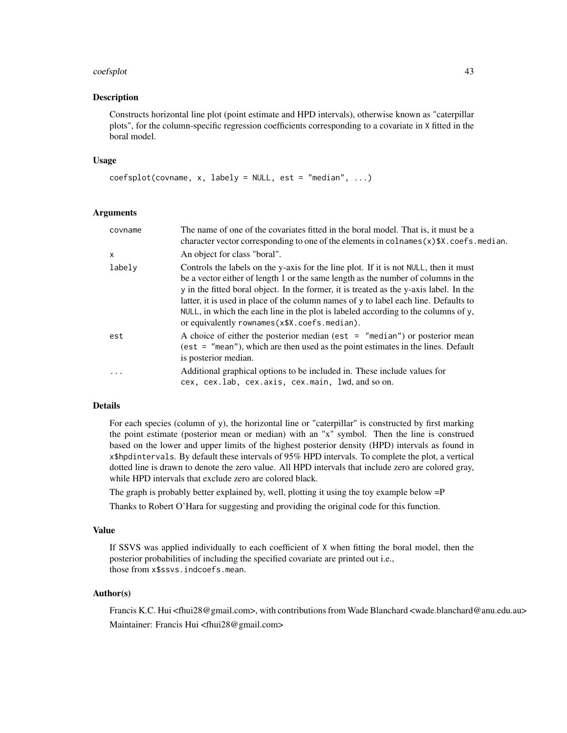## Description

Constructs horizontal line plot (point estimate and HPD intervals), otherwise known as "caterpillar plots", for the column-specific regression coefficients corresponding to a covariate in `X` fitted in the boral model.

## Usage

```
coefsplot(covname, x, labely = NULL, est = "median", ...)
```

## Arguments

| | |
|---|---|
| `covname` | The name of one of the covariates fitted in the boral model. That is, it must be a character vector corresponding to one of the elements in `colnames(x)$X.coefs.median`. |
| `x` | An object for class "boral". |
| `labely` | Controls the labels on the y-axis for the line plot. If it is not `NULL`, then it must be a vector either of length 1 or the same length as the number of columns in the `y` in the fitted boral object. In the former, it is treated as the y-axis label. In the latter, it is used in place of the column names of `y` to label each line. Defaults to `NULL`, in which the each line in the plot is labeled according to the columns of `y`, or equivalently `rownames(x$X.coefs.median)`. |
| `est` | A choice of either the posterior median (`est = "median"`) or posterior mean (`est = "mean"`), which are then used as the point estimates in the lines. Default is posterior median. |
| `...` | Additional graphical options to be included in. These include values for `cex, cex.lab, cex.axis, cex.main, lwd`, and so on. |

## Details

For each species (column of `y`), the horizontal line or "caterpillar" is constructed by first marking the point estimate (posterior mean or median) with an "x" symbol. Then the line is construed based on the lower and upper limits of the highest posterior density (HPD) intervals as found in `x$hpdintervals`. By default these intervals of 95% HPD intervals. To complete the plot, a vertical dotted line is drawn to denote the zero value. All HPD intervals that include zero are colored gray, while HPD intervals that exclude zero are colored black.

The graph is probably better explained by, well, plotting it using the toy example below =P

Thanks to Robert O'Hara for suggesting and providing the original code for this function.

## Value

If SSVS was applied individually to each coefficient of `X` when fitting the boral model, then the posterior probabilities of including the specified covariate are printed out i.e., those from `x$ssvs.indcoefs.mean`.

## Author(s)

Francis K.C. Hui <fhui28@gmail.com>, with contributions from Wade Blanchard <wade.blanchard@anu.edu.au>

Maintainer: Francis Hui <fhui28@gmail.com>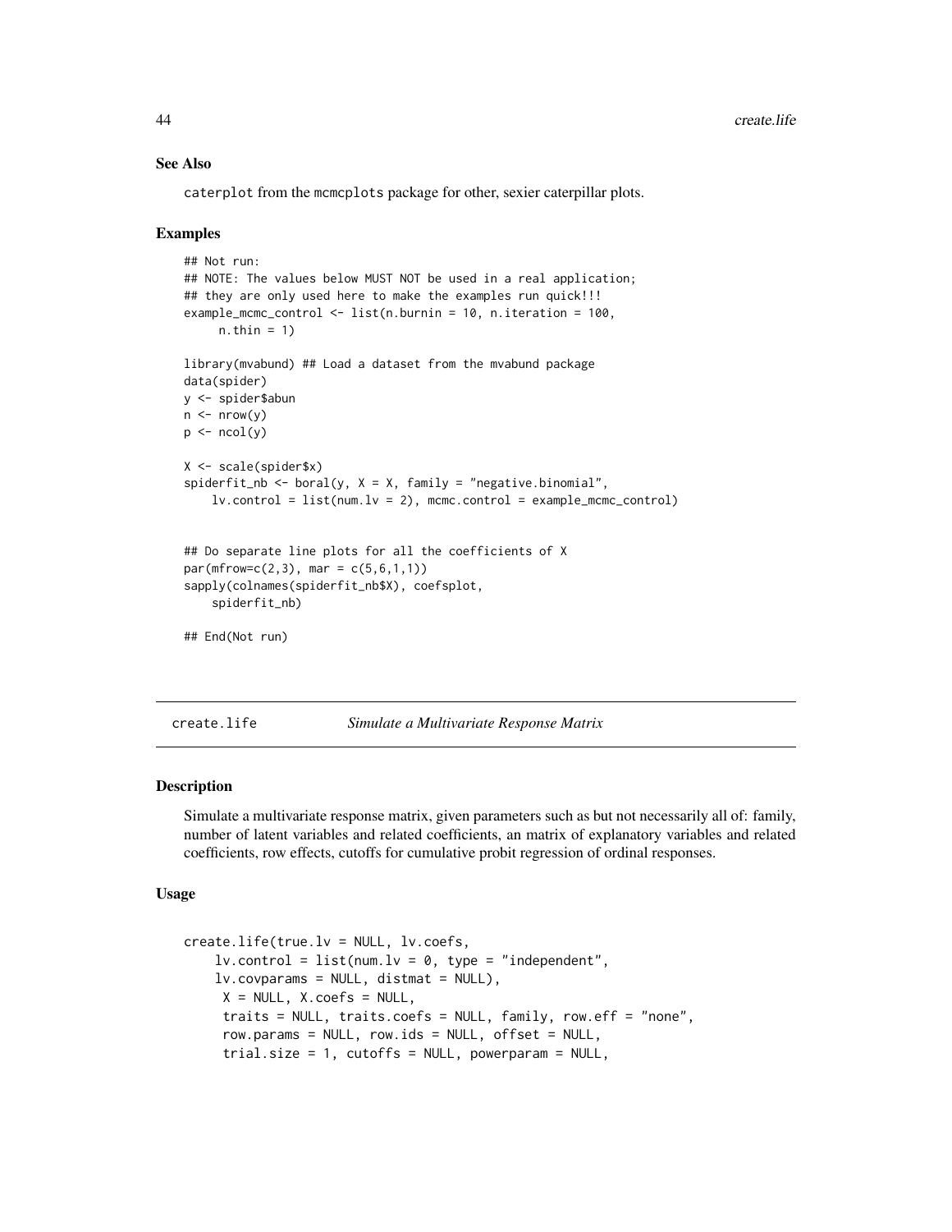### See Also

caterplot from the mcmcplots package for other, sexier caterpillar plots.

### Examples

```
## Not run:
## NOTE: The values below MUST NOT be used in a real application;
## they are only used here to make the examples run quick!!!
example_mcmc_control <- list(n.burnin = 10, n.iteration = 100,
     n.thin = 1)

library(mvabund) ## Load a dataset from the mvabund package
data(spider)
y <- spider$abun
n <- nrow(y)
p <- ncol(y)

X <- scale(spider$x)
spiderfit_nb <- boral(y, X = X, family = "negative.binomial",
    lv.control = list(num.lv = 2), mcmc.control = example_mcmc_control)


## Do separate line plots for all the coefficients of X
par(mfrow=c(2,3), mar = c(5,6,1,1))
sapply(colnames(spiderfit_nb$X), coefsplot,
    spiderfit_nb)

## End(Not run)
```

---

## create.life — *Simulate a Multivariate Response Matrix*

### Description

Simulate a multivariate response matrix, given parameters such as but not necessarily all of: family, number of latent variables and related coefficients, an matrix of explanatory variables and related coefficients, row effects, cutoffs for cumulative probit regression of ordinal responses.

### Usage

```
create.life(true.lv = NULL, lv.coefs,
    lv.control = list(num.lv = 0, type = "independent",
    lv.covparams = NULL, distmat = NULL),
     X = NULL, X.coefs = NULL,
     traits = NULL, traits.coefs = NULL, family, row.eff = "none",
     row.params = NULL, row.ids = NULL, offset = NULL,
     trial.size = 1, cutoffs = NULL, powerparam = NULL,
```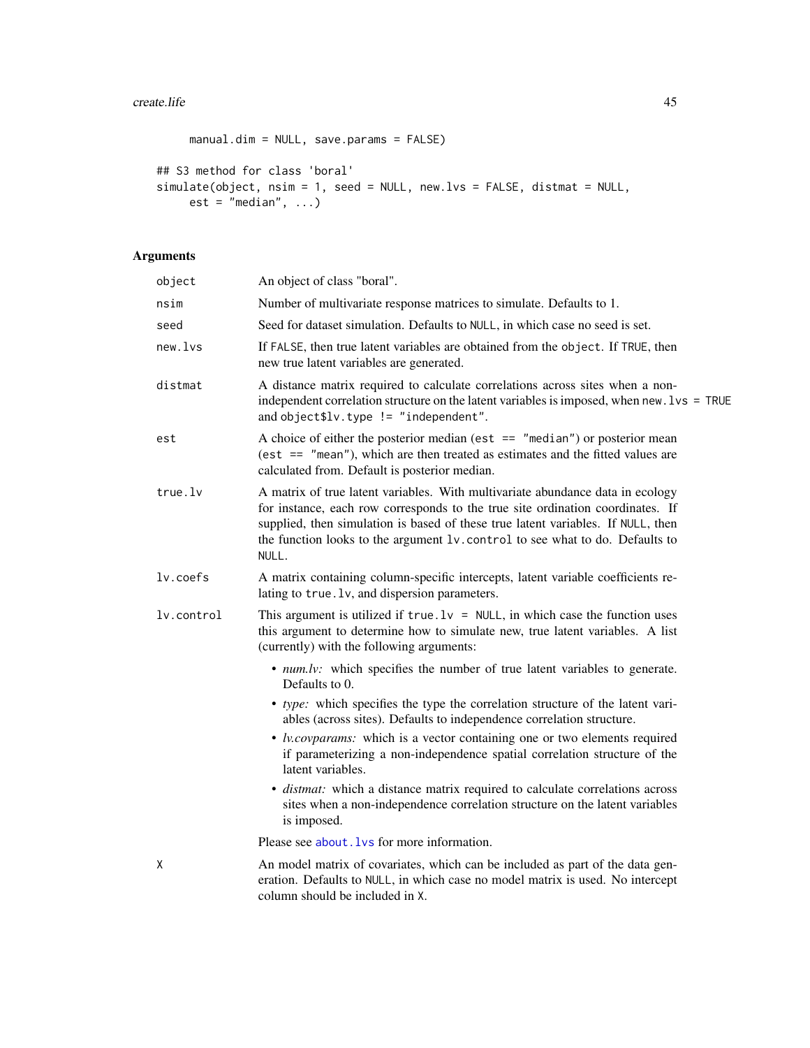```
     manual.dim = NULL, save.params = FALSE)

## S3 method for class 'boral'
simulate(object, nsim = 1, seed = NULL, new.lvs = FALSE, distmat = NULL,
     est = "median", ...)
```

### Arguments

`object` An object of class "boral".

`nsim` Number of multivariate response matrices to simulate. Defaults to 1.

`seed` Seed for dataset simulation. Defaults to `NULL`, in which case no seed is set.

`new.lvs` If `FALSE`, then true latent variables are obtained from the `object`. If `TRUE`, then new true latent variables are generated.

`distmat` A distance matrix required to calculate correlations across sites when a non-independent correlation structure on the latent variables is imposed, when `new.lvs = TRUE` and `object$lv.type != "independent"`.

`est` A choice of either the posterior median (`est == "median"`) or posterior mean (`est == "mean"`), which are then treated as estimates and the fitted values are calculated from. Default is posterior median.

`true.lv` A matrix of true latent variables. With multivariate abundance data in ecology for instance, each row corresponds to the true site ordination coordinates. If supplied, then simulation is based of these true latent variables. If `NULL`, then the function looks to the argument `lv.control` to see what to do. Defaults to `NULL`.

`lv.coefs` A matrix containing column-specific intercepts, latent variable coefficients relating to `true.lv`, and dispersion parameters.

`lv.control` This argument is utilized if `true.lv = NULL`, in which case the function uses this argument to determine how to simulate new, true latent variables. A list (currently) with the following arguments:

- *num.lv:* which specifies the number of true latent variables to generate. Defaults to 0.
- *type:* which specifies the type the correlation structure of the latent variables (across sites). Defaults to independence correlation structure.
- *lv.covparams:* which is a vector containing one or two elements required if parameterizing a non-independence spatial correlation structure of the latent variables.
- *distmat:* which a distance matrix required to calculate correlations across sites when a non-independence correlation structure on the latent variables is imposed.

Please see `about.lvs` for more information.

`X` An model matrix of covariates, which can be included as part of the data generation. Defaults to `NULL`, in which case no model matrix is used. No intercept column should be included in `X`.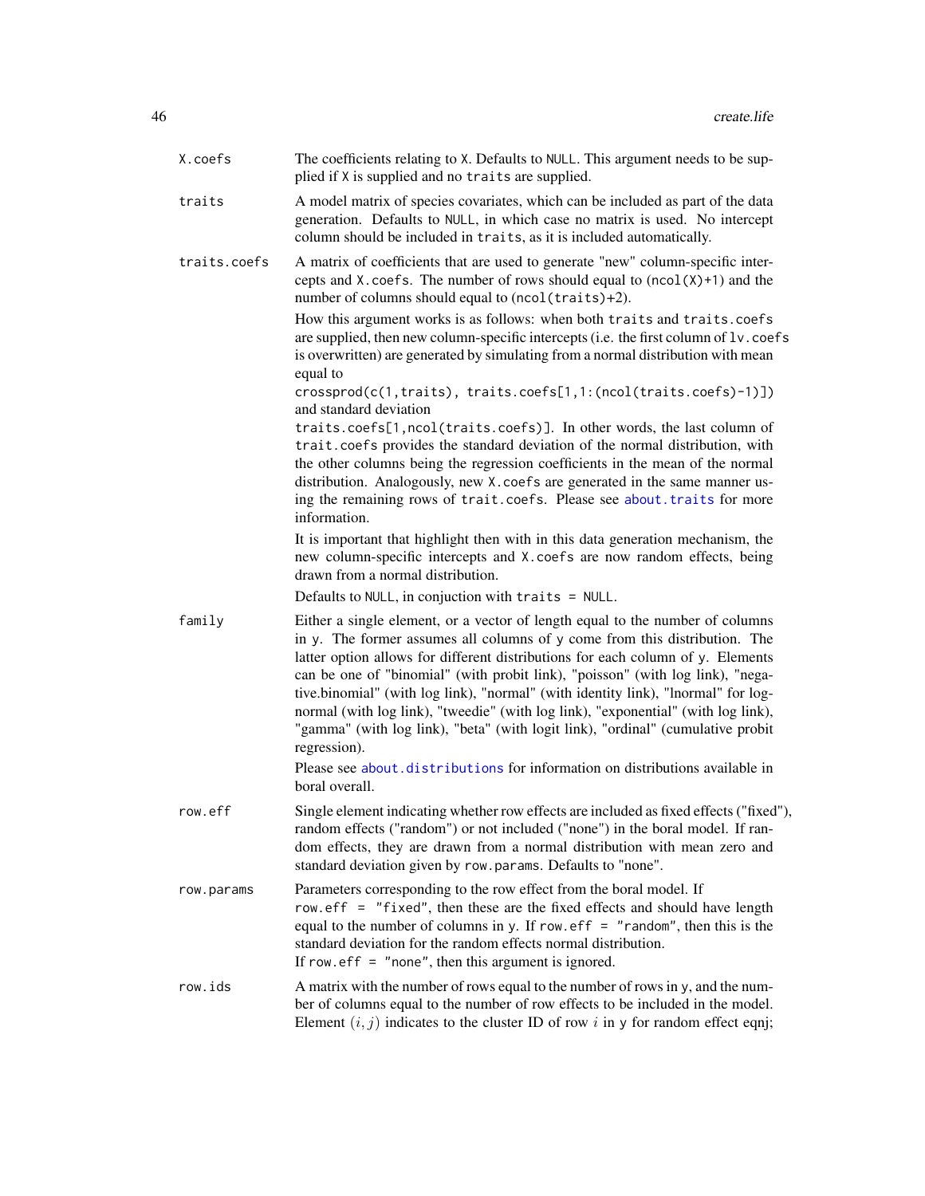| | |
|---|---|
| `X.coefs` | The coefficients relating to `X`. Defaults to `NULL`. This argument needs to be supplied if `X` is supplied and no `traits` are supplied. |
| `traits` | A model matrix of species covariates, which can be included as part of the data generation. Defaults to `NULL`, in which case no matrix is used. No intercept column should be included in `traits`, as it is included automatically. |
| `traits.coefs` | A matrix of coefficients that are used to generate "new" column-specific intercepts and `X.coefs`. The number of rows should equal to `(ncol(X)+1)` and the number of columns should equal to `(ncol(traits)+2)`.<br><br>How this argument works is as follows: when both `traits` and `traits.coefs` are supplied, then new column-specific intercepts (i.e. the first column of `lv.coefs` is overwritten) are generated by simulating from a normal distribution with mean equal to<br>`crossprod(c(1,traits), traits.coefs[1,1:(ncol(traits.coefs)-1)])`<br>and standard deviation<br>`traits.coefs[1,ncol(traits.coefs)]`. In other words, the last column of `trait.coefs` provides the standard deviation of the normal distribution, with the other columns being the regression coefficients in the mean of the normal distribution. Analogously, new `X.coefs` are generated in the same manner using the remaining rows of `trait.coefs`. Please see `about.traits` for more information.<br><br>It is important that highlight then with in this data generation mechanism, the new column-specific intercepts and `X.coefs` are now random effects, being drawn from a normal distribution.<br><br>Defaults to `NULL`, in conjuction with `traits = NULL`. |
| `family` | Either a single element, or a vector of length equal to the number of columns in `y`. The former assumes all columns of `y` come from this distribution. The latter option allows for different distributions for each column of `y`. Elements can be one of "binomial" (with probit link), "poisson" (with log link), "negative.binomial" (with log link), "normal" (with identity link), "lnormal" for log-normal (with log link), "tweedie" (with log link), "exponential" (with log link), "gamma" (with log link), "beta" (with logit link), "ordinal" (cumulative probit regression).<br><br>Please see `about.distributions` for information on distributions available in boral overall. |
| `row.eff` | Single element indicating whether row effects are included as fixed effects ("fixed"), random effects ("random") or not included ("none") in the boral model. If random effects, they are drawn from a normal distribution with mean zero and standard deviation given by `row.params`. Defaults to "none". |
| `row.params` | Parameters corresponding to the row effect from the boral model. If `row.eff = "fixed"`, then these are the fixed effects and should have length equal to the number of columns in `y`. If `row.eff = "random"`, then this is the standard deviation for the random effects normal distribution.<br>If `row.eff = "none"`, then this argument is ignored. |
| `row.ids` | A matrix with the number of rows equal to the number of rows in `y`, and the number of columns equal to the number of row effects to be included in the model. Element $(i, j)$ indicates to the cluster ID of row $i$ in `y` for random effect eqnj; |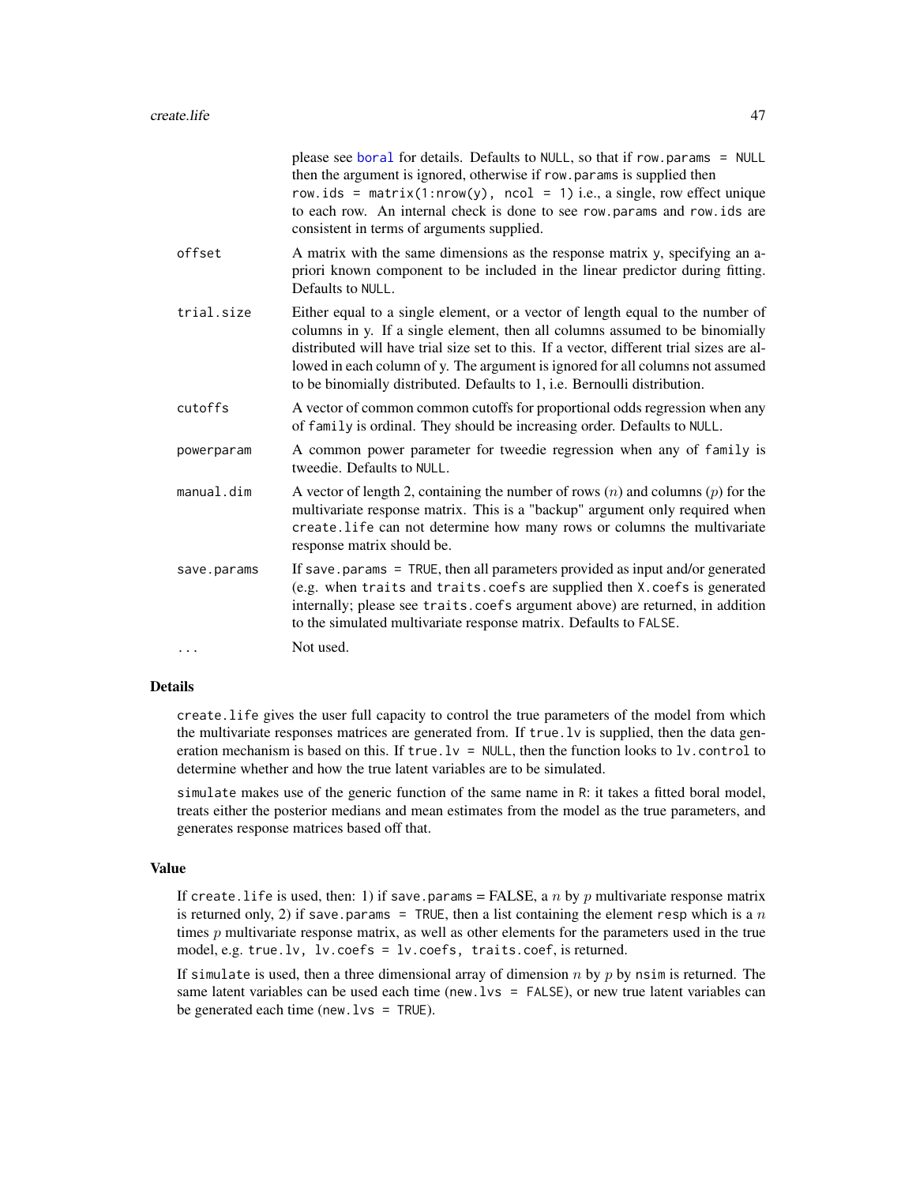please see boral for details. Defaults to NULL, so that if `row.params = NULL` then the argument is ignored, otherwise if `row.params` is supplied then `row.ids = matrix(1:nrow(y), ncol = 1)` i.e., a single, row effect unique to each row. An internal check is done to see `row.params` and `row.ids` are consistent in terms of arguments supplied.

`offset`
: A matrix with the same dimensions as the response matrix `y`, specifying an a-priori known component to be included in the linear predictor during fitting. Defaults to `NULL`.

`trial.size`
: Either equal to a single element, or a vector of length equal to the number of columns in y. If a single element, then all columns assumed to be binomially distributed will have trial size set to this. If a vector, different trial sizes are allowed in each column of y. The argument is ignored for all columns not assumed to be binomially distributed. Defaults to 1, i.e. Bernoulli distribution.

`cutoffs`
: A vector of common common cutoffs for proportional odds regression when any of `family` is ordinal. They should be increasing order. Defaults to `NULL`.

`powerparam`
: A common power parameter for tweedie regression when any of `family` is tweedie. Defaults to `NULL`.

`manual.dim`
: A vector of length 2, containing the number of rows ($n$) and columns ($p$) for the multivariate response matrix. This is a "backup" argument only required when `create.life` can not determine how many rows or columns the multivariate response matrix should be.

`save.params`
: If `save.params = TRUE`, then all parameters provided as input and/or generated (e.g. when `traits` and `traits.coefs` are supplied then `X.coefs` is generated internally; please see `traits.coefs` argument above) are returned, in addition to the simulated multivariate response matrix. Defaults to `FALSE`.

`...`
: Not used.

## Details

`create.life` gives the user full capacity to control the true parameters of the model from which the multivariate responses matrices are generated from. If `true.lv` is supplied, then the data generation mechanism is based on this. If `true.lv = NULL`, then the function looks to `lv.control` to determine whether and how the true latent variables are to be simulated.

`simulate` makes use of the generic function of the same name in R: it takes a fitted boral model, treats either the posterior medians and mean estimates from the model as the true parameters, and generates response matrices based off that.

## Value

If `create.life` is used, then: 1) if `save.params` = FALSE, a $n$ by $p$ multivariate response matrix is returned only, 2) if `save.params = TRUE`, then a list containing the element `resp` which is a $n$ times $p$ multivariate response matrix, as well as other elements for the parameters used in the true model, e.g. `true.lv, lv.coefs = lv.coefs, traits.coef`, is returned.

If `simulate` is used, then a three dimensional array of dimension $n$ by $p$ by `nsim` is returned. The same latent variables can be used each time (`new.lvs = FALSE`), or new true latent variables can be generated each time (`new.lvs = TRUE`).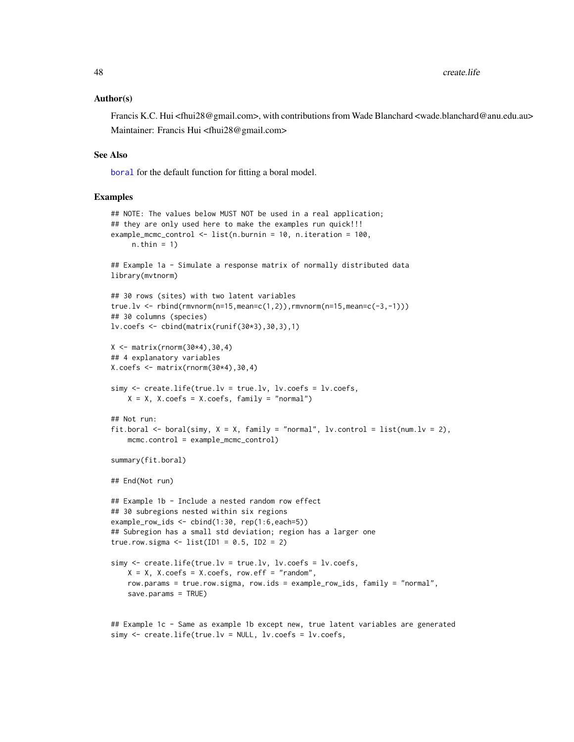### Author(s)

Francis K.C. Hui <fhui28@gmail.com>, with contributions from Wade Blanchard <wade.blanchard@anu.edu.au>

Maintainer: Francis Hui <fhui28@gmail.com>

### See Also

`boral` for the default function for fitting a boral model.

### Examples

```
## NOTE: The values below MUST NOT be used in a real application;
## they are only used here to make the examples run quick!!!
example_mcmc_control <- list(n.burnin = 10, n.iteration = 100,
     n.thin = 1)

## Example 1a - Simulate a response matrix of normally distributed data
library(mvtnorm)

## 30 rows (sites) with two latent variables
true.lv <- rbind(rmvnorm(n=15,mean=c(1,2)),rmvnorm(n=15,mean=c(-3,-1)))
## 30 columns (species)
lv.coefs <- cbind(matrix(runif(30*3),30,3),1)

X <- matrix(rnorm(30*4),30,4)
## 4 explanatory variables
X.coefs <- matrix(rnorm(30*4),30,4)

simy <- create.life(true.lv = true.lv, lv.coefs = lv.coefs,
    X = X, X.coefs = X.coefs, family = "normal")

## Not run:
fit.boral <- boral(simy, X = X, family = "normal", lv.control = list(num.lv = 2),
    mcmc.control = example_mcmc_control)

summary(fit.boral)

## End(Not run)

## Example 1b - Include a nested random row effect
## 30 subregions nested within six regions
example_row_ids <- cbind(1:30, rep(1:6,each=5))
## Subregion has a small std deviation; region has a larger one
true.row.sigma <- list(ID1 = 0.5, ID2 = 2)

simy <- create.life(true.lv = true.lv, lv.coefs = lv.coefs,
    X = X, X.coefs = X.coefs, row.eff = "random",
    row.params = true.row.sigma, row.ids = example_row_ids, family = "normal",
    save.params = TRUE)


## Example 1c - Same as example 1b except new, true latent variables are generated
simy <- create.life(true.lv = NULL, lv.coefs = lv.coefs,
```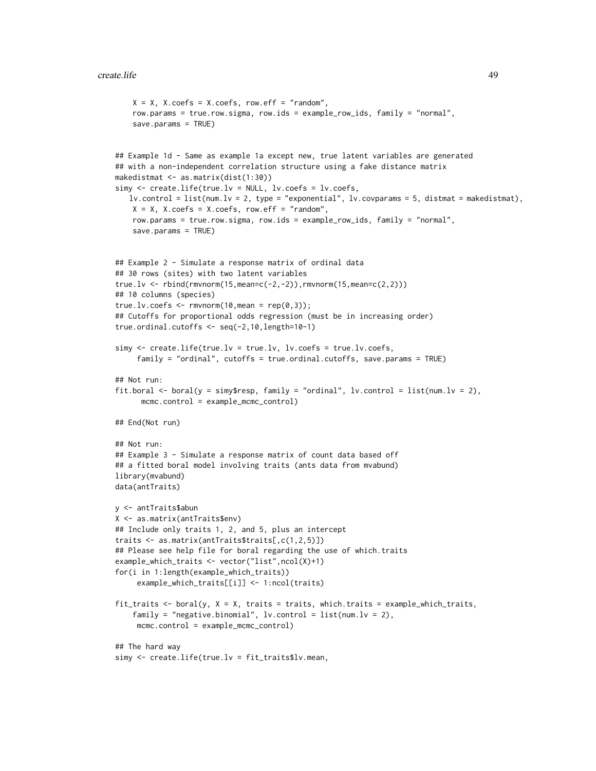```
     X = X, X.coefs = X.coefs, row.eff = "random",
     row.params = true.row.sigma, row.ids = example_row_ids, family = "normal",
     save.params = TRUE)


## Example 1d - Same as example 1a except new, true latent variables are generated
## with a non-independent correlation structure using a fake distance matrix
makedistmat <- as.matrix(dist(1:30))
simy <- create.life(true.lv = NULL, lv.coefs = lv.coefs,
    lv.control = list(num.lv = 2, type = "exponential", lv.covparams = 5, distmat = makedistmat),
     X = X, X.coefs = X.coefs, row.eff = "random",
     row.params = true.row.sigma, row.ids = example_row_ids, family = "normal",
     save.params = TRUE)


## Example 2 - Simulate a response matrix of ordinal data
## 30 rows (sites) with two latent variables
true.lv <- rbind(rmvnorm(15,mean=c(-2,-2)),rmvnorm(15,mean=c(2,2)))
## 10 columns (species)
true.lv.coefs <- rmvnorm(10,mean = rep(0,3));
## Cutoffs for proportional odds regression (must be in increasing order)
true.ordinal.cutoffs <- seq(-2,10,length=10-1)

simy <- create.life(true.lv = true.lv, lv.coefs = true.lv.coefs,
      family = "ordinal", cutoffs = true.ordinal.cutoffs, save.params = TRUE)

## Not run:
fit.boral <- boral(y = simy$resp, family = "ordinal", lv.control = list(num.lv = 2),
       mcmc.control = example_mcmc_control)

## End(Not run)

## Not run:
## Example 3 - Simulate a response matrix of count data based off
## a fitted boral model involving traits (ants data from mvabund)
library(mvabund)
data(antTraits)

y <- antTraits$abun
X <- as.matrix(antTraits$env)
## Include only traits 1, 2, and 5, plus an intercept
traits <- as.matrix(antTraits$traits[,c(1,2,5)])
## Please see help file for boral regarding the use of which.traits
example_which_traits <- vector("list",ncol(X)+1)
for(i in 1:length(example_which_traits))
      example_which_traits[[i]] <- 1:ncol(traits)

fit_traits <- boral(y, X = X, traits = traits, which.traits = example_which_traits,
     family = "negative.binomial", lv.control = list(num.lv = 2),
      mcmc.control = example_mcmc_control)

## The hard way
simy <- create.life(true.lv = fit_traits$lv.mean,
```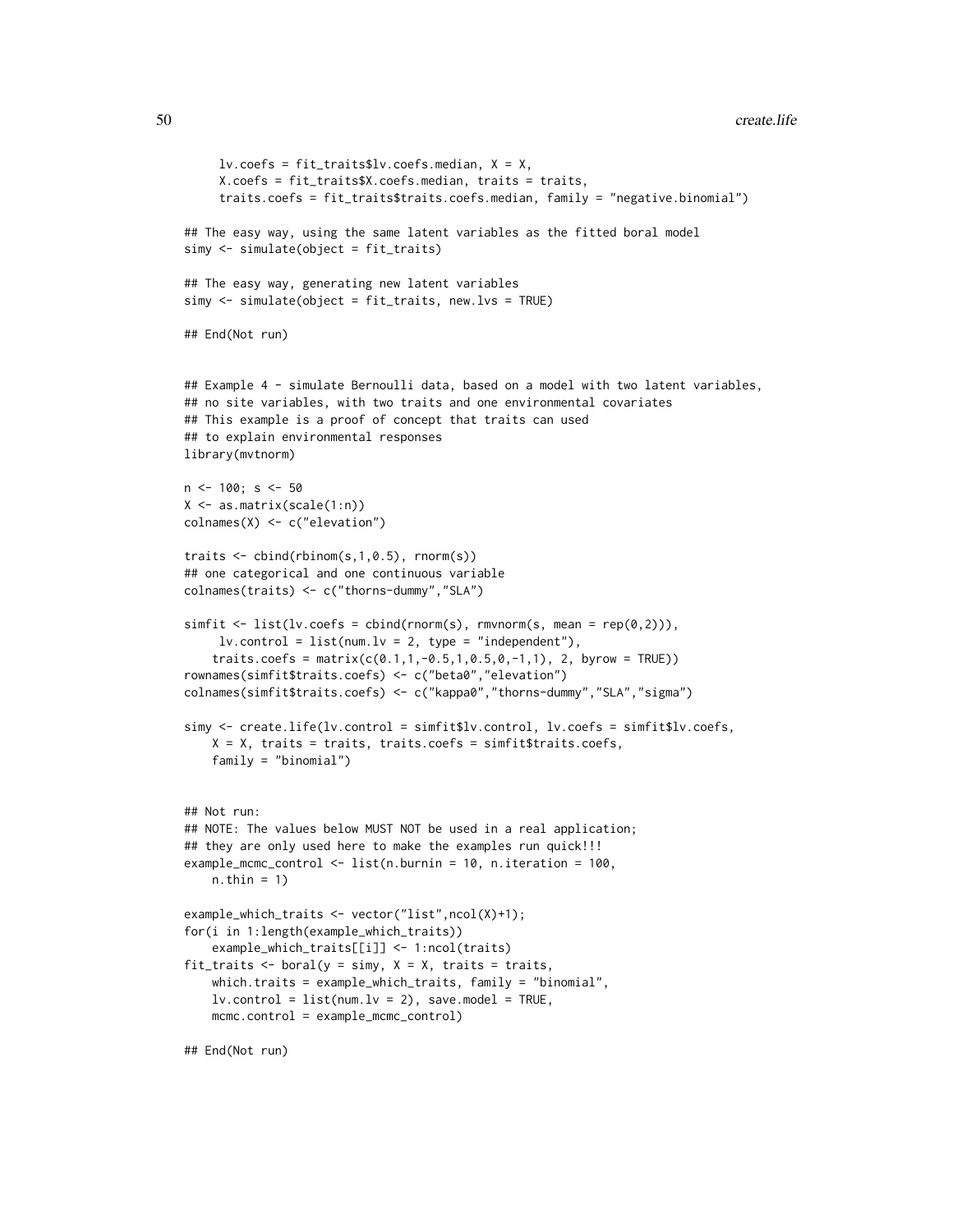```
     lv.coefs = fit_traits$lv.coefs.median, X = X,
     X.coefs = fit_traits$X.coefs.median, traits = traits,
     traits.coefs = fit_traits$traits.coefs.median, family = "negative.binomial")

## The easy way, using the same latent variables as the fitted boral model
simy <- simulate(object = fit_traits)

## The easy way, generating new latent variables
simy <- simulate(object = fit_traits, new.lvs = TRUE)

## End(Not run)


## Example 4 - simulate Bernoulli data, based on a model with two latent variables,
## no site variables, with two traits and one environmental covariates
## This example is a proof of concept that traits can used
## to explain environmental responses
library(mvtnorm)

n <- 100; s <- 50
X <- as.matrix(scale(1:n))
colnames(X) <- c("elevation")

traits <- cbind(rbinom(s,1,0.5), rnorm(s))
## one categorical and one continuous variable
colnames(traits) <- c("thorns-dummy","SLA")

simfit <- list(lv.coefs = cbind(rnorm(s), rmvnorm(s, mean = rep(0,2))),
     lv.control = list(num.lv = 2, type = "independent"),
    traits.coefs = matrix(c(0.1,1,-0.5,1,0.5,0,-1,1), 2, byrow = TRUE))
rownames(simfit$traits.coefs) <- c("beta0","elevation")
colnames(simfit$traits.coefs) <- c("kappa0","thorns-dummy","SLA","sigma")

simy <- create.life(lv.control = simfit$lv.control, lv.coefs = simfit$lv.coefs,
    X = X, traits = traits, traits.coefs = simfit$traits.coefs,
    family = "binomial")


## Not run:
## NOTE: The values below MUST NOT be used in a real application;
## they are only used here to make the examples run quick!!!
example_mcmc_control <- list(n.burnin = 10, n.iteration = 100,
    n.thin = 1)

example_which_traits <- vector("list",ncol(X)+1);
for(i in 1:length(example_which_traits))
    example_which_traits[[i]] <- 1:ncol(traits)
fit_traits <- boral(y = simy, X = X, traits = traits,
    which.traits = example_which_traits, family = "binomial",
    lv.control = list(num.lv = 2), save.model = TRUE,
    mcmc.control = example_mcmc_control)

## End(Not run)
```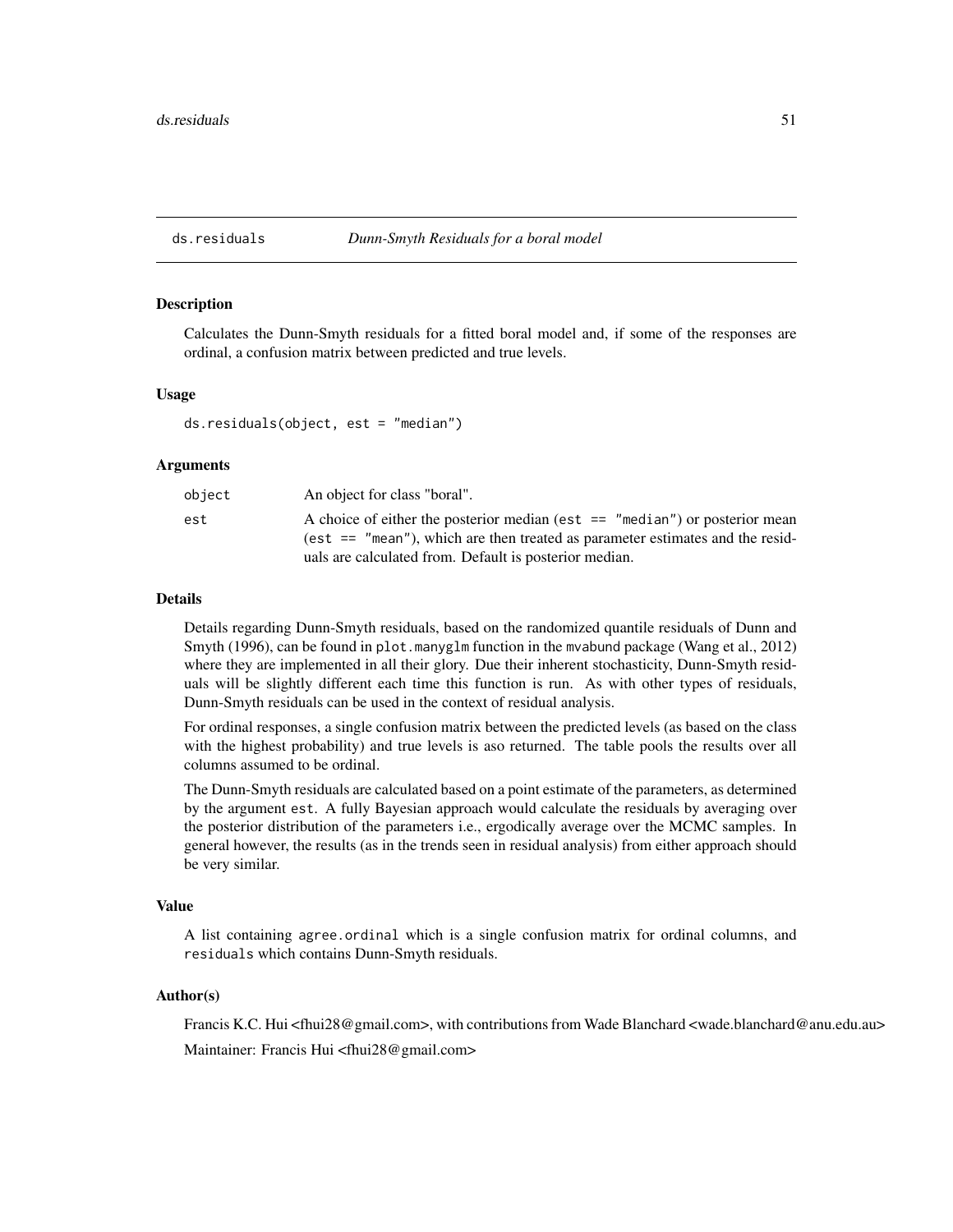ds.residuals *Dunn-Smyth Residuals for a boral model*

## Description

Calculates the Dunn-Smyth residuals for a fitted boral model and, if some of the responses are ordinal, a confusion matrix between predicted and true levels.

## Usage

```
ds.residuals(object, est = "median")
```

## Arguments

| | |
|---|---|
| object | An object for class "boral". |
| est | A choice of either the posterior median (`est == "median"`) or posterior mean (`est == "mean"`), which are then treated as parameter estimates and the residuals are calculated from. Default is posterior median. |

## Details

Details regarding Dunn-Smyth residuals, based on the randomized quantile residuals of Dunn and Smyth (1996), can be found in `plot.manyglm` function in the `mvabund` package (Wang et al., 2012) where they are implemented in all their glory. Due their inherent stochasticity, Dunn-Smyth residuals will be slightly different each time this function is run. As with other types of residuals, Dunn-Smyth residuals can be used in the context of residual analysis.

For ordinal responses, a single confusion matrix between the predicted levels (as based on the class with the highest probability) and true levels is aso returned. The table pools the results over all columns assumed to be ordinal.

The Dunn-Smyth residuals are calculated based on a point estimate of the parameters, as determined by the argument `est`. A fully Bayesian approach would calculate the residuals by averaging over the posterior distribution of the parameters i.e., ergodically average over the MCMC samples. In general however, the results (as in the trends seen in residual analysis) from either approach should be very similar.

## Value

A list containing `agree.ordinal` which is a single confusion matrix for ordinal columns, and `residuals` which contains Dunn-Smyth residuals.

## Author(s)

Francis K.C. Hui <fhui28@gmail.com>, with contributions from Wade Blanchard <wade.blanchard@anu.edu.au>

Maintainer: Francis Hui <fhui28@gmail.com>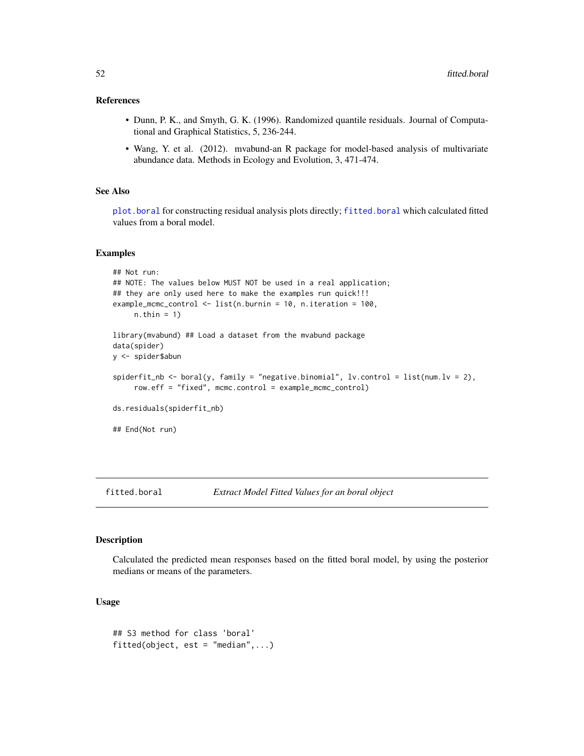### References

- Dunn, P. K., and Smyth, G. K. (1996). Randomized quantile residuals. Journal of Computational and Graphical Statistics, 5, 236-244.
- Wang, Y. et al. (2012). mvabund-an R package for model-based analysis of multivariate abundance data. Methods in Ecology and Evolution, 3, 471-474.

### See Also

plot.boral for constructing residual analysis plots directly; fitted.boral which calculated fitted values from a boral model.

### Examples

```
## Not run:
## NOTE: The values below MUST NOT be used in a real application;
## they are only used here to make the examples run quick!!!
example_mcmc_control <- list(n.burnin = 10, n.iteration = 100,
     n.thin = 1)

library(mvabund) ## Load a dataset from the mvabund package
data(spider)
y <- spider$abun

spiderfit_nb <- boral(y, family = "negative.binomial", lv.control = list(num.lv = 2),
     row.eff = "fixed", mcmc.control = example_mcmc_control)

ds.residuals(spiderfit_nb)

## End(Not run)
```

---

## fitted.boral *Extract Model Fitted Values for an boral object*

### Description

Calculated the predicted mean responses based on the fitted boral model, by using the posterior medians or means of the parameters.

### Usage

```
## S3 method for class 'boral'
fitted(object, est = "median",...)
```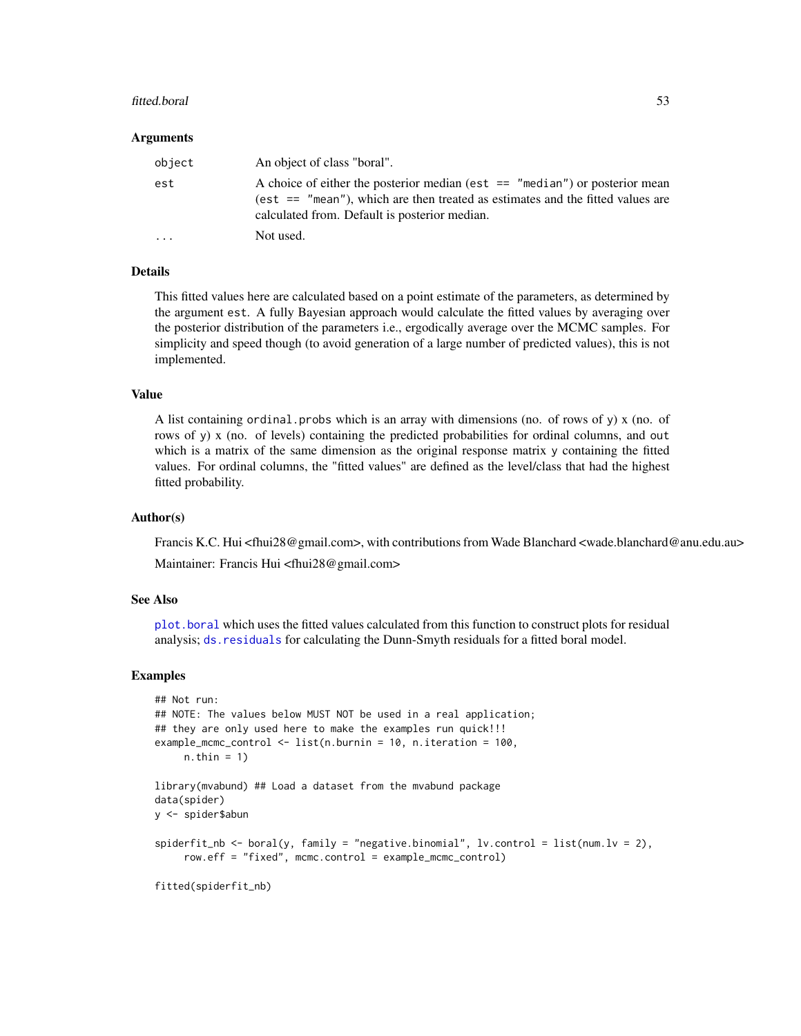## Arguments

| | |
|---|---|
| `object` | An object of class "boral". |
| `est` | A choice of either the posterior median (`est == "median"`) or posterior mean (`est == "mean"`), which are then treated as estimates and the fitted values are calculated from. Default is posterior median. |
| `...` | Not used. |

## Details

This fitted values here are calculated based on a point estimate of the parameters, as determined by the argument `est`. A fully Bayesian approach would calculate the fitted values by averaging over the posterior distribution of the parameters i.e., ergodically average over the MCMC samples. For simplicity and speed though (to avoid generation of a large number of predicted values), this is not implemented.

## Value

A list containing `ordinal.probs` which is an array with dimensions (no. of rows of `y`) x (no. of rows of `y`) x (no. of levels) containing the predicted probabilities for ordinal columns, and `out` which is a matrix of the same dimension as the original response matrix `y` containing the fitted values. For ordinal columns, the "fitted values" are defined as the level/class that had the highest fitted probability.

## Author(s)

Francis K.C. Hui <fhui28@gmail.com>, with contributions from Wade Blanchard <wade.blanchard@anu.edu.au>

Maintainer: Francis Hui <fhui28@gmail.com>

## See Also

`plot.boral` which uses the fitted values calculated from this function to construct plots for residual analysis; `ds.residuals` for calculating the Dunn-Smyth residuals for a fitted boral model.

## Examples

```
## Not run:
## NOTE: The values below MUST NOT be used in a real application;
## they are only used here to make the examples run quick!!!
example_mcmc_control <- list(n.burnin = 10, n.iteration = 100,
     n.thin = 1)

library(mvabund) ## Load a dataset from the mvabund package
data(spider)
y <- spider$abun

spiderfit_nb <- boral(y, family = "negative.binomial", lv.control = list(num.lv = 2),
     row.eff = "fixed", mcmc.control = example_mcmc_control)

fitted(spiderfit_nb)
```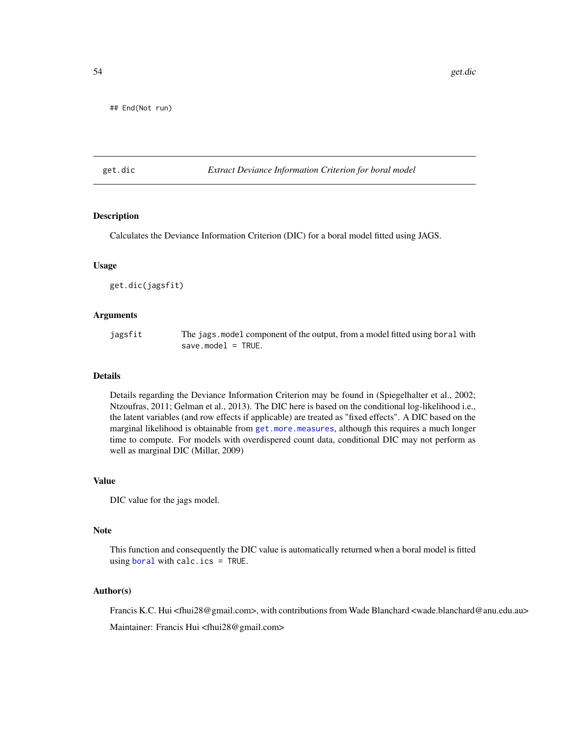```
## End(Not run)
```

## get.dic — *Extract Deviance Information Criterion for boral model*

### Description

Calculates the Deviance Information Criterion (DIC) for a boral model fitted using JAGS.

### Usage

```
get.dic(jagsfit)
```

### Arguments

| | |
|---|---|
| jagsfit | The `jags.model` component of the output, from a model fitted using `boral` with `save.model = TRUE`. |

### Details

Details regarding the Deviance Information Criterion may be found in (Spiegelhalter et al., 2002; Ntzoufras, 2011; Gelman et al., 2013). The DIC here is based on the conditional log-likelihood i.e., the latent variables (and row effects if applicable) are treated as "fixed effects". A DIC based on the marginal likelihood is obtainable from `get.more.measures`, although this requires a much longer time to compute. For models with overdispered count data, conditional DIC may not perform as well as marginal DIC (Millar, 2009)

### Value

DIC value for the jags model.

### Note

This function and consequently the DIC value is automatically returned when a boral model is fitted using `boral` with `calc.ics = TRUE`.

### Author(s)

Francis K.C. Hui <fhui28@gmail.com>, with contributions from Wade Blanchard <wade.blanchard@anu.edu.au>

Maintainer: Francis Hui <fhui28@gmail.com>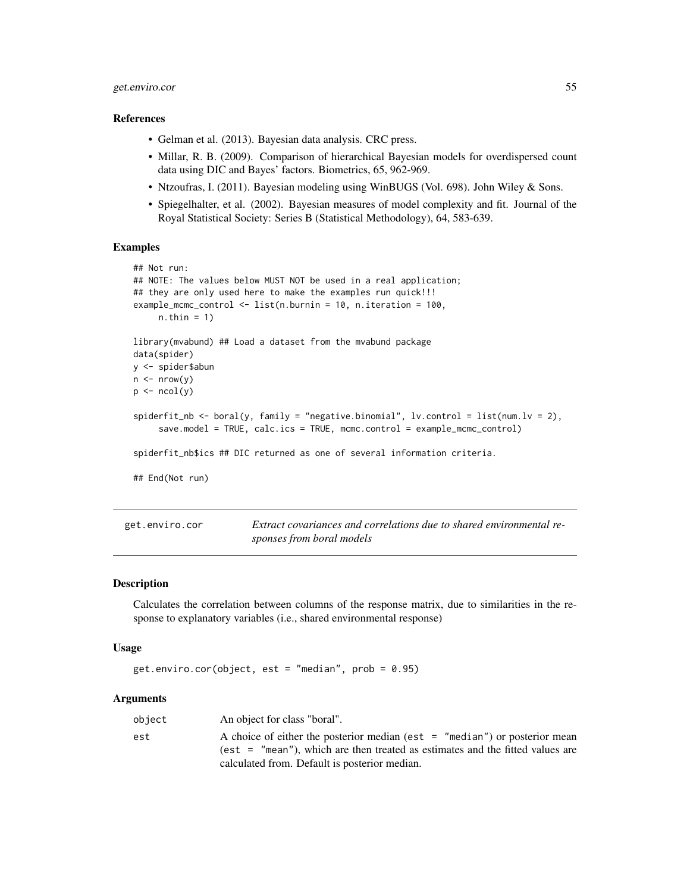### References

- Gelman et al. (2013). Bayesian data analysis. CRC press.
- Millar, R. B. (2009). Comparison of hierarchical Bayesian models for overdispersed count data using DIC and Bayes' factors. Biometrics, 65, 962-969.
- Ntzoufras, I. (2011). Bayesian modeling using WinBUGS (Vol. 698). John Wiley & Sons.
- Spiegelhalter, et al. (2002). Bayesian measures of model complexity and fit. Journal of the Royal Statistical Society: Series B (Statistical Methodology), 64, 583-639.

### Examples

```
## Not run:
## NOTE: The values below MUST NOT be used in a real application;
## they are only used here to make the examples run quick!!!
example_mcmc_control <- list(n.burnin = 10, n.iteration = 100,
     n.thin = 1)

library(mvabund) ## Load a dataset from the mvabund package
data(spider)
y <- spider$abun
n <- nrow(y)
p <- ncol(y)

spiderfit_nb <- boral(y, family = "negative.binomial", lv.control = list(num.lv = 2),
     save.model = TRUE, calc.ics = TRUE, mcmc.control = example_mcmc_control)

spiderfit_nb$ics ## DIC returned as one of several information criteria.

## End(Not run)
```

---

## get.enviro.cor — *Extract covariances and correlations due to shared environmental responses from boral models*

### Description

Calculates the correlation between columns of the response matrix, due to similarities in the response to explanatory variables (i.e., shared environmental response)

### Usage

```
get.enviro.cor(object, est = "median", prob = 0.95)
```

### Arguments

| | |
|---|---|
| `object` | An object for class "boral". |
| `est` | A choice of either the posterior median (`est = "median"`) or posterior mean (`est = "mean"`), which are then treated as estimates and the fitted values are calculated from. Default is posterior median. |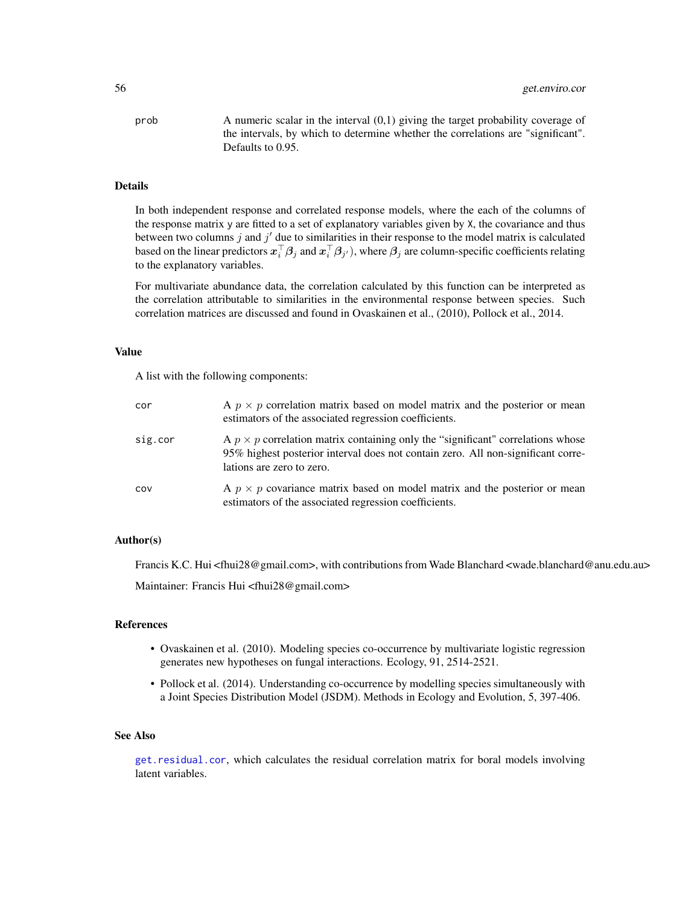| | |
|---|---|
| prob | A numeric scalar in the interval (0,1) giving the target probability coverage of the intervals, by which to determine whether the correlations are "significant". Defaults to 0.95. |

### Details

In both independent response and correlated response models, where the each of the columns of the response matrix y are fitted to a set of explanatory variables given by X, the covariance and thus between two columns $j$ and $j'$ due to similarities in their response to the model matrix is calculated based on the linear predictors $\boldsymbol{x}_i^\top \boldsymbol{\beta}_j$ and $\boldsymbol{x}_i^\top \boldsymbol{\beta}_{j'}$), where $\boldsymbol{\beta}_j$ are column-specific coefficients relating to the explanatory variables.

For multivariate abundance data, the correlation calculated by this function can be interpreted as the correlation attributable to similarities in the environmental response between species. Such correlation matrices are discussed and found in Ovaskainen et al., (2010), Pollock et al., 2014.

### Value

A list with the following components:

| | |
|---|---|
| cor | A $p \times p$ correlation matrix based on model matrix and the posterior or mean estimators of the associated regression coefficients. |
| sig.cor | A $p \times p$ correlation matrix containing only the “significant" correlations whose 95% highest posterior interval does not contain zero. All non-significant correlations are zero to zero. |
| cov | A $p \times p$ covariance matrix based on model matrix and the posterior or mean estimators of the associated regression coefficients. |

### Author(s)

Francis K.C. Hui <fhui28@gmail.com>, with contributions from Wade Blanchard <wade.blanchard@anu.edu.au>

Maintainer: Francis Hui <fhui28@gmail.com>

### References

- Ovaskainen et al. (2010). Modeling species co-occurrence by multivariate logistic regression generates new hypotheses on fungal interactions. Ecology, 91, 2514-2521.
- Pollock et al. (2014). Understanding co-occurrence by modelling species simultaneously with a Joint Species Distribution Model (JSDM). Methods in Ecology and Evolution, 5, 397-406.

### See Also

get.residual.cor, which calculates the residual correlation matrix for boral models involving latent variables.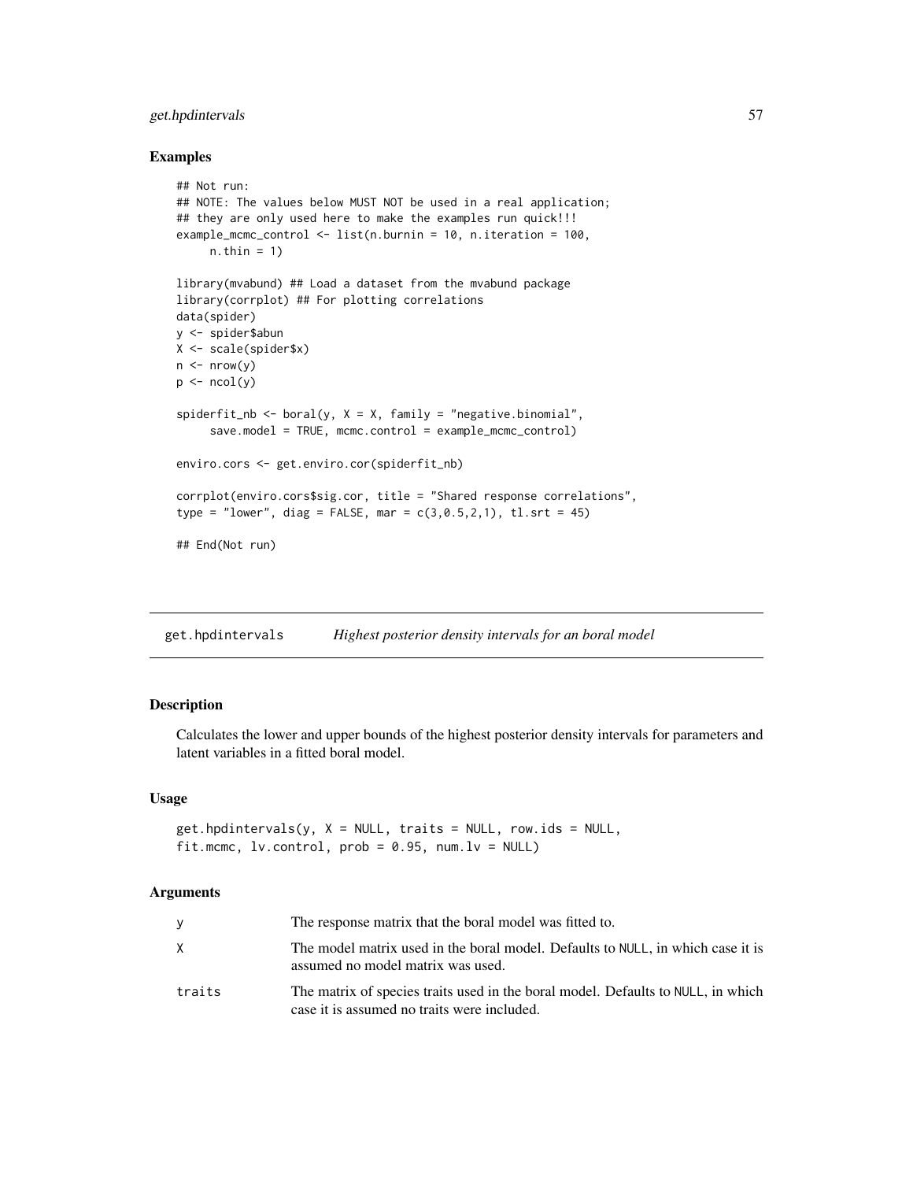### Examples

```
## Not run:
## NOTE: The values below MUST NOT be used in a real application;
## they are only used here to make the examples run quick!!!
example_mcmc_control <- list(n.burnin = 10, n.iteration = 100,
     n.thin = 1)

library(mvabund) ## Load a dataset from the mvabund package
library(corrplot) ## For plotting correlations
data(spider)
y <- spider$abun
X <- scale(spider$x)
n <- nrow(y)
p <- ncol(y)

spiderfit_nb <- boral(y, X = X, family = "negative.binomial",
     save.model = TRUE, mcmc.control = example_mcmc_control)

enviro.cors <- get.enviro.cor(spiderfit_nb)

corrplot(enviro.cors$sig.cor, title = "Shared response correlations",
type = "lower", diag = FALSE, mar = c(3,0.5,2,1), tl.srt = 45)

## End(Not run)
```

---

## get.hpdintervals *Highest posterior density intervals for an boral model*

### Description

Calculates the lower and upper bounds of the highest posterior density intervals for parameters and latent variables in a fitted boral model.

### Usage

```
get.hpdintervals(y, X = NULL, traits = NULL, row.ids = NULL,
fit.mcmc, lv.control, prob = 0.95, num.lv = NULL)
```

### Arguments

| | |
|---|---|
| y | The response matrix that the boral model was fitted to. |
| X | The model matrix used in the boral model. Defaults to NULL, in which case it is assumed no model matrix was used. |
| traits | The matrix of species traits used in the boral model. Defaults to NULL, in which case it is assumed no traits were included. |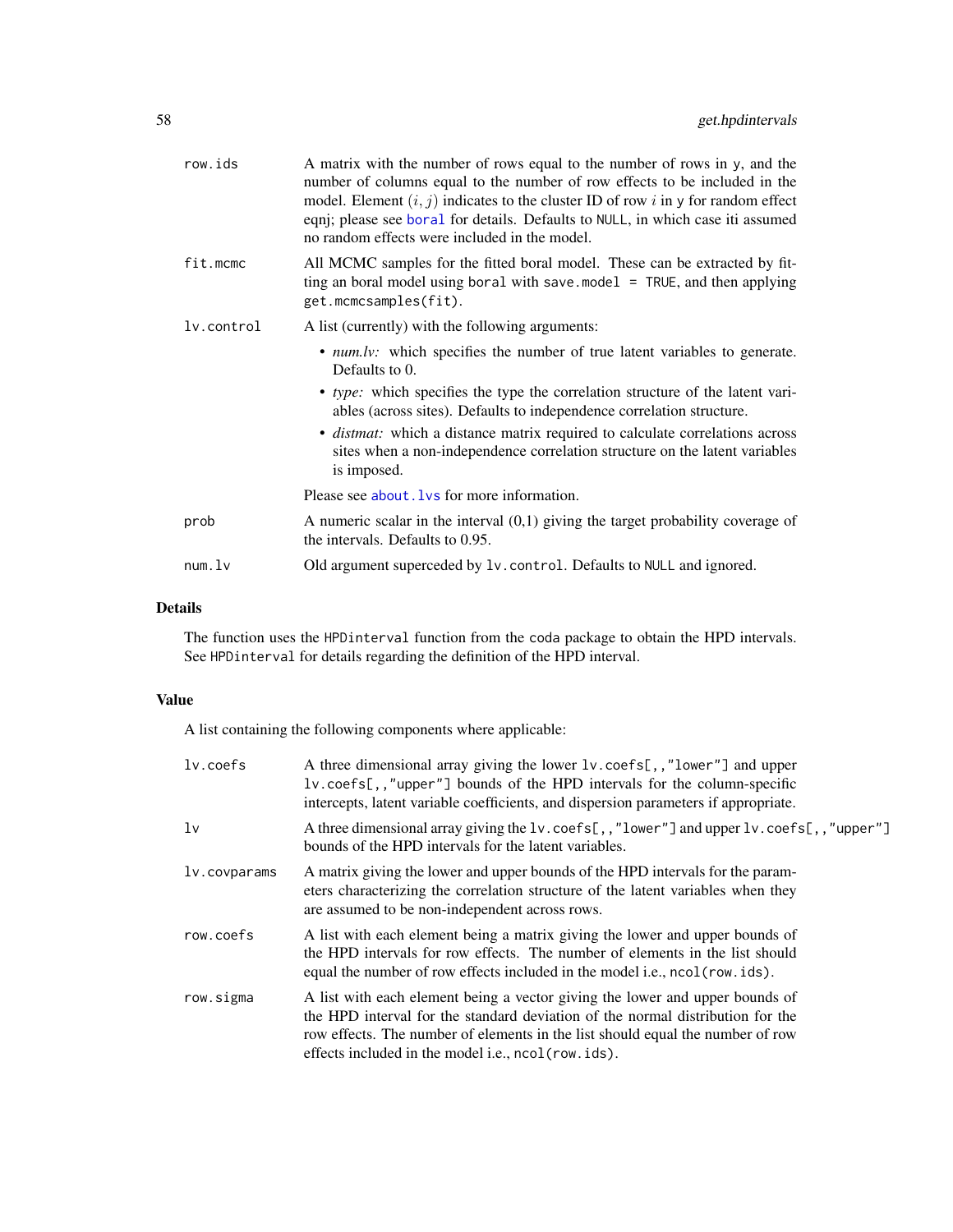| | |
|---|---|
| `row.ids` | A matrix with the number of rows equal to the number of rows in `y`, and the number of columns equal to the number of row effects to be included in the model. Element $(i,j)$ indicates to the cluster ID of row $i$ in `y` for random effect eqnj; please see `boral` for details. Defaults to `NULL`, in which case iti assumed no random effects were included in the model. |
| `fit.mcmc` | All MCMC samples for the fitted boral model. These can be extracted by fitting an boral model using `boral` with `save.model = TRUE`, and then applying `get.mcmcsamples(fit)`. |
| `lv.control` | A list (currently) with the following arguments: <br> • *num.lv:* which specifies the number of true latent variables to generate. Defaults to 0. <br> • *type:* which specifies the type the correlation structure of the latent variables (across sites). Defaults to independence correlation structure. <br> • *distmat:* which a distance matrix required to calculate correlations across sites when a non-independence correlation structure on the latent variables is imposed. <br> Please see `about.lvs` for more information. |
| `prob` | A numeric scalar in the interval (0,1) giving the target probability coverage of the intervals. Defaults to 0.95. |
| `num.lv` | Old argument superceded by `lv.control`. Defaults to `NULL` and ignored. |

## Details

The function uses the `HPDinterval` function from the `coda` package to obtain the HPD intervals. See `HPDinterval` for details regarding the definition of the HPD interval.

## Value

A list containing the following components where applicable:

| | |
|---|---|
| `lv.coefs` | A three dimensional array giving the lower `lv.coefs[,,"lower"]` and upper `lv.coefs[,,"upper"]` bounds of the HPD intervals for the column-specific intercepts, latent variable coefficients, and dispersion parameters if appropriate. |
| `lv` | A three dimensional array giving the `lv.coefs[,,"lower"]` and upper `lv.coefs[,,"upper"]` bounds of the HPD intervals for the latent variables. |
| `lv.covparams` | A matrix giving the lower and upper bounds of the HPD intervals for the parameters characterizing the correlation structure of the latent variables when they are assumed to be non-independent across rows. |
| `row.coefs` | A list with each element being a matrix giving the lower and upper bounds of the HPD intervals for row effects. The number of elements in the list should equal the number of row effects included in the model i.e., `ncol(row.ids)`. |
| `row.sigma` | A list with each element being a vector giving the lower and upper bounds of the HPD interval for the standard deviation of the normal distribution for the row effects. The number of elements in the list should equal the number of row effects included in the model i.e., `ncol(row.ids)`. |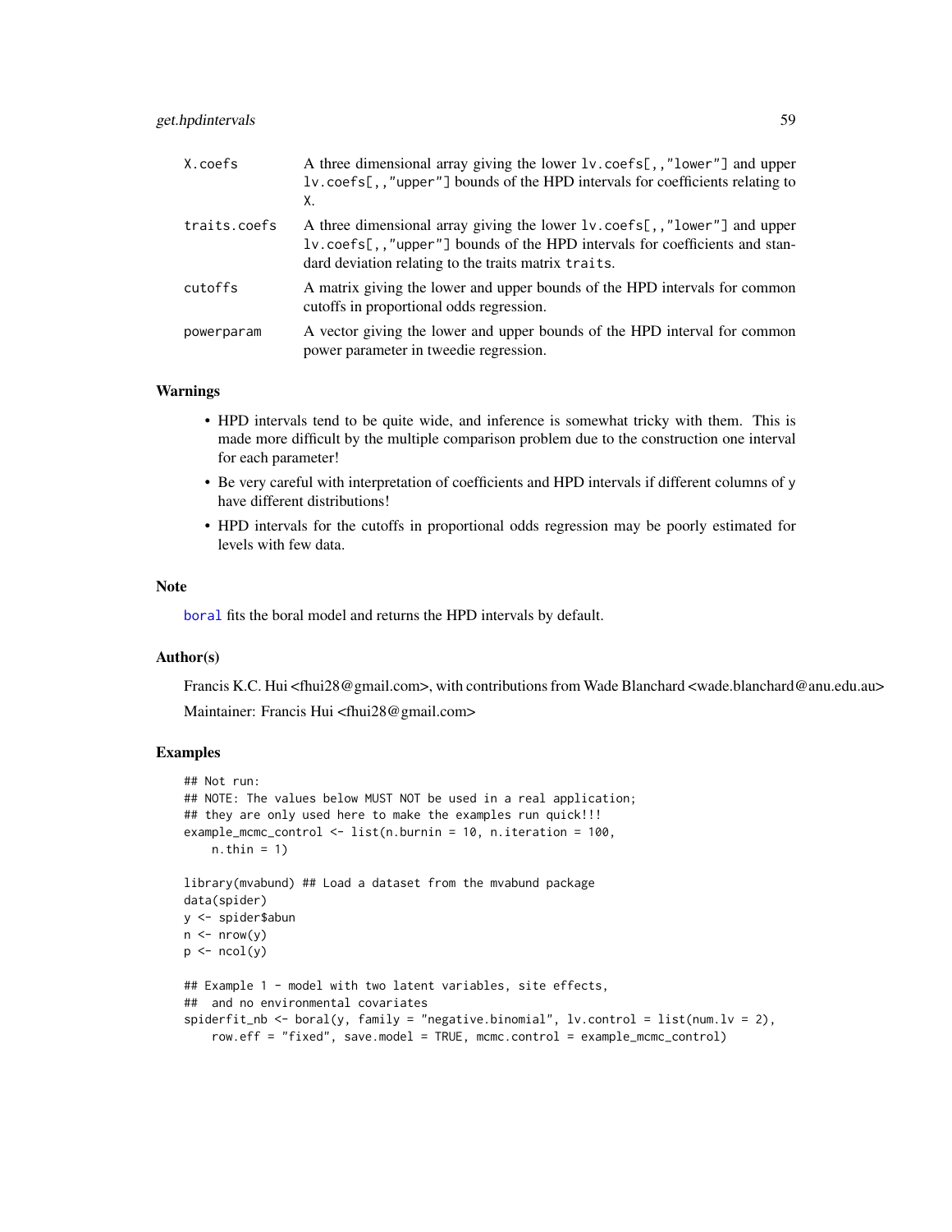| | |
|---|---|
| X.coefs | A three dimensional array giving the lower `lv.coefs[,,"lower"]` and upper `lv.coefs[,,"upper"]` bounds of the HPD intervals for coefficients relating to X. |
| traits.coefs | A three dimensional array giving the lower `lv.coefs[,,"lower"]` and upper `lv.coefs[,,"upper"]` bounds of the HPD intervals for coefficients and standard deviation relating to the traits matrix `traits`. |
| cutoffs | A matrix giving the lower and upper bounds of the HPD intervals for common cutoffs in proportional odds regression. |
| powerparam | A vector giving the lower and upper bounds of the HPD interval for common power parameter in tweedie regression. |

## Warnings

- HPD intervals tend to be quite wide, and inference is somewhat tricky with them. This is made more difficult by the multiple comparison problem due to the construction one interval for each parameter!
- Be very careful with interpretation of coefficients and HPD intervals if different columns of y have different distributions!
- HPD intervals for the cutoffs in proportional odds regression may be poorly estimated for levels with few data.

## Note

`boral` fits the boral model and returns the HPD intervals by default.

## Author(s)

Francis K.C. Hui <fhui28@gmail.com>, with contributions from Wade Blanchard <wade.blanchard@anu.edu.au>

Maintainer: Francis Hui <fhui28@gmail.com>

## Examples

```
## Not run:
## NOTE: The values below MUST NOT be used in a real application;
## they are only used here to make the examples run quick!!!
example_mcmc_control <- list(n.burnin = 10, n.iteration = 100,
    n.thin = 1)

library(mvabund) ## Load a dataset from the mvabund package
data(spider)
y <- spider$abun
n <- nrow(y)
p <- ncol(y)

## Example 1 - model with two latent variables, site effects,
##  and no environmental covariates
spiderfit_nb <- boral(y, family = "negative.binomial", lv.control = list(num.lv = 2),
    row.eff = "fixed", save.model = TRUE, mcmc.control = example_mcmc_control)
```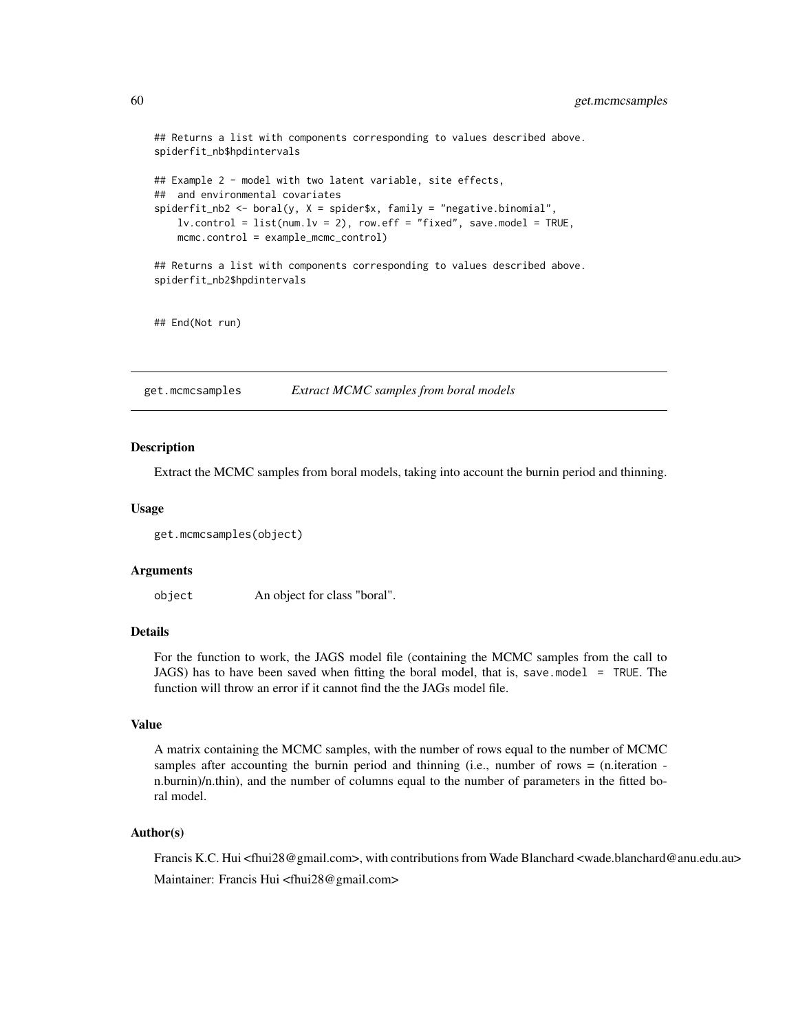```
## Returns a list with components corresponding to values described above.
spiderfit_nb$hpdintervals

## Example 2 - model with two latent variable, site effects,
##  and environmental covariates
spiderfit_nb2 <- boral(y, X = spider$x, family = "negative.binomial",
    lv.control = list(num.lv = 2), row.eff = "fixed", save.model = TRUE,
    mcmc.control = example_mcmc_control)

## Returns a list with components corresponding to values described above.
spiderfit_nb2$hpdintervals


## End(Not run)
```

---

## get.mcmcsamples — *Extract MCMC samples from boral models*

### Description

Extract the MCMC samples from boral models, taking into account the burnin period and thinning.

### Usage

```
get.mcmcsamples(object)
```

### Arguments

| | |
|---|---|
| `object` | An object for class "boral". |

### Details

For the function to work, the JAGS model file (containing the MCMC samples from the call to JAGS) has to have been saved when fitting the boral model, that is, `save.model = TRUE`. The function will throw an error if it cannot find the the JAGs model file.

### Value

A matrix containing the MCMC samples, with the number of rows equal to the number of MCMC samples after accounting the burnin period and thinning (i.e., number of rows = (n.iteration - n.burnin)/n.thin), and the number of columns equal to the number of parameters in the fitted boral model.

### Author(s)

Francis K.C. Hui <fhui28@gmail.com>, with contributions from Wade Blanchard <wade.blanchard@anu.edu.au>

Maintainer: Francis Hui <fhui28@gmail.com>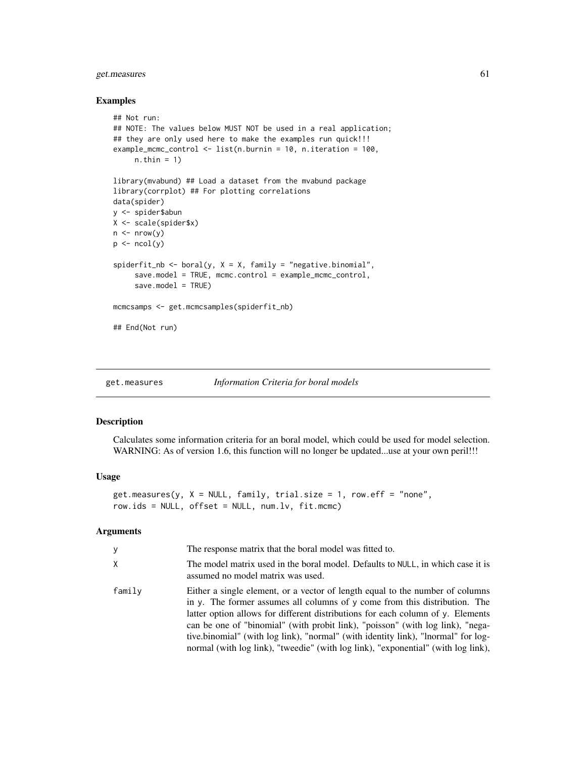## Examples

```
## Not run:
## NOTE: The values below MUST NOT be used in a real application;
## they are only used here to make the examples run quick!!!
example_mcmc_control <- list(n.burnin = 10, n.iteration = 100,
     n.thin = 1)

library(mvabund) ## Load a dataset from the mvabund package
library(corrplot) ## For plotting correlations
data(spider)
y <- spider$abun
X <- scale(spider$x)
n <- nrow(y)
p <- ncol(y)

spiderfit_nb <- boral(y, X = X, family = "negative.binomial",
     save.model = TRUE, mcmc.control = example_mcmc_control,
     save.model = TRUE)

mcmcsamps <- get.mcmcsamples(spiderfit_nb)

## End(Not run)
```

---

# get.measures — *Information Criteria for boral models*

## Description

Calculates some information criteria for an boral model, which could be used for model selection. WARNING: As of version 1.6, this function will no longer be updated...use at your own peril!!!

## Usage

```
get.measures(y, X = NULL, family, trial.size = 1, row.eff = "none",
row.ids = NULL, offset = NULL, num.lv, fit.mcmc)
```

## Arguments

| | |
|---|---|
| y | The response matrix that the boral model was fitted to. |
| X | The model matrix used in the boral model. Defaults to NULL, in which case it is assumed no model matrix was used. |
| family | Either a single element, or a vector of length equal to the number of columns in y. The former assumes all columns of y come from this distribution. The latter option allows for different distributions for each column of y. Elements can be one of "binomial" (with probit link), "poisson" (with log link), "negative.binomial" (with log link), "normal" (with identity link), "lnormal" for lognormal (with log link), "tweedie" (with log link), "exponential" (with log link), |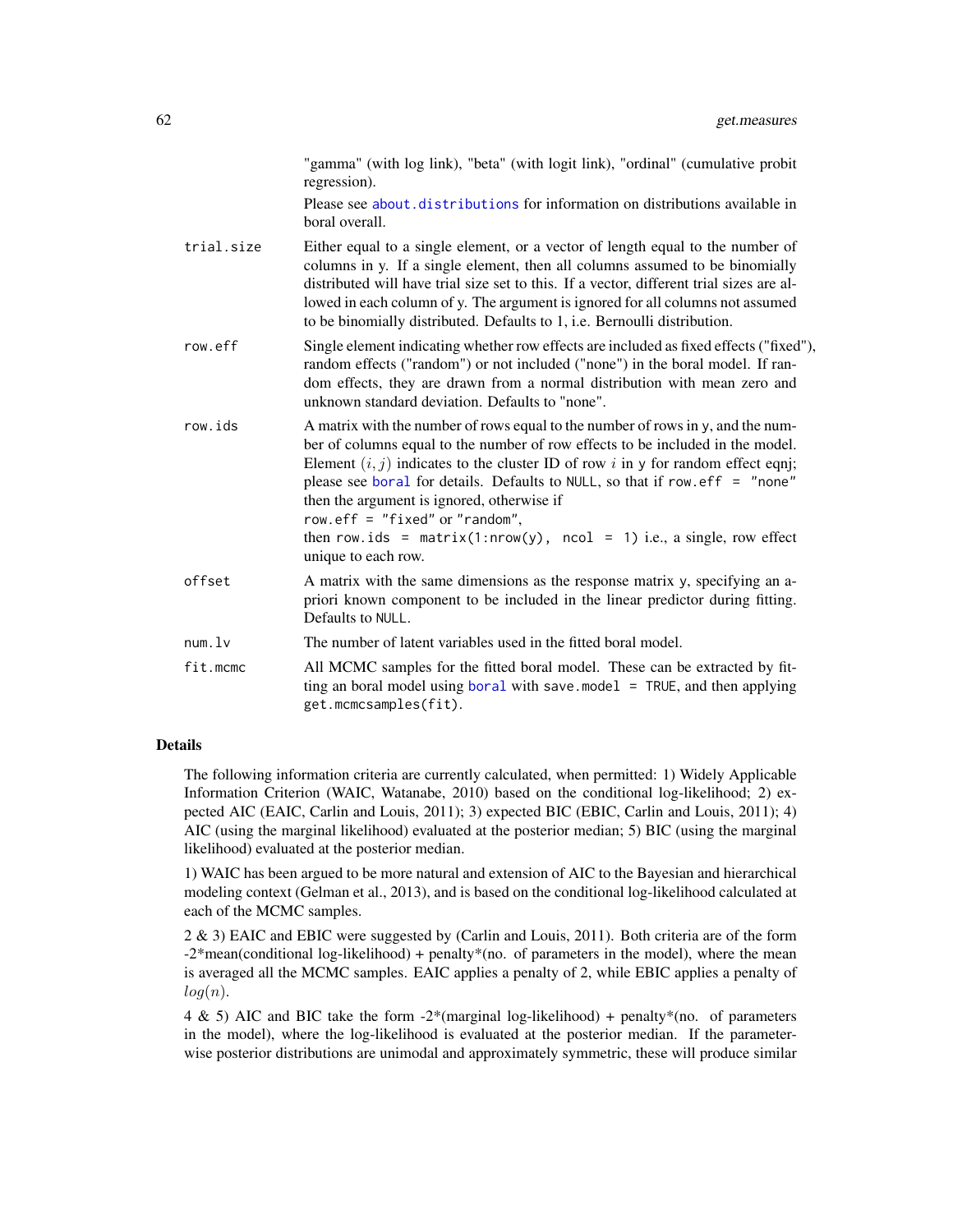"gamma" (with log link), "beta" (with logit link), "ordinal" (cumulative probit regression).

Please see about.distributions for information on distributions available in boral overall.

trial.size
: Either equal to a single element, or a vector of length equal to the number of columns in y. If a single element, then all columns assumed to be binomially distributed will have trial size set to this. If a vector, different trial sizes are allowed in each column of y. The argument is ignored for all columns not assumed to be binomially distributed. Defaults to 1, i.e. Bernoulli distribution.

row.eff
: Single element indicating whether row effects are included as fixed effects ("fixed"), random effects ("random") or not included ("none") in the boral model. If random effects, they are drawn from a normal distribution with mean zero and unknown standard deviation. Defaults to "none".

row.ids
: A matrix with the number of rows equal to the number of rows in y, and the number of columns equal to the number of row effects to be included in the model. Element $(i, j)$ indicates to the cluster ID of row $i$ in y for random effect eqnj; please see boral for details. Defaults to NULL, so that if `row.eff = "none"` then the argument is ignored, otherwise if `row.eff = "fixed"` or `"random"`, then `row.ids = matrix(1:nrow(y), ncol = 1)` i.e., a single, row effect unique to each row.

offset
: A matrix with the same dimensions as the response matrix y, specifying an a-priori known component to be included in the linear predictor during fitting. Defaults to NULL.

num.lv
: The number of latent variables used in the fitted boral model.

fit.mcmc
: All MCMC samples for the fitted boral model. These can be extracted by fitting an boral model using boral with `save.model = TRUE`, and then applying `get.mcmcsamples(fit)`.

## Details

The following information criteria are currently calculated, when permitted: 1) Widely Applicable Information Criterion (WAIC, Watanabe, 2010) based on the conditional log-likelihood; 2) expected AIC (EAIC, Carlin and Louis, 2011); 3) expected BIC (EBIC, Carlin and Louis, 2011); 4) AIC (using the marginal likelihood) evaluated at the posterior median; 5) BIC (using the marginal likelihood) evaluated at the posterior median.

1) WAIC has been argued to be more natural and extension of AIC to the Bayesian and hierarchical modeling context (Gelman et al., 2013), and is based on the conditional log-likelihood calculated at each of the MCMC samples.

2 & 3) EAIC and EBIC were suggested by (Carlin and Louis, 2011). Both criteria are of the form -2*mean(conditional log-likelihood) + penalty*(no. of parameters in the model), where the mean is averaged all the MCMC samples. EAIC applies a penalty of 2, while EBIC applies a penalty of $log(n)$.

4 & 5) AIC and BIC take the form -2*(marginal log-likelihood) + penalty*(no. of parameters in the model), where the log-likelihood is evaluated at the posterior median. If the parameter-wise posterior distributions are unimodal and approximately symmetric, these will produce similar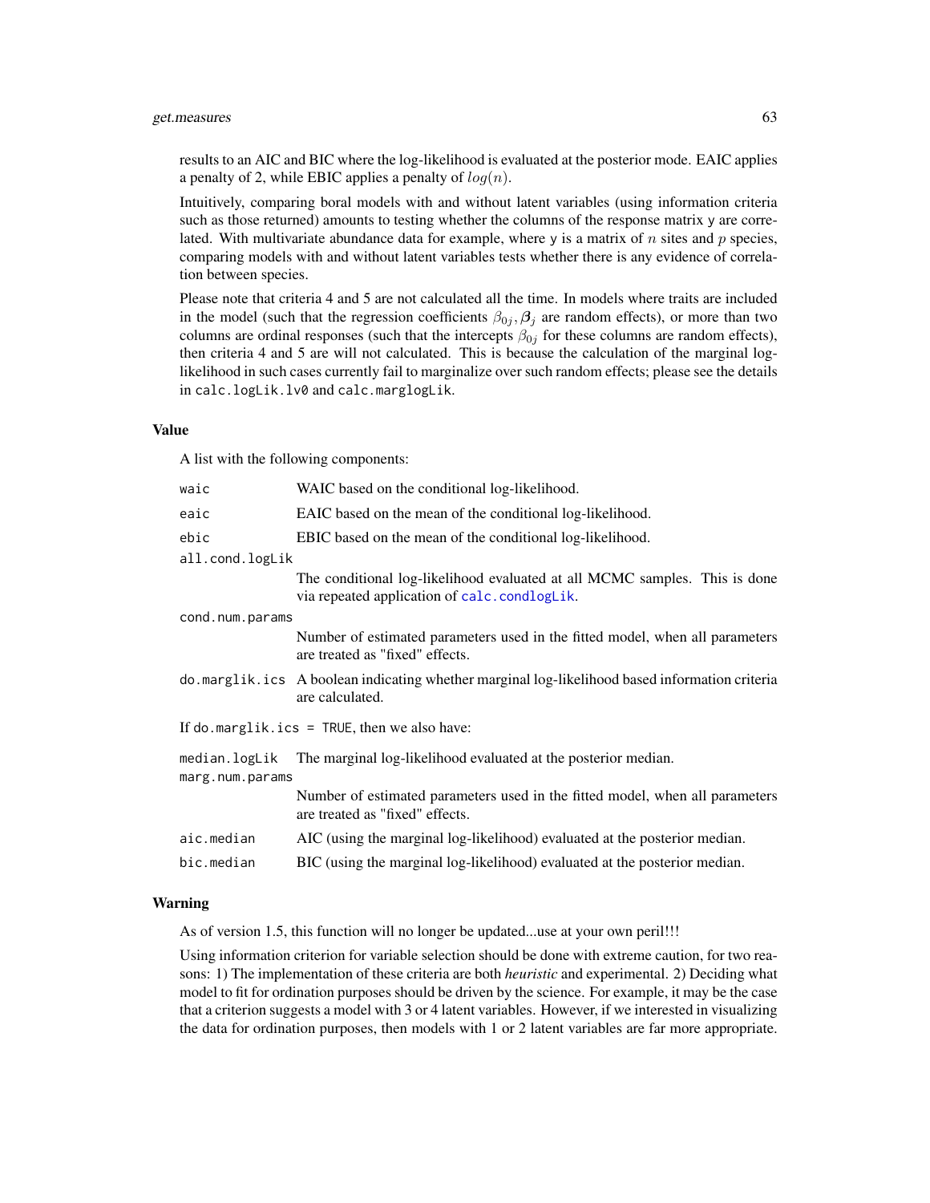results to an AIC and BIC where the log-likelihood is evaluated at the posterior mode. EAIC applies a penalty of 2, while EBIC applies a penalty of $log(n)$.

Intuitively, comparing boral models with and without latent variables (using information criteria such as those returned) amounts to testing whether the columns of the response matrix y are correlated. With multivariate abundance data for example, where y is a matrix of $n$ sites and $p$ species, comparing models with and without latent variables tests whether there is any evidence of correlation between species.

Please note that criteria 4 and 5 are not calculated all the time. In models where traits are included in the model (such that the regression coefficients $\beta_{0j}, \boldsymbol{\beta}_j$ are random effects), or more than two columns are ordinal responses (such that the intercepts $\beta_{0j}$ for these columns are random effects), then criteria 4 and 5 are will not calculated. This is because the calculation of the marginal log-likelihood in such cases currently fail to marginalize over such random effects; please see the details in `calc.logLik.lv0` and `calc.marglogLik`.

### Value

A list with the following components:

- `waic` — WAIC based on the conditional log-likelihood.
- `eaic` — EAIC based on the mean of the conditional log-likelihood.
- `ebic` — EBIC based on the mean of the conditional log-likelihood.
- `all.cond.logLik` — The conditional log-likelihood evaluated at all MCMC samples. This is done via repeated application of `calc.condlogLik`.
- `cond.num.params` — Number of estimated parameters used in the fitted model, when all parameters are treated as "fixed" effects.
- `do.marglik.ics` — A boolean indicating whether marginal log-likelihood based information criteria are calculated.

If `do.marglik.ics = TRUE`, then we also have:

- `median.logLik` — The marginal log-likelihood evaluated at the posterior median.
- `marg.num.params` — Number of estimated parameters used in the fitted model, when all parameters are treated as "fixed" effects.
- `aic.median` — AIC (using the marginal log-likelihood) evaluated at the posterior median.
- `bic.median` — BIC (using the marginal log-likelihood) evaluated at the posterior median.

### Warning

As of version 1.5, this function will no longer be updated...use at your own peril!!!

Using information criterion for variable selection should be done with extreme caution, for two reasons: 1) The implementation of these criteria are both *heuristic* and experimental. 2) Deciding what model to fit for ordination purposes should be driven by the science. For example, it may be the case that a criterion suggests a model with 3 or 4 latent variables. However, if we interested in visualizing the data for ordination purposes, then models with 1 or 2 latent variables are far more appropriate.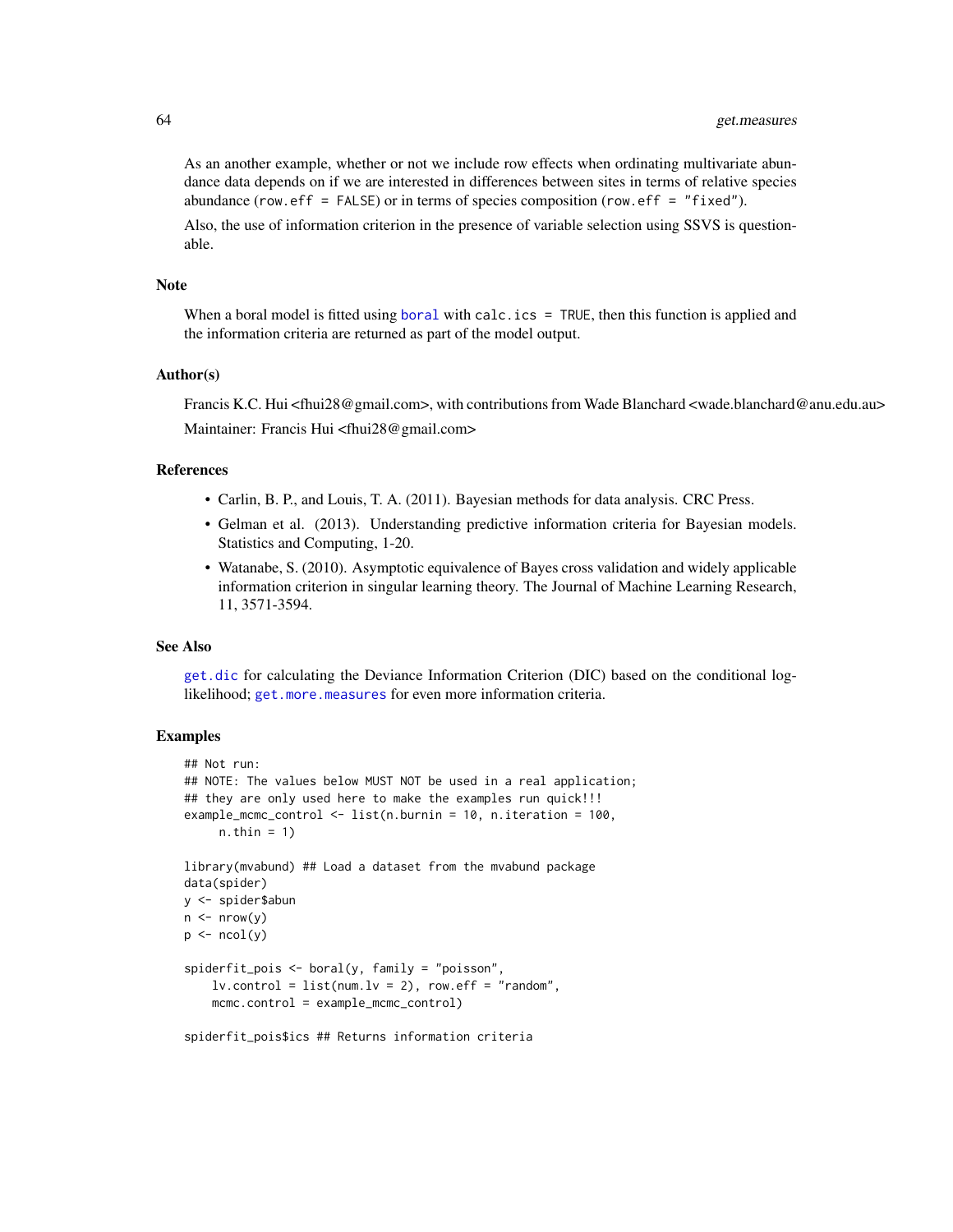As an another example, whether or not we include row effects when ordinating multivariate abundance data depends on if we are interested in differences between sites in terms of relative species abundance (`row.eff = FALSE`) or in terms of species composition (`row.eff = "fixed"`).

Also, the use of information criterion in the presence of variable selection using SSVS is questionable.

## Note

When a boral model is fitted using `boral` with `calc.ics = TRUE`, then this function is applied and the information criteria are returned as part of the model output.

## Author(s)

Francis K.C. Hui <fhui28@gmail.com>, with contributions from Wade Blanchard <wade.blanchard@anu.edu.au>

Maintainer: Francis Hui <fhui28@gmail.com>

## References

- Carlin, B. P., and Louis, T. A. (2011). Bayesian methods for data analysis. CRC Press.
- Gelman et al. (2013). Understanding predictive information criteria for Bayesian models. Statistics and Computing, 1-20.
- Watanabe, S. (2010). Asymptotic equivalence of Bayes cross validation and widely applicable information criterion in singular learning theory. The Journal of Machine Learning Research, 11, 3571-3594.

## See Also

`get.dic` for calculating the Deviance Information Criterion (DIC) based on the conditional log-likelihood; `get.more.measures` for even more information criteria.

## Examples

```
## Not run:
## NOTE: The values below MUST NOT be used in a real application;
## they are only used here to make the examples run quick!!!
example_mcmc_control <- list(n.burnin = 10, n.iteration = 100,
     n.thin = 1)

library(mvabund) ## Load a dataset from the mvabund package
data(spider)
y <- spider$abun
n <- nrow(y)
p <- ncol(y)

spiderfit_pois <- boral(y, family = "poisson",
    lv.control = list(num.lv = 2), row.eff = "random",
    mcmc.control = example_mcmc_control)

spiderfit_pois$ics ## Returns information criteria
```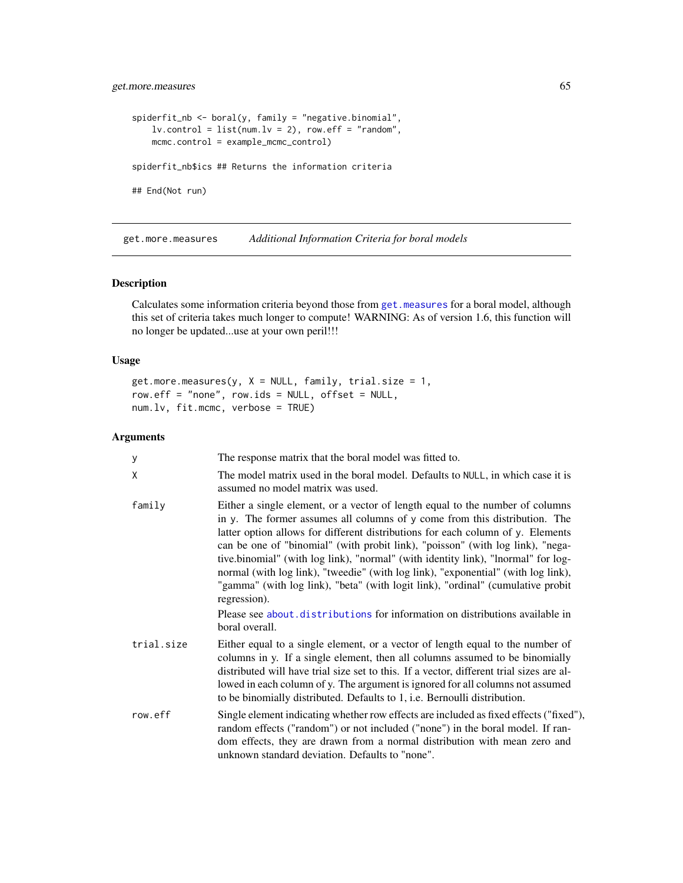```
spiderfit_nb <- boral(y, family = "negative.binomial",
    lv.control = list(num.lv = 2), row.eff = "random",
    mcmc.control = example_mcmc_control)

spiderfit_nb$ics ## Returns the information criteria

## End(Not run)
```

## get.more.measures — *Additional Information Criteria for boral models*

### Description

Calculates some information criteria beyond those from get.measures for a boral model, although this set of criteria takes much longer to compute! WARNING: As of version 1.6, this function will no longer be updated...use at your own peril!!!

### Usage

```
get.more.measures(y, X = NULL, family, trial.size = 1,
row.eff = "none", row.ids = NULL, offset = NULL,
num.lv, fit.mcmc, verbose = TRUE)
```

### Arguments

| | |
|---|---|
| y | The response matrix that the boral model was fitted to. |
| X | The model matrix used in the boral model. Defaults to NULL, in which case it is assumed no model matrix was used. |
| family | Either a single element, or a vector of length equal to the number of columns in y. The former assumes all columns of y come from this distribution. The latter option allows for different distributions for each column of y. Elements can be one of "binomial" (with probit link), "poisson" (with log link), "negative.binomial" (with log link), "normal" (with identity link), "lnormal" for log-normal (with log link), "tweedie" (with log link), "exponential" (with log link), "gamma" (with log link), "beta" (with logit link), "ordinal" (cumulative probit regression). <br><br> Please see about.distributions for information on distributions available in boral overall. |
| trial.size | Either equal to a single element, or a vector of length equal to the number of columns in y. If a single element, then all columns assumed to be binomially distributed will have trial size set to this. If a vector, different trial sizes are allowed in each column of y. The argument is ignored for all columns not assumed to be binomially distributed. Defaults to 1, i.e. Bernoulli distribution. |
| row.eff | Single element indicating whether row effects are included as fixed effects ("fixed"), random effects ("random") or not included ("none") in the boral model. If random effects, they are drawn from a normal distribution with mean zero and unknown standard deviation. Defaults to "none". |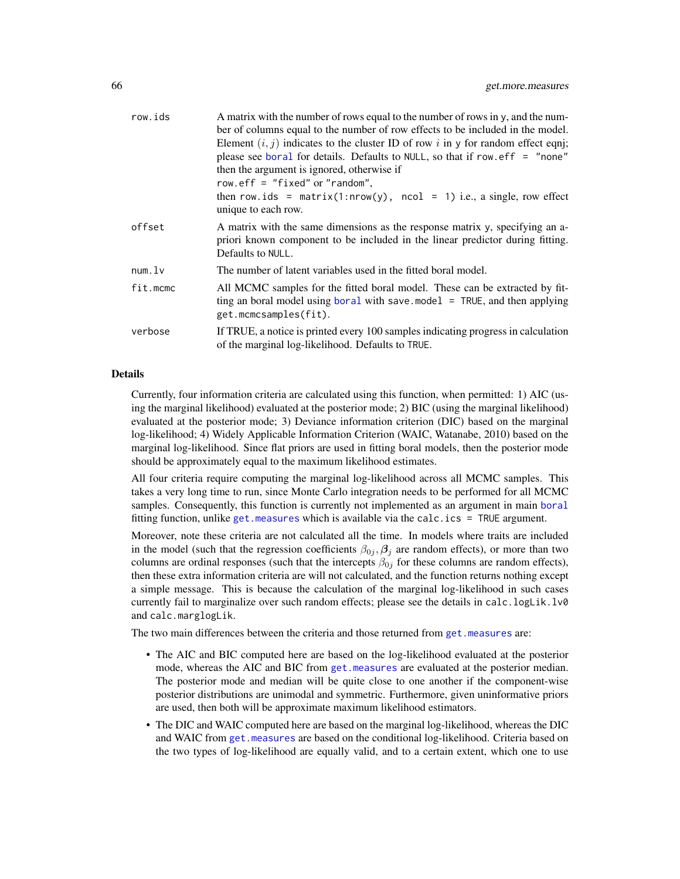| | |
|---|---|
| row.ids | A matrix with the number of rows equal to the number of rows in y, and the number of columns equal to the number of row effects to be included in the model. Element $(i, j)$ indicates to the cluster ID of row $i$ in y for random effect eqnj; please see boral for details. Defaults to NULL, so that if row.eff = "none" then the argument is ignored, otherwise if row.eff = "fixed" or "random", then row.ids = matrix(1:nrow(y), ncol = 1) i.e., a single, row effect unique to each row. |
| offset | A matrix with the same dimensions as the response matrix y, specifying an a-priori known component to be included in the linear predictor during fitting. Defaults to NULL. |
| num.lv | The number of latent variables used in the fitted boral model. |
| fit.mcmc | All MCMC samples for the fitted boral model. These can be extracted by fitting an boral model using boral with save.model = TRUE, and then applying get.mcmcsamples(fit). |
| verbose | If TRUE, a notice is printed every 100 samples indicating progress in calculation of the marginal log-likelihood. Defaults to TRUE. |

## Details

Currently, four information criteria are calculated using this function, when permitted: 1) AIC (using the marginal likelihood) evaluated at the posterior mode; 2) BIC (using the marginal likelihood) evaluated at the posterior mode; 3) Deviance information criterion (DIC) based on the marginal log-likelihood; 4) Widely Applicable Information Criterion (WAIC, Watanabe, 2010) based on the marginal log-likelihood. Since flat priors are used in fitting boral models, then the posterior mode should be approximately equal to the maximum likelihood estimates.

All four criteria require computing the marginal log-likelihood across all MCMC samples. This takes a very long time to run, since Monte Carlo integration needs to be performed for all MCMC samples. Consequently, this function is currently not implemented as an argument in main boral fitting function, unlike get.measures which is available via the calc.ics = TRUE argument.

Moreover, note these criteria are not calculated all the time. In models where traits are included in the model (such that the regression coefficients $\beta_{0j}, \boldsymbol{\beta}_j$ are random effects), or more than two columns are ordinal responses (such that the intercepts $\beta_{0j}$ for these columns are random effects), then these extra information criteria are will not calculated, and the function returns nothing except a simple message. This is because the calculation of the marginal log-likelihood in such cases currently fail to marginalize over such random effects; please see the details in calc.logLik.lv0 and calc.marglogLik.

The two main differences between the criteria and those returned from get.measures are:

- The AIC and BIC computed here are based on the log-likelihood evaluated at the posterior mode, whereas the AIC and BIC from get.measures are evaluated at the posterior median. The posterior mode and median will be quite close to one another if the component-wise posterior distributions are unimodal and symmetric. Furthermore, given uninformative priors are used, then both will be approximate maximum likelihood estimators.
- The DIC and WAIC computed here are based on the marginal log-likelihood, whereas the DIC and WAIC from get.measures are based on the conditional log-likelihood. Criteria based on the two types of log-likelihood are equally valid, and to a certain extent, which one to use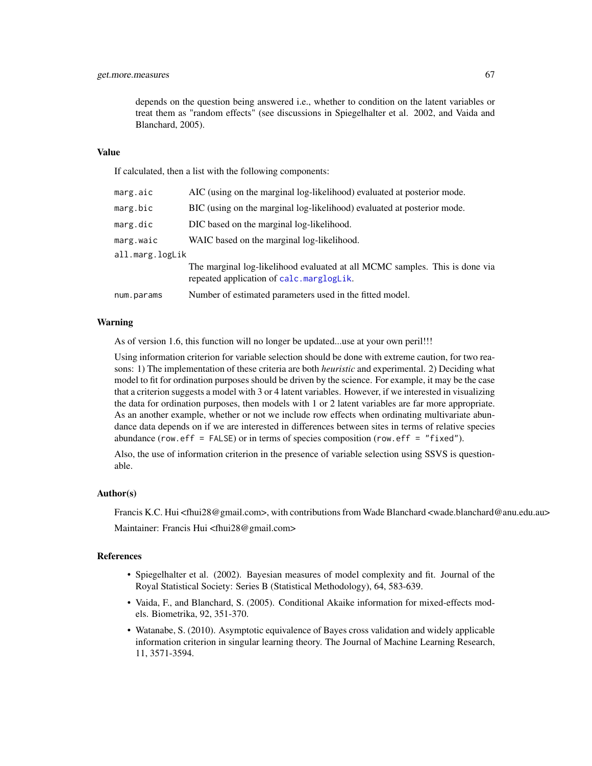depends on the question being answered i.e., whether to condition on the latent variables or treat them as "random effects" (see discussions in Spiegelhalter et al. 2002, and Vaida and Blanchard, 2005).

## Value

If calculated, then a list with the following components:

| | |
|---|---|
| `marg.aic` | AIC (using on the marginal log-likelihood) evaluated at posterior mode. |
| `marg.bic` | BIC (using on the marginal log-likelihood) evaluated at posterior mode. |
| `marg.dic` | DIC based on the marginal log-likelihood. |
| `marg.waic` | WAIC based on the marginal log-likelihood. |
| `all.marg.logLik` | The marginal log-likelihood evaluated at all MCMC samples. This is done via repeated application of `calc.marglogLik`. |
| `num.params` | Number of estimated parameters used in the fitted model. |

## Warning

As of version 1.6, this function will no longer be updated...use at your own peril!!!

Using information criterion for variable selection should be done with extreme caution, for two reasons: 1) The implementation of these criteria are both *heuristic* and experimental. 2) Deciding what model to fit for ordination purposes should be driven by the science. For example, it may be the case that a criterion suggests a model with 3 or 4 latent variables. However, if we interested in visualizing the data for ordination purposes, then models with 1 or 2 latent variables are far more appropriate. As an another example, whether or not we include row effects when ordinating multivariate abundance data depends on if we are interested in differences between sites in terms of relative species abundance (`row.eff = FALSE`) or in terms of species composition (`row.eff = "fixed"`).

Also, the use of information criterion in the presence of variable selection using SSVS is questionable.

## Author(s)

Francis K.C. Hui <fhui28@gmail.com>, with contributions from Wade Blanchard <wade.blanchard@anu.edu.au>

Maintainer: Francis Hui <fhui28@gmail.com>

## References

- Spiegelhalter et al. (2002). Bayesian measures of model complexity and fit. Journal of the Royal Statistical Society: Series B (Statistical Methodology), 64, 583-639.
- Vaida, F., and Blanchard, S. (2005). Conditional Akaike information for mixed-effects models. Biometrika, 92, 351-370.
- Watanabe, S. (2010). Asymptotic equivalence of Bayes cross validation and widely applicable information criterion in singular learning theory. The Journal of Machine Learning Research, 11, 3571-3594.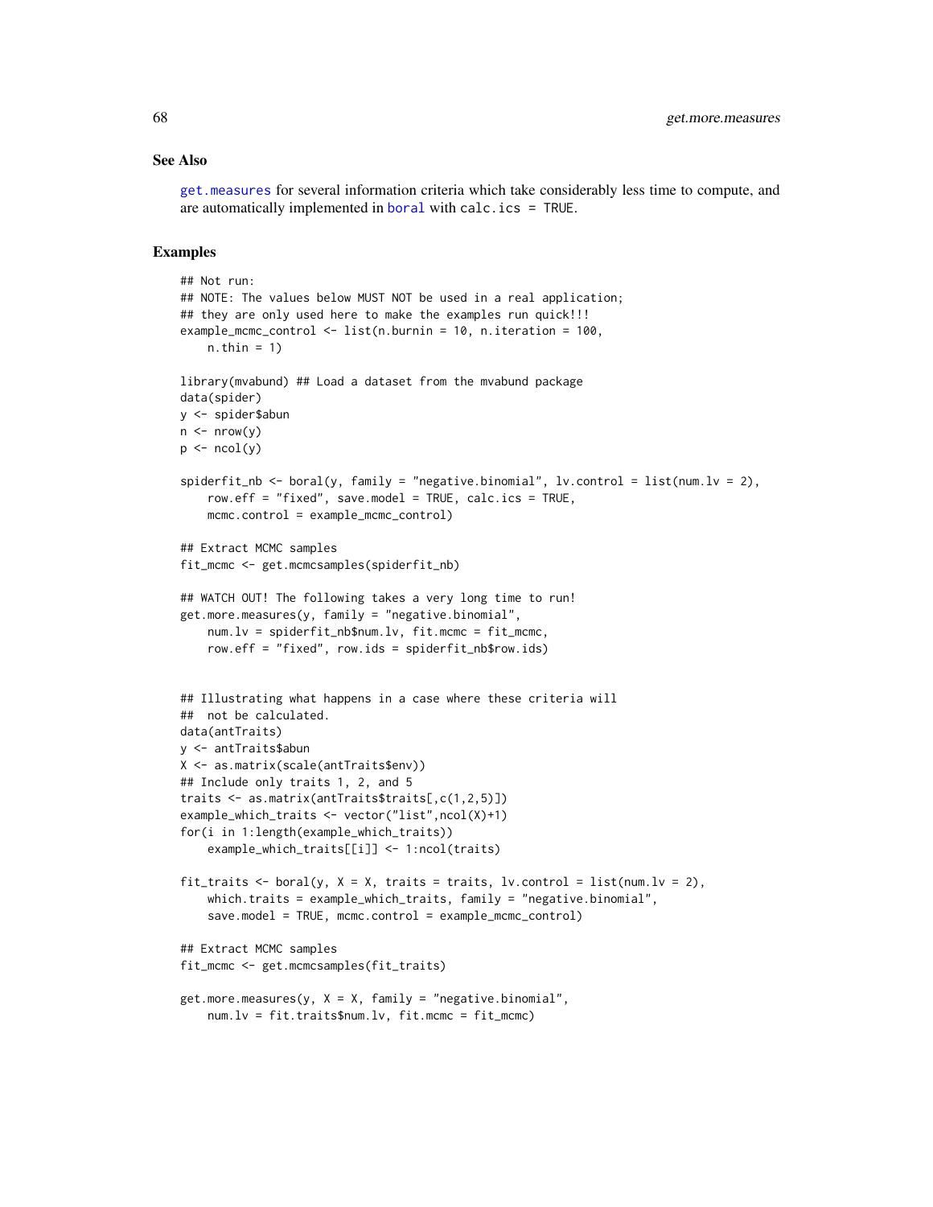### See Also

get.measures for several information criteria which take considerably less time to compute, and are automatically implemented in boral with calc.ics = TRUE.

### Examples

```
## Not run:
## NOTE: The values below MUST NOT be used in a real application;
## they are only used here to make the examples run quick!!!
example_mcmc_control <- list(n.burnin = 10, n.iteration = 100,
    n.thin = 1)

library(mvabund) ## Load a dataset from the mvabund package
data(spider)
y <- spider$abun
n <- nrow(y)
p <- ncol(y)

spiderfit_nb <- boral(y, family = "negative.binomial", lv.control = list(num.lv = 2),
    row.eff = "fixed", save.model = TRUE, calc.ics = TRUE,
    mcmc.control = example_mcmc_control)

## Extract MCMC samples
fit_mcmc <- get.mcmcsamples(spiderfit_nb)

## WATCH OUT! The following takes a very long time to run!
get.more.measures(y, family = "negative.binomial",
    num.lv = spiderfit_nb$num.lv, fit.mcmc = fit_mcmc,
    row.eff = "fixed", row.ids = spiderfit_nb$row.ids)


## Illustrating what happens in a case where these criteria will
##  not be calculated.
data(antTraits)
y <- antTraits$abun
X <- as.matrix(scale(antTraits$env))
## Include only traits 1, 2, and 5
traits <- as.matrix(antTraits$traits[,c(1,2,5)])
example_which_traits <- vector("list",ncol(X)+1)
for(i in 1:length(example_which_traits))
    example_which_traits[[i]] <- 1:ncol(traits)

fit_traits <- boral(y, X = X, traits = traits, lv.control = list(num.lv = 2),
    which.traits = example_which_traits, family = "negative.binomial",
    save.model = TRUE, mcmc.control = example_mcmc_control)

## Extract MCMC samples
fit_mcmc <- get.mcmcsamples(fit_traits)

get.more.measures(y, X = X, family = "negative.binomial",
    num.lv = fit.traits$num.lv, fit.mcmc = fit_mcmc)
```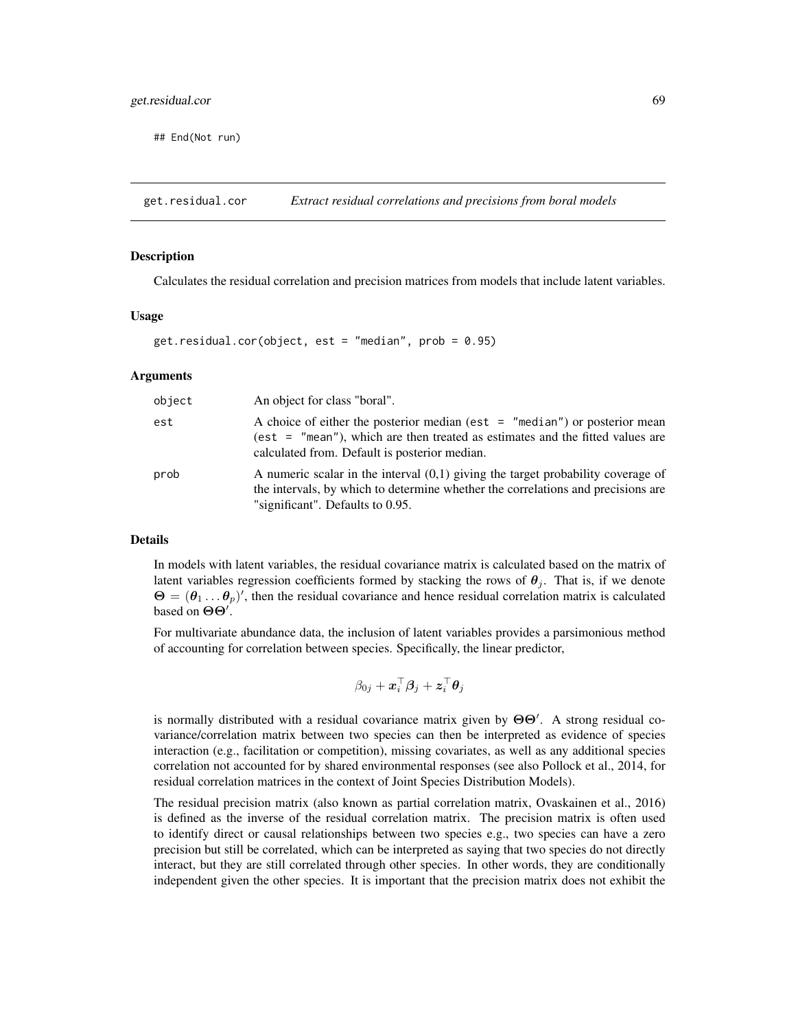```
## End(Not run)
```

---

## get.residual.cor — *Extract residual correlations and precisions from boral models*

### Description

Calculates the residual correlation and precision matrices from models that include latent variables.

### Usage

```
get.residual.cor(object, est = "median", prob = 0.95)
```

### Arguments

| | |
|---|---|
| object | An object for class "boral". |
| est | A choice of either the posterior median (`est = "median"`) or posterior mean (`est = "mean"`), which are then treated as estimates and the fitted values are calculated from. Default is posterior median. |
| prob | A numeric scalar in the interval (0,1) giving the target probability coverage of the intervals, by which to determine whether the correlations and precisions are "significant". Defaults to 0.95. |

### Details

In models with latent variables, the residual covariance matrix is calculated based on the matrix of latent variables regression coefficients formed by stacking the rows of $\boldsymbol{\theta}_j$. That is, if we denote $\boldsymbol{\Theta} = (\boldsymbol{\theta}_1 \ldots \boldsymbol{\theta}_p)'$, then the residual covariance and hence residual correlation matrix is calculated based on $\boldsymbol{\Theta}\boldsymbol{\Theta}'$.

For multivariate abundance data, the inclusion of latent variables provides a parsimonious method of accounting for correlation between species. Specifically, the linear predictor,

$$\beta_{0j} + \boldsymbol{x}_i^\top \boldsymbol{\beta}_j + \boldsymbol{z}_i^\top \boldsymbol{\theta}_j$$

is normally distributed with a residual covariance matrix given by $\boldsymbol{\Theta}\boldsymbol{\Theta}'$. A strong residual covariance/correlation matrix between two species can then be interpreted as evidence of species interaction (e.g., facilitation or competition), missing covariates, as well as any additional species correlation not accounted for by shared environmental responses (see also Pollock et al., 2014, for residual correlation matrices in the context of Joint Species Distribution Models).

The residual precision matrix (also known as partial correlation matrix, Ovaskainen et al., 2016) is defined as the inverse of the residual correlation matrix. The precision matrix is often used to identify direct or causal relationships between two species e.g., two species can have a zero precision but still be correlated, which can be interpreted as saying that two species do not directly interact, but they are still correlated through other species. In other words, they are conditionally independent given the other species. It is important that the precision matrix does not exhibit the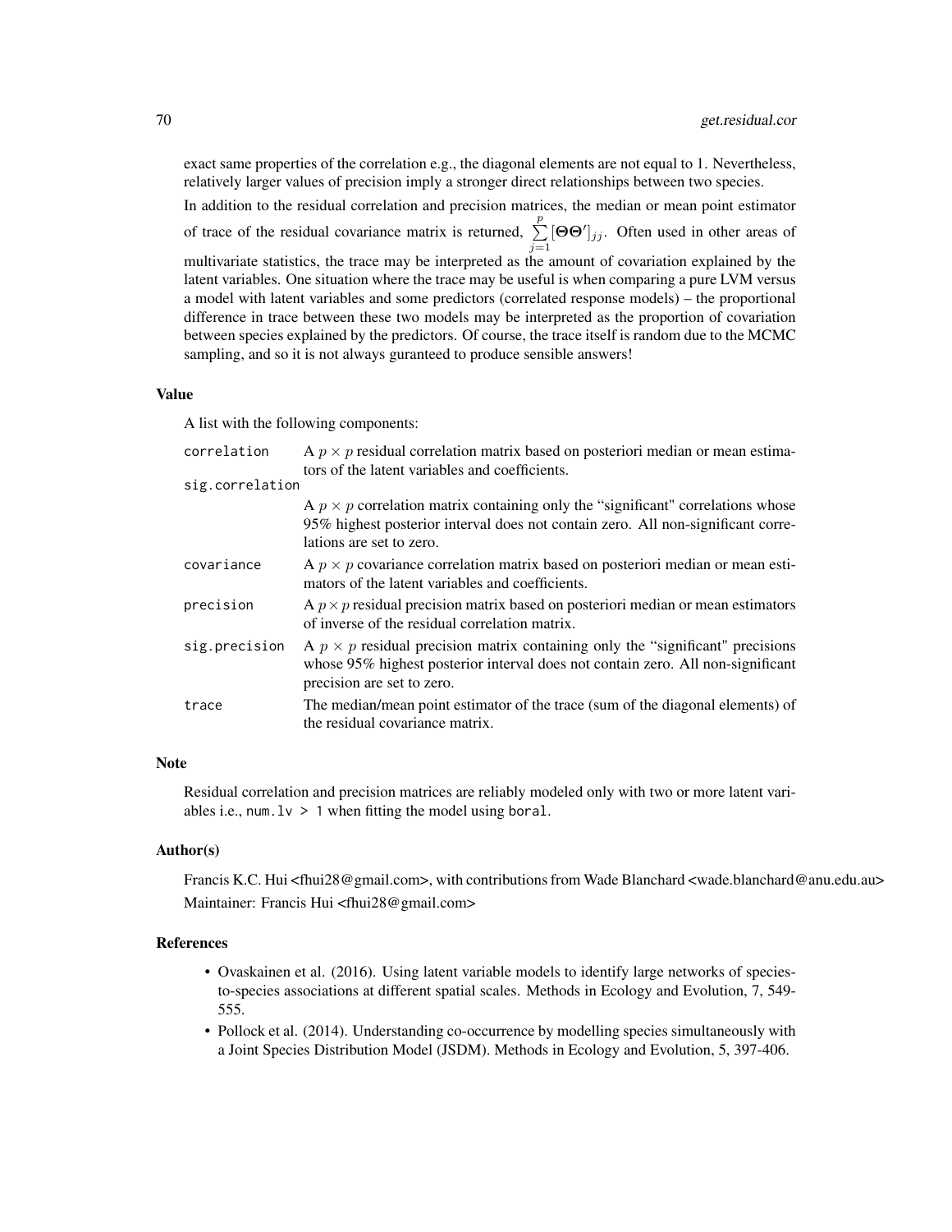exact same properties of the correlation e.g., the diagonal elements are not equal to 1. Nevertheless, relatively larger values of precision imply a stronger direct relationships between two species.

In addition to the residual correlation and precision matrices, the median or mean point estimator of trace of the residual covariance matrix is returned, $\sum_{j=1}^{p}[\Theta\Theta']_{jj}$. Often used in other areas of multivariate statistics, the trace may be interpreted as the amount of covariation explained by the latent variables. One situation where the trace may be useful is when comparing a pure LVM versus a model with latent variables and some predictors (correlated response models) – the proportional difference in trace between these two models may be interpreted as the proportion of covariation between species explained by the predictors. Of course, the trace itself is random due to the MCMC sampling, and so it is not always guranteed to produce sensible answers!

## Value

A list with the following components:

| | |
|---|---|
| `correlation` | A $p \times p$ residual correlation matrix based on posteriori median or mean estimators of the latent variables and coefficients. |
| `sig.correlation` | A $p \times p$ correlation matrix containing only the "significant" correlations whose 95% highest posterior interval does not contain zero. All non-significant correlations are set to zero. |
| `covariance` | A $p \times p$ covariance correlation matrix based on posteriori median or mean estimators of the latent variables and coefficients. |
| `precision` | A $p \times p$ residual precision matrix based on posteriori median or mean estimators of inverse of the residual correlation matrix. |
| `sig.precision` | A $p \times p$ residual precision matrix containing only the "significant" precisions whose 95% highest posterior interval does not contain zero. All non-significant precision are set to zero. |
| `trace` | The median/mean point estimator of the trace (sum of the diagonal elements) of the residual covariance matrix. |

## Note

Residual correlation and precision matrices are reliably modeled only with two or more latent variables i.e., `num.lv > 1` when fitting the model using `boral`.

## Author(s)

Francis K.C. Hui <fhui28@gmail.com>, with contributions from Wade Blanchard <wade.blanchard@anu.edu.au>

Maintainer: Francis Hui <fhui28@gmail.com>

## References

- Ovaskainen et al. (2016). Using latent variable models to identify large networks of species-to-species associations at different spatial scales. Methods in Ecology and Evolution, 7, 549-555.
- Pollock et al. (2014). Understanding co-occurrence by modelling species simultaneously with a Joint Species Distribution Model (JSDM). Methods in Ecology and Evolution, 5, 397-406.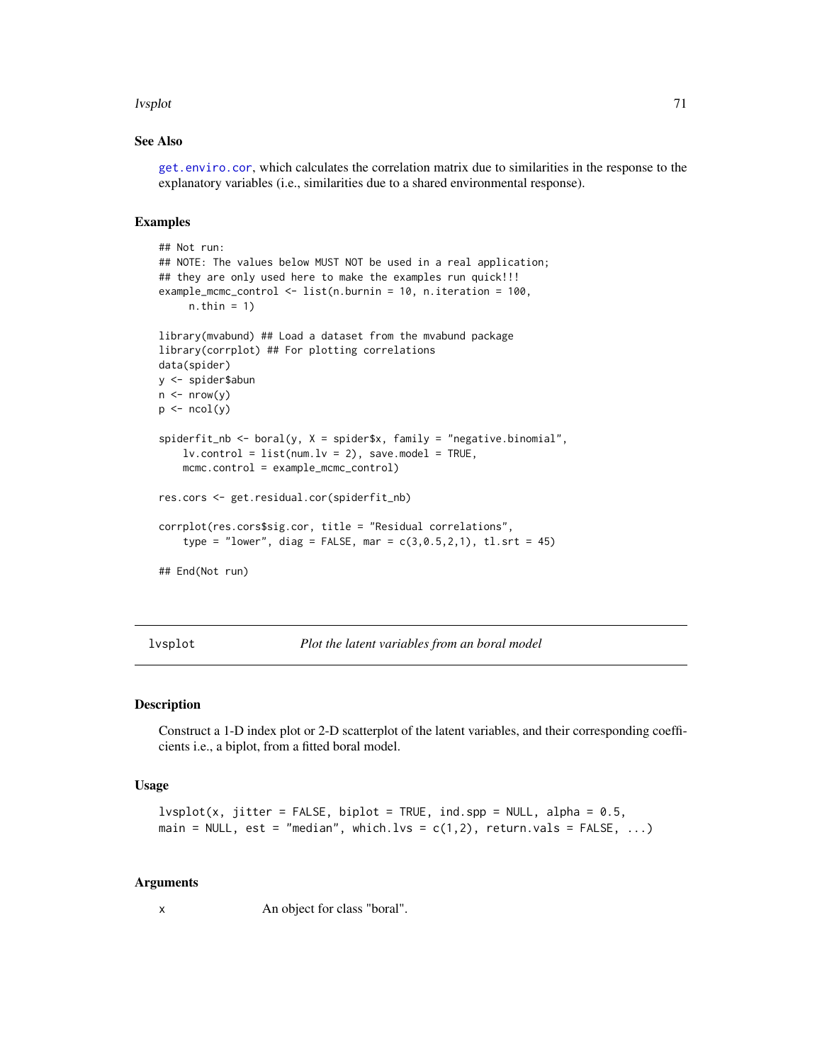## See Also

get.enviro.cor, which calculates the correlation matrix due to similarities in the response to the explanatory variables (i.e., similarities due to a shared environmental response).

## Examples

```
## Not run:
## NOTE: The values below MUST NOT be used in a real application;
## they are only used here to make the examples run quick!!!
example_mcmc_control <- list(n.burnin = 10, n.iteration = 100,
     n.thin = 1)

library(mvabund) ## Load a dataset from the mvabund package
library(corrplot) ## For plotting correlations
data(spider)
y <- spider$abun
n <- nrow(y)
p <- ncol(y)

spiderfit_nb <- boral(y, X = spider$x, family = "negative.binomial",
    lv.control = list(num.lv = 2), save.model = TRUE,
    mcmc.control = example_mcmc_control)

res.cors <- get.residual.cor(spiderfit_nb)

corrplot(res.cors$sig.cor, title = "Residual correlations",
    type = "lower", diag = FALSE, mar = c(3,0.5,2,1), tl.srt = 45)

## End(Not run)
```

---

# lvsplot — *Plot the latent variables from an boral model*

## Description

Construct a 1-D index plot or 2-D scatterplot of the latent variables, and their corresponding coefficients i.e., a biplot, from a fitted boral model.

## Usage

```
lvsplot(x, jitter = FALSE, biplot = TRUE, ind.spp = NULL, alpha = 0.5,
main = NULL, est = "median", which.lvs = c(1,2), return.vals = FALSE, ...)
```

## Arguments

| | |
|---|---|
| x | An object for class "boral". |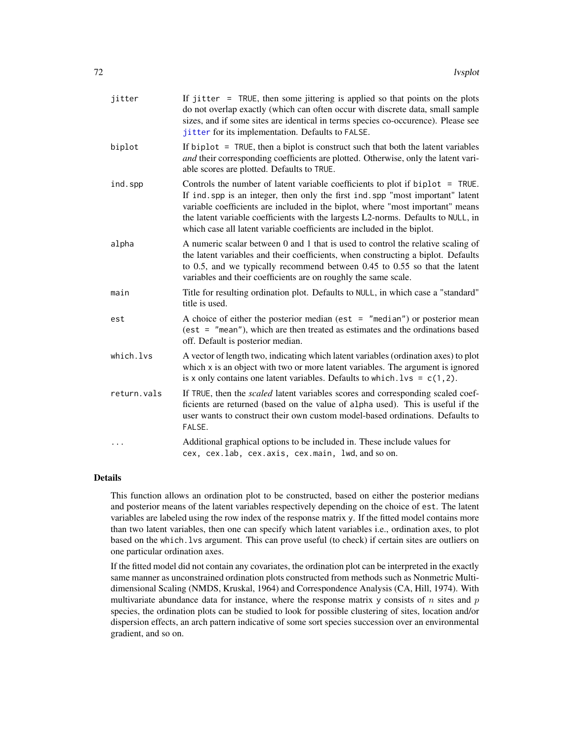| | |
|---|---|
| `jitter` | If `jitter = TRUE`, then some jittering is applied so that points on the plots do not overlap exactly (which can often occur with discrete data, small sample sizes, and if some sites are identical in terms species co-occurence). Please see `jitter` for its implementation. Defaults to `FALSE`. |
| `biplot` | If `biplot = TRUE`, then a biplot is construct such that both the latent variables *and* their corresponding coefficients are plotted. Otherwise, only the latent variable scores are plotted. Defaults to `TRUE`. |
| `ind.spp` | Controls the number of latent variable coefficients to plot if `biplot = TRUE`. If `ind.spp` is an integer, then only the first `ind.spp` "most important" latent variable coefficients are included in the biplot, where "most important" means the latent variable coefficients with the largests L2-norms. Defaults to `NULL`, in which case all latent variable coefficients are included in the biplot. |
| `alpha` | A numeric scalar between 0 and 1 that is used to control the relative scaling of the latent variables and their coefficients, when constructing a biplot. Defaults to 0.5, and we typically recommend between 0.45 to 0.55 so that the latent variables and their coefficients are on roughly the same scale. |
| `main` | Title for resulting ordination plot. Defaults to `NULL`, in which case a "standard" title is used. |
| `est` | A choice of either the posterior median (`est = "median"`) or posterior mean (`est = "mean"`), which are then treated as estimates and the ordinations based off. Default is posterior median. |
| `which.lvs` | A vector of length two, indicating which latent variables (ordination axes) to plot which `x` is an object with two or more latent variables. The argument is ignored is `x` only contains one latent variables. Defaults to `which.lvs = c(1,2)`. |
| `return.vals` | If `TRUE`, then the *scaled* latent variables scores and corresponding scaled coefficients are returned (based on the value of `alpha` used). This is useful if the user wants to construct their own custom model-based ordinations. Defaults to `FALSE`. |
| `...` | Additional graphical options to be included in. These include values for `cex, cex.lab, cex.axis, cex.main, lwd`, and so on. |

## Details

This function allows an ordination plot to be constructed, based on either the posterior medians and posterior means of the latent variables respectively depending on the choice of `est`. The latent variables are labeled using the row index of the response matrix `y`. If the fitted model contains more than two latent variables, then one can specify which latent variables i.e., ordination axes, to plot based on the `which.lvs` argument. This can prove useful (to check) if certain sites are outliers on one particular ordination axes.

If the fitted model did not contain any covariates, the ordination plot can be interpreted in the exactly same manner as unconstrained ordination plots constructed from methods such as Nonmetric Multi-dimensional Scaling (NMDS, Kruskal, 1964) and Correspondence Analysis (CA, Hill, 1974). With multivariate abundance data for instance, where the response matrix `y` consists of $n$ sites and $p$ species, the ordination plots can be studied to look for possible clustering of sites, location and/or dispersion effects, an arch pattern indicative of some sort species succession over an environmental gradient, and so on.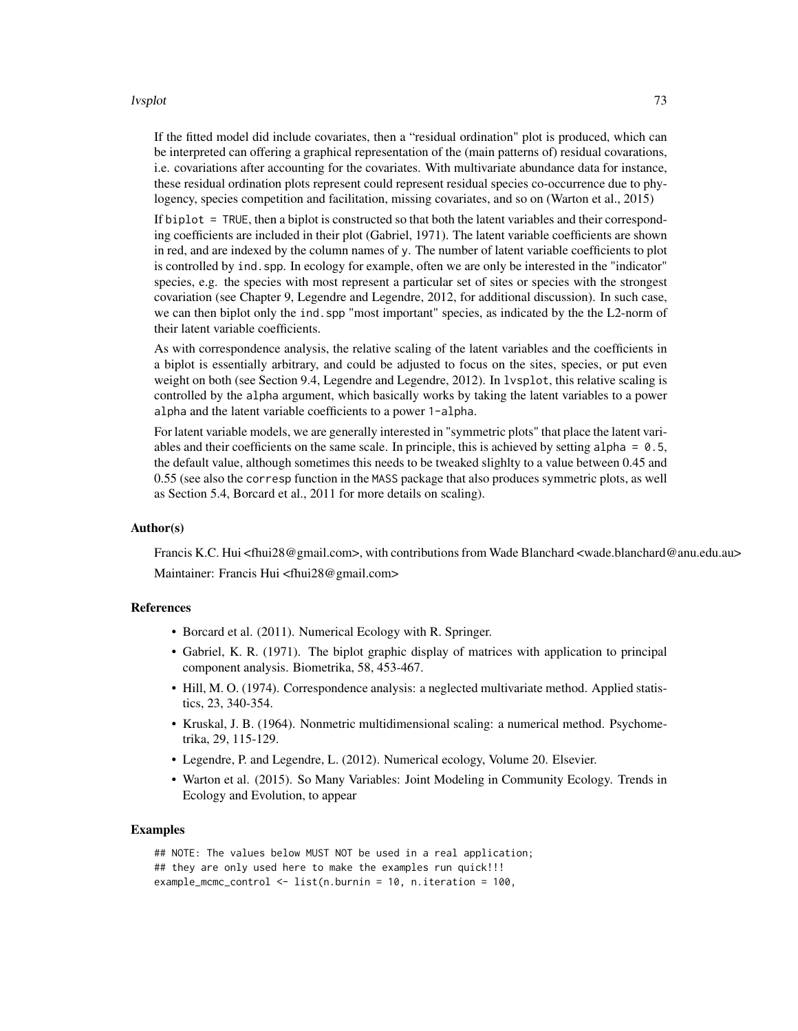If the fitted model did include covariates, then a "residual ordination" plot is produced, which can be interpreted can offering a graphical representation of the (main patterns of) residual covarations, i.e. covariations after accounting for the covariates. With multivariate abundance data for instance, these residual ordination plots represent could represent residual species co-occurrence due to phylogency, species competition and facilitation, missing covariates, and so on (Warton et al., 2015)

If `biplot = TRUE`, then a biplot is constructed so that both the latent variables and their corresponding coefficients are included in their plot (Gabriel, 1971). The latent variable coefficients are shown in red, and are indexed by the column names of `y`. The number of latent variable coefficients to plot is controlled by `ind.spp`. In ecology for example, often we are only be interested in the "indicator" species, e.g. the species with most represent a particular set of sites or species with the strongest covariation (see Chapter 9, Legendre and Legendre, 2012, for additional discussion). In such case, we can then biplot only the `ind.spp` "most important" species, as indicated by the the L2-norm of their latent variable coefficients.

As with correspondence analysis, the relative scaling of the latent variables and the coefficients in a biplot is essentially arbitrary, and could be adjusted to focus on the sites, species, or put even weight on both (see Section 9.4, Legendre and Legendre, 2012). In `lvsplot`, this relative scaling is controlled by the `alpha` argument, which basically works by taking the latent variables to a power `alpha` and the latent variable coefficients to a power `1-alpha`.

For latent variable models, we are generally interested in "symmetric plots" that place the latent variables and their coefficients on the same scale. In principle, this is achieved by setting `alpha = 0.5`, the default value, although sometimes this needs to be tweaked slighlty to a value between 0.45 and 0.55 (see also the `corresp` function in the `MASS` package that also produces symmetric plots, as well as Section 5.4, Borcard et al., 2011 for more details on scaling).

### Author(s)

Francis K.C. Hui <fhui28@gmail.com>, with contributions from Wade Blanchard <wade.blanchard@anu.edu.au>

Maintainer: Francis Hui <fhui28@gmail.com>

### References

- Borcard et al. (2011). Numerical Ecology with R. Springer.
- Gabriel, K. R. (1971). The biplot graphic display of matrices with application to principal component analysis. Biometrika, 58, 453-467.
- Hill, M. O. (1974). Correspondence analysis: a neglected multivariate method. Applied statistics, 23, 340-354.
- Kruskal, J. B. (1964). Nonmetric multidimensional scaling: a numerical method. Psychometrika, 29, 115-129.
- Legendre, P. and Legendre, L. (2012). Numerical ecology, Volume 20. Elsevier.
- Warton et al. (2015). So Many Variables: Joint Modeling in Community Ecology. Trends in Ecology and Evolution, to appear

### Examples

```
## NOTE: The values below MUST NOT be used in a real application;
## they are only used here to make the examples run quick!!!
example_mcmc_control <- list(n.burnin = 10, n.iteration = 100,
```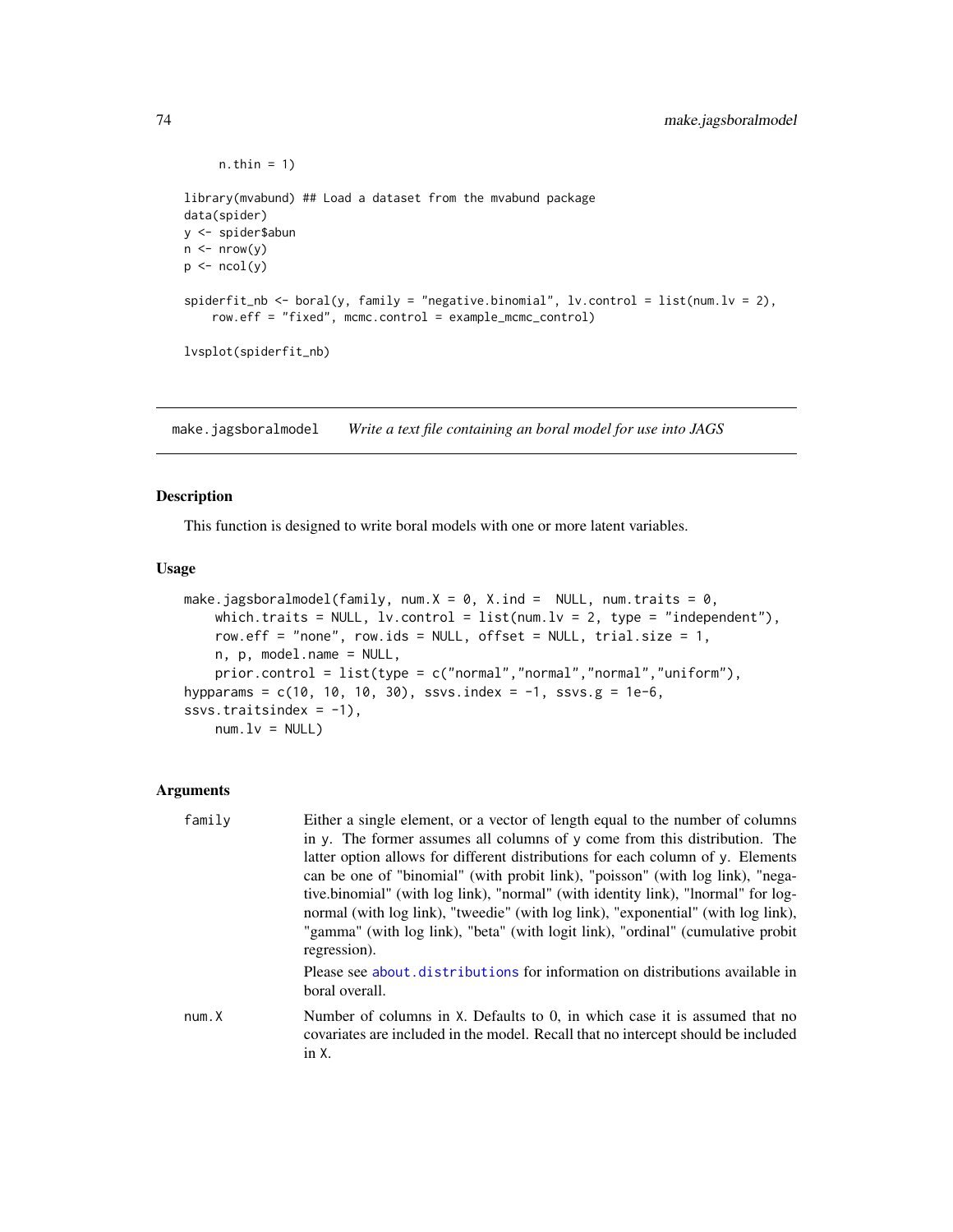```
    n.thin = 1)

library(mvabund) ## Load a dataset from the mvabund package
data(spider)
y <- spider$abun
n <- nrow(y)
p <- ncol(y)

spiderfit_nb <- boral(y, family = "negative.binomial", lv.control = list(num.lv = 2),
    row.eff = "fixed", mcmc.control = example_mcmc_control)

lvsplot(spiderfit_nb)
```

---

## make.jagsboralmodel — *Write a text file containing an boral model for use into JAGS*

### Description

This function is designed to write boral models with one or more latent variables.

### Usage

```
make.jagsboralmodel(family, num.X = 0, X.ind =  NULL, num.traits = 0,
    which.traits = NULL, lv.control = list(num.lv = 2, type = "independent"),
    row.eff = "none", row.ids = NULL, offset = NULL, trial.size = 1,
    n, p, model.name = NULL,
    prior.control = list(type = c("normal","normal","normal","uniform"),
hypparams = c(10, 10, 10, 30), ssvs.index = -1, ssvs.g = 1e-6,
ssvs.traitsindex = -1),
    num.lv = NULL)
```

### Arguments

| | |
|---|---|
| `family` | Either a single element, or a vector of length equal to the number of columns in y. The former assumes all columns of y come from this distribution. The latter option allows for different distributions for each column of y. Elements can be one of "binomial" (with probit link), "poisson" (with log link), "negative.binomial" (with log link), "normal" (with identity link), "lnormal" for lognormal (with log link), "tweedie" (with log link), "exponential" (with log link), "gamma" (with log link), "beta" (with logit link), "ordinal" (cumulative probit regression). <br><br> Please see `about.distributions` for information on distributions available in boral overall. |
| `num.X` | Number of columns in X. Defaults to 0, in which case it is assumed that no covariates are included in the model. Recall that no intercept should be included in X. |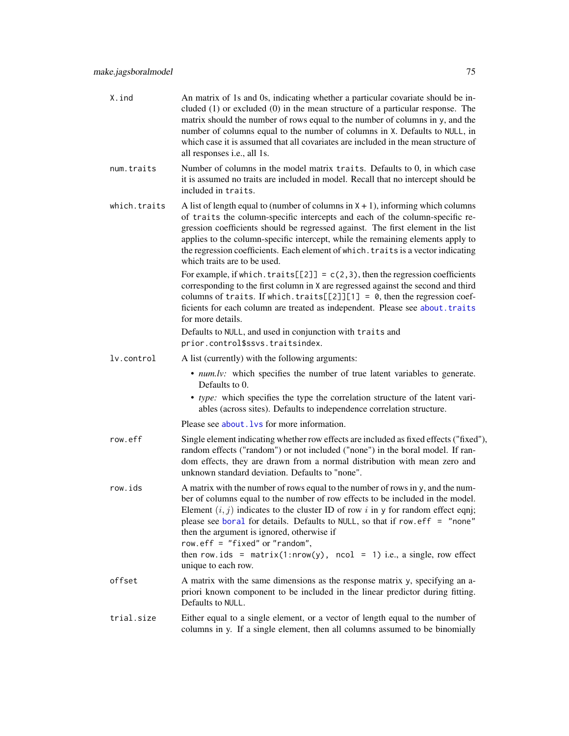X.ind
: An matrix of 1s and 0s, indicating whether a particular covariate should be included (1) or excluded (0) in the mean structure of a particular response. The matrix should the number of rows equal to the number of columns in `y`, and the number of columns equal to the number of columns in `X`. Defaults to `NULL`, in which case it is assumed that all covariates are included in the mean structure of all responses i.e., all 1s.

num.traits
: Number of columns in the model matrix `traits`. Defaults to 0, in which case it is assumed no traits are included in model. Recall that no intercept should be included in `traits`.

which.traits
: A list of length equal to (number of columns in `X` + 1), informing which columns of `traits` the column-specific intercepts and each of the column-specific regression coefficients should be regressed against. The first element in the list applies to the column-specific intercept, while the remaining elements apply to the regression coefficients. Each element of `which.traits` is a vector indicating which traits are to be used.

  For example, if `which.traits[[2]] = c(2,3)`, then the regression coefficients corresponding to the first column in `X` are regressed against the second and third columns of `traits`. If `which.traits[[2]][1] = 0`, then the regression coefficients for each column are treated as independent. Please see `about.traits` for more details.

  Defaults to `NULL`, and used in conjunction with `traits` and `prior.control$ssvs.traitsindex`.

lv.control
: A list (currently) with the following arguments:

  - *num.lv:* which specifies the number of true latent variables to generate. Defaults to 0.
  - *type:* which specifies the type the correlation structure of the latent variables (across sites). Defaults to independence correlation structure.

  Please see `about.lvs` for more information.

row.eff
: Single element indicating whether row effects are included as fixed effects ("fixed"), random effects ("random") or not included ("none") in the boral model. If random effects, they are drawn from a normal distribution with mean zero and unknown standard deviation. Defaults to "none".

row.ids
: A matrix with the number of rows equal to the number of rows in `y`, and the number of columns equal to the number of row effects to be included in the model. Element $(i, j)$ indicates to the cluster ID of row $i$ in `y` for random effect eqnj; please see `boral` for details. Defaults to `NULL`, so that if `row.eff = "none"` then the argument is ignored, otherwise if `row.eff = "fixed"` or `"random"`, then `row.ids = matrix(1:nrow(y), ncol = 1)` i.e., a single, row effect unique to each row.

offset
: A matrix with the same dimensions as the response matrix `y`, specifying an a-priori known component to be included in the linear predictor during fitting. Defaults to `NULL`.

trial.size
: Either equal to a single element, or a vector of length equal to the number of columns in y. If a single element, then all columns assumed to be binomially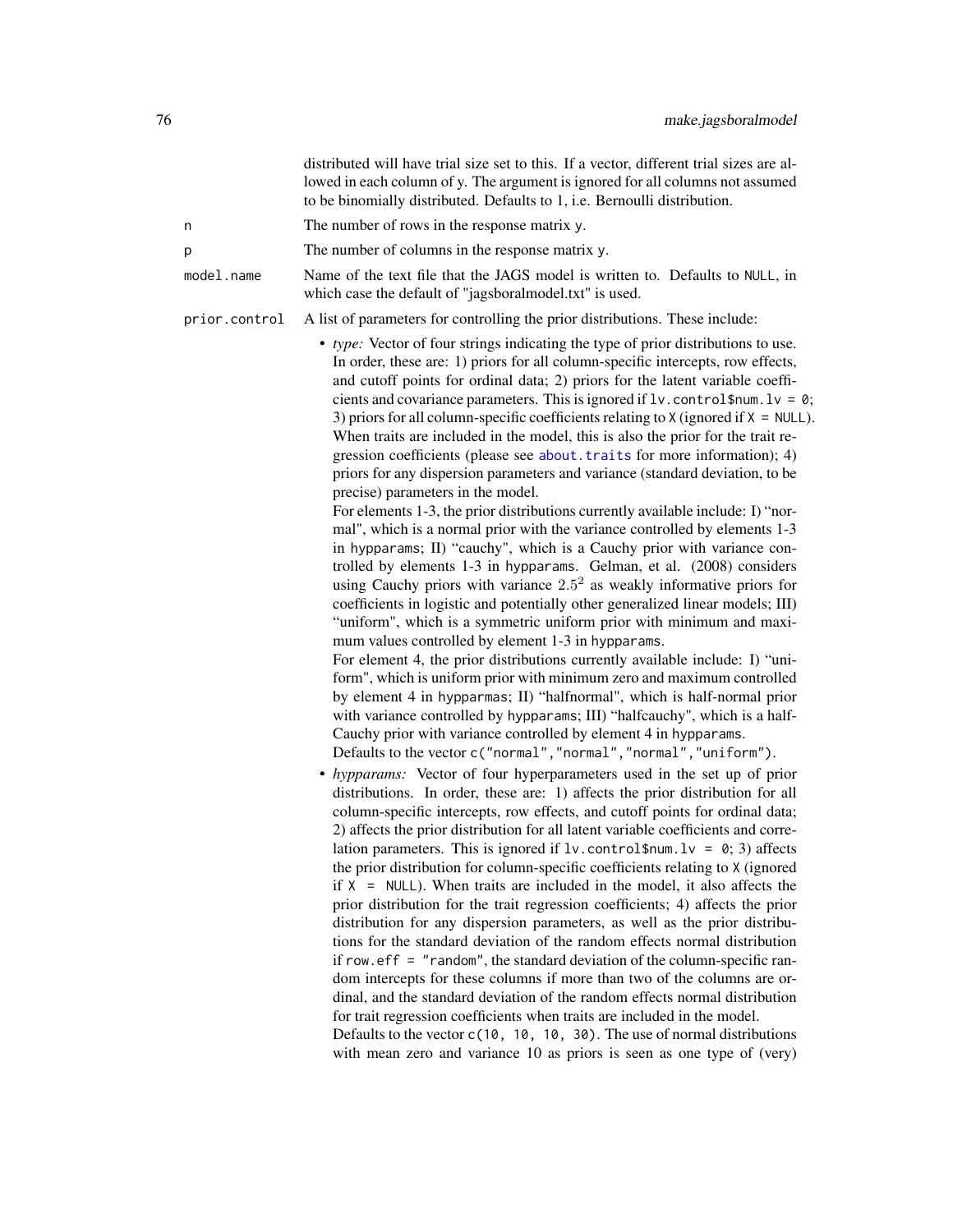distributed will have trial size set to this. If a vector, different trial sizes are allowed in each column of y. The argument is ignored for all columns not assumed to be binomially distributed. Defaults to 1, i.e. Bernoulli distribution.

`n`
: The number of rows in the response matrix y.

`p`
: The number of columns in the response matrix y.

`model.name`
: Name of the text file that the JAGS model is written to. Defaults to NULL, in which case the default of "jagsboralmodel.txt" is used.

`prior.control`
: A list of parameters for controlling the prior distributions. These include:

- *type:* Vector of four strings indicating the type of prior distributions to use. In order, these are: 1) priors for all column-specific intercepts, row effects, and cutoff points for ordinal data; 2) priors for the latent variable coefficients and covariance parameters. This is ignored if `lv.control$num.lv = 0`; 3) priors for all column-specific coefficients relating to X (ignored if `X = NULL`). When traits are included in the model, this is also the prior for the trait regression coefficients (please see about.traits for more information); 4) priors for any dispersion parameters and variance (standard deviation, to be precise) parameters in the model.
  For elements 1-3, the prior distributions currently available include: I) “normal", which is a normal prior with the variance controlled by elements 1-3 in hypparams; II) “cauchy", which is a Cauchy prior with variance controlled by elements 1-3 in hypparams. Gelman, et al. (2008) considers using Cauchy priors with variance $2.5^2$ as weakly informative priors for coefficients in logistic and potentially other generalized linear models; III) “uniform", which is a symmetric uniform prior with minimum and maximum values controlled by element 1-3 in hypparams.
  For element 4, the prior distributions currently available include: I) “uniform", which is uniform prior with minimum zero and maximum controlled by element 4 in hypparmas; II) “halfnormal", which is half-normal prior with variance controlled by hypparams; III) “halfcauchy", which is a half-Cauchy prior with variance controlled by element 4 in hypparams.
  Defaults to the vector `c("normal","normal","normal","uniform")`.
- *hypparams:* Vector of four hyperparameters used in the set up of prior distributions. In order, these are: 1) affects the prior distribution for all column-specific intercepts, row effects, and cutoff points for ordinal data; 2) affects the prior distribution for all latent variable coefficients and correlation parameters. This is ignored if `lv.control$num.lv = 0`; 3) affects the prior distribution for column-specific coefficients relating to X (ignored if `X = NULL`). When traits are included in the model, it also affects the prior distribution for the trait regression coefficients; 4) affects the prior distribution for any dispersion parameters, as well as the prior distributions for the standard deviation of the random effects normal distribution if `row.eff = "random"`, the standard deviation of the column-specific random intercepts for these columns if more than two of the columns are ordinal, and the standard deviation of the random effects normal distribution for trait regression coefficients when traits are included in the model.
  Defaults to the vector `c(10, 10, 10, 30)`. The use of normal distributions with mean zero and variance 10 as priors is seen as one type of (very)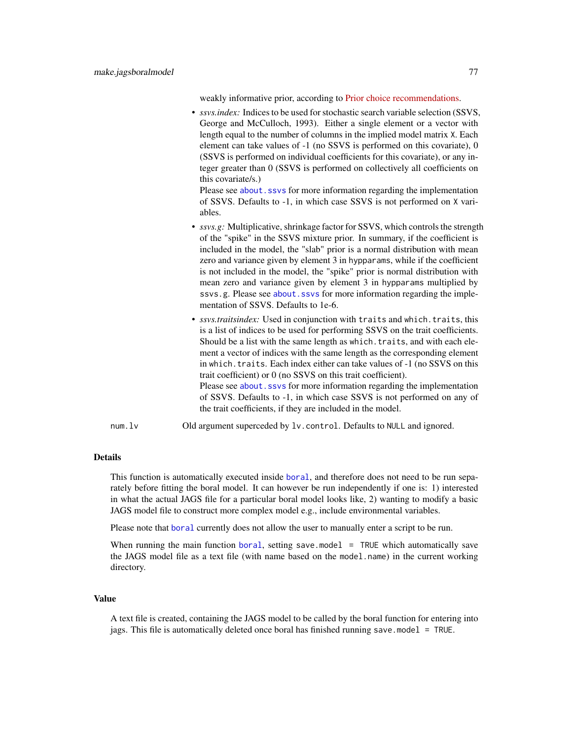weakly informative prior, according to Prior choice recommendations.

- *ssvs.index:* Indices to be used for stochastic search variable selection (SSVS, George and McCulloch, 1993). Either a single element or a vector with length equal to the number of columns in the implied model matrix `X`. Each element can take values of -1 (no SSVS is performed on this covariate), 0 (SSVS is performed on individual coefficients for this covariate), or any integer greater than 0 (SSVS is performed on collectively all coefficients on this covariate/s.)
  Please see `about.ssvs` for more information regarding the implementation of SSVS. Defaults to -1, in which case SSVS is not performed on `X` variables.
- *ssvs.g:* Multiplicative, shrinkage factor for SSVS, which controls the strength of the "spike" in the SSVS mixture prior. In summary, if the coefficient is included in the model, the "slab" prior is a normal distribution with mean zero and variance given by element 3 in `hypparams`, while if the coefficient is not included in the model, the "spike" prior is normal distribution with mean zero and variance given by element 3 in `hypparams` multiplied by `ssvs.g`. Please see `about.ssvs` for more information regarding the implementation of SSVS. Defaults to 1e-6.
- *ssvs.traitsindex:* Used in conjunction with `traits` and `which.traits`, this is a list of indices to be used for performing SSVS on the trait coefficients. Should be a list with the same length as `which.traits`, and with each element a vector of indices with the same length as the corresponding element in `which.traits`. Each index either can take values of -1 (no SSVS on this trait coefficient) or 0 (no SSVS on this trait coefficient).
  Please see `about.ssvs` for more information regarding the implementation of SSVS. Defaults to -1, in which case SSVS is not performed on any of the trait coefficients, if they are included in the model.

`num.lv` Old argument superceded by `lv.control`. Defaults to `NULL` and ignored.

## Details

This function is automatically executed inside `boral`, and therefore does not need to be run separately before fitting the boral model. It can however be run independently if one is: 1) interested in what the actual JAGS file for a particular boral model looks like, 2) wanting to modify a basic JAGS model file to construct more complex model e.g., include environmental variables.

Please note that `boral` currently does not allow the user to manually enter a script to be run.

When running the main function `boral`, setting `save.model = TRUE` which automatically save the JAGS model file as a text file (with name based on the `model.name`) in the current working directory.

## Value

A text file is created, containing the JAGS model to be called by the boral function for entering into jags. This file is automatically deleted once boral has finished running `save.model = TRUE`.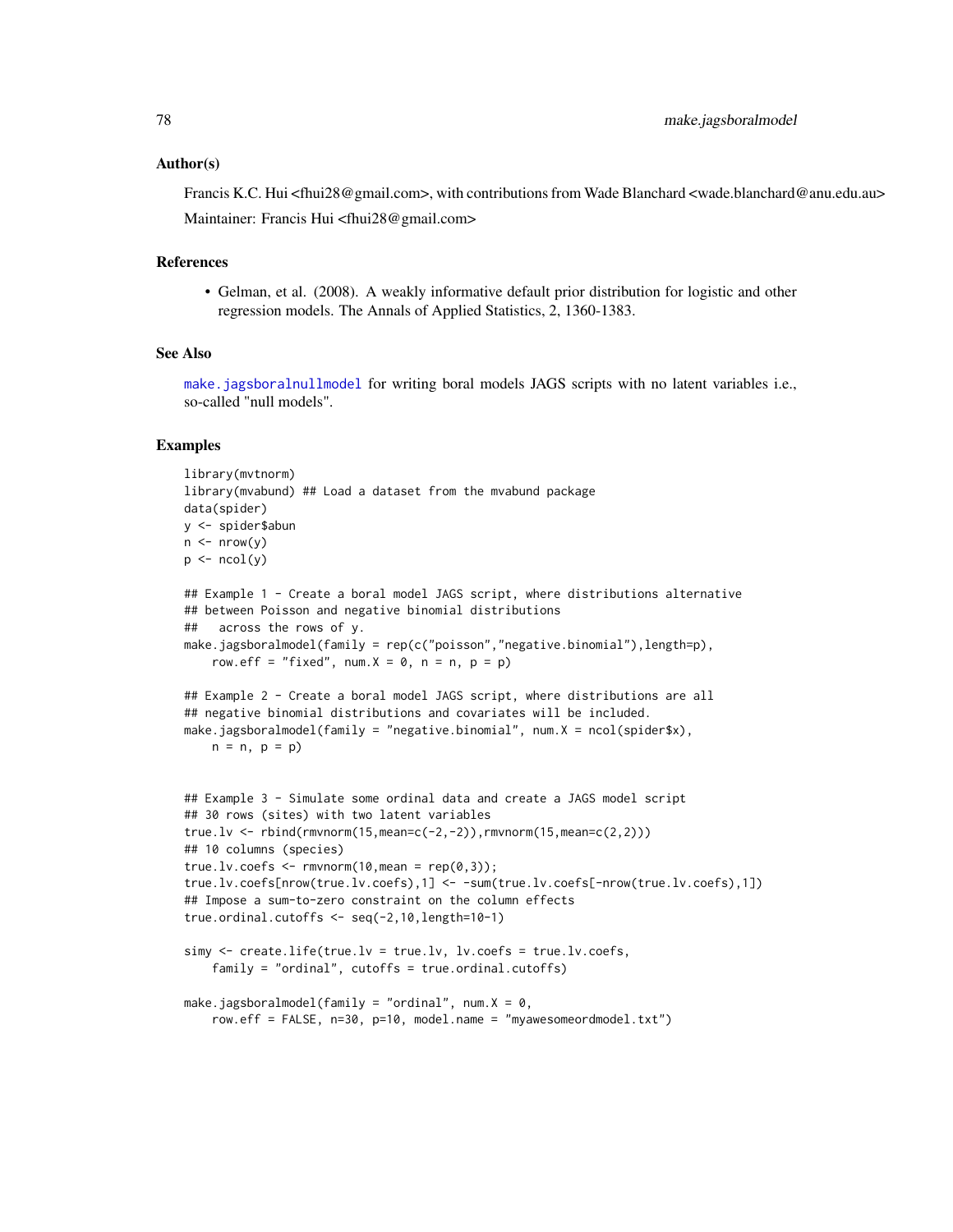### Author(s)

Francis K.C. Hui <fhui28@gmail.com>, with contributions from Wade Blanchard <wade.blanchard@anu.edu.au>

Maintainer: Francis Hui <fhui28@gmail.com>

### References

- Gelman, et al. (2008). A weakly informative default prior distribution for logistic and other regression models. The Annals of Applied Statistics, 2, 1360-1383.

### See Also

make.jagsboralnullmodel for writing boral models JAGS scripts with no latent variables i.e., so-called "null models".

### Examples

```
library(mvtnorm)
library(mvabund) ## Load a dataset from the mvabund package
data(spider)
y <- spider$abun
n <- nrow(y)
p <- ncol(y)

## Example 1 - Create a boral model JAGS script, where distributions alternative
## between Poisson and negative binomial distributions
##   across the rows of y.
make.jagsboralmodel(family = rep(c("poisson","negative.binomial"),length=p),
    row.eff = "fixed", num.X = 0, n = n, p = p)

## Example 2 - Create a boral model JAGS script, where distributions are all
## negative binomial distributions and covariates will be included.
make.jagsboralmodel(family = "negative.binomial", num.X = ncol(spider$x),
    n = n, p = p)


## Example 3 - Simulate some ordinal data and create a JAGS model script
## 30 rows (sites) with two latent variables
true.lv <- rbind(rmvnorm(15,mean=c(-2,-2)),rmvnorm(15,mean=c(2,2)))
## 10 columns (species)
true.lv.coefs <- rmvnorm(10,mean = rep(0,3));
true.lv.coefs[nrow(true.lv.coefs),1] <- -sum(true.lv.coefs[-nrow(true.lv.coefs),1])
## Impose a sum-to-zero constraint on the column effects
true.ordinal.cutoffs <- seq(-2,10,length=10-1)

simy <- create.life(true.lv = true.lv, lv.coefs = true.lv.coefs,
    family = "ordinal", cutoffs = true.ordinal.cutoffs)

make.jagsboralmodel(family = "ordinal", num.X = 0,
    row.eff = FALSE, n=30, p=10, model.name = "myawesomeordmodel.txt")
```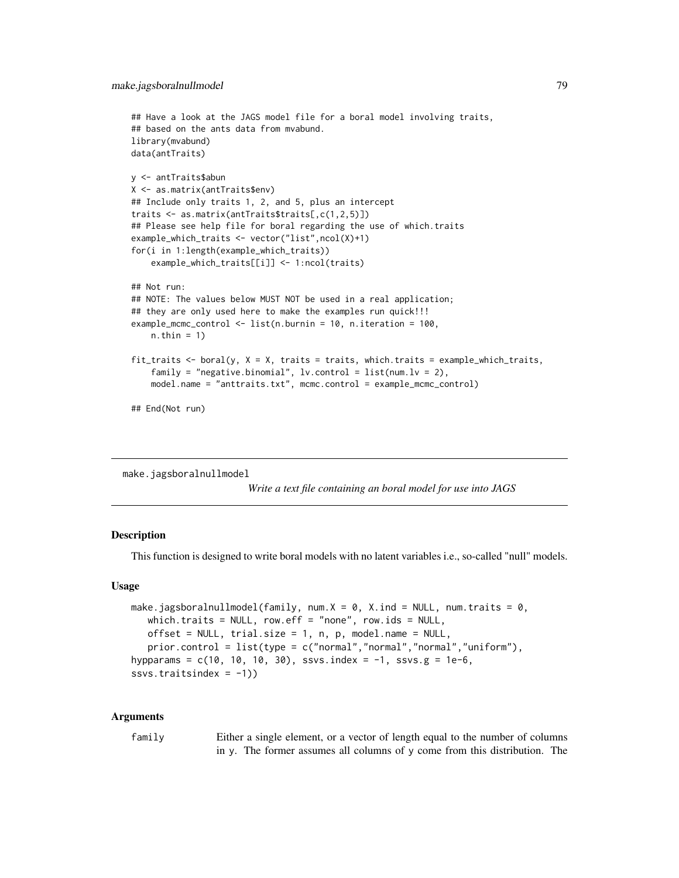```
## Have a look at the JAGS model file for a boral model involving traits,
## based on the ants data from mvabund.
library(mvabund)
data(antTraits)

y <- antTraits$abun
X <- as.matrix(antTraits$env)
## Include only traits 1, 2, and 5, plus an intercept
traits <- as.matrix(antTraits$traits[,c(1,2,5)])
## Please see help file for boral regarding the use of which.traits
example_which_traits <- vector("list",ncol(X)+1)
for(i in 1:length(example_which_traits))
    example_which_traits[[i]] <- 1:ncol(traits)

## Not run:
## NOTE: The values below MUST NOT be used in a real application;
## they are only used here to make the examples run quick!!!
example_mcmc_control <- list(n.burnin = 10, n.iteration = 100,
    n.thin = 1)

fit_traits <- boral(y, X = X, traits = traits, which.traits = example_which_traits,
    family = "negative.binomial", lv.control = list(num.lv = 2),
    model.name = "anttraits.txt", mcmc.control = example_mcmc_control)

## End(Not run)
```

---

make.jagsboralnullmodel

*Write a text file containing an boral model for use into JAGS*

---

### Description

This function is designed to write boral models with no latent variables i.e., so-called "null" models.

### Usage

```
make.jagsboralnullmodel(family, num.X = 0, X.ind = NULL, num.traits = 0,
   which.traits = NULL, row.eff = "none", row.ids = NULL,
   offset = NULL, trial.size = 1, n, p, model.name = NULL,
   prior.control = list(type = c("normal","normal","normal","uniform"),
hypparams = c(10, 10, 10, 30), ssvs.index = -1, ssvs.g = 1e-6,
ssvs.traitsindex = -1))
```

### Arguments

`family` Either a single element, or a vector of length equal to the number of columns in `y`. The former assumes all columns of `y` come from this distribution. The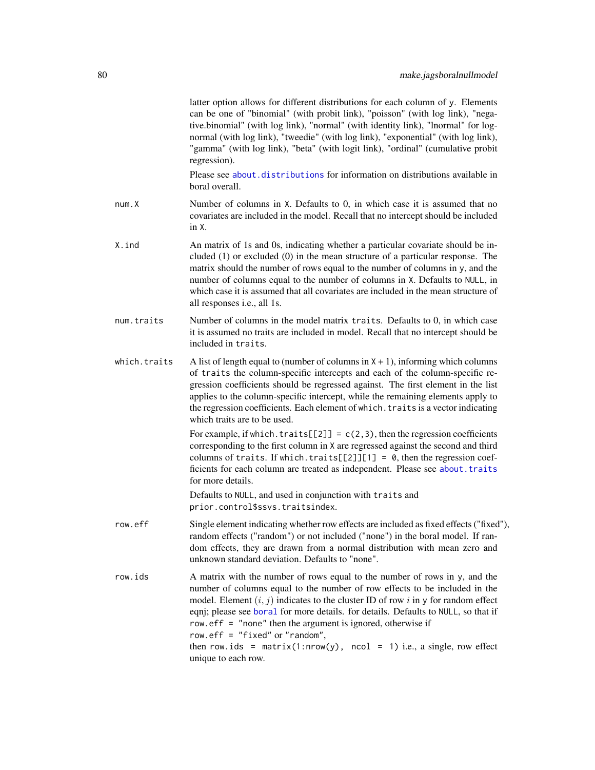latter option allows for different distributions for each column of y. Elements can be one of "binomial" (with probit link), "poisson" (with log link), "negative.binomial" (with log link), "normal" (with identity link), "lnormal" for lognormal (with log link), "tweedie" (with log link), "exponential" (with log link), "gamma" (with log link), "beta" (with logit link), "ordinal" (cumulative probit regression).

Please see `about.distributions` for information on distributions available in boral overall.

**num.X**
: Number of columns in X. Defaults to 0, in which case it is assumed that no covariates are included in the model. Recall that no intercept should be included in X.

**X.ind**
: An matrix of 1s and 0s, indicating whether a particular covariate should be included (1) or excluded (0) in the mean structure of a particular response. The matrix should the number of rows equal to the number of columns in y, and the number of columns equal to the number of columns in X. Defaults to NULL, in which case it is assumed that all covariates are included in the mean structure of all responses i.e., all 1s.

**num.traits**
: Number of columns in the model matrix traits. Defaults to 0, in which case it is assumed no traits are included in model. Recall that no intercept should be included in traits.

**which.traits**
: A list of length equal to (number of columns in X + 1), informing which columns of traits the column-specific intercepts and each of the column-specific regression coefficients should be regressed against. The first element in the list applies to the column-specific intercept, while the remaining elements apply to the regression coefficients. Each element of which.traits is a vector indicating which traits are to be used.

  For example, if `which.traits[[2]] = c(2,3)`, then the regression coefficients corresponding to the first column in X are regressed against the second and third columns of traits. If `which.traits[[2]][1] = 0`, then the regression coefficients for each column are treated as independent. Please see `about.traits` for more details.

  Defaults to NULL, and used in conjunction with traits and `prior.control$ssvs.traitsindex`.

**row.eff**
: Single element indicating whether row effects are included as fixed effects ("fixed"), random effects ("random") or not included ("none") in the boral model. If random effects, they are drawn from a normal distribution with mean zero and unknown standard deviation. Defaults to "none".

**row.ids**
: A matrix with the number of rows equal to the number of rows in y, and the number of columns equal to the number of row effects to be included in the model. Element $(i, j)$ indicates to the cluster ID of row $i$ in y for random effect eqnj; please see `boral` for more details. for details. Defaults to NULL, so that if `row.eff = "none"` then the argument is ignored, otherwise if `row.eff = "fixed"` or `"random"`, then `row.ids = matrix(1:nrow(y), ncol = 1)` i.e., a single, row effect unique to each row.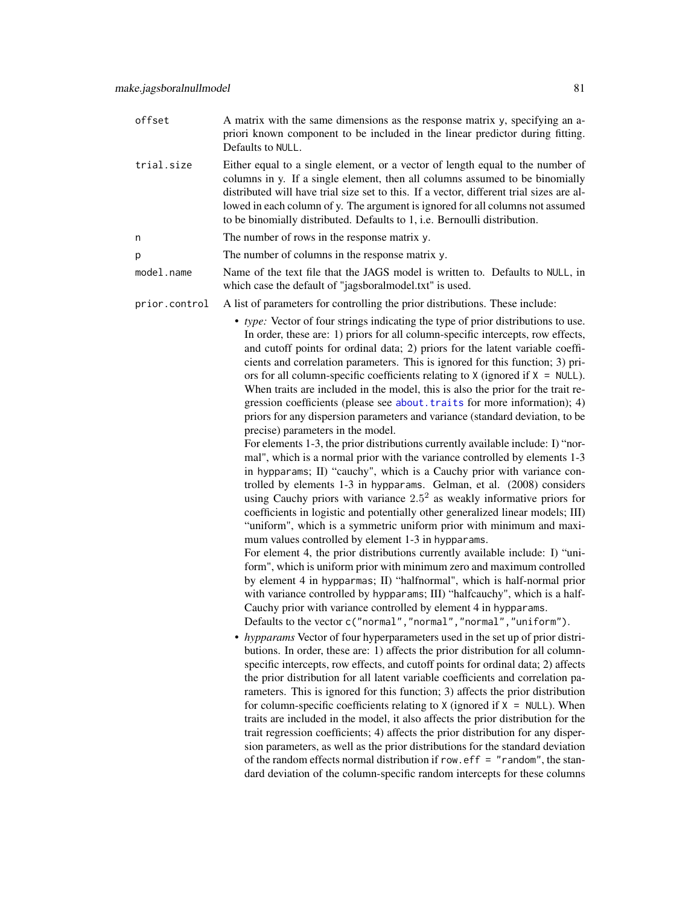**offset** A matrix with the same dimensions as the response matrix y, specifying an a-priori known component to be included in the linear predictor during fitting. Defaults to NULL.

**trial.size** Either equal to a single element, or a vector of length equal to the number of columns in y. If a single element, then all columns assumed to be binomially distributed will have trial size set to this. If a vector, different trial sizes are allowed in each column of y. The argument is ignored for all columns not assumed to be binomially distributed. Defaults to 1, i.e. Bernoulli distribution.

**n** The number of rows in the response matrix y.

**p** The number of columns in the response matrix y.

**model.name** Name of the text file that the JAGS model is written to. Defaults to NULL, in which case the default of "jagsboralmodel.txt" is used.

**prior.control** A list of parameters for controlling the prior distributions. These include:

- *type:* Vector of four strings indicating the type of prior distributions to use. In order, these are: 1) priors for all column-specific intercepts, row effects, and cutoff points for ordinal data; 2) priors for the latent variable coefficients and correlation parameters. This is ignored for this function; 3) priors for all column-specific coefficients relating to X (ignored if X = NULL). When traits are included in the model, this is also the prior for the trait regression coefficients (please see about.traits for more information); 4) priors for any dispersion parameters and variance (standard deviation, to be precise) parameters in the model.
  For elements 1-3, the prior distributions currently available include: I) "normal", which is a normal prior with the variance controlled by elements 1-3 in hypparams; II) "cauchy", which is a Cauchy prior with variance controlled by elements 1-3 in hypparams. Gelman, et al. (2008) considers using Cauchy priors with variance $2.5^2$ as weakly informative priors for coefficients in logistic and potentially other generalized linear models; III) "uniform", which is a symmetric uniform prior with minimum and maximum values controlled by element 1-3 in hypparams.
  For element 4, the prior distributions currently available include: I) "uniform", which is uniform prior with minimum zero and maximum controlled by element 4 in hypparmas; II) "halfnormal", which is half-normal prior with variance controlled by hypparams; III) "halfcauchy", which is a half-Cauchy prior with variance controlled by element 4 in hypparams.
  Defaults to the vector c("normal","normal","normal","uniform").
- *hypparams* Vector of four hyperparameters used in the set up of prior distributions. In order, these are: 1) affects the prior distribution for all column-specific intercepts, row effects, and cutoff points for ordinal data; 2) affects the prior distribution for all latent variable coefficients and correlation parameters. This is ignored for this function; 3) affects the prior distribution for column-specific coefficients relating to X (ignored if X = NULL). When traits are included in the model, it also affects the prior distribution for the trait regression coefficients; 4) affects the prior distribution for any dispersion parameters, as well as the prior distributions for the standard deviation of the random effects normal distribution if row.eff = "random", the standard deviation of the column-specific random intercepts for these columns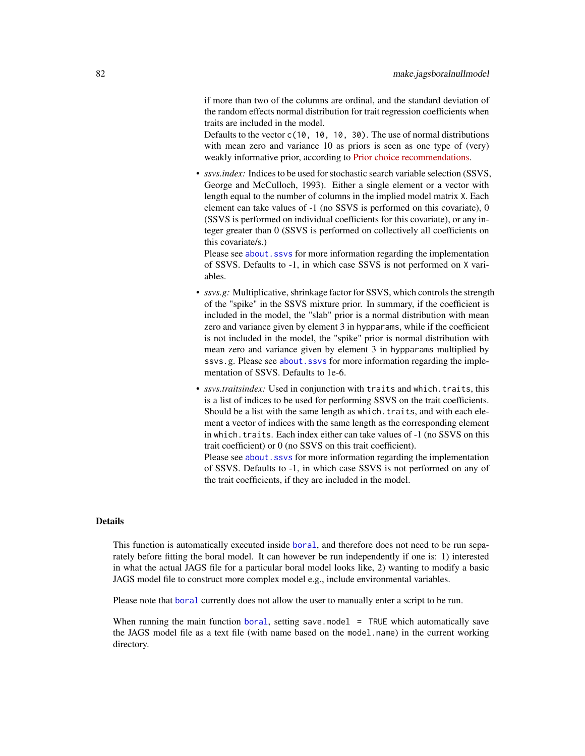if more than two of the columns are ordinal, and the standard deviation of the random effects normal distribution for trait regression coefficients when traits are included in the model.
Defaults to the vector `c(10, 10, 10, 30)`. The use of normal distributions with mean zero and variance 10 as priors is seen as one type of (very) weakly informative prior, according to Prior choice recommendations.

- *ssvs.index:* Indices to be used for stochastic search variable selection (SSVS, George and McCulloch, 1993). Either a single element or a vector with length equal to the number of columns in the implied model matrix `X`. Each element can take values of -1 (no SSVS is performed on this covariate), 0 (SSVS is performed on individual coefficients for this covariate), or any integer greater than 0 (SSVS is performed on collectively all coefficients on this covariate/s.)
Please see `about.ssvs` for more information regarding the implementation of SSVS. Defaults to -1, in which case SSVS is not performed on `X` variables.
- *ssvs.g:* Multiplicative, shrinkage factor for SSVS, which controls the strength of the "spike" in the SSVS mixture prior. In summary, if the coefficient is included in the model, the "slab" prior is a normal distribution with mean zero and variance given by element 3 in `hypparams`, while if the coefficient is not included in the model, the "spike" prior is normal distribution with mean zero and variance given by element 3 in `hypparams` multiplied by `ssvs.g`. Please see `about.ssvs` for more information regarding the implementation of SSVS. Defaults to 1e-6.
- *ssvs.traitsindex:* Used in conjunction with `traits` and `which.traits`, this is a list of indices to be used for performing SSVS on the trait coefficients. Should be a list with the same length as `which.traits`, and with each element a vector of indices with the same length as the corresponding element in `which.traits`. Each index either can take values of -1 (no SSVS on this trait coefficient) or 0 (no SSVS on this trait coefficient).
Please see `about.ssvs` for more information regarding the implementation of SSVS. Defaults to -1, in which case SSVS is not performed on any of the trait coefficients, if they are included in the model.

## Details

This function is automatically executed inside `boral`, and therefore does not need to be run separately before fitting the boral model. It can however be run independently if one is: 1) interested in what the actual JAGS file for a particular boral model looks like, 2) wanting to modify a basic JAGS model file to construct more complex model e.g., include environmental variables.

Please note that `boral` currently does not allow the user to manually enter a script to be run.

When running the main function `boral`, setting `save.model = TRUE` which automatically save the JAGS model file as a text file (with name based on the `model.name`) in the current working directory.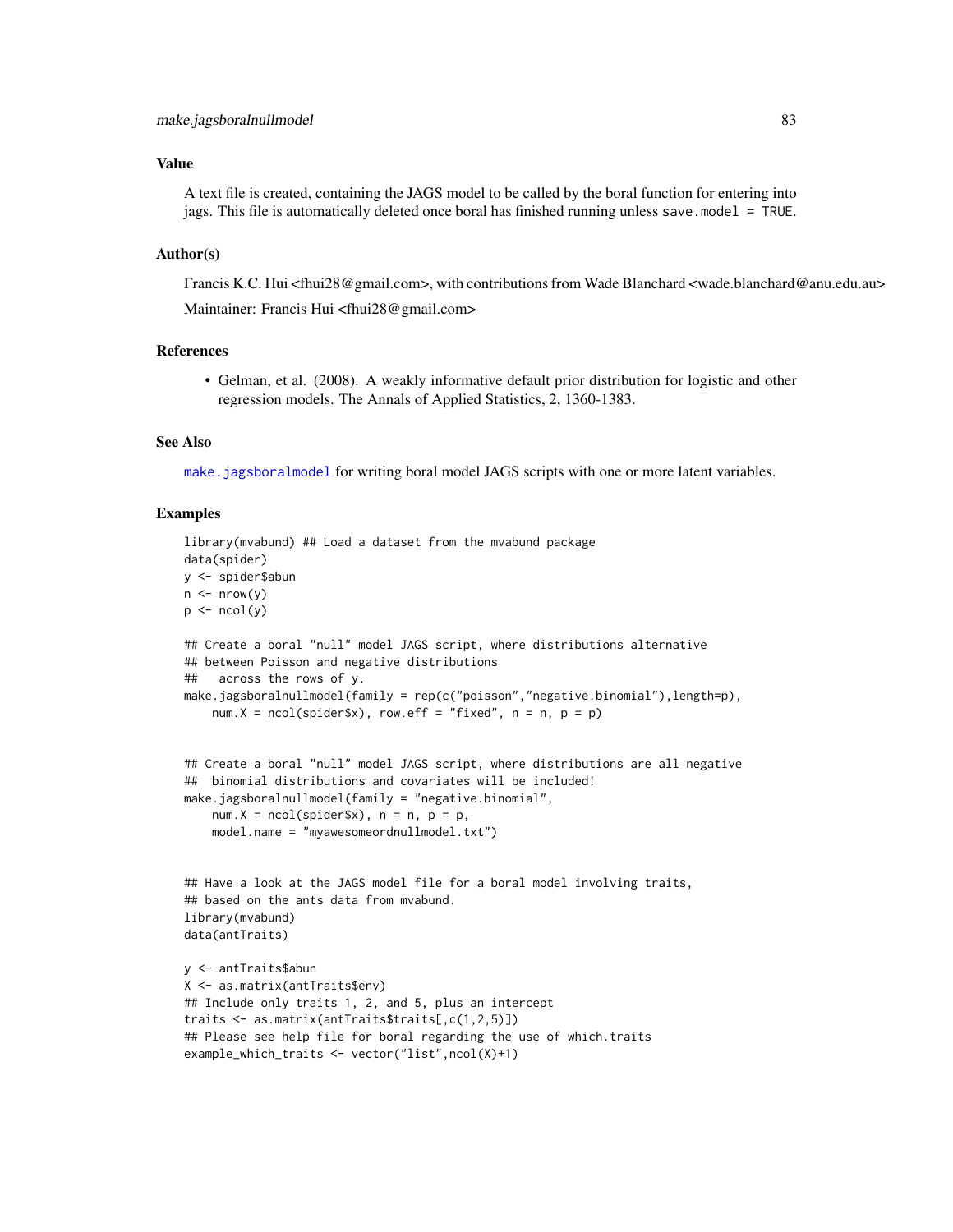### Value

A text file is created, containing the JAGS model to be called by the boral function for entering into jags. This file is automatically deleted once boral has finished running unless `save.model = TRUE`.

### Author(s)

Francis K.C. Hui <fhui28@gmail.com>, with contributions from Wade Blanchard <wade.blanchard@anu.edu.au>

Maintainer: Francis Hui <fhui28@gmail.com>

### References

- Gelman, et al. (2008). A weakly informative default prior distribution for logistic and other regression models. The Annals of Applied Statistics, 2, 1360-1383.

### See Also

`make.jagsboralmodel` for writing boral model JAGS scripts with one or more latent variables.

### Examples

```
library(mvabund) ## Load a dataset from the mvabund package
data(spider)
y <- spider$abun
n <- nrow(y)
p <- ncol(y)

## Create a boral "null" model JAGS script, where distributions alternative
## between Poisson and negative distributions
##   across the rows of y.
make.jagsboralnullmodel(family = rep(c("poisson","negative.binomial"),length=p),
    num.X = ncol(spider$x), row.eff = "fixed", n = n, p = p)


## Create a boral "null" model JAGS script, where distributions are all negative
##  binomial distributions and covariates will be included!
make.jagsboralnullmodel(family = "negative.binomial",
    num.X = ncol(spider$x), n = n, p = p,
    model.name = "myawesomeordnullmodel.txt")


## Have a look at the JAGS model file for a boral model involving traits,
## based on the ants data from mvabund.
library(mvabund)
data(antTraits)

y <- antTraits$abun
X <- as.matrix(antTraits$env)
## Include only traits 1, 2, and 5, plus an intercept
traits <- as.matrix(antTraits$traits[,c(1,2,5)])
## Please see help file for boral regarding the use of which.traits
example_which_traits <- vector("list",ncol(X)+1)
```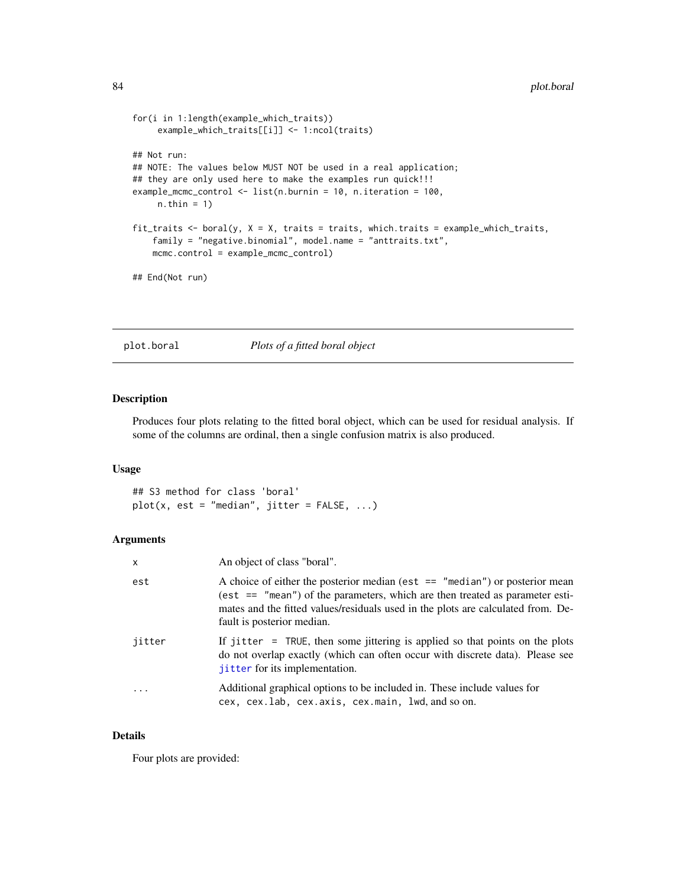```
for(i in 1:length(example_which_traits))
     example_which_traits[[i]] <- 1:ncol(traits)

## Not run:
## NOTE: The values below MUST NOT be used in a real application;
## they are only used here to make the examples run quick!!!
example_mcmc_control <- list(n.burnin = 10, n.iteration = 100,
     n.thin = 1)

fit_traits <- boral(y, X = X, traits = traits, which.traits = example_which_traits,
    family = "negative.binomial", model.name = "anttraits.txt",
    mcmc.control = example_mcmc_control)

## End(Not run)
```

---

## plot.boral — *Plots of a fitted boral object*

---

### Description

Produces four plots relating to the fitted boral object, which can be used for residual analysis. If some of the columns are ordinal, then a single confusion matrix is also produced.

### Usage

```
## S3 method for class 'boral'
plot(x, est = "median", jitter = FALSE, ...)
```

### Arguments

| | |
|---|---|
| `x` | An object of class "boral". |
| `est` | A choice of either the posterior median (`est == "median"`) or posterior mean (`est == "mean"`) of the parameters, which are then treated as parameter estimates and the fitted values/residuals used in the plots are calculated from. Default is posterior median. |
| `jitter` | If `jitter = TRUE`, then some jittering is applied so that points on the plots do not overlap exactly (which can often occur with discrete data). Please see `jitter` for its implementation. |
| `...` | Additional graphical options to be included in. These include values for `cex, cex.lab, cex.axis, cex.main, lwd`, and so on. |

### Details

Four plots are provided: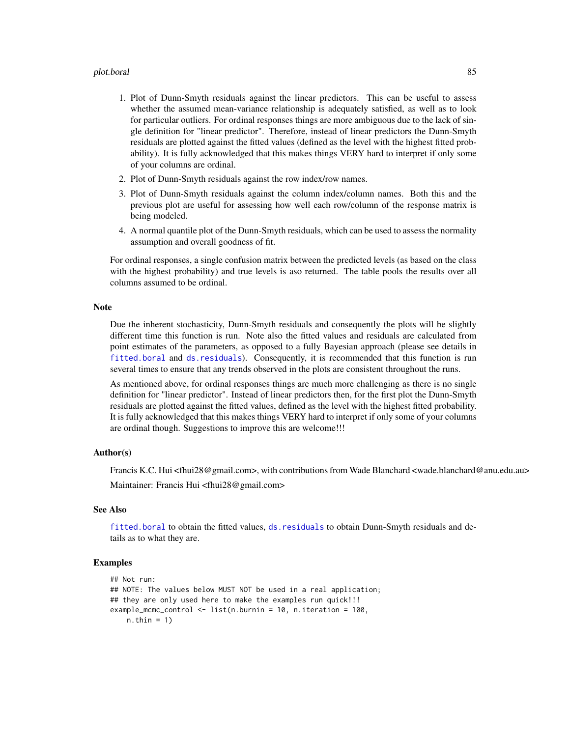1. Plot of Dunn-Smyth residuals against the linear predictors. This can be useful to assess whether the assumed mean-variance relationship is adequately satisfied, as well as to look for particular outliers. For ordinal responses things are more ambiguous due to the lack of single definition for "linear predictor". Therefore, instead of linear predictors the Dunn-Smyth residuals are plotted against the fitted values (defined as the level with the highest fitted probability). It is fully acknowledged that this makes things VERY hard to interpret if only some of your columns are ordinal.
2. Plot of Dunn-Smyth residuals against the row index/row names.
3. Plot of Dunn-Smyth residuals against the column index/column names. Both this and the previous plot are useful for assessing how well each row/column of the response matrix is being modeled.
4. A normal quantile plot of the Dunn-Smyth residuals, which can be used to assess the normality assumption and overall goodness of fit.

For ordinal responses, a single confusion matrix between the predicted levels (as based on the class with the highest probability) and true levels is aso returned. The table pools the results over all columns assumed to be ordinal.

### Note

Due the inherent stochasticity, Dunn-Smyth residuals and consequently the plots will be slightly different time this function is run. Note also the fitted values and residuals are calculated from point estimates of the parameters, as opposed to a fully Bayesian approach (please see details in `fitted.boral` and `ds.residuals`). Consequently, it is recommended that this function is run several times to ensure that any trends observed in the plots are consistent throughout the runs.

As mentioned above, for ordinal responses things are much more challenging as there is no single definition for "linear predictor". Instead of linear predictors then, for the first plot the Dunn-Smyth residuals are plotted against the fitted values, defined as the level with the highest fitted probability. It is fully acknowledged that this makes things VERY hard to interpret if only some of your columns are ordinal though. Suggestions to improve this are welcome!!!

### Author(s)

Francis K.C. Hui <fhui28@gmail.com>, with contributions from Wade Blanchard <wade.blanchard@anu.edu.au>

Maintainer: Francis Hui <fhui28@gmail.com>

### See Also

`fitted.boral` to obtain the fitted values, `ds.residuals` to obtain Dunn-Smyth residuals and details as to what they are.

### Examples

```
## Not run:
## NOTE: The values below MUST NOT be used in a real application;
## they are only used here to make the examples run quick!!!
example_mcmc_control <- list(n.burnin = 10, n.iteration = 100,
    n.thin = 1)
```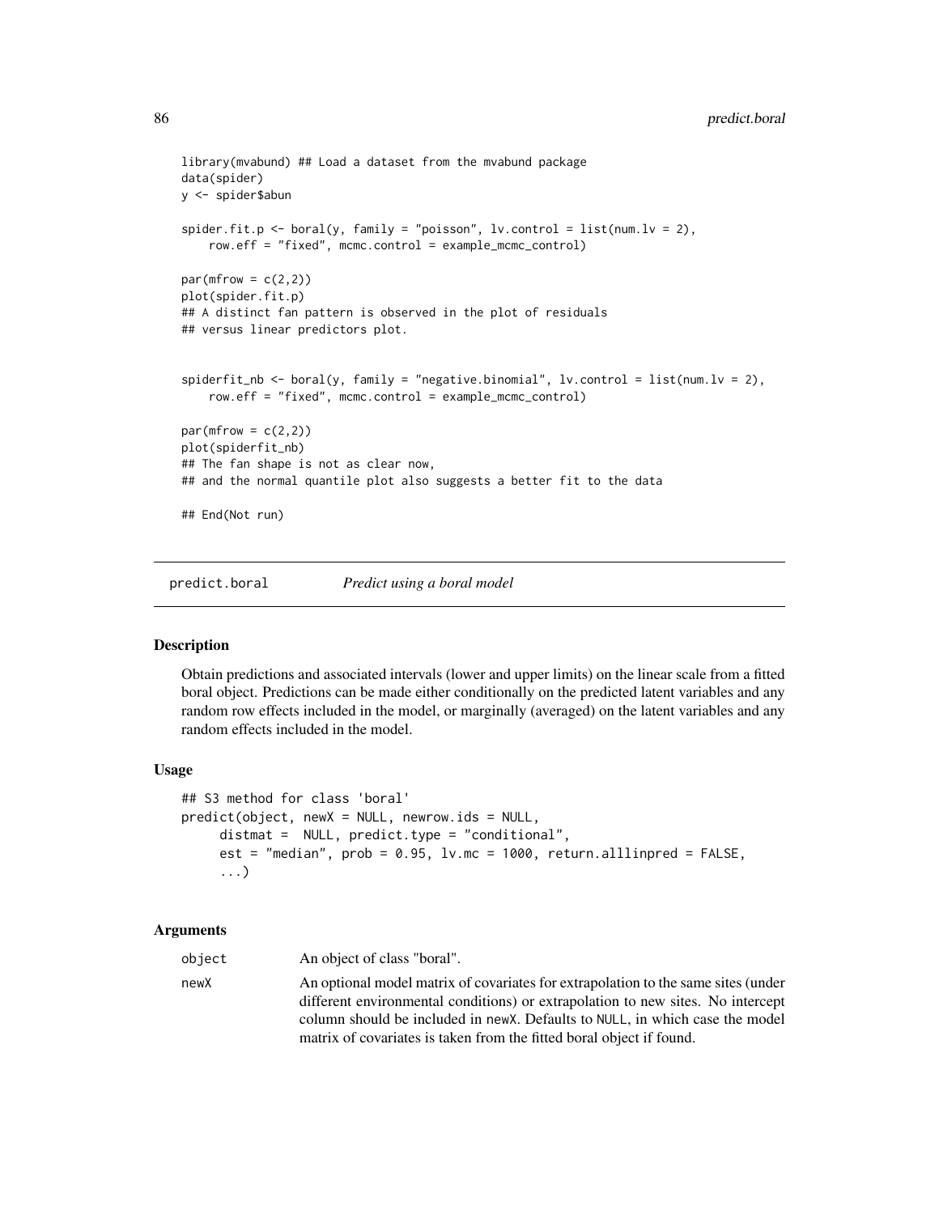```
library(mvabund) ## Load a dataset from the mvabund package
data(spider)
y <- spider$abun

spider.fit.p <- boral(y, family = "poisson", lv.control = list(num.lv = 2),
    row.eff = "fixed", mcmc.control = example_mcmc_control)

par(mfrow = c(2,2))
plot(spider.fit.p)
## A distinct fan pattern is observed in the plot of residuals
## versus linear predictors plot.


spiderfit_nb <- boral(y, family = "negative.binomial", lv.control = list(num.lv = 2),
    row.eff = "fixed", mcmc.control = example_mcmc_control)

par(mfrow = c(2,2))
plot(spiderfit_nb)
## The fan shape is not as clear now,
## and the normal quantile plot also suggests a better fit to the data

## End(Not run)
```

---

## predict.boral *Predict using a boral model*

### Description

Obtain predictions and associated intervals (lower and upper limits) on the linear scale from a fitted boral object. Predictions can be made either conditionally on the predicted latent variables and any random row effects included in the model, or marginally (averaged) on the latent variables and any random effects included in the model.

### Usage

```
## S3 method for class 'boral'
predict(object, newX = NULL, newrow.ids = NULL,
     distmat =  NULL, predict.type = "conditional",
     est = "median", prob = 0.95, lv.mc = 1000, return.alllinpred = FALSE,
     ...)
```

### Arguments

| | |
|---|---|
| object | An object of class "boral". |
| newX | An optional model matrix of covariates for extrapolation to the same sites (under different environmental conditions) or extrapolation to new sites. No intercept column should be included in newX. Defaults to NULL, in which case the model matrix of covariates is taken from the fitted boral object if found. |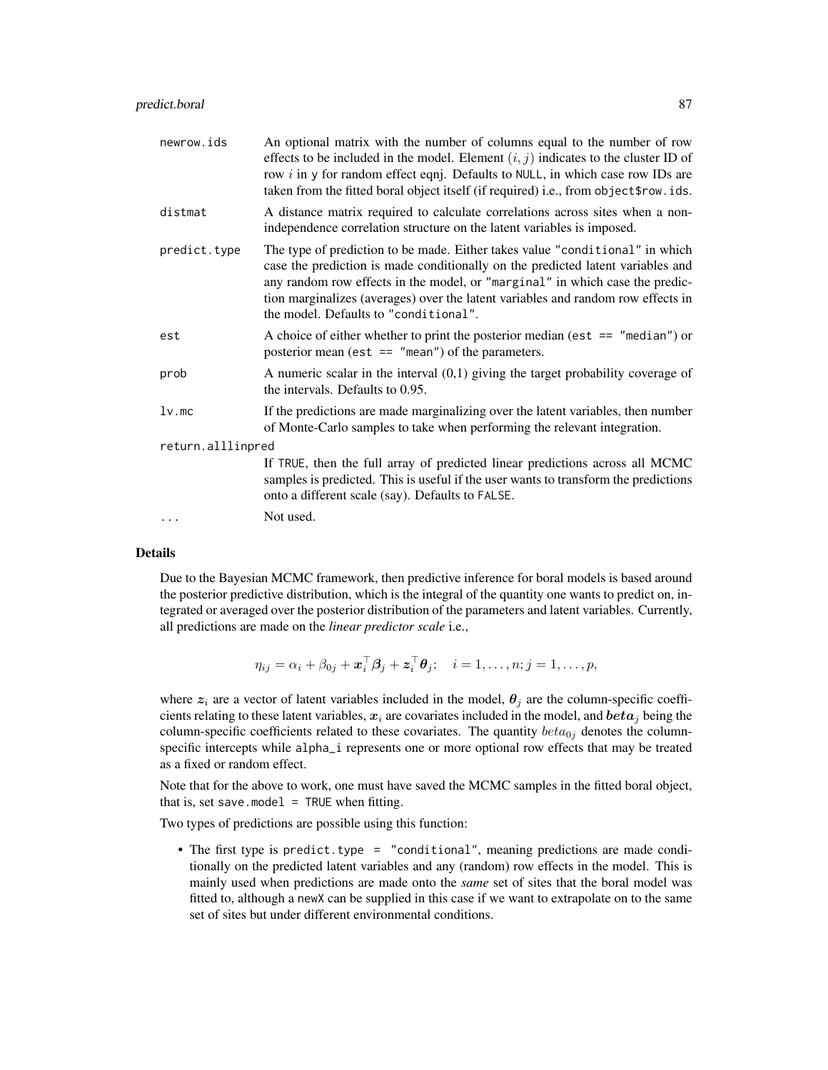| | |
|---|---|
| `newrow.ids` | An optional matrix with the number of columns equal to the number of row effects to be included in the model. Element $(i, j)$ indicates to the cluster ID of row $i$ in y for random effect eqnj. Defaults to NULL, in which case row IDs are taken from the fitted boral object itself (if required) i.e., from `object$row.ids`. |
| `distmat` | A distance matrix required to calculate correlations across sites when a non-independence correlation structure on the latent variables is imposed. |
| `predict.type` | The type of prediction to be made. Either takes value `"conditional"` in which case the prediction is made conditionally on the predicted latent variables and any random row effects in the model, or `"marginal"` in which case the prediction marginalizes (averages) over the latent variables and random row effects in the model. Defaults to `"conditional"`. |
| `est` | A choice of either whether to print the posterior median (`est == "median"`) or posterior mean (`est == "mean"`) of the parameters. |
| `prob` | A numeric scalar in the interval (0,1) giving the target probability coverage of the intervals. Defaults to 0.95. |
| `lv.mc` | If the predictions are made marginalizing over the latent variables, then number of Monte-Carlo samples to take when performing the relevant integration. |
| `return.alllinpred` | If TRUE, then the full array of predicted linear predictions across all MCMC samples is predicted. This is useful if the user wants to transform the predictions onto a different scale (say). Defaults to FALSE. |
| `...` | Not used. |

## Details

Due to the Bayesian MCMC framework, then predictive inference for boral models is based around the posterior predictive distribution, which is the integral of the quantity one wants to predict on, integrated or averaged over the posterior distribution of the parameters and latent variables. Currently, all predictions are made on the *linear predictor scale* i.e.,

$$\eta_{ij} = \alpha_i + \beta_{0j} + \boldsymbol{x}_i^\top \boldsymbol{\beta}_j + \boldsymbol{z}_i^\top \boldsymbol{\theta}_j; \quad i = 1, \ldots, n; j = 1, \ldots, p,$$

where $\boldsymbol{z}_i$ are a vector of latent variables included in the model, $\boldsymbol{\theta}_j$ are the column-specific coefficients relating to these latent variables, $\boldsymbol{x}_i$ are covariates included in the model, and $\boldsymbol{beta}_j$ being the column-specific coefficients related to these covariates. The quantity $beta_{0j}$ denotes the column-specific intercepts while alpha_i represents one or more optional row effects that may be treated as a fixed or random effect.

Note that for the above to work, one must have saved the MCMC samples in the fitted boral object, that is, set `save.model = TRUE` when fitting.

Two types of predictions are possible using this function:

- The first type is `predict.type = "conditional"`, meaning predictions are made conditionally on the predicted latent variables and any (random) row effects in the model. This is mainly used when predictions are made onto the *same* set of sites that the boral model was fitted to, although a `newX` can be supplied in this case if we want to extrapolate on to the same set of sites but under different environmental conditions.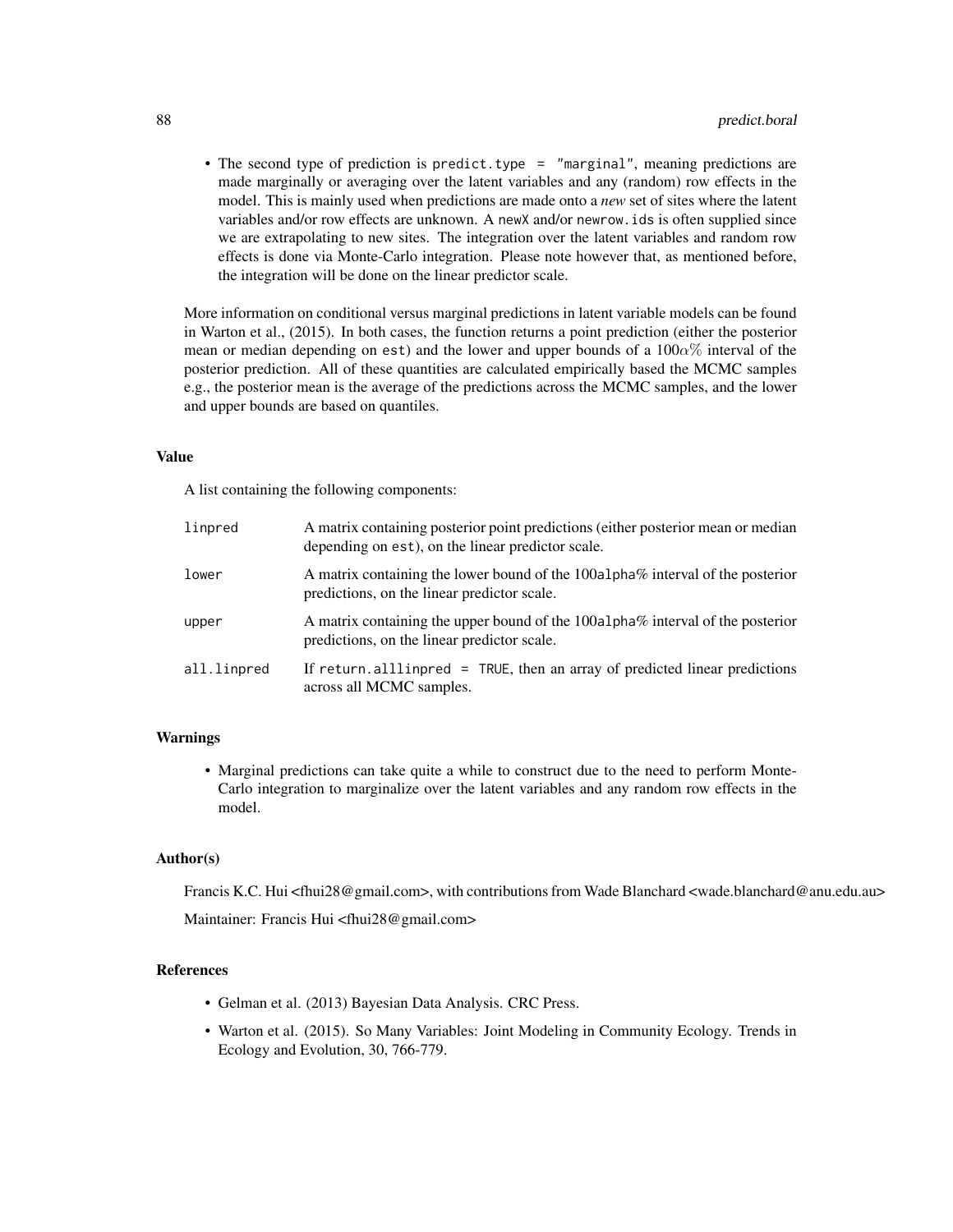- The second type of prediction is `predict.type = "marginal"`, meaning predictions are made marginally or averaging over the latent variables and any (random) row effects in the model. This is mainly used when predictions are made onto a *new* set of sites where the latent variables and/or row effects are unknown. A `newX` and/or `newrow.ids` is often supplied since we are extrapolating to new sites. The integration over the latent variables and random row effects is done via Monte-Carlo integration. Please note however that, as mentioned before, the integration will be done on the linear predictor scale.

More information on conditional versus marginal predictions in latent variable models can be found in Warton et al., (2015). In both cases, the function returns a point prediction (either the posterior mean or median depending on `est`) and the lower and upper bounds of a $100\alpha\%$ interval of the posterior prediction. All of these quantities are calculated empirically based the MCMC samples e.g., the posterior mean is the average of the predictions across the MCMC samples, and the lower and upper bounds are based on quantiles.

### Value

A list containing the following components:

| | |
|---|---|
| `linpred` | A matrix containing posterior point predictions (either posterior mean or median depending on `est`), on the linear predictor scale. |
| `lower` | A matrix containing the lower bound of the 100`alpha`% interval of the posterior predictions, on the linear predictor scale. |
| `upper` | A matrix containing the upper bound of the 100`alpha`% interval of the posterior predictions, on the linear predictor scale. |
| `all.linpred` | If `return.alllinpred = TRUE`, then an array of predicted linear predictions across all MCMC samples. |

### Warnings

- Marginal predictions can take quite a while to construct due to the need to perform Monte-Carlo integration to marginalize over the latent variables and any random row effects in the model.

### Author(s)

Francis K.C. Hui <fhui28@gmail.com>, with contributions from Wade Blanchard <wade.blanchard@anu.edu.au>

Maintainer: Francis Hui <fhui28@gmail.com>

### References

- Gelman et al. (2013) Bayesian Data Analysis. CRC Press.
- Warton et al. (2015). So Many Variables: Joint Modeling in Community Ecology. Trends in Ecology and Evolution, 30, 766-779.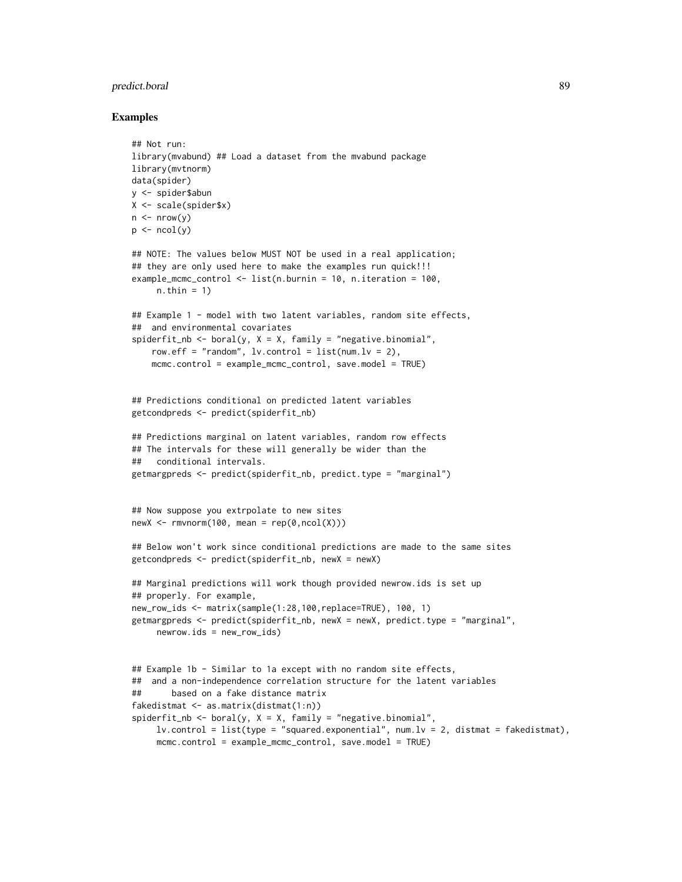## Examples

```
## Not run:
library(mvabund) ## Load a dataset from the mvabund package
library(mvtnorm)
data(spider)
y <- spider$abun
X <- scale(spider$x)
n <- nrow(y)
p <- ncol(y)

## NOTE: The values below MUST NOT be used in a real application;
## they are only used here to make the examples run quick!!!
example_mcmc_control <- list(n.burnin = 10, n.iteration = 100,
     n.thin = 1)

## Example 1 - model with two latent variables, random site effects,
##  and environmental covariates
spiderfit_nb <- boral(y, X = X, family = "negative.binomial",
    row.eff = "random", lv.control = list(num.lv = 2),
    mcmc.control = example_mcmc_control, save.model = TRUE)


## Predictions conditional on predicted latent variables
getcondpreds <- predict(spiderfit_nb)

## Predictions marginal on latent variables, random row effects
## The intervals for these will generally be wider than the
##   conditional intervals.
getmargpreds <- predict(spiderfit_nb, predict.type = "marginal")


## Now suppose you extrpolate to new sites
newX <- rmvnorm(100, mean = rep(0,ncol(X)))

## Below won't work since conditional predictions are made to the same sites
getcondpreds <- predict(spiderfit_nb, newX = newX)

## Marginal predictions will work though provided newrow.ids is set up
## properly. For example,
new_row_ids <- matrix(sample(1:28,100,replace=TRUE), 100, 1)
getmargpreds <- predict(spiderfit_nb, newX = newX, predict.type = "marginal",
     newrow.ids = new_row_ids)


## Example 1b - Similar to 1a except with no random site effects,
##  and a non-independence correlation structure for the latent variables
##      based on a fake distance matrix
fakedistmat <- as.matrix(distmat(1:n))
spiderfit_nb <- boral(y, X = X, family = "negative.binomial",
     lv.control = list(type = "squared.exponential", num.lv = 2, distmat = fakedistmat),
     mcmc.control = example_mcmc_control, save.model = TRUE)
```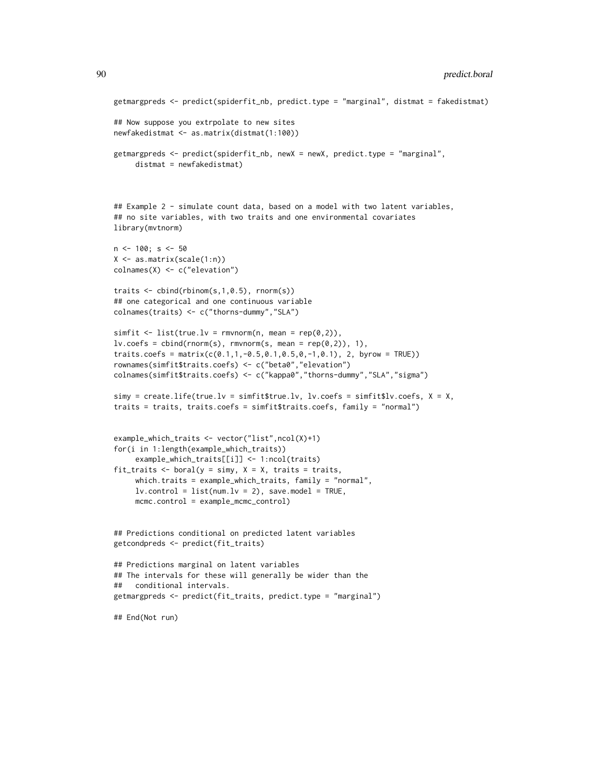```
getmargpreds <- predict(spiderfit_nb, predict.type = "marginal", distmat = fakedistmat)

## Now suppose you extrpolate to new sites
newfakedistmat <- as.matrix(distmat(1:100))

getmargpreds <- predict(spiderfit_nb, newX = newX, predict.type = "marginal",
     distmat = newfakedistmat)



## Example 2 - simulate count data, based on a model with two latent variables,
## no site variables, with two traits and one environmental covariates
library(mvtnorm)

n <- 100; s <- 50
X <- as.matrix(scale(1:n))
colnames(X) <- c("elevation")

traits <- cbind(rbinom(s,1,0.5), rnorm(s))
## one categorical and one continuous variable
colnames(traits) <- c("thorns-dummy","SLA")

simfit <- list(true.lv = rmvnorm(n, mean = rep(0,2)),
lv.coefs = cbind(rnorm(s), rmvnorm(s, mean = rep(0,2)), 1),
traits.coefs = matrix(c(0.1,1,-0.5,0.1,0.5,0,-1,0.1), 2, byrow = TRUE))
rownames(simfit$traits.coefs) <- c("beta0","elevation")
colnames(simfit$traits.coefs) <- c("kappa0","thorns-dummy","SLA","sigma")

simy = create.life(true.lv = simfit$true.lv, lv.coefs = simfit$lv.coefs, X = X,
traits = traits, traits.coefs = simfit$traits.coefs, family = "normal")


example_which_traits <- vector("list",ncol(X)+1)
for(i in 1:length(example_which_traits))
     example_which_traits[[i]] <- 1:ncol(traits)
fit_traits <- boral(y = simy, X = X, traits = traits,
     which.traits = example_which_traits, family = "normal",
     lv.control = list(num.lv = 2), save.model = TRUE,
     mcmc.control = example_mcmc_control)


## Predictions conditional on predicted latent variables
getcondpreds <- predict(fit_traits)

## Predictions marginal on latent variables
## The intervals for these will generally be wider than the
##   conditional intervals.
getmargpreds <- predict(fit_traits, predict.type = "marginal")

## End(Not run)
```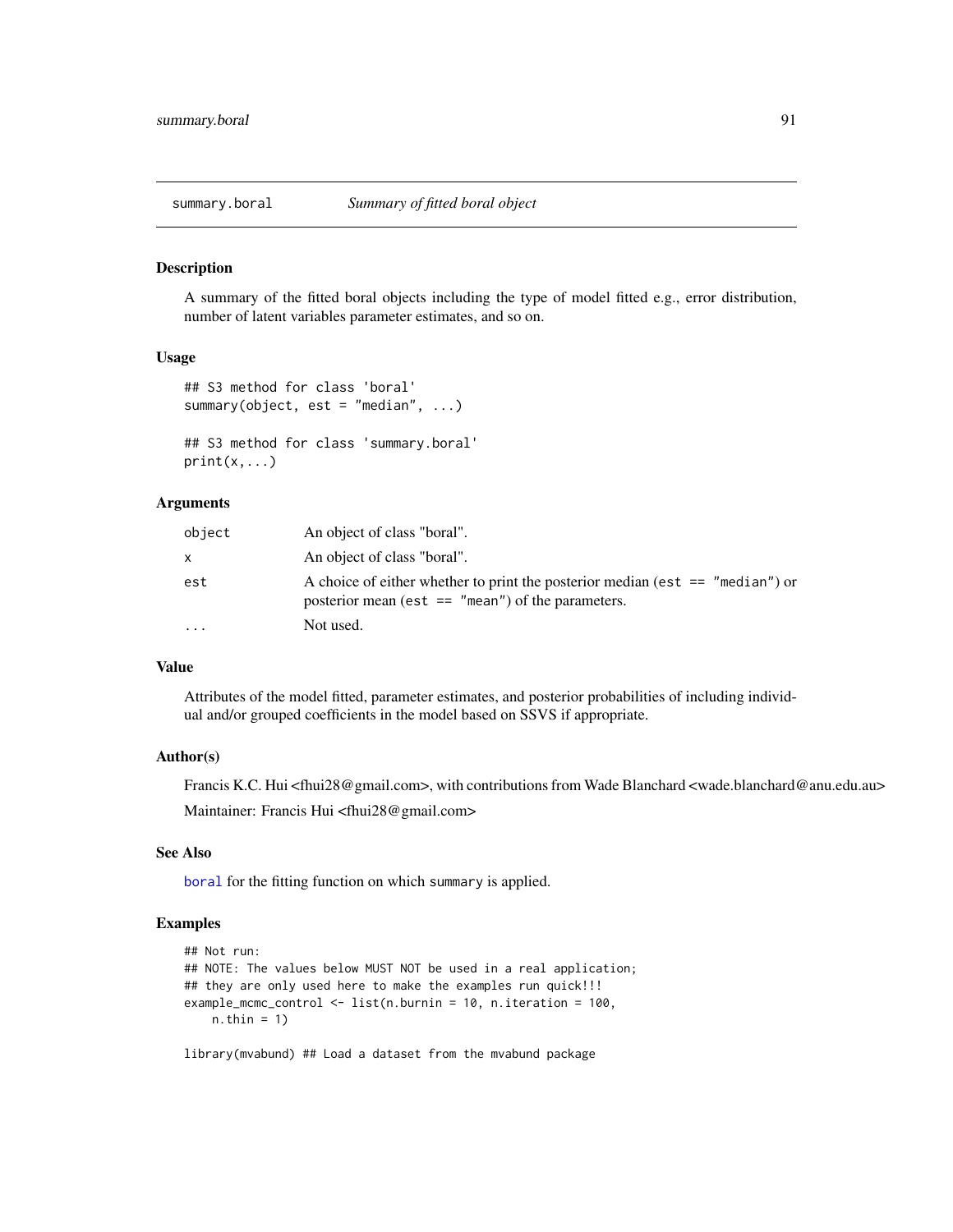# summary.boral *Summary of fitted boral object*

## Description

A summary of the fitted boral objects including the type of model fitted e.g., error distribution, number of latent variables parameter estimates, and so on.

## Usage

```
## S3 method for class 'boral'
summary(object, est = "median", ...)

## S3 method for class 'summary.boral'
print(x,...)
```

## Arguments

| | |
|---|---|
| object | An object of class "boral". |
| x | An object of class "boral". |
| est | A choice of either whether to print the posterior median (`est == "median"`) or posterior mean (`est == "mean"`) of the parameters. |
| ... | Not used. |

## Value

Attributes of the model fitted, parameter estimates, and posterior probabilities of including individual and/or grouped coefficients in the model based on SSVS if appropriate.

## Author(s)

Francis K.C. Hui <fhui28@gmail.com>, with contributions from Wade Blanchard <wade.blanchard@anu.edu.au>

Maintainer: Francis Hui <fhui28@gmail.com>

## See Also

`boral` for the fitting function on which `summary` is applied.

## Examples

```
## Not run:
## NOTE: The values below MUST NOT be used in a real application;
## they are only used here to make the examples run quick!!!
example_mcmc_control <- list(n.burnin = 10, n.iteration = 100,
    n.thin = 1)

library(mvabund) ## Load a dataset from the mvabund package
```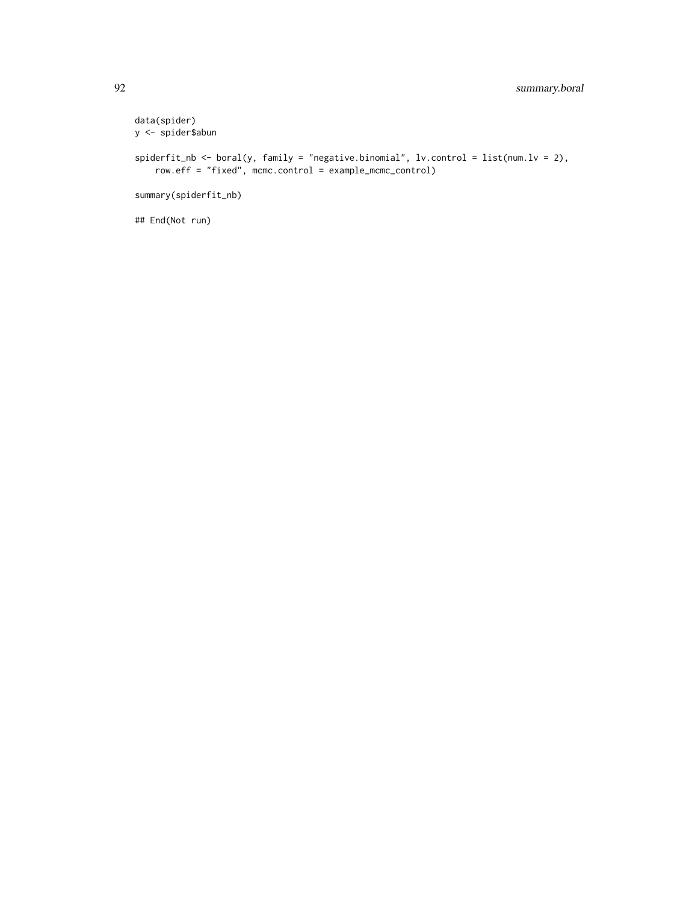```
data(spider)
y <- spider$abun

spiderfit_nb <- boral(y, family = "negative.binomial", lv.control = list(num.lv = 2),
    row.eff = "fixed", mcmc.control = example_mcmc_control)

summary(spiderfit_nb)

## End(Not run)
```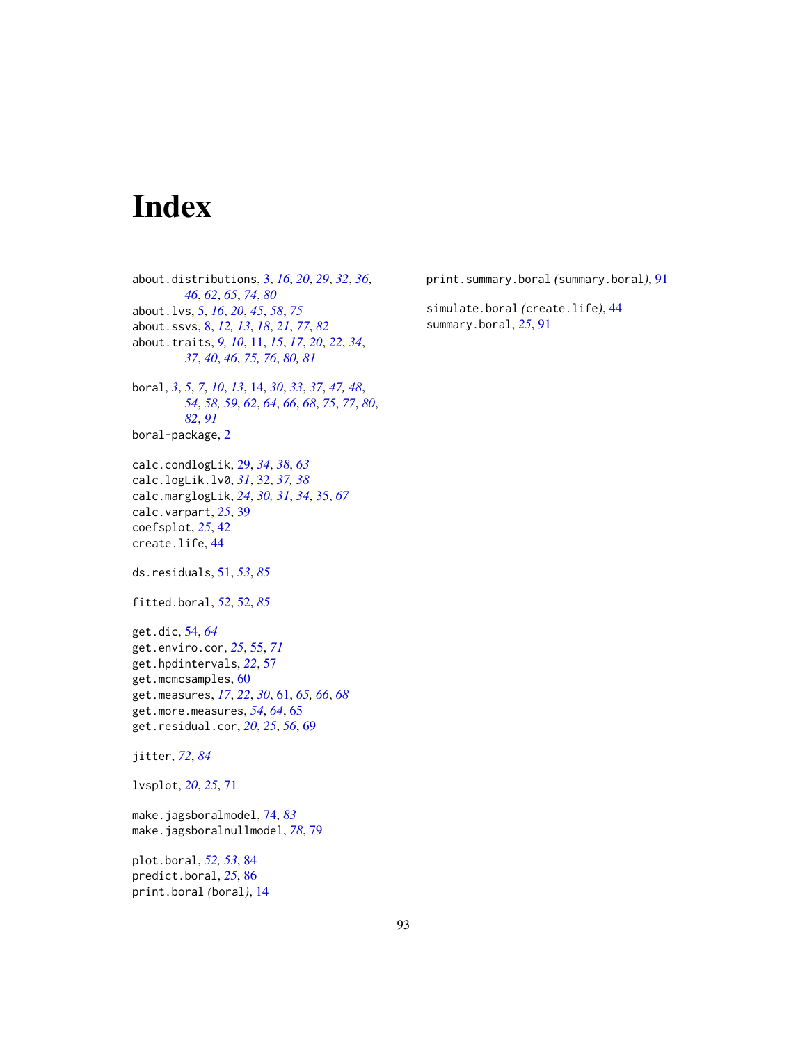# Index

about.distributions, 3, *16*, *20*, *29*, *32*, *36*, *46*, *62*, *65*, *74*, *80*
about.lvs, 5, *16*, *20*, *45*, *58*, *75*
about.ssvs, 8, *12, 13*, *18*, *21*, *77*, *82*
about.traits, *9, 10*, 11, *15*, *17*, *20*, *22*, *34*, *37*, *40*, *46*, *75, 76*, *80, 81*

boral, *3*, *5*, *7*, *10*, *13*, 14, *30*, *33*, *37*, *47, 48*, *54*, *58, 59*, *62*, *64*, *66*, *68*, *75*, *77*, *80*, *82*, *91*
boral-package, 2

calc.condlogLik, 29, *34*, *38*, *63*
calc.logLik.lv0, *31*, 32, *37, 38*
calc.marglogLik, *24*, *30, 31*, *34*, 35, *67*
calc.varpart, *25*, 39
coefsplot, *25*, 42
create.life, 44

ds.residuals, 51, *53*, *85*

fitted.boral, *52*, 52, *85*

get.dic, 54, *64*
get.enviro.cor, *25*, 55, *71*
get.hpdintervals, *22*, 57
get.mcmcsamples, 60
get.measures, *17*, *22*, *30*, 61, *65, 66*, *68*
get.more.measures, *54*, *64*, 65
get.residual.cor, *20*, *25*, *56*, 69

jitter, *72*, *84*

lvsplot, *20*, *25*, 71

make.jagsboralmodel, 74, *83*
make.jagsboralnullmodel, *78*, 79

plot.boral, *52, 53*, 84
predict.boral, *25*, 86
print.boral *(*boral*)*, 14
print.summary.boral *(*summary.boral*)*, 91

simulate.boral *(*create.life*)*, 44
summary.boral, *25*, 91